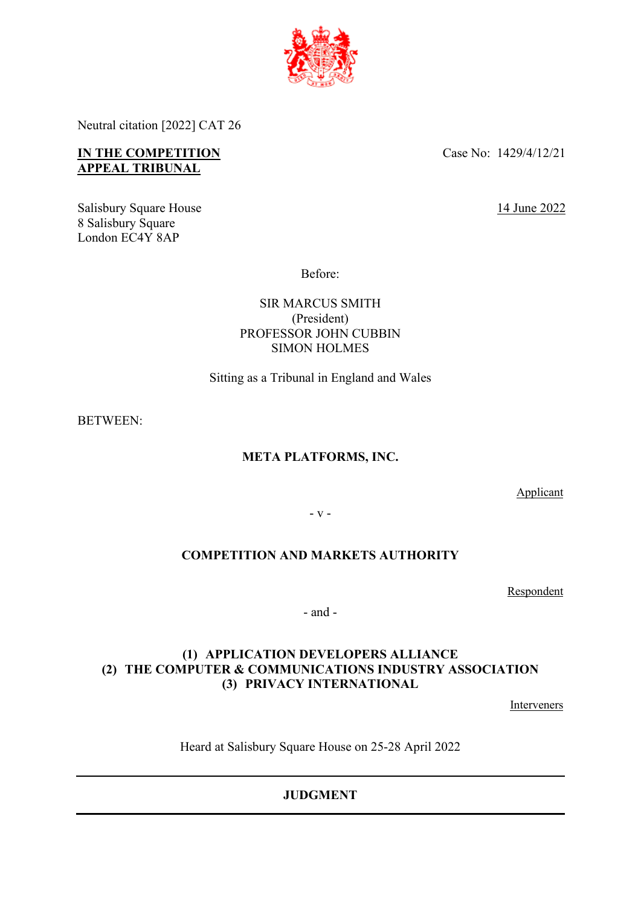Neutral citation [2022] CAT 26

**IN THE COMPETITION APPEAL TRIBUNAL**

Case No: 1429/4/12/21

Salisbury Square House
8 Salisbury Square
London EC4Y 8AP

14 June 2022

Before:

SIR MARCUS SMITH
(President)
PROFESSOR JOHN CUBBIN
SIMON HOLMES

Sitting as a Tribunal in England and Wales

BETWEEN:

**META PLATFORMS, INC.**

Applicant

\- v -

**COMPETITION AND MARKETS AUTHORITY**

Respondent

\- and -

**(1) APPLICATION DEVELOPERS ALLIANCE**
**(2) THE COMPUTER & COMMUNICATIONS INDUSTRY ASSOCIATION**
**(3) PRIVACY INTERNATIONAL**

Interveners

Heard at Salisbury Square House on 25-28 April 2022

---

**JUDGMENT**

---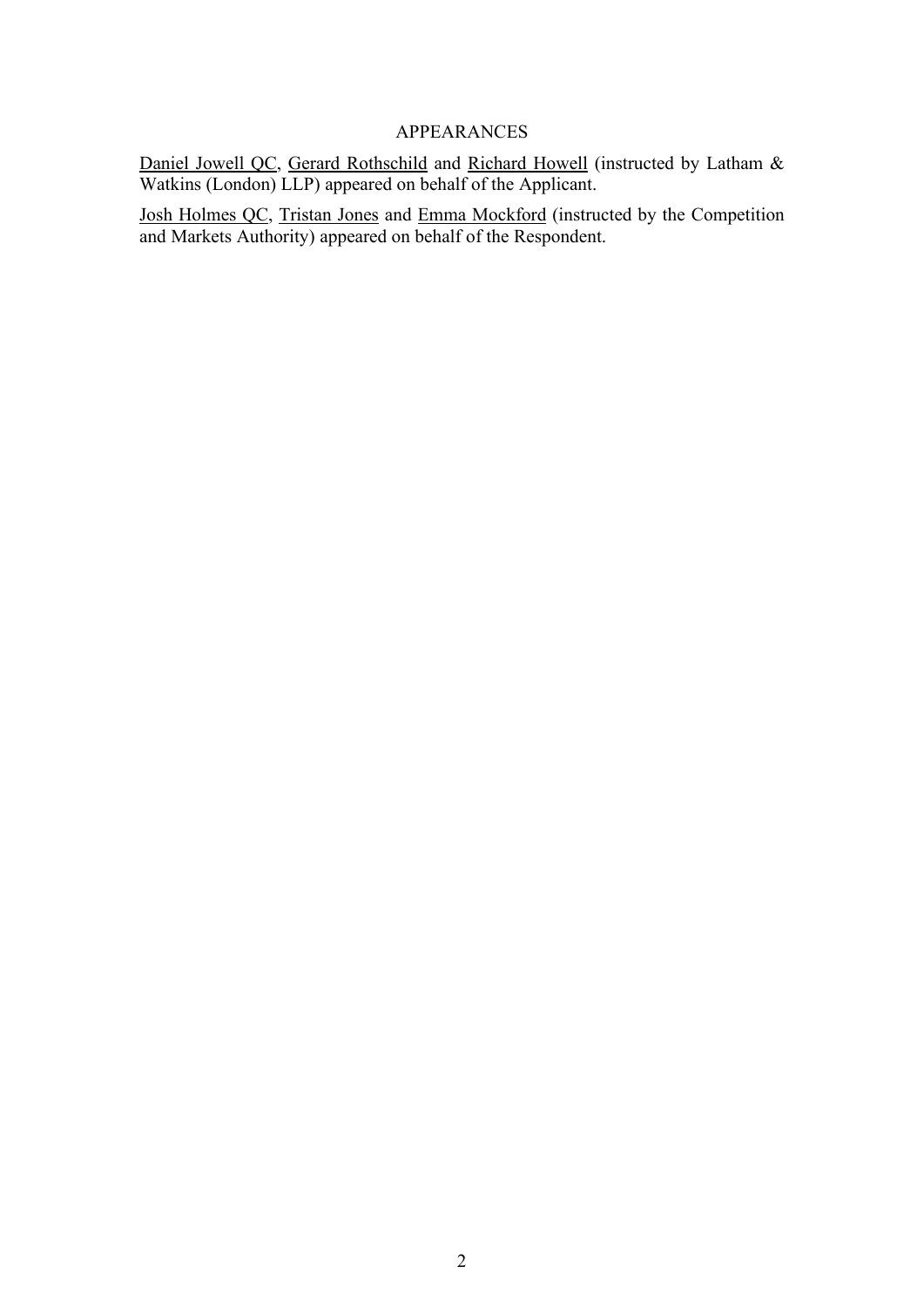APPEARANCES

Daniel Jowell QC, Gerard Rothschild and Richard Howell (instructed by Latham & Watkins (London) LLP) appeared on behalf of the Applicant.

Josh Holmes QC, Tristan Jones and Emma Mockford (instructed by the Competition and Markets Authority) appeared on behalf of the Respondent.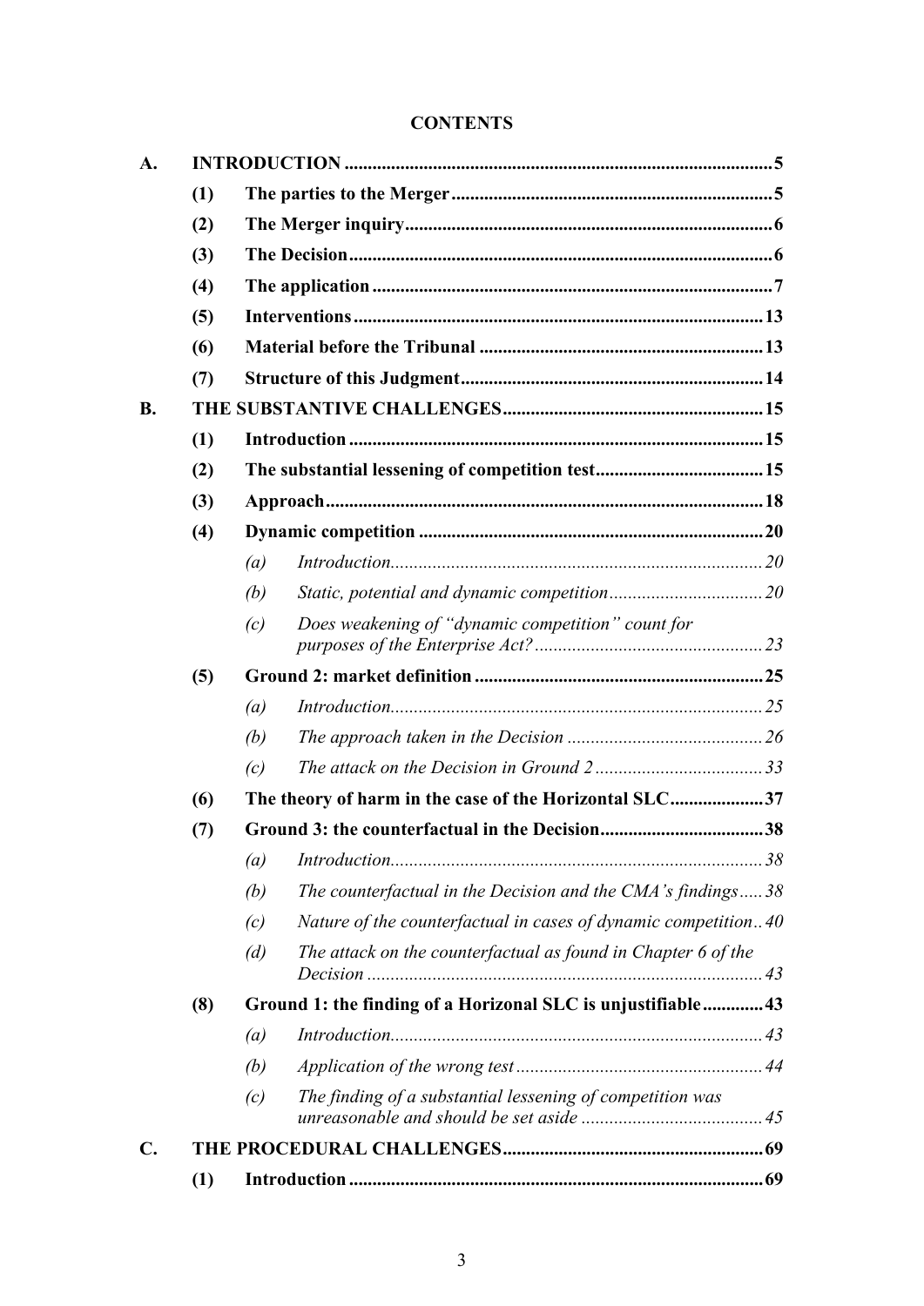**CONTENTS**

| | | | | |
|---|---|---|---|---|
| **A.** | **INTRODUCTION** | | | **5** |
| | **(1)** | **The parties to the Merger** | | **5** |
| | **(2)** | **The Merger inquiry** | | **6** |
| | **(3)** | **The Decision** | | **6** |
| | **(4)** | **The application** | | **7** |
| | **(5)** | **Interventions** | | **13** |
| | **(6)** | **Material before the Tribunal** | | **13** |
| | **(7)** | **Structure of this Judgment** | | **14** |
| **B.** | **THE SUBSTANTIVE CHALLENGES** | | | **15** |
| | **(1)** | **Introduction** | | **15** |
| | **(2)** | **The substantial lessening of competition test** | | **15** |
| | **(3)** | **Approach** | | **18** |
| | **(4)** | **Dynamic competition** | | **20** |
| | | *(a)* | *Introduction* | *20* |
| | | *(b)* | *Static, potential and dynamic competition* | *20* |
| | | *(c)* | *Does weakening of "dynamic competition" count for purposes of the Enterprise Act?* | *23* |
| | **(5)** | **Ground 2: market definition** | | **25** |
| | | *(a)* | *Introduction* | *25* |
| | | *(b)* | *The approach taken in the Decision* | *26* |
| | | *(c)* | *The attack on the Decision in Ground 2* | *33* |
| | **(6)** | **The theory of harm in the case of the Horizontal SLC** | | **37** |
| | **(7)** | **Ground 3: the counterfactual in the Decision** | | **38** |
| | | *(a)* | *Introduction* | *38* |
| | | *(b)* | *The counterfactual in the Decision and the CMA's findings* | *38* |
| | | *(c)* | *Nature of the counterfactual in cases of dynamic competition* | *40* |
| | | *(d)* | *The attack on the counterfactual as found in Chapter 6 of the Decision* | *43* |
| | **(8)** | **Ground 1: the finding of a Horizonal SLC is unjustifiable** | | **43** |
| | | *(a)* | *Introduction* | *43* |
| | | *(b)* | *Application of the wrong test* | *44* |
| | | *(c)* | *The finding of a substantial lessening of competition was unreasonable and should be set aside* | *45* |
| **C.** | **THE PROCEDURAL CHALLENGES** | | | **69** |
| | **(1)** | **Introduction** | | **69** |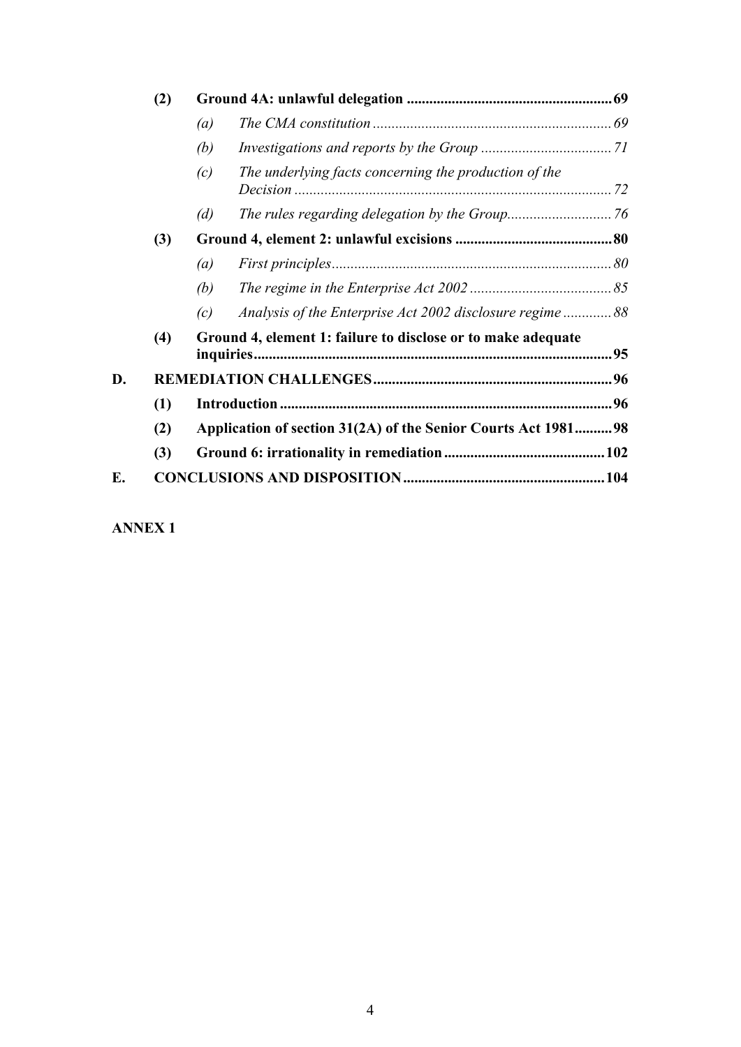| | | | | |
|---|---|---|---|---|
| | **(2)** | **Ground 4A: unlawful delegation** | | **69** |
| | | *(a)* | *The CMA constitution* | *69* |
| | | *(b)* | *Investigations and reports by the Group* | *71* |
| | | *(c)* | *The underlying facts concerning the production of the Decision* | *72* |
| | | *(d)* | *The rules regarding delegation by the Group* | *76* |
| | **(3)** | **Ground 4, element 2: unlawful excisions** | | **80** |
| | | *(a)* | *First principles* | *80* |
| | | *(b)* | *The regime in the Enterprise Act 2002* | *85* |
| | | *(c)* | *Analysis of the Enterprise Act 2002 disclosure regime* | *88* |
| | **(4)** | **Ground 4, element 1: failure to disclose or to make adequate inquiries** | | **95** |
| **D.** | **REMEDIATION CHALLENGES** | | | **96** |
| | **(1)** | **Introduction** | | **96** |
| | **(2)** | **Application of section 31(2A) of the Senior Courts Act 1981** | | **98** |
| | **(3)** | **Ground 6: irrationality in remediation** | | **102** |
| **E.** | **CONCLUSIONS AND DISPOSITION** | | | **104** |

**ANNEX 1**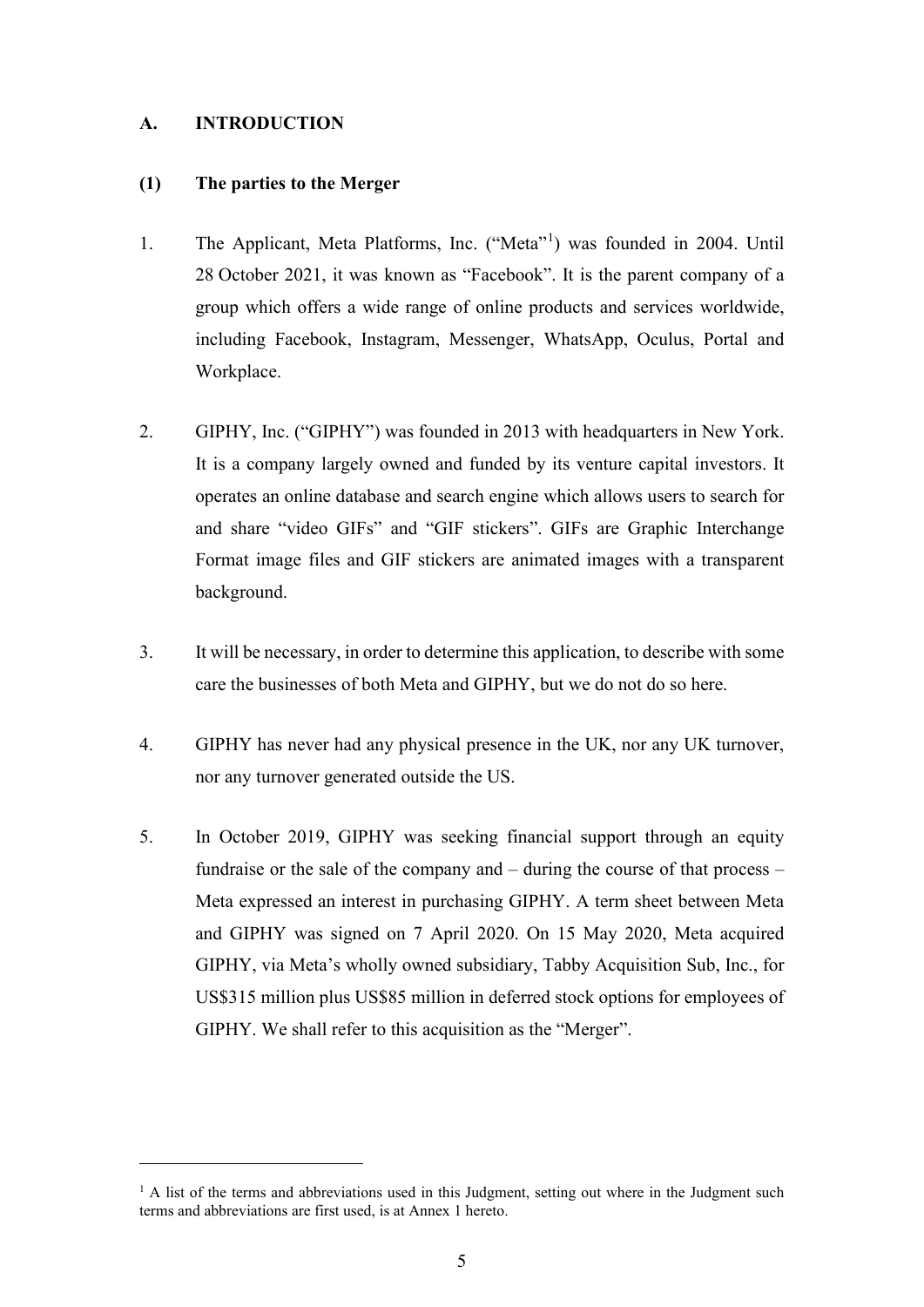## A. INTRODUCTION

### (1) The parties to the Merger

1. The Applicant, Meta Platforms, Inc. ("Meta"[1]) was founded in 2004. Until 28 October 2021, it was known as "Facebook". It is the parent company of a group which offers a wide range of online products and services worldwide, including Facebook, Instagram, Messenger, WhatsApp, Oculus, Portal and Workplace.

2. GIPHY, Inc. ("GIPHY") was founded in 2013 with headquarters in New York. It is a company largely owned and funded by its venture capital investors. It operates an online database and search engine which allows users to search for and share "video GIFs" and "GIF stickers". GIFs are Graphic Interchange Format image files and GIF stickers are animated images with a transparent background.

3. It will be necessary, in order to determine this application, to describe with some care the businesses of both Meta and GIPHY, but we do not do so here.

4. GIPHY has never had any physical presence in the UK, nor any UK turnover, nor any turnover generated outside the US.

5. In October 2019, GIPHY was seeking financial support through an equity fundraise or the sale of the company and – during the course of that process – Meta expressed an interest in purchasing GIPHY. A term sheet between Meta and GIPHY was signed on 7 April 2020. On 15 May 2020, Meta acquired GIPHY, via Meta's wholly owned subsidiary, Tabby Acquisition Sub, Inc., for US$315 million plus US$85 million in deferred stock options for employees of GIPHY. We shall refer to this acquisition as the "Merger".

---

[1] A list of the terms and abbreviations used in this Judgment, setting out where in the Judgment such terms and abbreviations are first used, is at Annex 1 hereto.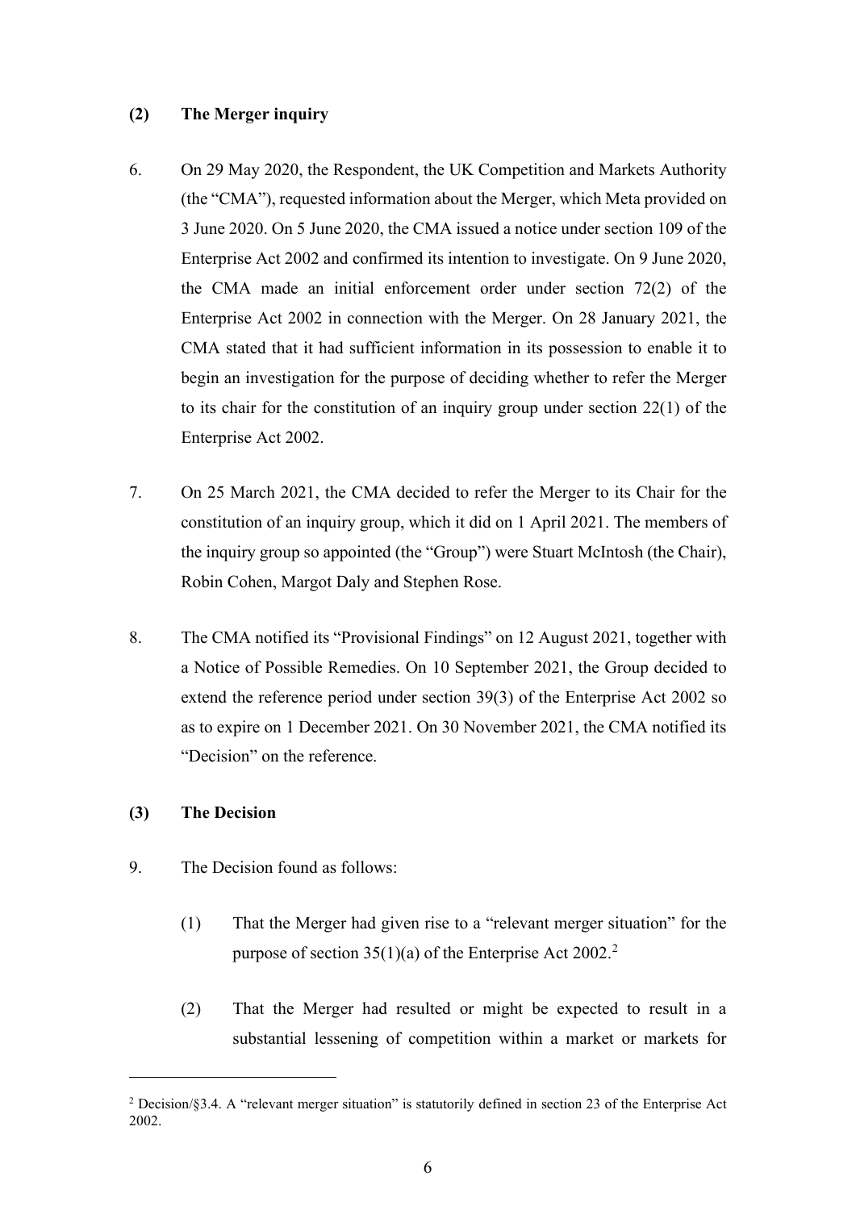### (2) The Merger inquiry

6. On 29 May 2020, the Respondent, the UK Competition and Markets Authority (the "CMA"), requested information about the Merger, which Meta provided on 3 June 2020. On 5 June 2020, the CMA issued a notice under section 109 of the Enterprise Act 2002 and confirmed its intention to investigate. On 9 June 2020, the CMA made an initial enforcement order under section 72(2) of the Enterprise Act 2002 in connection with the Merger. On 28 January 2021, the CMA stated that it had sufficient information in its possession to enable it to begin an investigation for the purpose of deciding whether to refer the Merger to its chair for the constitution of an inquiry group under section 22(1) of the Enterprise Act 2002.

7. On 25 March 2021, the CMA decided to refer the Merger to its Chair for the constitution of an inquiry group, which it did on 1 April 2021. The members of the inquiry group so appointed (the "Group") were Stuart McIntosh (the Chair), Robin Cohen, Margot Daly and Stephen Rose.

8. The CMA notified its "Provisional Findings" on 12 August 2021, together with a Notice of Possible Remedies. On 10 September 2021, the Group decided to extend the reference period under section 39(3) of the Enterprise Act 2002 so as to expire on 1 December 2021. On 30 November 2021, the CMA notified its "Decision" on the reference.

### (3) The Decision

9. The Decision found as follows:

    (1) That the Merger had given rise to a "relevant merger situation" for the purpose of section 35(1)(a) of the Enterprise Act 2002.[2]

    (2) That the Merger had resulted or might be expected to result in a substantial lessening of competition within a market or markets for

---

[2] Decision/§3.4. A "relevant merger situation" is statutorily defined in section 23 of the Enterprise Act 2002.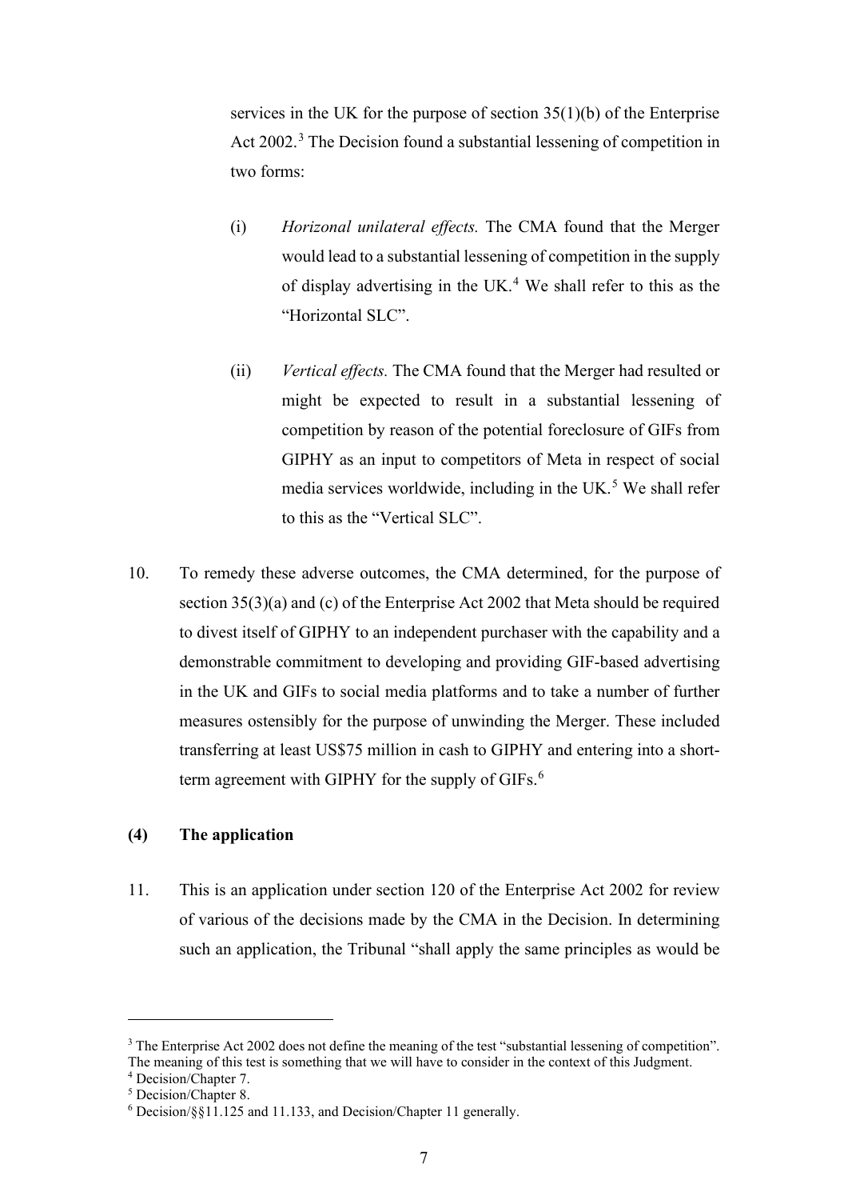services in the UK for the purpose of section 35(1)(b) of the Enterprise Act 2002.[3] The Decision found a substantial lessening of competition in two forms:

(i) *Horizonal unilateral effects.* The CMA found that the Merger would lead to a substantial lessening of competition in the supply of display advertising in the UK.[4] We shall refer to this as the "Horizontal SLC".

(ii) *Vertical effects.* The CMA found that the Merger had resulted or might be expected to result in a substantial lessening of competition by reason of the potential foreclosure of GIFs from GIPHY as an input to competitors of Meta in respect of social media services worldwide, including in the UK.[5] We shall refer to this as the "Vertical SLC".

10. To remedy these adverse outcomes, the CMA determined, for the purpose of section 35(3)(a) and (c) of the Enterprise Act 2002 that Meta should be required to divest itself of GIPHY to an independent purchaser with the capability and a demonstrable commitment to developing and providing GIF-based advertising in the UK and GIFs to social media platforms and to take a number of further measures ostensibly for the purpose of unwinding the Merger. These included transferring at least US$75 million in cash to GIPHY and entering into a short-term agreement with GIPHY for the supply of GIFs.[6]

### (4) The application

11. This is an application under section 120 of the Enterprise Act 2002 for review of various of the decisions made by the CMA in the Decision. In determining such an application, the Tribunal "shall apply the same principles as would be

---

[3] The Enterprise Act 2002 does not define the meaning of the test "substantial lessening of competition". The meaning of this test is something that we will have to consider in the context of this Judgment.

[4] Decision/Chapter 7.

[5] Decision/Chapter 8.

[6] Decision/§§11.125 and 11.133, and Decision/Chapter 11 generally.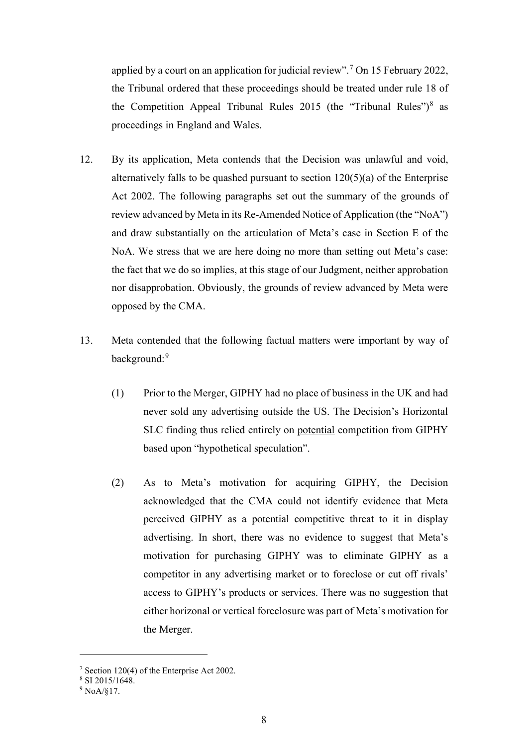applied by a court on an application for judicial review".[7] On 15 February 2022, the Tribunal ordered that these proceedings should be treated under rule 18 of the Competition Appeal Tribunal Rules 2015 (the "Tribunal Rules")[8] as proceedings in England and Wales.

12. By its application, Meta contends that the Decision was unlawful and void, alternatively falls to be quashed pursuant to section 120(5)(a) of the Enterprise Act 2002. The following paragraphs set out the summary of the grounds of review advanced by Meta in its Re-Amended Notice of Application (the "NoA") and draw substantially on the articulation of Meta's case in Section E of the NoA. We stress that we are here doing no more than setting out Meta's case: the fact that we do so implies, at this stage of our Judgment, neither approbation nor disapprobation. Obviously, the grounds of review advanced by Meta were opposed by the CMA.

13. Meta contended that the following factual matters were important by way of background:[9]

    (1) Prior to the Merger, GIPHY had no place of business in the UK and had never sold any advertising outside the US. The Decision's Horizontal SLC finding thus relied entirely on <u>potential</u> competition from GIPHY based upon "hypothetical speculation".

    (2) As to Meta's motivation for acquiring GIPHY, the Decision acknowledged that the CMA could not identify evidence that Meta perceived GIPHY as a potential competitive threat to it in display advertising. In short, there was no evidence to suggest that Meta's motivation for purchasing GIPHY was to eliminate GIPHY as a competitor in any advertising market or to foreclose or cut off rivals' access to GIPHY's products or services. There was no suggestion that either horizonal or vertical foreclosure was part of Meta's motivation for the Merger.

---

[7] Section 120(4) of the Enterprise Act 2002.

[8] SI 2015/1648.

[9] NoA/§17.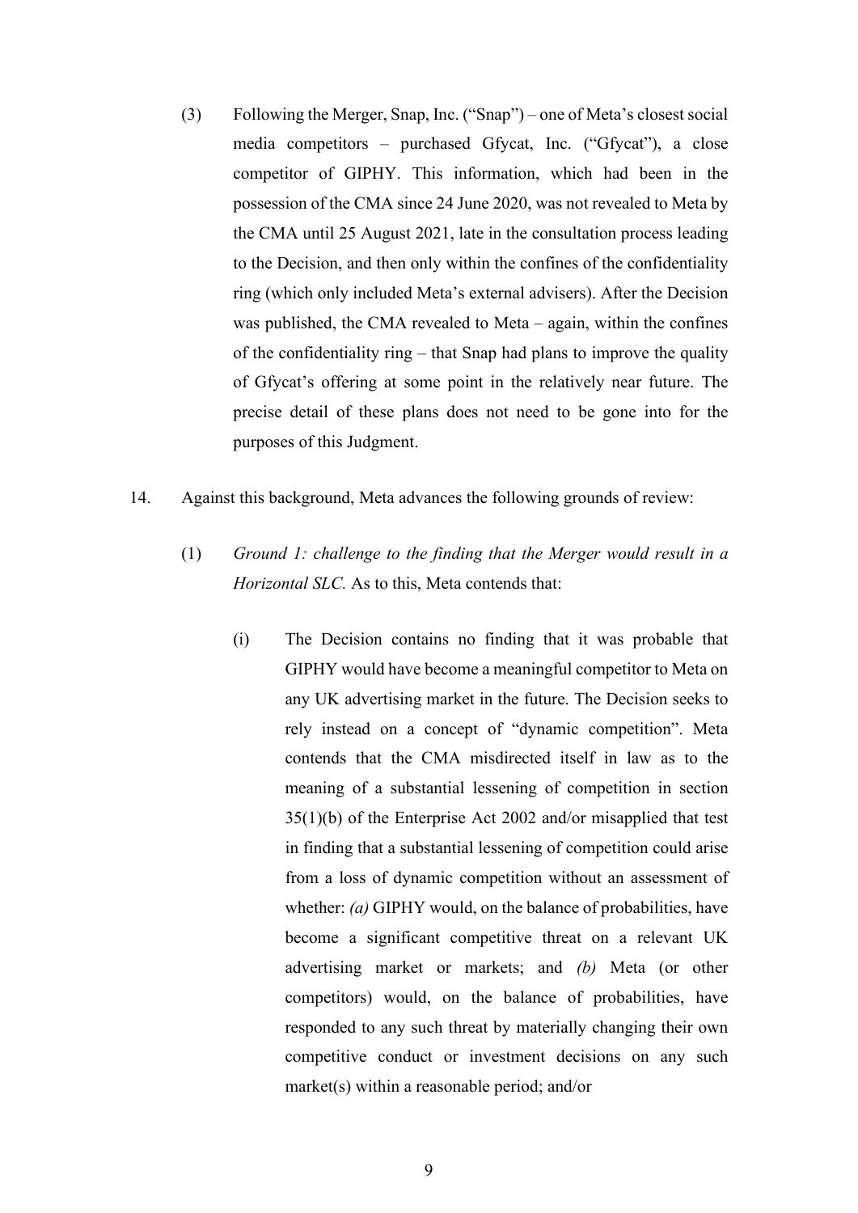(3) Following the Merger, Snap, Inc. ("Snap") – one of Meta's closest social media competitors – purchased Gfycat, Inc. ("Gfycat"), a close competitor of GIPHY. This information, which had been in the possession of the CMA since 24 June 2020, was not revealed to Meta by the CMA until 25 August 2021, late in the consultation process leading to the Decision, and then only within the confines of the confidentiality ring (which only included Meta's external advisers). After the Decision was published, the CMA revealed to Meta – again, within the confines of the confidentiality ring – that Snap had plans to improve the quality of Gfycat's offering at some point in the relatively near future. The precise detail of these plans does not need to be gone into for the purposes of this Judgment.

14. Against this background, Meta advances the following grounds of review:

(1) *Ground 1: challenge to the finding that the Merger would result in a Horizontal SLC.* As to this, Meta contends that:

(i) The Decision contains no finding that it was probable that GIPHY would have become a meaningful competitor to Meta on any UK advertising market in the future. The Decision seeks to rely instead on a concept of "dynamic competition". Meta contends that the CMA misdirected itself in law as to the meaning of a substantial lessening of competition in section 35(1)(b) of the Enterprise Act 2002 and/or misapplied that test in finding that a substantial lessening of competition could arise from a loss of dynamic competition without an assessment of whether: *(a)* GIPHY would, on the balance of probabilities, have become a significant competitive threat on a relevant UK advertising market or markets; and *(b)* Meta (or other competitors) would, on the balance of probabilities, have responded to any such threat by materially changing their own competitive conduct or investment decisions on any such market(s) within a reasonable period; and/or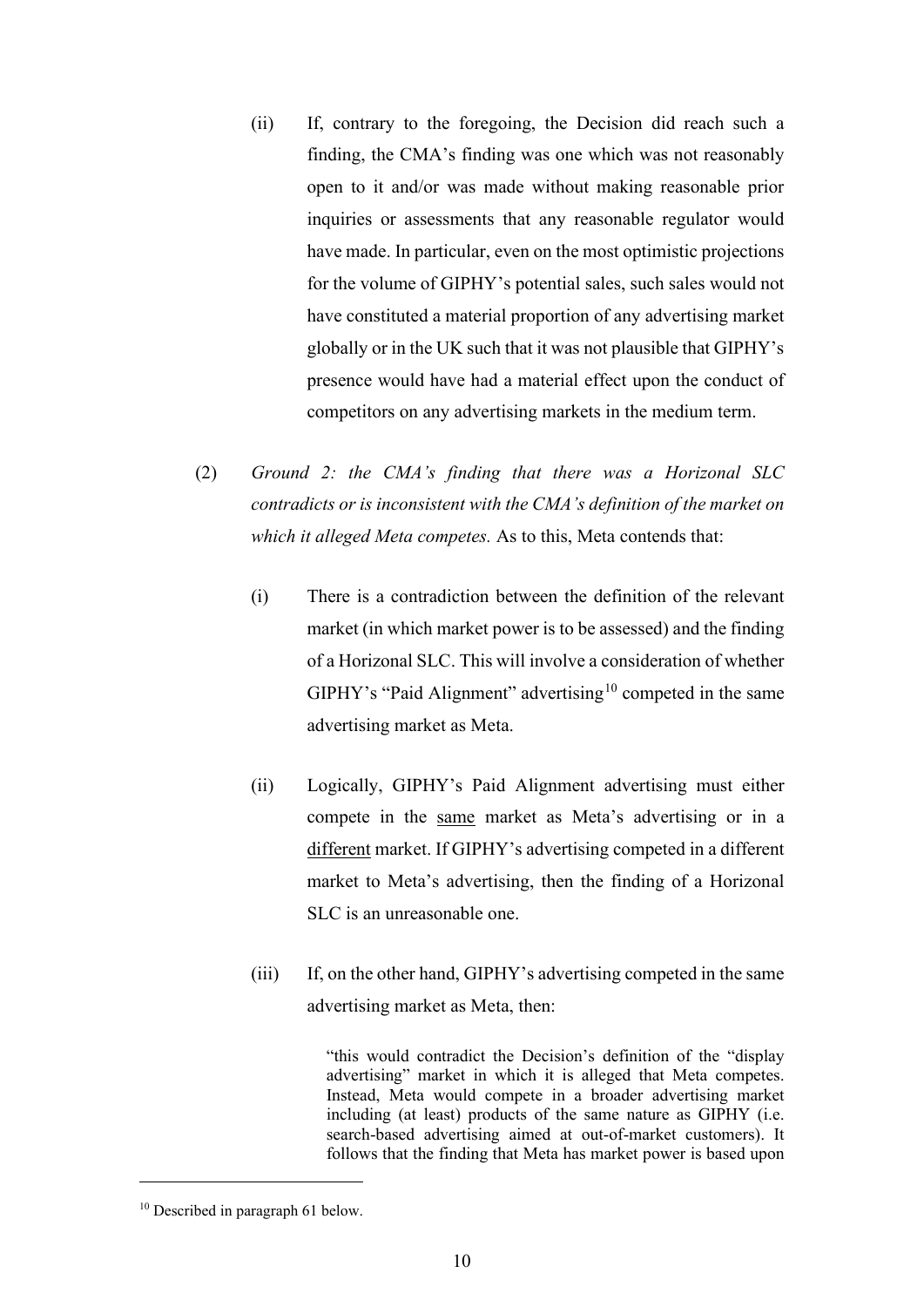(ii) If, contrary to the foregoing, the Decision did reach such a finding, the CMA's finding was one which was not reasonably open to it and/or was made without making reasonable prior inquiries or assessments that any reasonable regulator would have made. In particular, even on the most optimistic projections for the volume of GIPHY's potential sales, such sales would not have constituted a material proportion of any advertising market globally or in the UK such that it was not plausible that GIPHY's presence would have had a material effect upon the conduct of competitors on any advertising markets in the medium term.

(2) *Ground 2: the CMA's finding that there was a Horizonal SLC contradicts or is inconsistent with the CMA's definition of the market on which it alleged Meta competes.* As to this, Meta contends that:

(i) There is a contradiction between the definition of the relevant market (in which market power is to be assessed) and the finding of a Horizonal SLC. This will involve a consideration of whether GIPHY's "Paid Alignment" advertising[10] competed in the same advertising market as Meta.

(ii) Logically, GIPHY's Paid Alignment advertising must either compete in the <u>same</u> market as Meta's advertising or in a <u>different</u> market. If GIPHY's advertising competed in a different market to Meta's advertising, then the finding of a Horizonal SLC is an unreasonable one.

(iii) If, on the other hand, GIPHY's advertising competed in the same advertising market as Meta, then:

> "this would contradict the Decision's definition of the "display advertising" market in which it is alleged that Meta competes. Instead, Meta would compete in a broader advertising market including (at least) products of the same nature as GIPHY (i.e. search-based advertising aimed at out-of-market customers). It follows that the finding that Meta has market power is based upon

---

[10] Described in paragraph 61 below.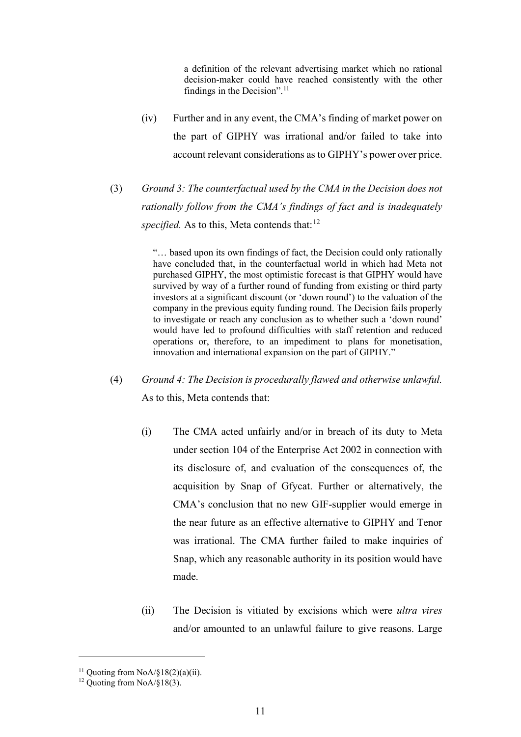> a definition of the relevant advertising market which no rational decision-maker could have reached consistently with the other findings in the Decision".[11]

(iv) Further and in any event, the CMA's finding of market power on the part of GIPHY was irrational and/or failed to take into account relevant considerations as to GIPHY's power over price.

(3) *Ground 3: The counterfactual used by the CMA in the Decision does not rationally follow from the CMA's findings of fact and is inadequately specified.* As to this, Meta contends that:[12]

> "… based upon its own findings of fact, the Decision could only rationally have concluded that, in the counterfactual world in which had Meta not purchased GIPHY, the most optimistic forecast is that GIPHY would have survived by way of a further round of funding from existing or third party investors at a significant discount (or 'down round') to the valuation of the company in the previous equity funding round. The Decision fails properly to investigate or reach any conclusion as to whether such a 'down round' would have led to profound difficulties with staff retention and reduced operations or, therefore, to an impediment to plans for monetisation, innovation and international expansion on the part of GIPHY."

(4) *Ground 4: The Decision is procedurally flawed and otherwise unlawful.* As to this, Meta contends that:

(i) The CMA acted unfairly and/or in breach of its duty to Meta under section 104 of the Enterprise Act 2002 in connection with its disclosure of, and evaluation of the consequences of, the acquisition by Snap of Gfycat. Further or alternatively, the CMA's conclusion that no new GIF-supplier would emerge in the near future as an effective alternative to GIPHY and Tenor was irrational. The CMA further failed to make inquiries of Snap, which any reasonable authority in its position would have made.

(ii) The Decision is vitiated by excisions which were *ultra vires* and/or amounted to an unlawful failure to give reasons. Large

---

[11] Quoting from NoA/§18(2)(a)(ii).

[12] Quoting from NoA/§18(3).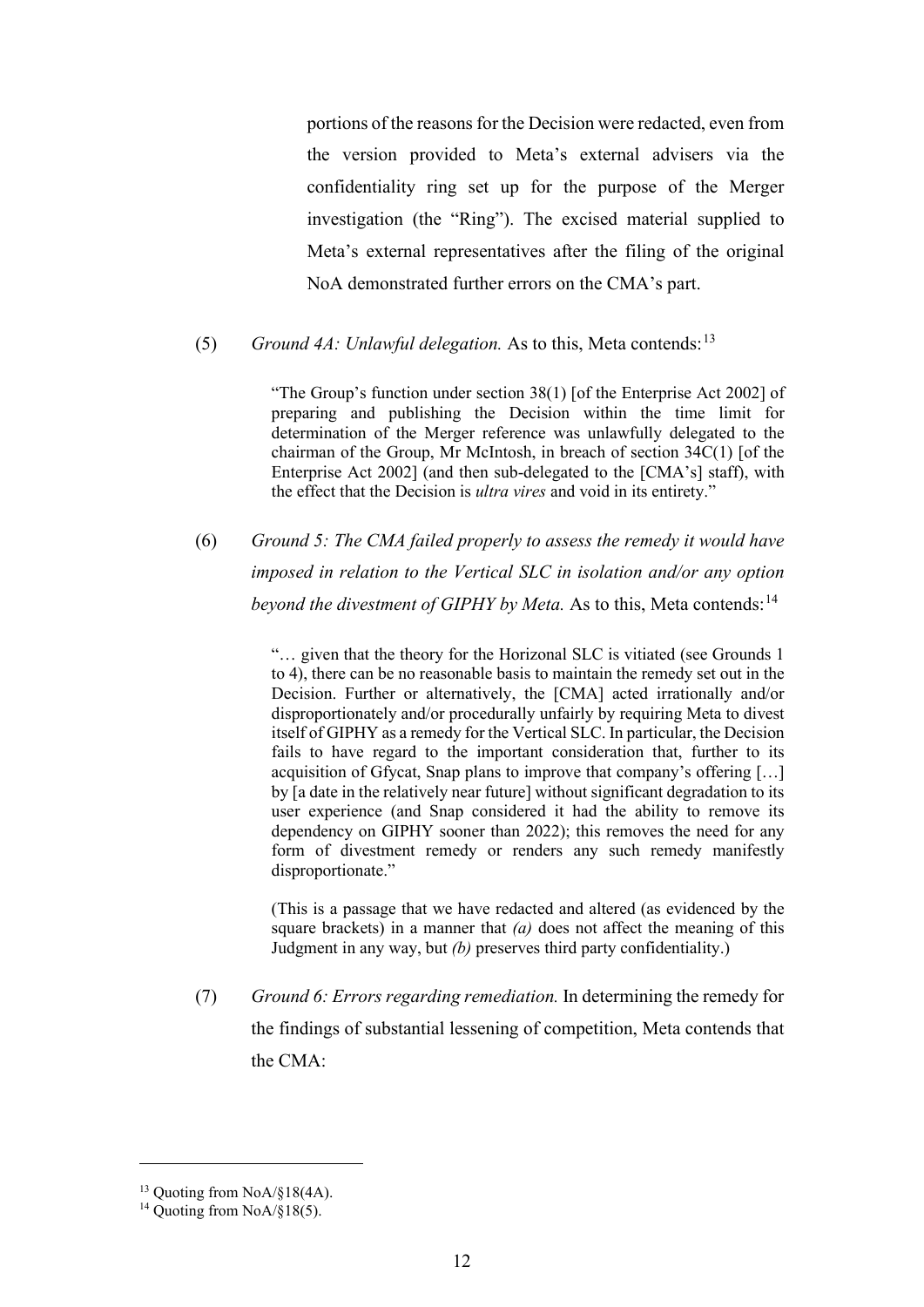portions of the reasons for the Decision were redacted, even from the version provided to Meta's external advisers via the confidentiality ring set up for the purpose of the Merger investigation (the "Ring"). The excised material supplied to Meta's external representatives after the filing of the original NoA demonstrated further errors on the CMA's part.

(5) *Ground 4A: Unlawful delegation.* As to this, Meta contends:[13]

> "The Group's function under section 38(1) [of the Enterprise Act 2002] of preparing and publishing the Decision within the time limit for determination of the Merger reference was unlawfully delegated to the chairman of the Group, Mr McIntosh, in breach of section 34C(1) [of the Enterprise Act 2002] (and then sub-delegated to the [CMA's] staff), with the effect that the Decision is *ultra vires* and void in its entirety."

(6) *Ground 5: The CMA failed properly to assess the remedy it would have imposed in relation to the Vertical SLC in isolation and/or any option beyond the divestment of GIPHY by Meta.* As to this, Meta contends:[14]

> "… given that the theory for the Horizonal SLC is vitiated (see Grounds 1 to 4), there can be no reasonable basis to maintain the remedy set out in the Decision. Further or alternatively, the [CMA] acted irrationally and/or disproportionately and/or procedurally unfairly by requiring Meta to divest itself of GIPHY as a remedy for the Vertical SLC. In particular, the Decision fails to have regard to the important consideration that, further to its acquisition of Gfycat, Snap plans to improve that company's offering […] by [a date in the relatively near future] without significant degradation to its user experience (and Snap considered it had the ability to remove its dependency on GIPHY sooner than 2022); this removes the need for any form of divestment remedy or renders any such remedy manifestly disproportionate."
>
> (This is a passage that we have redacted and altered (as evidenced by the square brackets) in a manner that *(a)* does not affect the meaning of this Judgment in any way, but *(b)* preserves third party confidentiality.)

(7) *Ground 6: Errors regarding remediation.* In determining the remedy for the findings of substantial lessening of competition, Meta contends that the CMA:

---

[13] Quoting from NoA/§18(4A).

[14] Quoting from NoA/§18(5).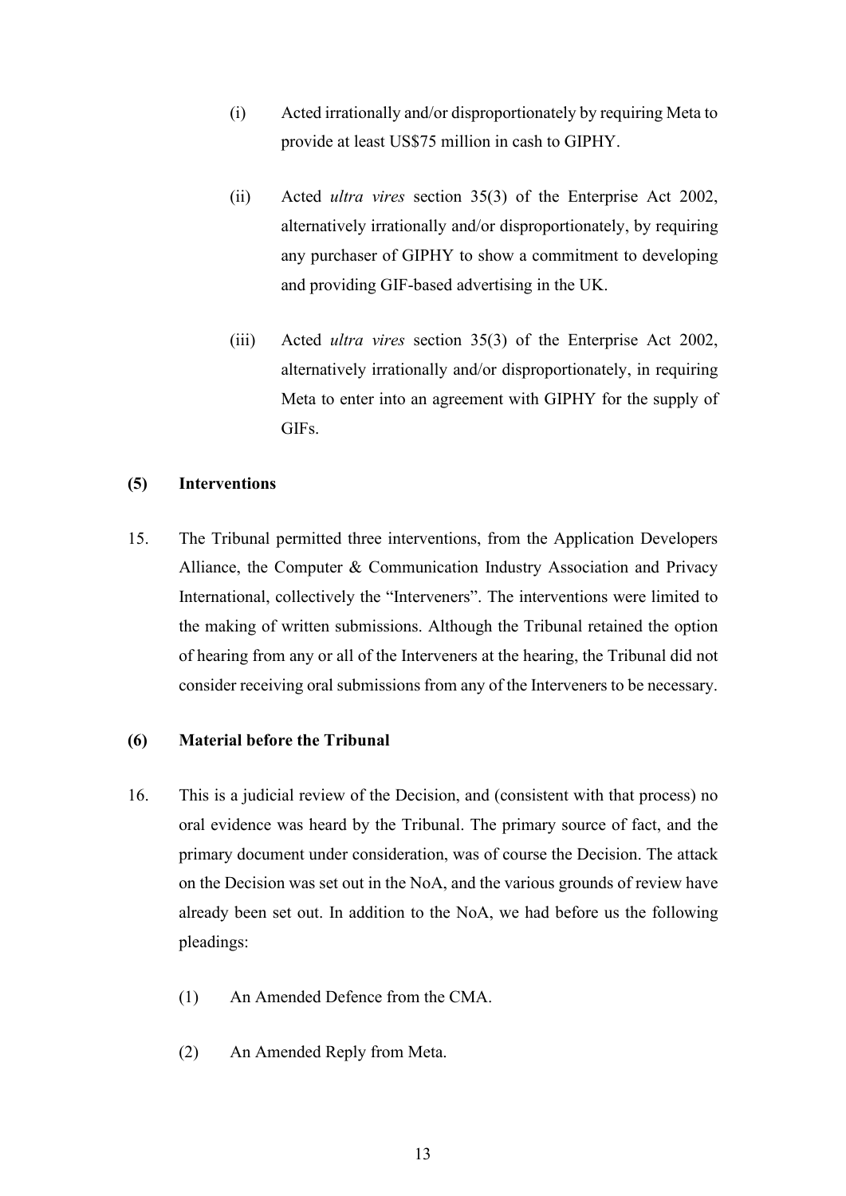(i) Acted irrationally and/or disproportionately by requiring Meta to provide at least US$75 million in cash to GIPHY.

(ii) Acted *ultra vires* section 35(3) of the Enterprise Act 2002, alternatively irrationally and/or disproportionately, by requiring any purchaser of GIPHY to show a commitment to developing and providing GIF-based advertising in the UK.

(iii) Acted *ultra vires* section 35(3) of the Enterprise Act 2002, alternatively irrationally and/or disproportionately, in requiring Meta to enter into an agreement with GIPHY for the supply of GIFs.

### (5) Interventions

15. The Tribunal permitted three interventions, from the Application Developers Alliance, the Computer & Communication Industry Association and Privacy International, collectively the "Interveners". The interventions were limited to the making of written submissions. Although the Tribunal retained the option of hearing from any or all of the Interveners at the hearing, the Tribunal did not consider receiving oral submissions from any of the Interveners to be necessary.

### (6) Material before the Tribunal

16. This is a judicial review of the Decision, and (consistent with that process) no oral evidence was heard by the Tribunal. The primary source of fact, and the primary document under consideration, was of course the Decision. The attack on the Decision was set out in the NoA, and the various grounds of review have already been set out. In addition to the NoA, we had before us the following pleadings:

    (1) An Amended Defence from the CMA.

    (2) An Amended Reply from Meta.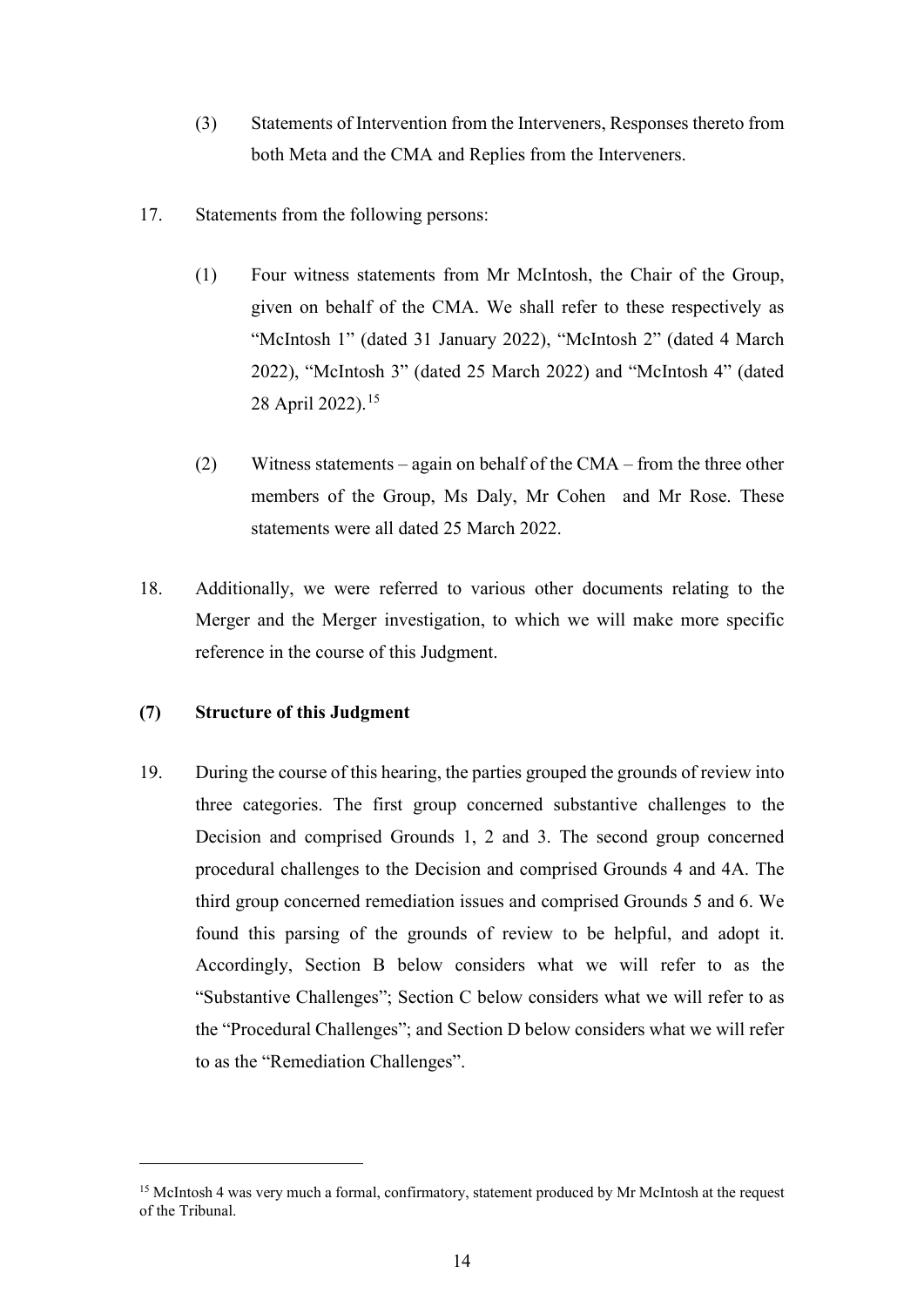(3) Statements of Intervention from the Interveners, Responses thereto from both Meta and the CMA and Replies from the Interveners.

17. Statements from the following persons:

(1) Four witness statements from Mr McIntosh, the Chair of the Group, given on behalf of the CMA. We shall refer to these respectively as "McIntosh 1" (dated 31 January 2022), "McIntosh 2" (dated 4 March 2022), "McIntosh 3" (dated 25 March 2022) and "McIntosh 4" (dated 28 April 2022).[15]

(2) Witness statements – again on behalf of the CMA – from the three other members of the Group, Ms Daly, Mr Cohen and Mr Rose. These statements were all dated 25 March 2022.

18. Additionally, we were referred to various other documents relating to the Merger and the Merger investigation, to which we will make more specific reference in the course of this Judgment.

### (7) Structure of this Judgment

19. During the course of this hearing, the parties grouped the grounds of review into three categories. The first group concerned substantive challenges to the Decision and comprised Grounds 1, 2 and 3. The second group concerned procedural challenges to the Decision and comprised Grounds 4 and 4A. The third group concerned remediation issues and comprised Grounds 5 and 6. We found this parsing of the grounds of review to be helpful, and adopt it. Accordingly, Section B below considers what we will refer to as the "Substantive Challenges"; Section C below considers what we will refer to as the "Procedural Challenges"; and Section D below considers what we will refer to as the "Remediation Challenges".

---

[15] McIntosh 4 was very much a formal, confirmatory, statement produced by Mr McIntosh at the request of the Tribunal.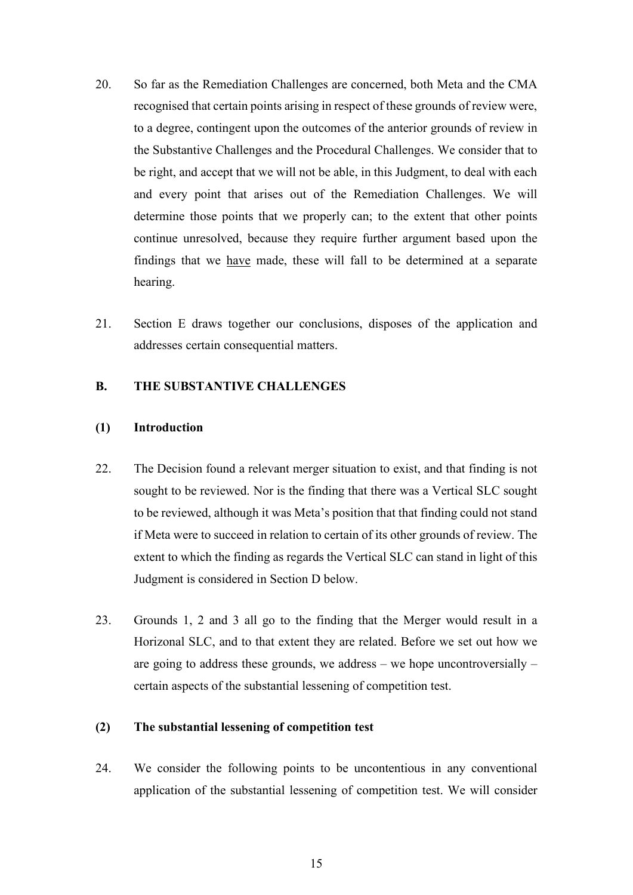20. So far as the Remediation Challenges are concerned, both Meta and the CMA recognised that certain points arising in respect of these grounds of review were, to a degree, contingent upon the outcomes of the anterior grounds of review in the Substantive Challenges and the Procedural Challenges. We consider that to be right, and accept that we will not be able, in this Judgment, to deal with each and every point that arises out of the Remediation Challenges. We will determine those points that we properly can; to the extent that other points continue unresolved, because they require further argument based upon the findings that we <u>have</u> made, these will fall to be determined at a separate hearing.

21. Section E draws together our conclusions, disposes of the application and addresses certain consequential matters.

## B. THE SUBSTANTIVE CHALLENGES

### (1) Introduction

22. The Decision found a relevant merger situation to exist, and that finding is not sought to be reviewed. Nor is the finding that there was a Vertical SLC sought to be reviewed, although it was Meta's position that that finding could not stand if Meta were to succeed in relation to certain of its other grounds of review. The extent to which the finding as regards the Vertical SLC can stand in light of this Judgment is considered in Section D below.

23. Grounds 1, 2 and 3 all go to the finding that the Merger would result in a Horizonal SLC, and to that extent they are related. Before we set out how we are going to address these grounds, we address – we hope uncontroversially – certain aspects of the substantial lessening of competition test.

### (2) The substantial lessening of competition test

24. We consider the following points to be uncontentious in any conventional application of the substantial lessening of competition test. We will consider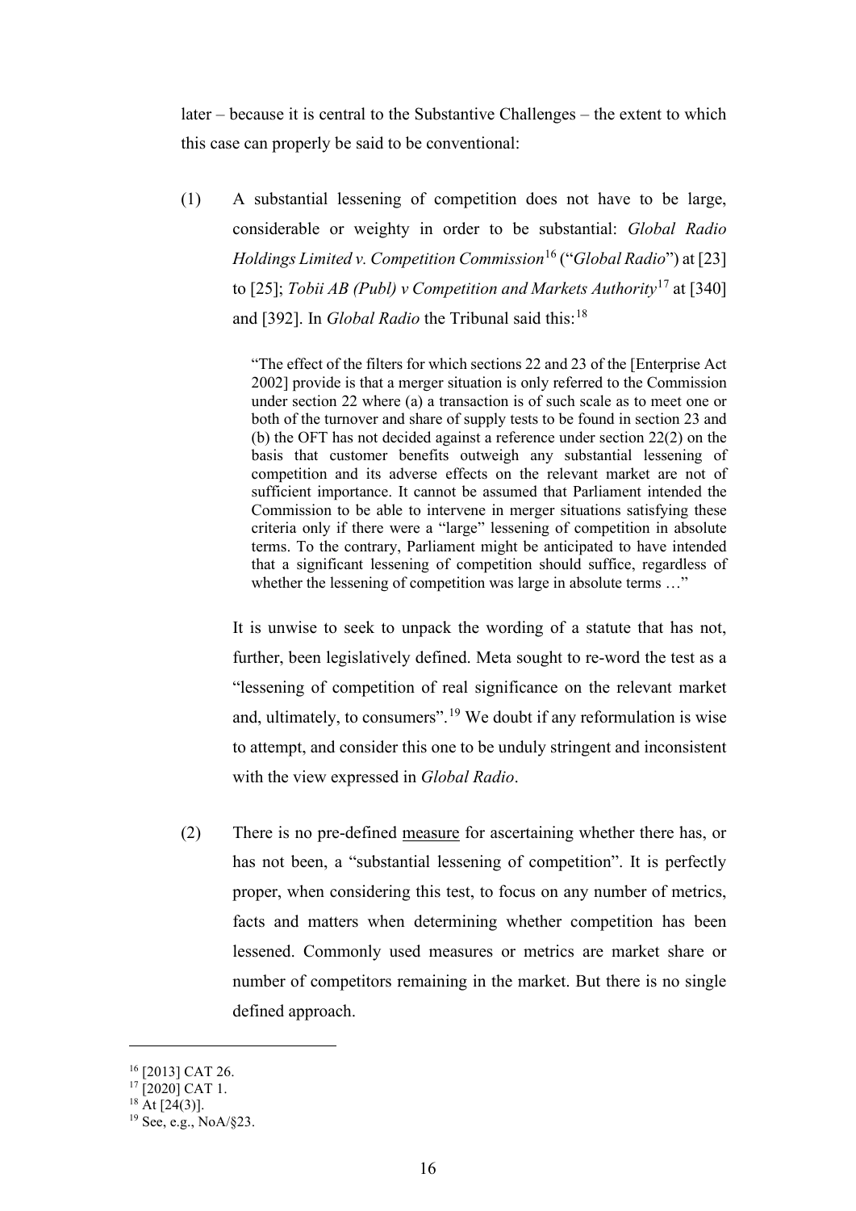later – because it is central to the Substantive Challenges – the extent to which this case can properly be said to be conventional:

(1) A substantial lessening of competition does not have to be large, considerable or weighty in order to be substantial: *Global Radio Holdings Limited v. Competition Commission*[16] ("*Global Radio*") at [23] to [25]; *Tobii AB (Publ) v Competition and Markets Authority*[17] at [340] and [392]. In *Global Radio* the Tribunal said this:[18]

> "The effect of the filters for which sections 22 and 23 of the [Enterprise Act 2002] provide is that a merger situation is only referred to the Commission under section 22 where (a) a transaction is of such scale as to meet one or both of the turnover and share of supply tests to be found in section 23 and (b) the OFT has not decided against a reference under section 22(2) on the basis that customer benefits outweigh any substantial lessening of competition and its adverse effects on the relevant market are not of sufficient importance. It cannot be assumed that Parliament intended the Commission to be able to intervene in merger situations satisfying these criteria only if there were a "large" lessening of competition in absolute terms. To the contrary, Parliament might be anticipated to have intended that a significant lessening of competition should suffice, regardless of whether the lessening of competition was large in absolute terms …"

It is unwise to seek to unpack the wording of a statute that has not, further, been legislatively defined. Meta sought to re-word the test as a "lessening of competition of real significance on the relevant market and, ultimately, to consumers".[19] We doubt if any reformulation is wise to attempt, and consider this one to be unduly stringent and inconsistent with the view expressed in *Global Radio*.

(2) There is no pre-defined <u>measure</u> for ascertaining whether there has, or has not been, a "substantial lessening of competition". It is perfectly proper, when considering this test, to focus on any number of metrics, facts and matters when determining whether competition has been lessened. Commonly used measures or metrics are market share or number of competitors remaining in the market. But there is no single defined approach.

---

[16] [2013] CAT 26.

[17] [2020] CAT 1.

[18] At [24(3)].

[19] See, e.g., NoA/§23.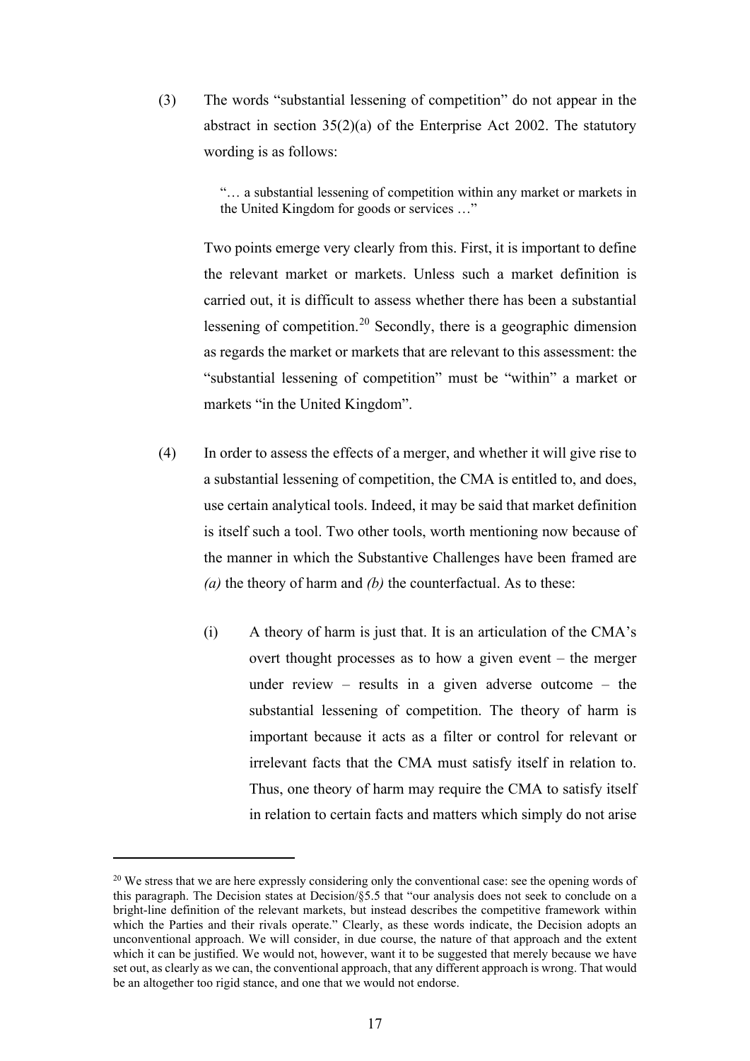(3) The words "substantial lessening of competition" do not appear in the abstract in section 35(2)(a) of the Enterprise Act 2002. The statutory wording is as follows:

> "… a substantial lessening of competition within any market or markets in the United Kingdom for goods or services …"

Two points emerge very clearly from this. First, it is important to define the relevant market or markets. Unless such a market definition is carried out, it is difficult to assess whether there has been a substantial lessening of competition.[20] Secondly, there is a geographic dimension as regards the market or markets that are relevant to this assessment: the "substantial lessening of competition" must be "within" a market or markets "in the United Kingdom".

(4) In order to assess the effects of a merger, and whether it will give rise to a substantial lessening of competition, the CMA is entitled to, and does, use certain analytical tools. Indeed, it may be said that market definition is itself such a tool. Two other tools, worth mentioning now because of the manner in which the Substantive Challenges have been framed are *(a)* the theory of harm and *(b)* the counterfactual. As to these:

(i) A theory of harm is just that. It is an articulation of the CMA's overt thought processes as to how a given event – the merger under review – results in a given adverse outcome – the substantial lessening of competition. The theory of harm is important because it acts as a filter or control for relevant or irrelevant facts that the CMA must satisfy itself in relation to. Thus, one theory of harm may require the CMA to satisfy itself in relation to certain facts and matters which simply do not arise

---

[20] We stress that we are here expressly considering only the conventional case: see the opening words of this paragraph. The Decision states at Decision/§5.5 that "our analysis does not seek to conclude on a bright-line definition of the relevant markets, but instead describes the competitive framework within which the Parties and their rivals operate." Clearly, as these words indicate, the Decision adopts an unconventional approach. We will consider, in due course, the nature of that approach and the extent which it can be justified. We would not, however, want it to be suggested that merely because we have set out, as clearly as we can, the conventional approach, that any different approach is wrong. That would be an altogether too rigid stance, and one that we would not endorse.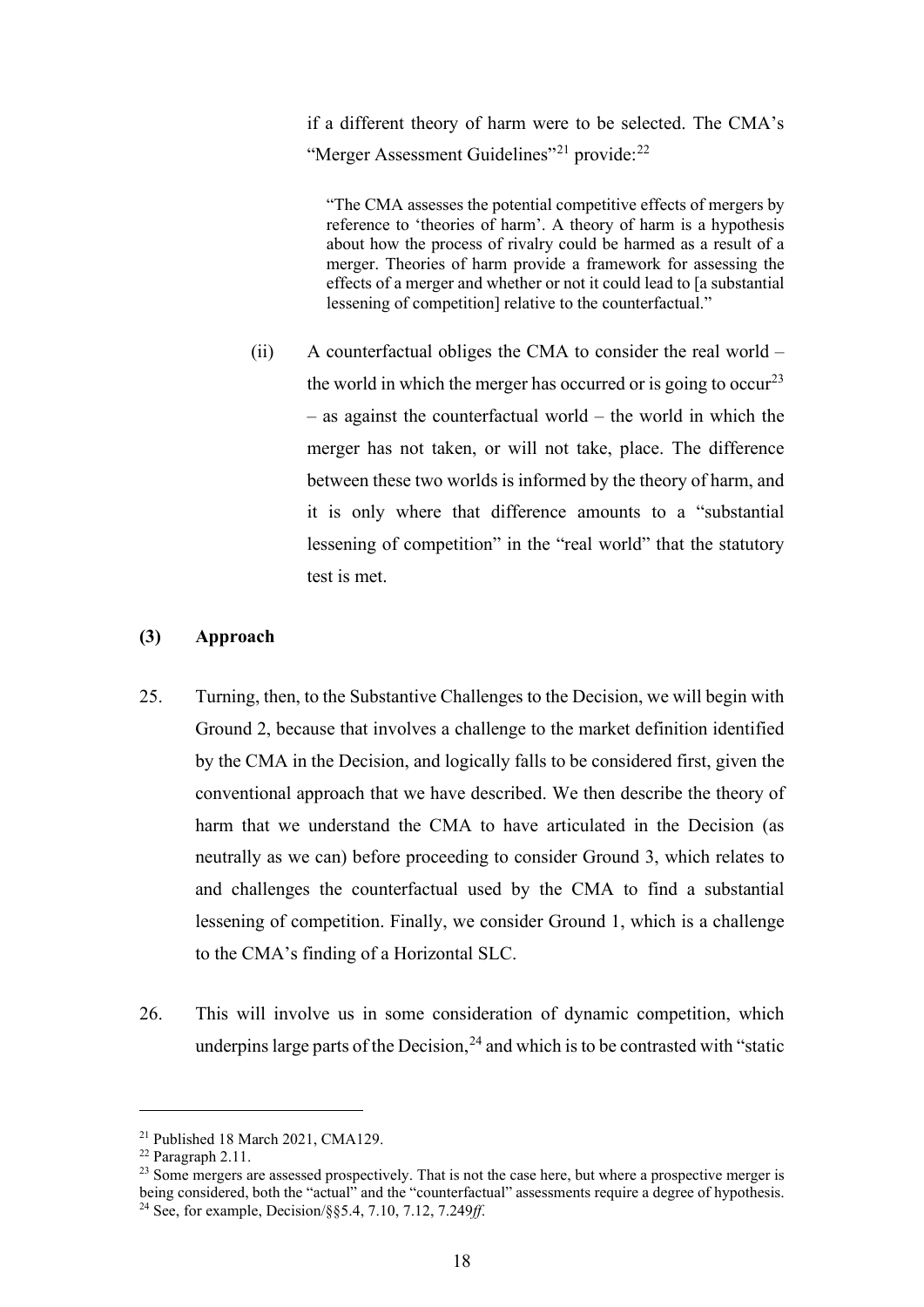if a different theory of harm were to be selected. The CMA's "Merger Assessment Guidelines"[21] provide:[22]

> "The CMA assesses the potential competitive effects of mergers by reference to 'theories of harm'. A theory of harm is a hypothesis about how the process of rivalry could be harmed as a result of a merger. Theories of harm provide a framework for assessing the effects of a merger and whether or not it could lead to [a substantial lessening of competition] relative to the counterfactual."

(ii) A counterfactual obliges the CMA to consider the real world – the world in which the merger has occurred or is going to occur[23] – as against the counterfactual world – the world in which the merger has not taken, or will not take, place. The difference between these two worlds is informed by the theory of harm, and it is only where that difference amounts to a "substantial lessening of competition" in the "real world" that the statutory test is met.

### (3) Approach

25. Turning, then, to the Substantive Challenges to the Decision, we will begin with Ground 2, because that involves a challenge to the market definition identified by the CMA in the Decision, and logically falls to be considered first, given the conventional approach that we have described. We then describe the theory of harm that we understand the CMA to have articulated in the Decision (as neutrally as we can) before proceeding to consider Ground 3, which relates to and challenges the counterfactual used by the CMA to find a substantial lessening of competition. Finally, we consider Ground 1, which is a challenge to the CMA's finding of a Horizontal SLC.

26. This will involve us in some consideration of dynamic competition, which underpins large parts of the Decision,[24] and which is to be contrasted with "static

---

[21] Published 18 March 2021, CMA129.

[22] Paragraph 2.11.

[23] Some mergers are assessed prospectively. That is not the case here, but where a prospective merger is being considered, both the "actual" and the "counterfactual" assessments require a degree of hypothesis.

[24] See, for example, Decision/§§5.4, 7.10, 7.12, 7.249*ff*.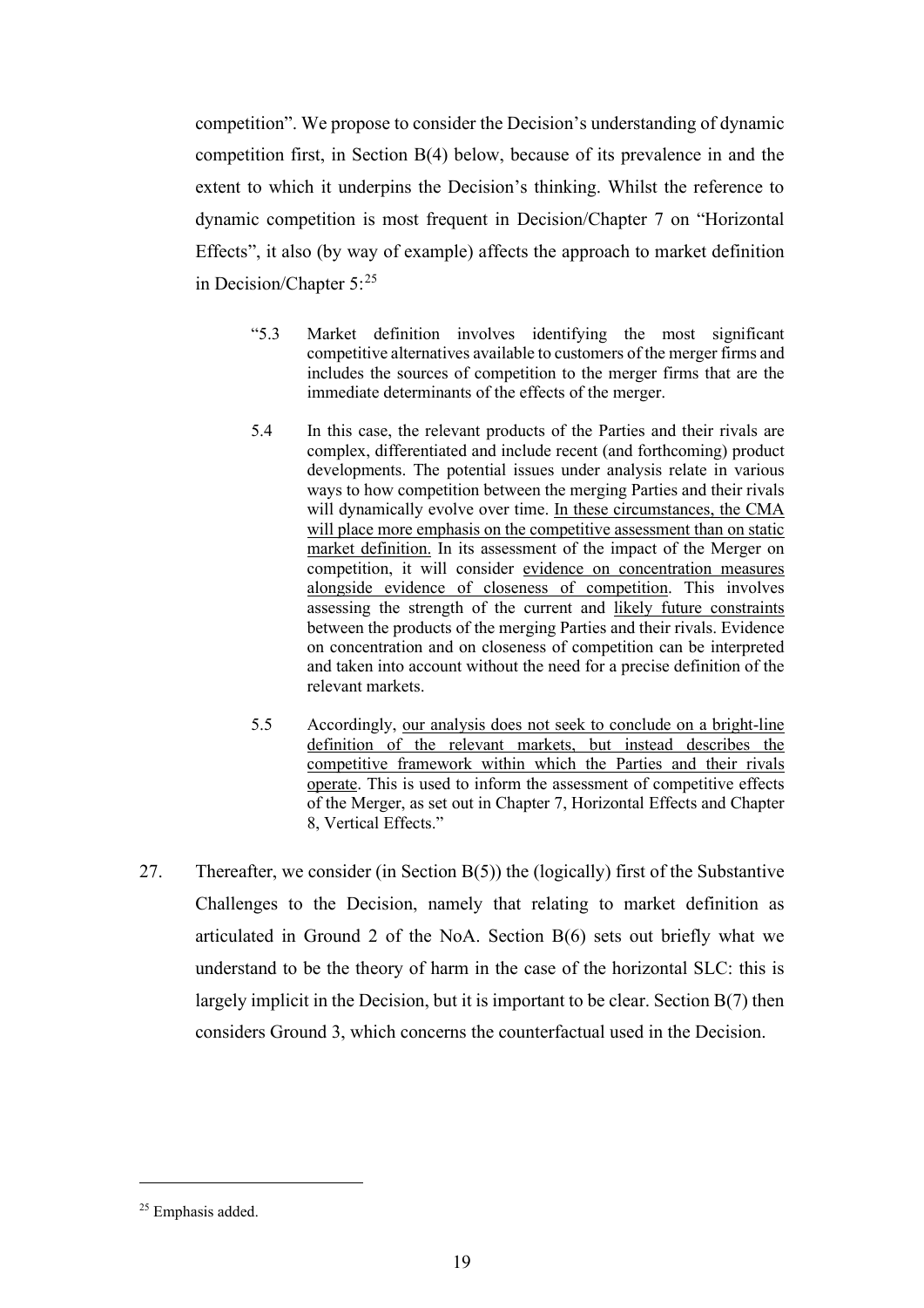competition". We propose to consider the Decision's understanding of dynamic competition first, in Section B(4) below, because of its prevalence in and the extent to which it underpins the Decision's thinking. Whilst the reference to dynamic competition is most frequent in Decision/Chapter 7 on "Horizontal Effects", it also (by way of example) affects the approach to market definition in Decision/Chapter 5:[25]

> "5.3 Market definition involves identifying the most significant competitive alternatives available to customers of the merger firms and includes the sources of competition to the merger firms that are the immediate determinants of the effects of the merger.
>
> 5.4 In this case, the relevant products of the Parties and their rivals are complex, differentiated and include recent (and forthcoming) product developments. The potential issues under analysis relate in various ways to how competition between the merging Parties and their rivals will dynamically evolve over time. <u>In these circumstances, the CMA will place more emphasis on the competitive assessment than on static market definition.</u> In its assessment of the impact of the Merger on competition, it will consider <u>evidence on concentration measures alongside evidence of closeness of competition</u>. This involves assessing the strength of the current and <u>likely future constraints</u> between the products of the merging Parties and their rivals. Evidence on concentration and on closeness of competition can be interpreted and taken into account without the need for a precise definition of the relevant markets.
>
> 5.5 Accordingly, <u>our analysis does not seek to conclude on a bright-line definition of the relevant markets, but instead describes the competitive framework within which the Parties and their rivals operate</u>. This is used to inform the assessment of competitive effects of the Merger, as set out in Chapter 7, Horizontal Effects and Chapter 8, Vertical Effects."

27. Thereafter, we consider (in Section B(5)) the (logically) first of the Substantive Challenges to the Decision, namely that relating to market definition as articulated in Ground 2 of the NoA. Section B(6) sets out briefly what we understand to be the theory of harm in the case of the horizontal SLC: this is largely implicit in the Decision, but it is important to be clear. Section B(7) then considers Ground 3, which concerns the counterfactual used in the Decision.

---

[25] Emphasis added.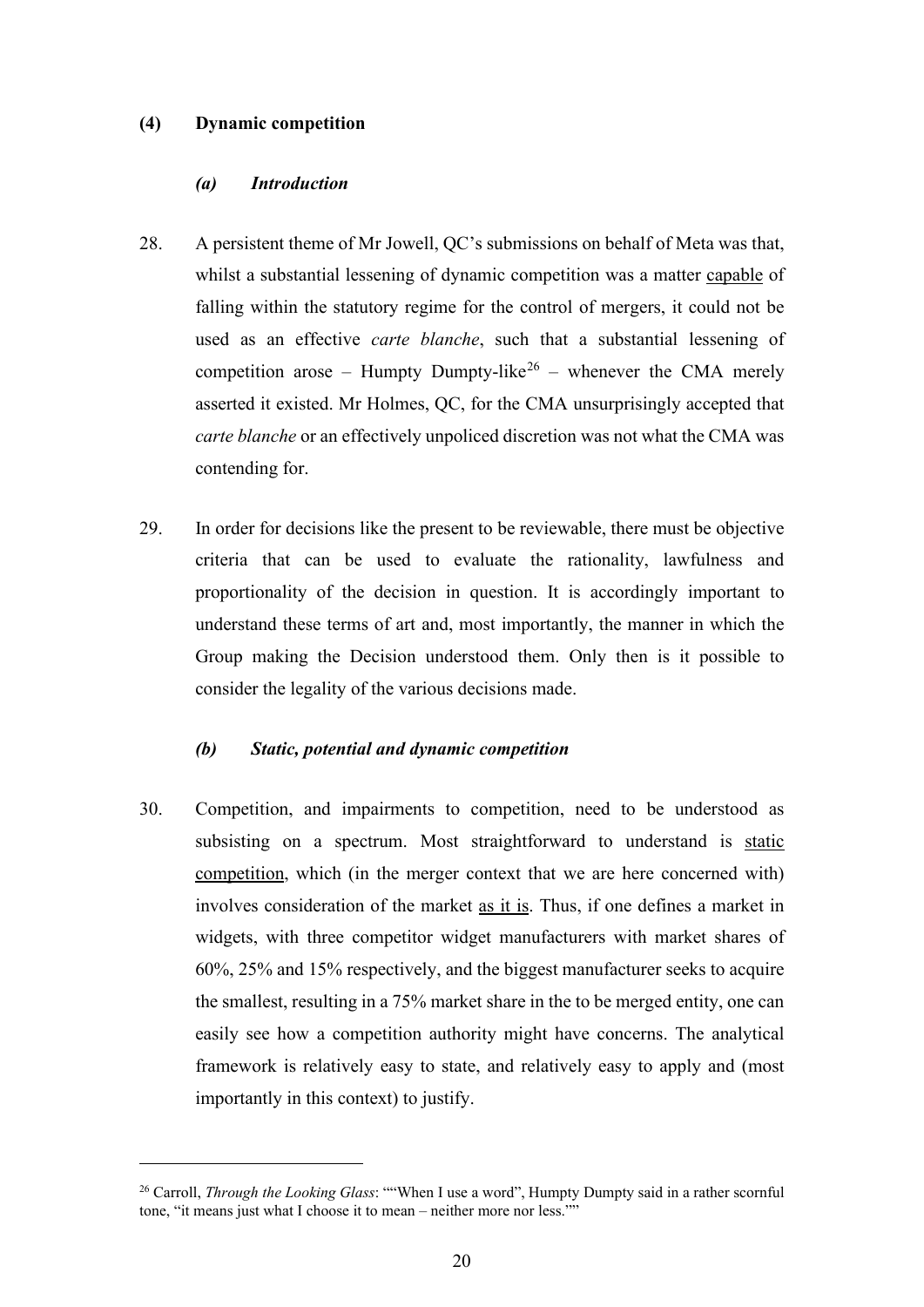## (4) Dynamic competition

### *(a) Introduction*

28. A persistent theme of Mr Jowell, QC's submissions on behalf of Meta was that, whilst a substantial lessening of dynamic competition was a matter <u>capable</u> of falling within the statutory regime for the control of mergers, it could not be used as an effective *carte blanche*, such that a substantial lessening of competition arose – Humpty Dumpty-like[26] – whenever the CMA merely asserted it existed. Mr Holmes, QC, for the CMA unsurprisingly accepted that *carte blanche* or an effectively unpoliced discretion was not what the CMA was contending for.

29. In order for decisions like the present to be reviewable, there must be objective criteria that can be used to evaluate the rationality, lawfulness and proportionality of the decision in question. It is accordingly important to understand these terms of art and, most importantly, the manner in which the Group making the Decision understood them. Only then is it possible to consider the legality of the various decisions made.

### *(b) Static, potential and dynamic competition*

30. Competition, and impairments to competition, need to be understood as subsisting on a spectrum. Most straightforward to understand is <u>static competition</u>, which (in the merger context that we are here concerned with) involves consideration of the market <u>as it is</u>. Thus, if one defines a market in widgets, with three competitor widget manufacturers with market shares of 60%, 25% and 15% respectively, and the biggest manufacturer seeks to acquire the smallest, resulting in a 75% market share in the to be merged entity, one can easily see how a competition authority might have concerns. The analytical framework is relatively easy to state, and relatively easy to apply and (most importantly in this context) to justify.

---

[26] Carroll, *Through the Looking Glass*: ""When I use a word", Humpty Dumpty said in a rather scornful tone, "it means just what I choose it to mean – neither more nor less.""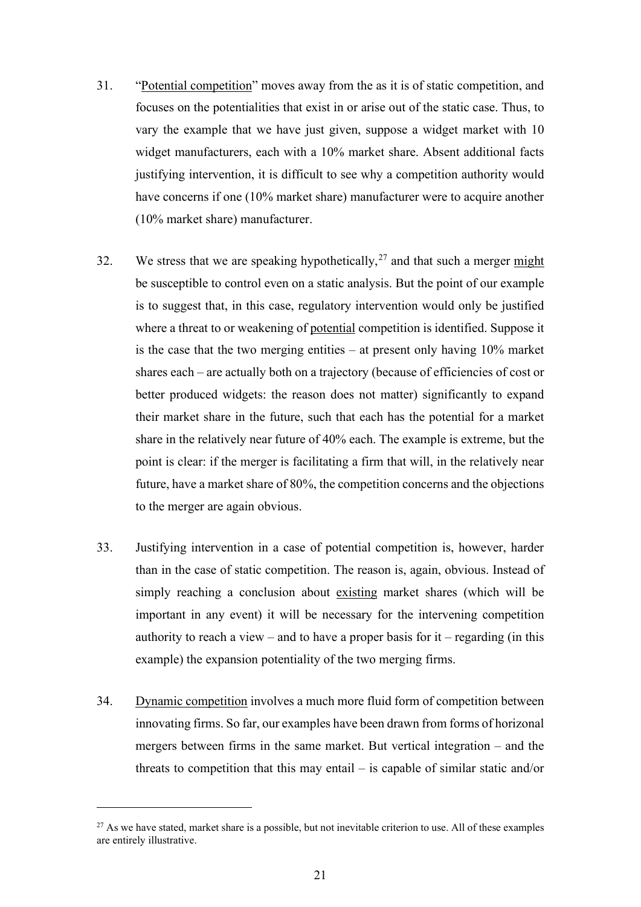31. "Potential competition" moves away from the as it is of static competition, and focuses on the potentialities that exist in or arise out of the static case. Thus, to vary the example that we have just given, suppose a widget market with 10 widget manufacturers, each with a 10% market share. Absent additional facts justifying intervention, it is difficult to see why a competition authority would have concerns if one (10% market share) manufacturer were to acquire another (10% market share) manufacturer.

32. We stress that we are speaking hypothetically,[27] and that such a merger might be susceptible to control even on a static analysis. But the point of our example is to suggest that, in this case, regulatory intervention would only be justified where a threat to or weakening of potential competition is identified. Suppose it is the case that the two merging entities – at present only having 10% market shares each – are actually both on a trajectory (because of efficiencies of cost or better produced widgets: the reason does not matter) significantly to expand their market share in the future, such that each has the potential for a market share in the relatively near future of 40% each. The example is extreme, but the point is clear: if the merger is facilitating a firm that will, in the relatively near future, have a market share of 80%, the competition concerns and the objections to the merger are again obvious.

33. Justifying intervention in a case of potential competition is, however, harder than in the case of static competition. The reason is, again, obvious. Instead of simply reaching a conclusion about existing market shares (which will be important in any event) it will be necessary for the intervening competition authority to reach a view – and to have a proper basis for it – regarding (in this example) the expansion potentiality of the two merging firms.

34. Dynamic competition involves a much more fluid form of competition between innovating firms. So far, our examples have been drawn from forms of horizonal mergers between firms in the same market. But vertical integration – and the threats to competition that this may entail – is capable of similar static and/or

---

[27] As we have stated, market share is a possible, but not inevitable criterion to use. All of these examples are entirely illustrative.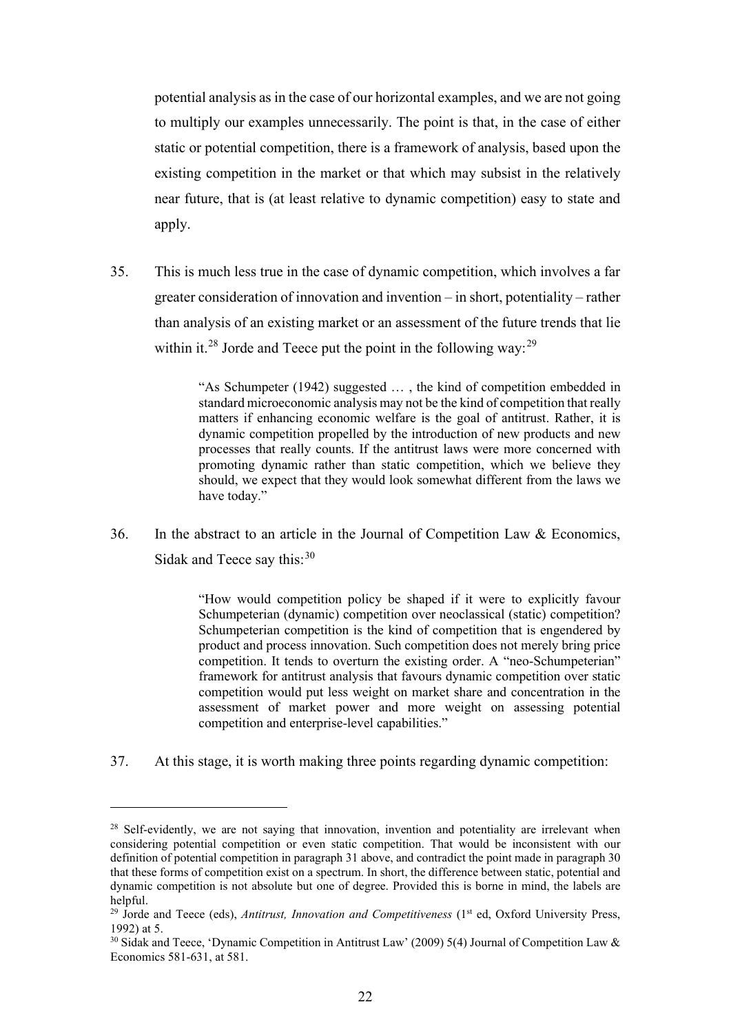potential analysis as in the case of our horizontal examples, and we are not going to multiply our examples unnecessarily. The point is that, in the case of either static or potential competition, there is a framework of analysis, based upon the existing competition in the market or that which may subsist in the relatively near future, that is (at least relative to dynamic competition) easy to state and apply.

35. This is much less true in the case of dynamic competition, which involves a far greater consideration of innovation and invention – in short, potentiality – rather than analysis of an existing market or an assessment of the future trends that lie within it.[28] Jorde and Teece put the point in the following way:[29]

> "As Schumpeter (1942) suggested … , the kind of competition embedded in standard microeconomic analysis may not be the kind of competition that really matters if enhancing economic welfare is the goal of antitrust. Rather, it is dynamic competition propelled by the introduction of new products and new processes that really counts. If the antitrust laws were more concerned with promoting dynamic rather than static competition, which we believe they should, we expect that they would look somewhat different from the laws we have today."

36. In the abstract to an article in the Journal of Competition Law & Economics, Sidak and Teece say this:[30]

> "How would competition policy be shaped if it were to explicitly favour Schumpeterian (dynamic) competition over neoclassical (static) competition? Schumpeterian competition is the kind of competition that is engendered by product and process innovation. Such competition does not merely bring price competition. It tends to overturn the existing order. A "neo-Schumpeterian" framework for antitrust analysis that favours dynamic competition over static competition would put less weight on market share and concentration in the assessment of market power and more weight on assessing potential competition and enterprise-level capabilities."

37. At this stage, it is worth making three points regarding dynamic competition:

---

[28] Self-evidently, we are not saying that innovation, invention and potentiality are irrelevant when considering potential competition or even static competition. That would be inconsistent with our definition of potential competition in paragraph 31 above, and contradict the point made in paragraph 30 that these forms of competition exist on a spectrum. In short, the difference between static, potential and dynamic competition is not absolute but one of degree. Provided this is borne in mind, the labels are helpful.

[29] Jorde and Teece (eds), *Antitrust, Innovation and Competitiveness* (1st ed, Oxford University Press, 1992) at 5.

[30] Sidak and Teece, 'Dynamic Competition in Antitrust Law' (2009) 5(4) Journal of Competition Law & Economics 581-631, at 581.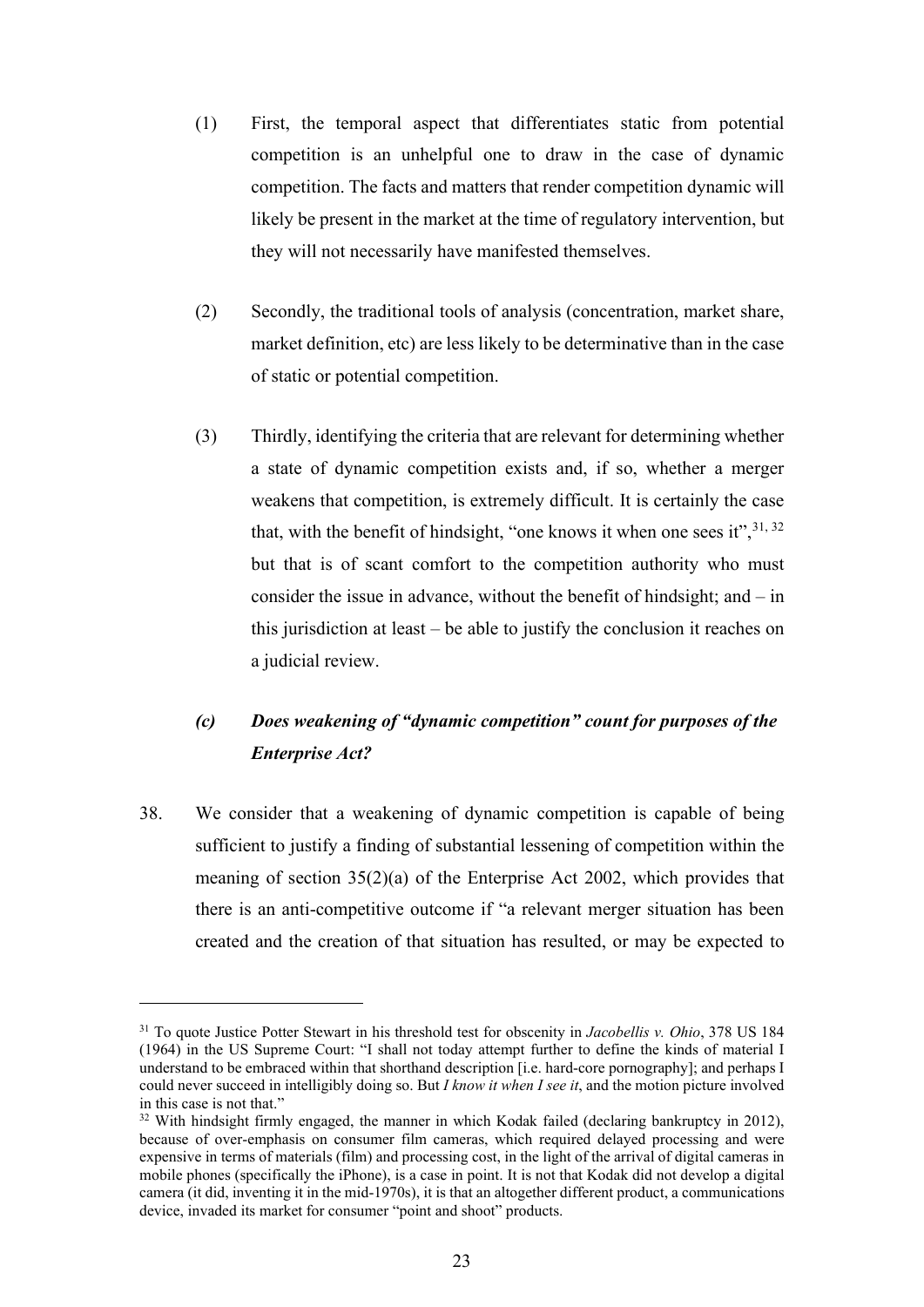(1) First, the temporal aspect that differentiates static from potential competition is an unhelpful one to draw in the case of dynamic competition. The facts and matters that render competition dynamic will likely be present in the market at the time of regulatory intervention, but they will not necessarily have manifested themselves.

(2) Secondly, the traditional tools of analysis (concentration, market share, market definition, etc) are less likely to be determinative than in the case of static or potential competition.

(3) Thirdly, identifying the criteria that are relevant for determining whether a state of dynamic competition exists and, if so, whether a merger weakens that competition, is extremely difficult. It is certainly the case that, with the benefit of hindsight, "one knows it when one sees it",[31, 32] but that is of scant comfort to the competition authority who must consider the issue in advance, without the benefit of hindsight; and – in this jurisdiction at least – be able to justify the conclusion it reaches on a judicial review.

### *(c) Does weakening of "dynamic competition" count for purposes of the Enterprise Act?*

38. We consider that a weakening of dynamic competition is capable of being sufficient to justify a finding of substantial lessening of competition within the meaning of section 35(2)(a) of the Enterprise Act 2002, which provides that there is an anti-competitive outcome if "a relevant merger situation has been created and the creation of that situation has resulted, or may be expected to

---

[31] To quote Justice Potter Stewart in his threshold test for obscenity in *Jacobellis v. Ohio*, 378 US 184 (1964) in the US Supreme Court: "I shall not today attempt further to define the kinds of material I understand to be embraced within that shorthand description [i.e. hard-core pornography]; and perhaps I could never succeed in intelligibly doing so. But *I know it when I see it*, and the motion picture involved in this case is not that."

[32] With hindsight firmly engaged, the manner in which Kodak failed (declaring bankruptcy in 2012), because of over-emphasis on consumer film cameras, which required delayed processing and were expensive in terms of materials (film) and processing cost, in the light of the arrival of digital cameras in mobile phones (specifically the iPhone), is a case in point. It is not that Kodak did not develop a digital camera (it did, inventing it in the mid-1970s), it is that an altogether different product, a communications device, invaded its market for consumer "point and shoot" products.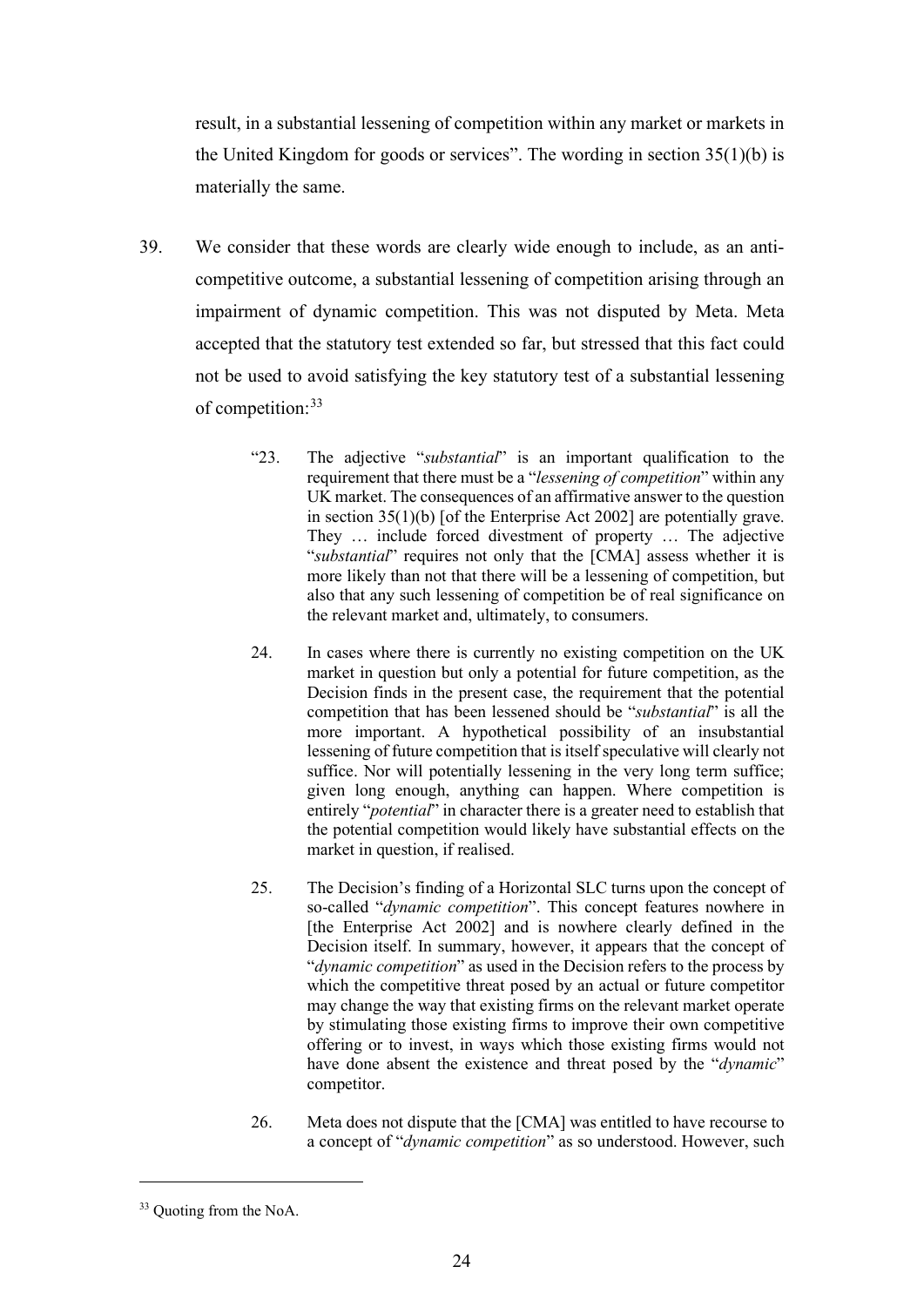result, in a substantial lessening of competition within any market or markets in the United Kingdom for goods or services". The wording in section 35(1)(b) is materially the same.

39. We consider that these words are clearly wide enough to include, as an anti-competitive outcome, a substantial lessening of competition arising through an impairment of dynamic competition. This was not disputed by Meta. Meta accepted that the statutory test extended so far, but stressed that this fact could not be used to avoid satisfying the key statutory test of a substantial lessening of competition:[33]

> "23. The adjective "*substantial*" is an important qualification to the requirement that there must be a "*lessening of competition*" within any UK market. The consequences of an affirmative answer to the question in section 35(1)(b) [of the Enterprise Act 2002] are potentially grave. They … include forced divestment of property … The adjective "*substantial*" requires not only that the [CMA] assess whether it is more likely than not that there will be a lessening of competition, but also that any such lessening of competition be of real significance on the relevant market and, ultimately, to consumers.
>
> 24. In cases where there is currently no existing competition on the UK market in question but only a potential for future competition, as the Decision finds in the present case, the requirement that the potential competition that has been lessened should be "*substantial*" is all the more important. A hypothetical possibility of an insubstantial lessening of future competition that is itself speculative will clearly not suffice. Nor will potentially lessening in the very long term suffice; given long enough, anything can happen. Where competition is entirely "*potential*" in character there is a greater need to establish that the potential competition would likely have substantial effects on the market in question, if realised.
>
> 25. The Decision's finding of a Horizontal SLC turns upon the concept of so-called "*dynamic competition*". This concept features nowhere in [the Enterprise Act 2002] and is nowhere clearly defined in the Decision itself. In summary, however, it appears that the concept of "*dynamic competition*" as used in the Decision refers to the process by which the competitive threat posed by an actual or future competitor may change the way that existing firms on the relevant market operate by stimulating those existing firms to improve their own competitive offering or to invest, in ways which those existing firms would not have done absent the existence and threat posed by the "*dynamic*" competitor.
>
> 26. Meta does not dispute that the [CMA] was entitled to have recourse to a concept of "*dynamic competition*" as so understood. However, such

[33] Quoting from the NoA.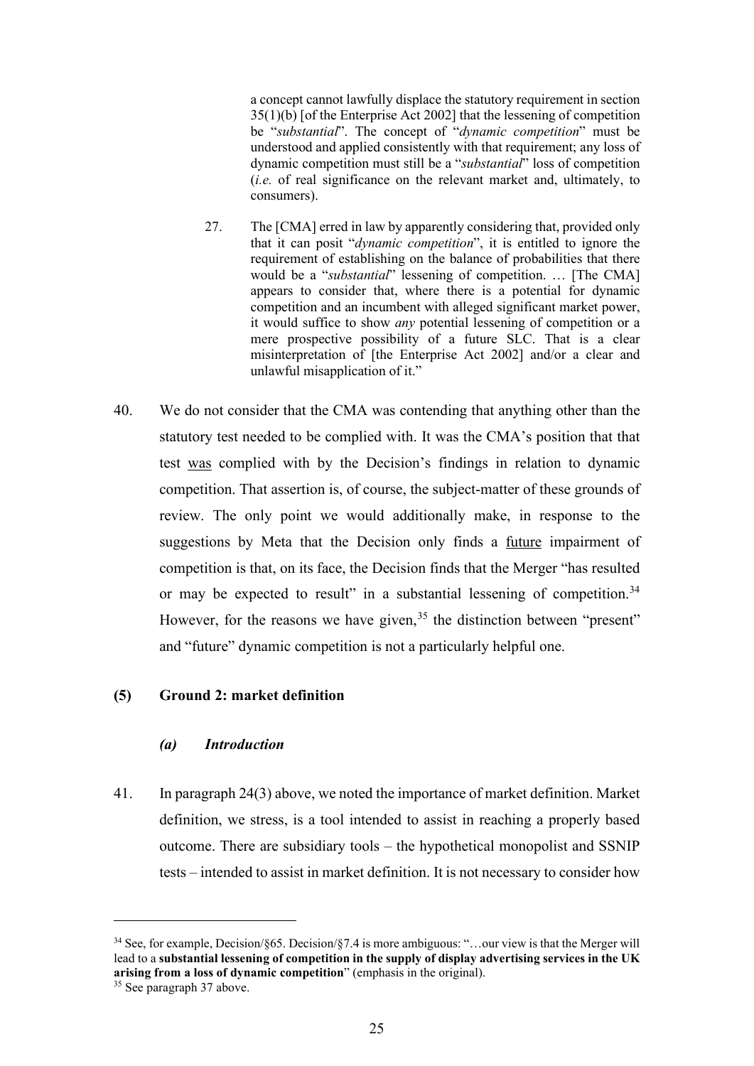> a concept cannot lawfully displace the statutory requirement in section 35(1)(b) [of the Enterprise Act 2002] that the lessening of competition be "*substantial*". The concept of "*dynamic competition*" must be understood and applied consistently with that requirement; any loss of dynamic competition must still be a "*substantial*" loss of competition (*i.e.* of real significance on the relevant market and, ultimately, to consumers).
>
> 27. The [CMA] erred in law by apparently considering that, provided only that it can posit "*dynamic competition*", it is entitled to ignore the requirement of establishing on the balance of probabilities that there would be a "*substantial*" lessening of competition. … [The CMA] appears to consider that, where there is a potential for dynamic competition and an incumbent with alleged significant market power, it would suffice to show *any* potential lessening of competition or a mere prospective possibility of a future SLC. That is a clear misinterpretation of [the Enterprise Act 2002] and/or a clear and unlawful misapplication of it."

40. We do not consider that the CMA was contending that anything other than the statutory test needed to be complied with. It was the CMA's position that that test <u>was</u> complied with by the Decision's findings in relation to dynamic competition. That assertion is, of course, the subject-matter of these grounds of review. The only point we would additionally make, in response to the suggestions by Meta that the Decision only finds a <u>future</u> impairment of competition is that, on its face, the Decision finds that the Merger "has resulted or may be expected to result" in a substantial lessening of competition.[34] However, for the reasons we have given,[35] the distinction between "present" and "future" dynamic competition is not a particularly helpful one.

### (5) Ground 2: market definition

#### *(a) Introduction*

41. In paragraph 24(3) above, we noted the importance of market definition. Market definition, we stress, is a tool intended to assist in reaching a properly based outcome. There are subsidiary tools – the hypothetical monopolist and SSNIP tests – intended to assist in market definition. It is not necessary to consider how

---

[34] See, for example, Decision/§65. Decision/§7.4 is more ambiguous: "…our view is that the Merger will lead to a **substantial lessening of competition in the supply of display advertising services in the UK arising from a loss of dynamic competition**" (emphasis in the original).

[35] See paragraph 37 above.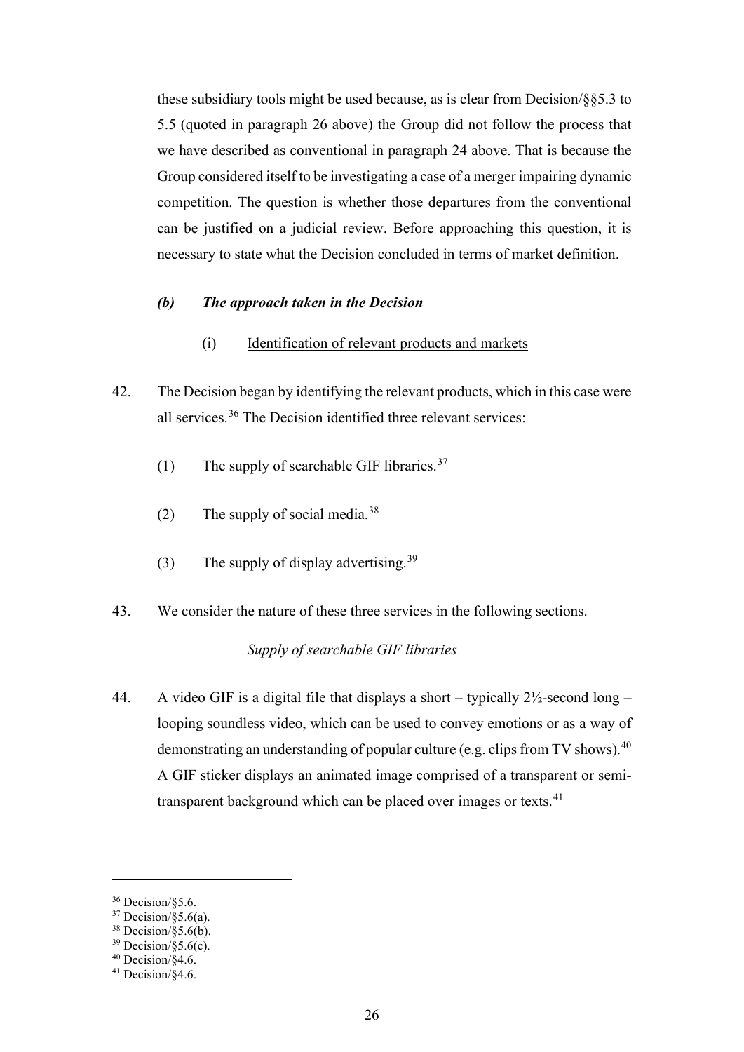these subsidiary tools might be used because, as is clear from Decision/§§5.3 to 5.5 (quoted in paragraph 26 above) the Group did not follow the process that we have described as conventional in paragraph 24 above. That is because the Group considered itself to be investigating a case of a merger impairing dynamic competition. The question is whether those departures from the conventional can be justified on a judicial review. Before approaching this question, it is necessary to state what the Decision concluded in terms of market definition.

### *(b) The approach taken in the Decision*

#### (i) Identification of relevant products and markets

42. The Decision began by identifying the relevant products, which in this case were all services.[36] The Decision identified three relevant services:

(1) The supply of searchable GIF libraries.[37]

(2) The supply of social media.[38]

(3) The supply of display advertising.[39]

43. We consider the nature of these three services in the following sections.

*Supply of searchable GIF libraries*

44. A video GIF is a digital file that displays a short – typically 2½-second long – looping soundless video, which can be used to convey emotions or as a way of demonstrating an understanding of popular culture (e.g. clips from TV shows).[40] A GIF sticker displays an animated image comprised of a transparent or semi-transparent background which can be placed over images or texts.[41]

---

[36] Decision/§5.6.
[37] Decision/§5.6(a).
[38] Decision/§5.6(b).
[39] Decision/§5.6(c).
[40] Decision/§4.6.
[41] Decision/§4.6.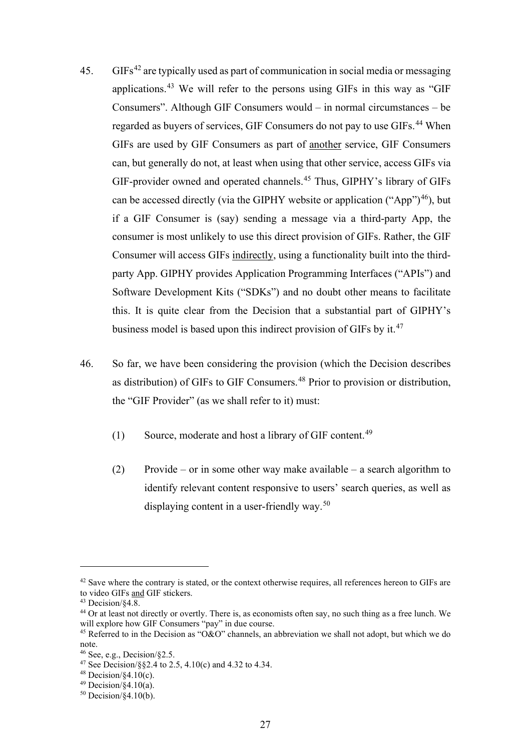45. GIFs[42] are typically used as part of communication in social media or messaging applications.[43] We will refer to the persons using GIFs in this way as "GIF Consumers". Although GIF Consumers would – in normal circumstances – be regarded as buyers of services, GIF Consumers do not pay to use GIFs.[44] When GIFs are used by GIF Consumers as part of <u>another</u> service, GIF Consumers can, but generally do not, at least when using that other service, access GIFs via GIF-provider owned and operated channels.[45] Thus, GIPHY's library of GIFs can be accessed directly (via the GIPHY website or application ("App")[46]), but if a GIF Consumer is (say) sending a message via a third-party App, the consumer is most unlikely to use this direct provision of GIFs. Rather, the GIF Consumer will access GIFs <u>indirectly</u>, using a functionality built into the third-party App. GIPHY provides Application Programming Interfaces ("APIs") and Software Development Kits ("SDKs") and no doubt other means to facilitate this. It is quite clear from the Decision that a substantial part of GIPHY's business model is based upon this indirect provision of GIFs by it.[47]

46. So far, we have been considering the provision (which the Decision describes as distribution) of GIFs to GIF Consumers.[48] Prior to provision or distribution, the "GIF Provider" (as we shall refer to it) must:

    (1) Source, moderate and host a library of GIF content.[49]

    (2) Provide – or in some other way make available – a search algorithm to identify relevant content responsive to users' search queries, as well as displaying content in a user-friendly way.[50]

---

[42] Save where the contrary is stated, or the context otherwise requires, all references hereon to GIFs are to video GIFs <u>and</u> GIF stickers.

[43] Decision/§4.8.

[44] Or at least not directly or overtly. There is, as economists often say, no such thing as a free lunch. We will explore how GIF Consumers "pay" in due course.

[45] Referred to in the Decision as "O&O" channels, an abbreviation we shall not adopt, but which we do note.

[46] See, e.g., Decision/§2.5.

[47] See Decision/§§2.4 to 2.5, 4.10(c) and 4.32 to 4.34.

[48] Decision/§4.10(c).

[49] Decision/§4.10(a).

[50] Decision/§4.10(b).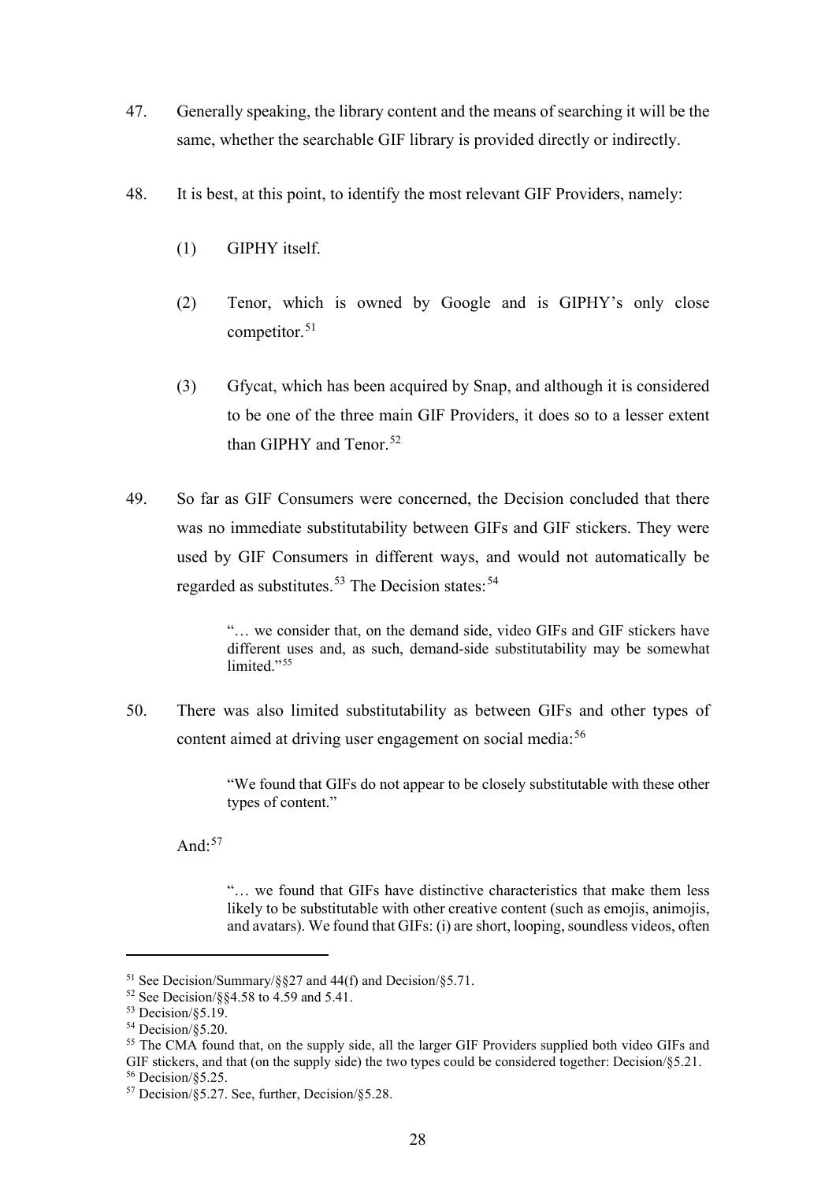47. Generally speaking, the library content and the means of searching it will be the same, whether the searchable GIF library is provided directly or indirectly.

48. It is best, at this point, to identify the most relevant GIF Providers, namely:

    (1) GIPHY itself.

    (2) Tenor, which is owned by Google and is GIPHY's only close competitor.[51]

    (3) Gfycat, which has been acquired by Snap, and although it is considered to be one of the three main GIF Providers, it does so to a lesser extent than GIPHY and Tenor.[52]

49. So far as GIF Consumers were concerned, the Decision concluded that there was no immediate substitutability between GIFs and GIF stickers. They were used by GIF Consumers in different ways, and would not automatically be regarded as substitutes.[53] The Decision states:[54]

> "… we consider that, on the demand side, video GIFs and GIF stickers have different uses and, as such, demand-side substitutability may be somewhat limited."[55]

50. There was also limited substitutability as between GIFs and other types of content aimed at driving user engagement on social media:[56]

> "We found that GIFs do not appear to be closely substitutable with these other types of content."

And:[57]

> "… we found that GIFs have distinctive characteristics that make them less likely to be substitutable with other creative content (such as emojis, animojis, and avatars). We found that GIFs: (i) are short, looping, soundless videos, often

---

[51] See Decision/Summary/§§27 and 44(f) and Decision/§5.71.

[52] See Decision/§§4.58 to 4.59 and 5.41.

[53] Decision/§5.19.

[54] Decision/§5.20.

[55] The CMA found that, on the supply side, all the larger GIF Providers supplied both video GIFs and GIF stickers, and that (on the supply side) the two types could be considered together: Decision/§5.21.

[56] Decision/§5.25.

[57] Decision/§5.27. See, further, Decision/§5.28.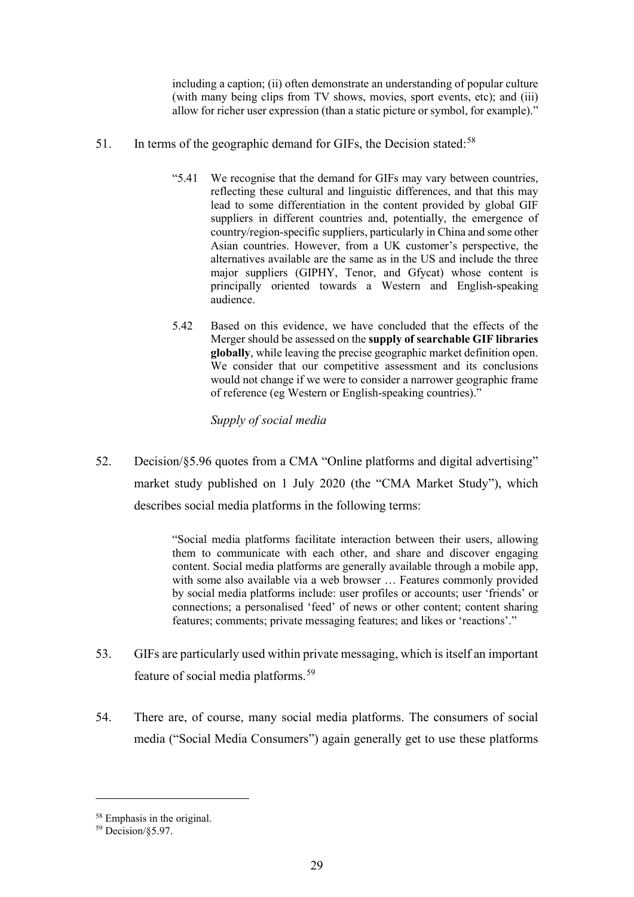> including a caption; (ii) often demonstrate an understanding of popular culture (with many being clips from TV shows, movies, sport events, etc); and (iii) allow for richer user expression (than a static picture or symbol, for example)."

51. In terms of the geographic demand for GIFs, the Decision stated:[58]

> "5.41 We recognise that the demand for GIFs may vary between countries, reflecting these cultural and linguistic differences, and that this may lead to some differentiation in the content provided by global GIF suppliers in different countries and, potentially, the emergence of country/region-specific suppliers, particularly in China and some other Asian countries. However, from a UK customer's perspective, the alternatives available are the same as in the US and include the three major suppliers (GIPHY, Tenor, and Gfycat) whose content is principally oriented towards a Western and English-speaking audience.
>
> 5.42 Based on this evidence, we have concluded that the effects of the Merger should be assessed on the **supply of searchable GIF libraries globally**, while leaving the precise geographic market definition open. We consider that our competitive assessment and its conclusions would not change if we were to consider a narrower geographic frame of reference (eg Western or English-speaking countries)."

*Supply of social media*

52. Decision/§5.96 quotes from a CMA "Online platforms and digital advertising" market study published on 1 July 2020 (the "CMA Market Study"), which describes social media platforms in the following terms:

> "Social media platforms facilitate interaction between their users, allowing them to communicate with each other, and share and discover engaging content. Social media platforms are generally available through a mobile app, with some also available via a web browser … Features commonly provided by social media platforms include: user profiles or accounts; user 'friends' or connections; a personalised 'feed' of news or other content; content sharing features; comments; private messaging features; and likes or 'reactions'."

53. GIFs are particularly used within private messaging, which is itself an important feature of social media platforms.[59]

54. There are, of course, many social media platforms. The consumers of social media ("Social Media Consumers") again generally get to use these platforms

---

[58] Emphasis in the original.

[59] Decision/§5.97.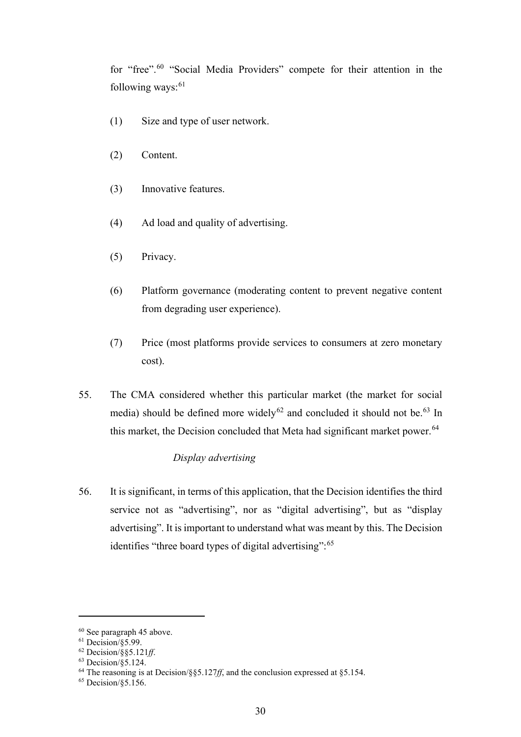for "free".[60] "Social Media Providers" compete for their attention in the following ways:[61]

(1) Size and type of user network.

(2) Content.

(3) Innovative features.

(4) Ad load and quality of advertising.

(5) Privacy.

(6) Platform governance (moderating content to prevent negative content from degrading user experience).

(7) Price (most platforms provide services to consumers at zero monetary cost).

55. The CMA considered whether this particular market (the market for social media) should be defined more widely[62] and concluded it should not be.[63] In this market, the Decision concluded that Meta had significant market power.[64]

*Display advertising*

56. It is significant, in terms of this application, that the Decision identifies the third service not as "advertising", nor as "digital advertising", but as "display advertising". It is important to understand what was meant by this. The Decision identifies "three board types of digital advertising":[65]

---

[60] See paragraph 45 above.
[61] Decision/§5.99.
[62] Decision/§§5.121*ff*.
[63] Decision/§5.124.
[64] The reasoning is at Decision/§§5.127*ff*, and the conclusion expressed at §5.154.
[65] Decision/§5.156.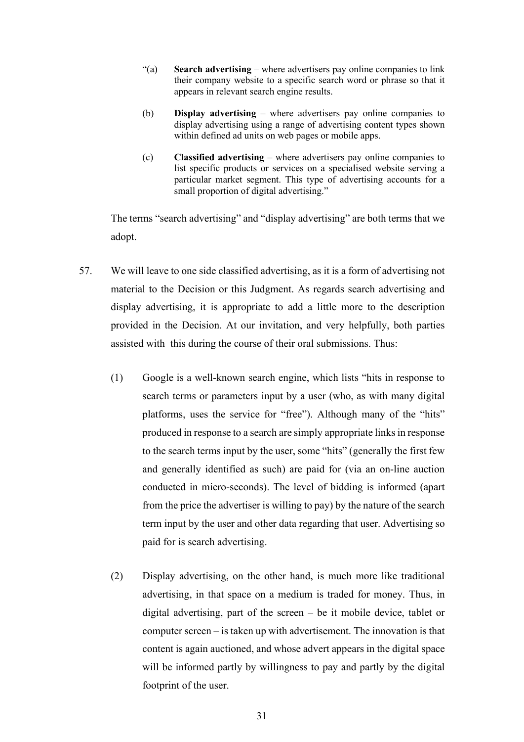"(a) **Search advertising** – where advertisers pay online companies to link their company website to a specific search word or phrase so that it appears in relevant search engine results.

(b) **Display advertising** – where advertisers pay online companies to display advertising using a range of advertising content types shown within defined ad units on web pages or mobile apps.

(c) **Classified advertising** – where advertisers pay online companies to list specific products or services on a specialised website serving a particular market segment. This type of advertising accounts for a small proportion of digital advertising."

The terms "search advertising" and "display advertising" are both terms that we adopt.

57. We will leave to one side classified advertising, as it is a form of advertising not material to the Decision or this Judgment. As regards search advertising and display advertising, it is appropriate to add a little more to the description provided in the Decision. At our invitation, and very helpfully, both parties assisted with this during the course of their oral submissions. Thus:

(1) Google is a well-known search engine, which lists "hits in response to search terms or parameters input by a user (who, as with many digital platforms, uses the service for "free"). Although many of the "hits" produced in response to a search are simply appropriate links in response to the search terms input by the user, some "hits" (generally the first few and generally identified as such) are paid for (via an on-line auction conducted in micro-seconds). The level of bidding is informed (apart from the price the advertiser is willing to pay) by the nature of the search term input by the user and other data regarding that user. Advertising so paid for is search advertising.

(2) Display advertising, on the other hand, is much more like traditional advertising, in that space on a medium is traded for money. Thus, in digital advertising, part of the screen – be it mobile device, tablet or computer screen – is taken up with advertisement. The innovation is that content is again auctioned, and whose advert appears in the digital space will be informed partly by willingness to pay and partly by the digital footprint of the user.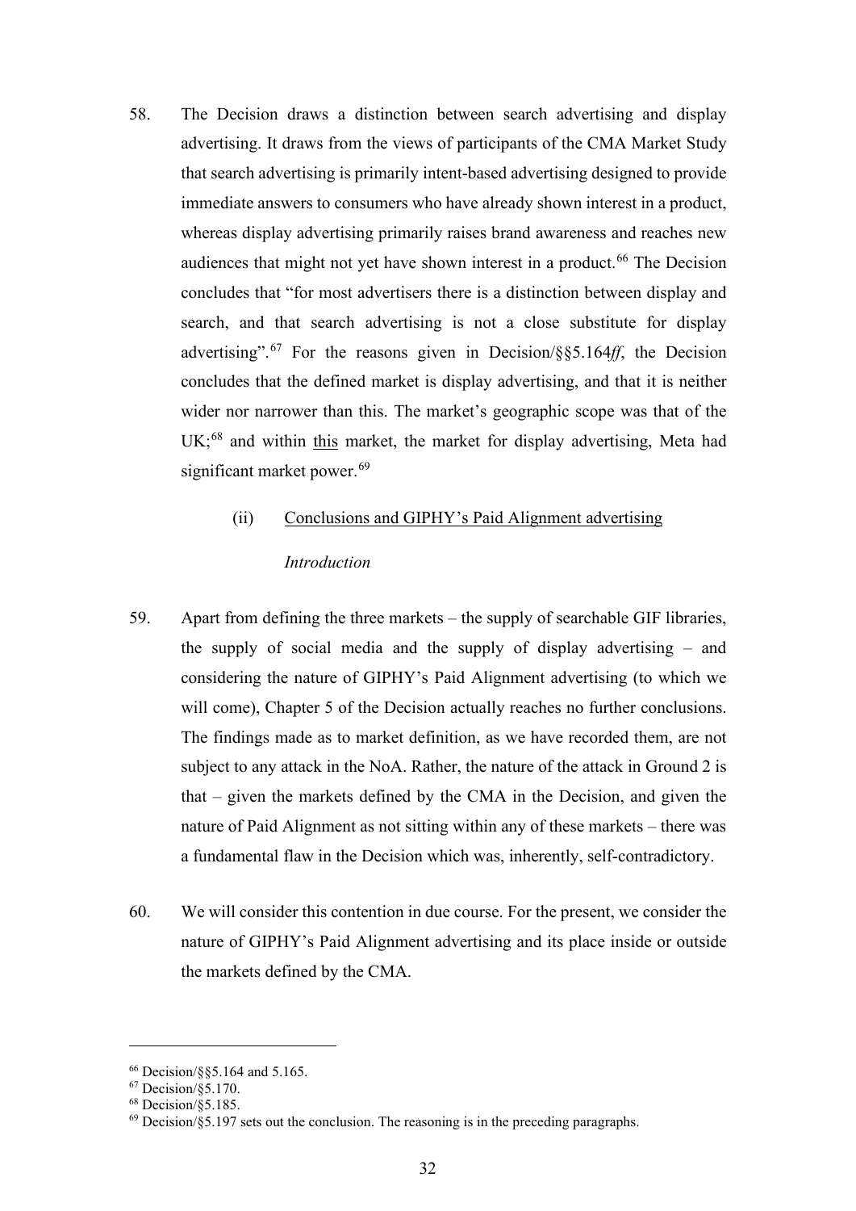58. The Decision draws a distinction between search advertising and display advertising. It draws from the views of participants of the CMA Market Study that search advertising is primarily intent-based advertising designed to provide immediate answers to consumers who have already shown interest in a product, whereas display advertising primarily raises brand awareness and reaches new audiences that might not yet have shown interest in a product.[66] The Decision concludes that "for most advertisers there is a distinction between display and search, and that search advertising is not a close substitute for display advertising".[67] For the reasons given in Decision/§§5.164*ff*, the Decision concludes that the defined market is display advertising, and that it is neither wider nor narrower than this. The market's geographic scope was that of the UK;[68] and within this market, the market for display advertising, Meta had significant market power.[69]

### (ii) Conclusions and GIPHY's Paid Alignment advertising

#### *Introduction*

59. Apart from defining the three markets – the supply of searchable GIF libraries, the supply of social media and the supply of display advertising – and considering the nature of GIPHY's Paid Alignment advertising (to which we will come), Chapter 5 of the Decision actually reaches no further conclusions. The findings made as to market definition, as we have recorded them, are not subject to any attack in the NoA. Rather, the nature of the attack in Ground 2 is that – given the markets defined by the CMA in the Decision, and given the nature of Paid Alignment as not sitting within any of these markets – there was a fundamental flaw in the Decision which was, inherently, self-contradictory.

60. We will consider this contention in due course. For the present, we consider the nature of GIPHY's Paid Alignment advertising and its place inside or outside the markets defined by the CMA.

---

[66] Decision/§§5.164 and 5.165.

[67] Decision/§5.170.

[68] Decision/§5.185.

[69] Decision/§5.197 sets out the conclusion. The reasoning is in the preceding paragraphs.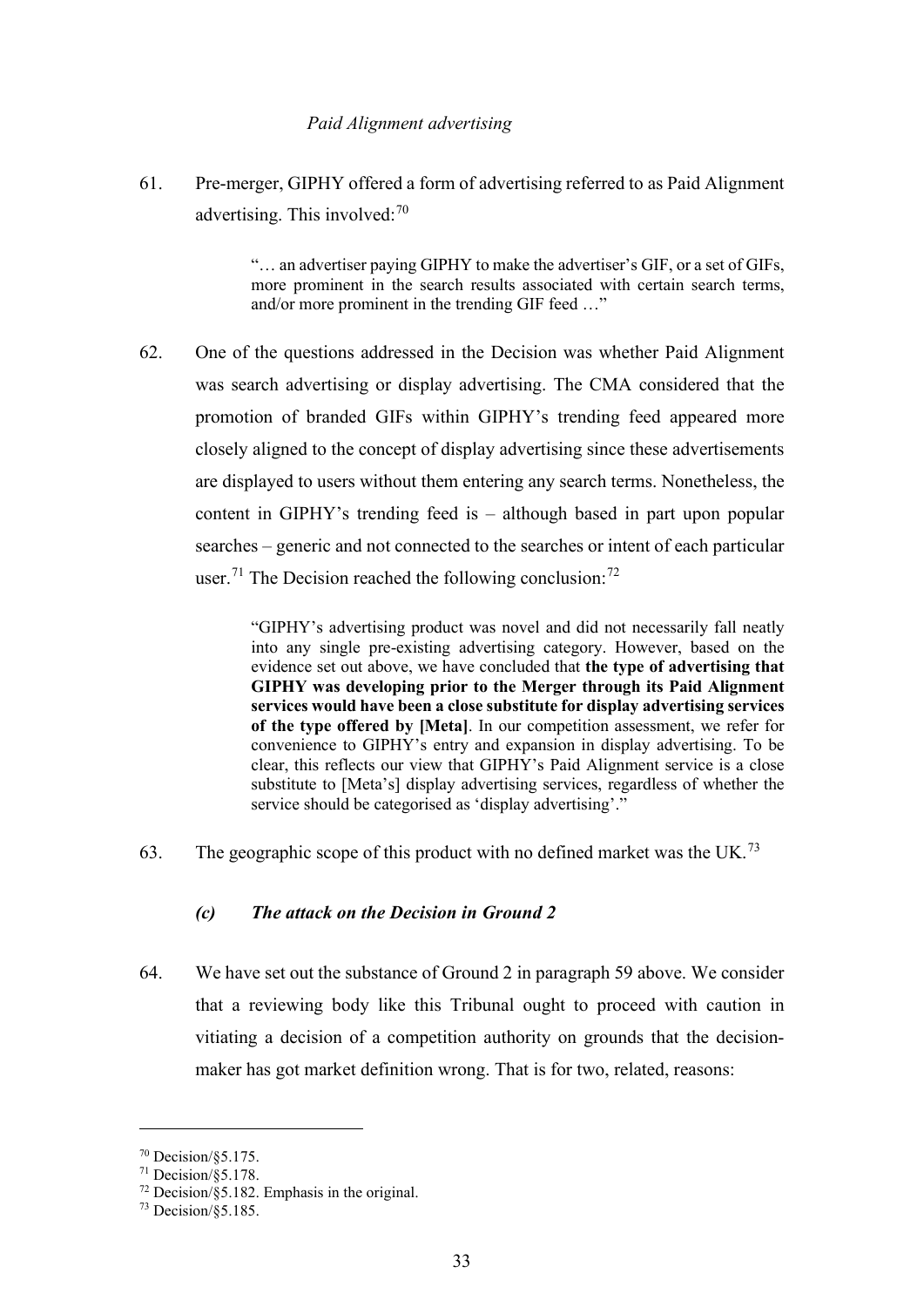*Paid Alignment advertising*

61. Pre-merger, GIPHY offered a form of advertising referred to as Paid Alignment advertising. This involved:[70]

> "… an advertiser paying GIPHY to make the advertiser's GIF, or a set of GIFs, more prominent in the search results associated with certain search terms, and/or more prominent in the trending GIF feed …"

62. One of the questions addressed in the Decision was whether Paid Alignment was search advertising or display advertising. The CMA considered that the promotion of branded GIFs within GIPHY's trending feed appeared more closely aligned to the concept of display advertising since these advertisements are displayed to users without them entering any search terms. Nonetheless, the content in GIPHY's trending feed is – although based in part upon popular searches – generic and not connected to the searches or intent of each particular user.[71] The Decision reached the following conclusion:[72]

> "GIPHY's advertising product was novel and did not necessarily fall neatly into any single pre-existing advertising category. However, based on the evidence set out above, we have concluded that **the type of advertising that GIPHY was developing prior to the Merger through its Paid Alignment services would have been a close substitute for display advertising services of the type offered by [Meta]**. In our competition assessment, we refer for convenience to GIPHY's entry and expansion in display advertising. To be clear, this reflects our view that GIPHY's Paid Alignment service is a close substitute to [Meta's] display advertising services, regardless of whether the service should be categorised as 'display advertising'."

63. The geographic scope of this product with no defined market was the UK.[73]

### *(c) The attack on the Decision in Ground 2*

64. We have set out the substance of Ground 2 in paragraph 59 above. We consider that a reviewing body like this Tribunal ought to proceed with caution in vitiating a decision of a competition authority on grounds that the decision-maker has got market definition wrong. That is for two, related, reasons:

---

[70] Decision/§5.175.

[71] Decision/§5.178.

[72] Decision/§5.182. Emphasis in the original.

[73] Decision/§5.185.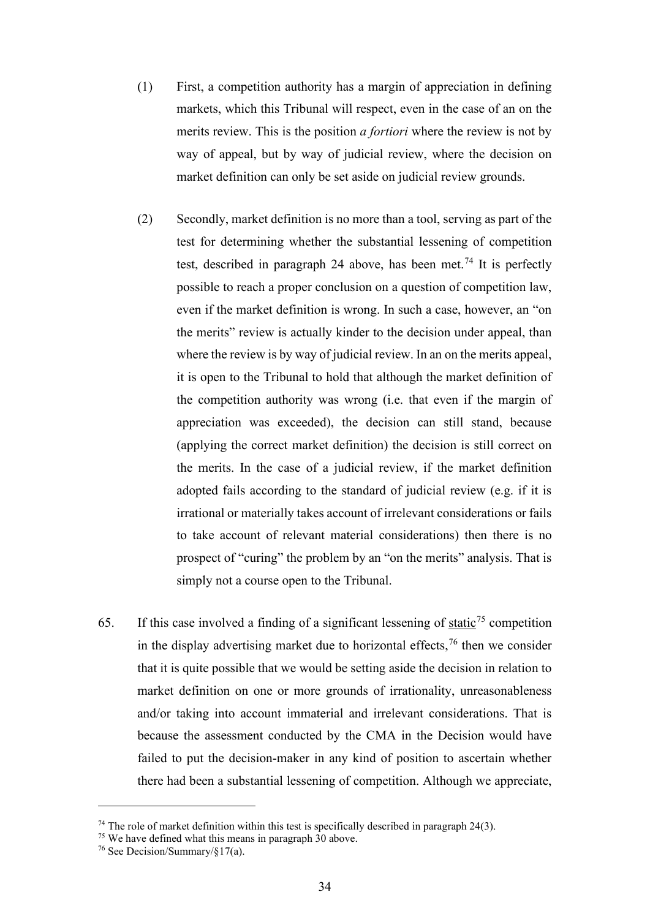(1) First, a competition authority has a margin of appreciation in defining markets, which this Tribunal will respect, even in the case of an on the merits review. This is the position *a fortiori* where the review is not by way of appeal, but by way of judicial review, where the decision on market definition can only be set aside on judicial review grounds.

(2) Secondly, market definition is no more than a tool, serving as part of the test for determining whether the substantial lessening of competition test, described in paragraph 24 above, has been met.[74] It is perfectly possible to reach a proper conclusion on a question of competition law, even if the market definition is wrong. In such a case, however, an "on the merits" review is actually kinder to the decision under appeal, than where the review is by way of judicial review. In an on the merits appeal, it is open to the Tribunal to hold that although the market definition of the competition authority was wrong (i.e. that even if the margin of appreciation was exceeded), the decision can still stand, because (applying the correct market definition) the decision is still correct on the merits. In the case of a judicial review, if the market definition adopted fails according to the standard of judicial review (e.g. if it is irrational or materially takes account of irrelevant considerations or fails to take account of relevant material considerations) then there is no prospect of "curing" the problem by an "on the merits" analysis. That is simply not a course open to the Tribunal.

65. If this case involved a finding of a significant lessening of <u>static</u>[75] competition in the display advertising market due to horizontal effects,[76] then we consider that it is quite possible that we would be setting aside the decision in relation to market definition on one or more grounds of irrationality, unreasonableness and/or taking into account immaterial and irrelevant considerations. That is because the assessment conducted by the CMA in the Decision would have failed to put the decision-maker in any kind of position to ascertain whether there had been a substantial lessening of competition. Although we appreciate,

---

[74] The role of market definition within this test is specifically described in paragraph 24(3).

[75] We have defined what this means in paragraph 30 above.

[76] See Decision/Summary/§17(a).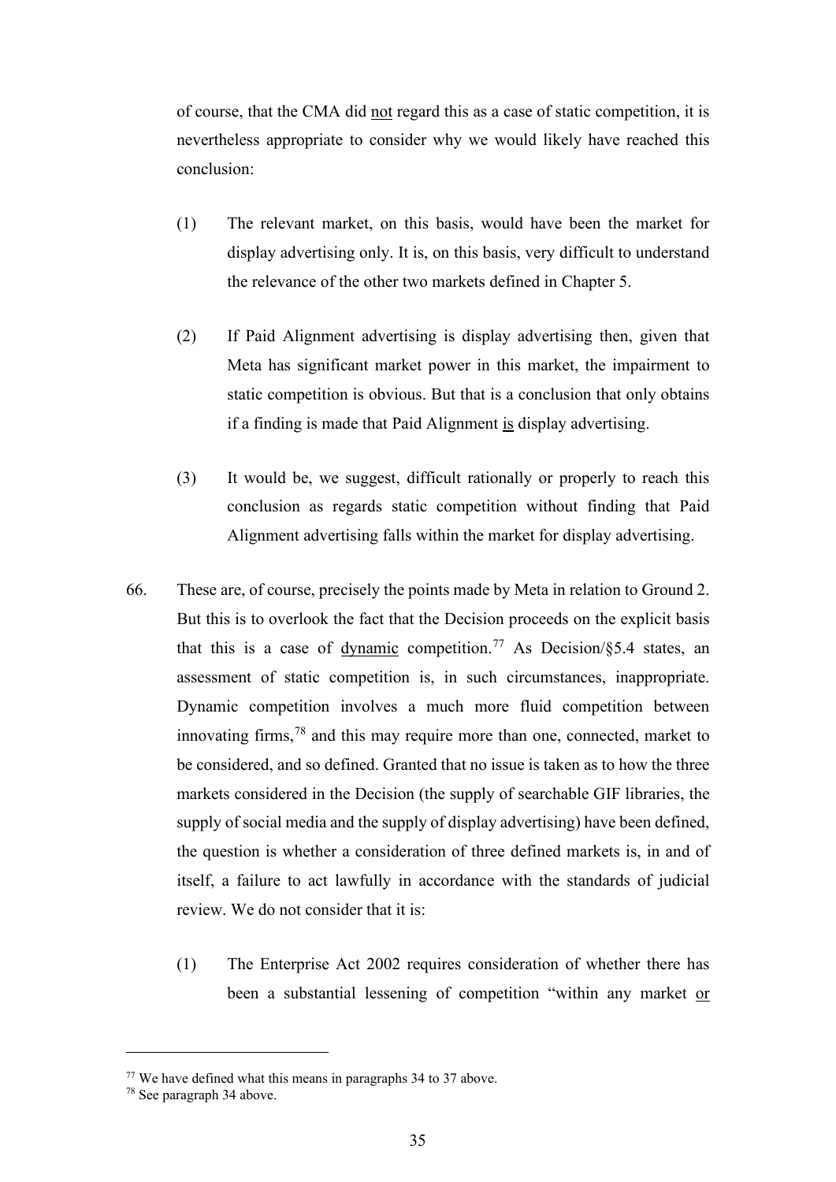of course, that the CMA did <u>not</u> regard this as a case of static competition, it is nevertheless appropriate to consider why we would likely have reached this conclusion:

(1) The relevant market, on this basis, would have been the market for display advertising only. It is, on this basis, very difficult to understand the relevance of the other two markets defined in Chapter 5.

(2) If Paid Alignment advertising is display advertising then, given that Meta has significant market power in this market, the impairment to static competition is obvious. But that is a conclusion that only obtains if a finding is made that Paid Alignment <u>is</u> display advertising.

(3) It would be, we suggest, difficult rationally or properly to reach this conclusion as regards static competition without finding that Paid Alignment advertising falls within the market for display advertising.

66. These are, of course, precisely the points made by Meta in relation to Ground 2. But this is to overlook the fact that the Decision proceeds on the explicit basis that this is a case of <u>dynamic</u> competition.[77] As Decision/§5.4 states, an assessment of static competition is, in such circumstances, inappropriate. Dynamic competition involves a much more fluid competition between innovating firms,[78] and this may require more than one, connected, market to be considered, and so defined. Granted that no issue is taken as to how the three markets considered in the Decision (the supply of searchable GIF libraries, the supply of social media and the supply of display advertising) have been defined, the question is whether a consideration of three defined markets is, in and of itself, a failure to act lawfully in accordance with the standards of judicial review. We do not consider that it is:

(1) The Enterprise Act 2002 requires consideration of whether there has been a substantial lessening of competition "within any market <u>or</u>

---

[77] We have defined what this means in paragraphs 34 to 37 above.

[78] See paragraph 34 above.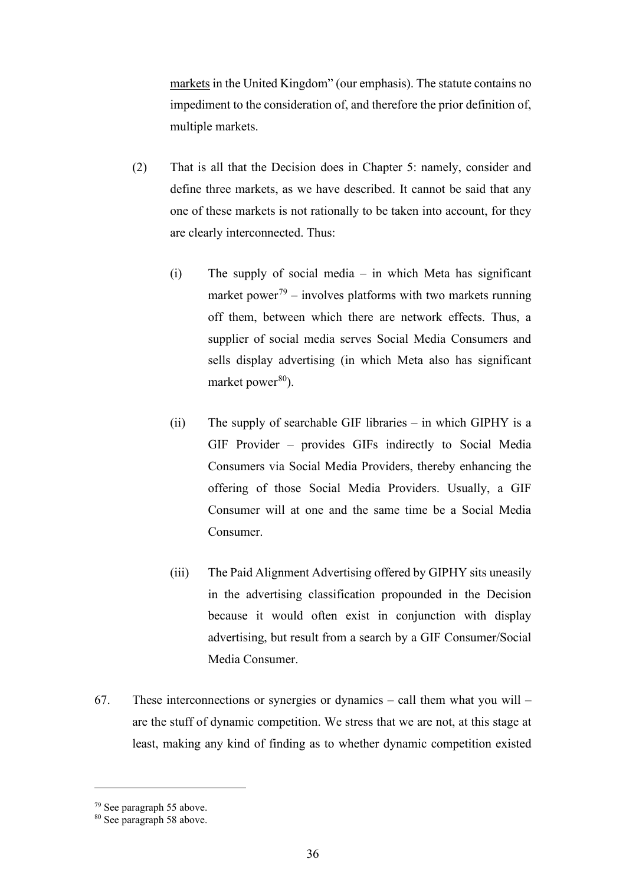<u>markets</u> in the United Kingdom" (our emphasis). The statute contains no impediment to the consideration of, and therefore the prior definition of, multiple markets.

(2) That is all that the Decision does in Chapter 5: namely, consider and define three markets, as we have described. It cannot be said that any one of these markets is not rationally to be taken into account, for they are clearly interconnected. Thus:

(i) The supply of social media – in which Meta has significant market power[79] – involves platforms with two markets running off them, between which there are network effects. Thus, a supplier of social media serves Social Media Consumers and sells display advertising (in which Meta also has significant market power[80]).

(ii) The supply of searchable GIF libraries – in which GIPHY is a GIF Provider – provides GIFs indirectly to Social Media Consumers via Social Media Providers, thereby enhancing the offering of those Social Media Providers. Usually, a GIF Consumer will at one and the same time be a Social Media Consumer.

(iii) The Paid Alignment Advertising offered by GIPHY sits uneasily in the advertising classification propounded in the Decision because it would often exist in conjunction with display advertising, but result from a search by a GIF Consumer/Social Media Consumer.

67. These interconnections or synergies or dynamics – call them what you will – are the stuff of dynamic competition. We stress that we are not, at this stage at least, making any kind of finding as to whether dynamic competition existed

---

[79] See paragraph 55 above.

[80] See paragraph 58 above.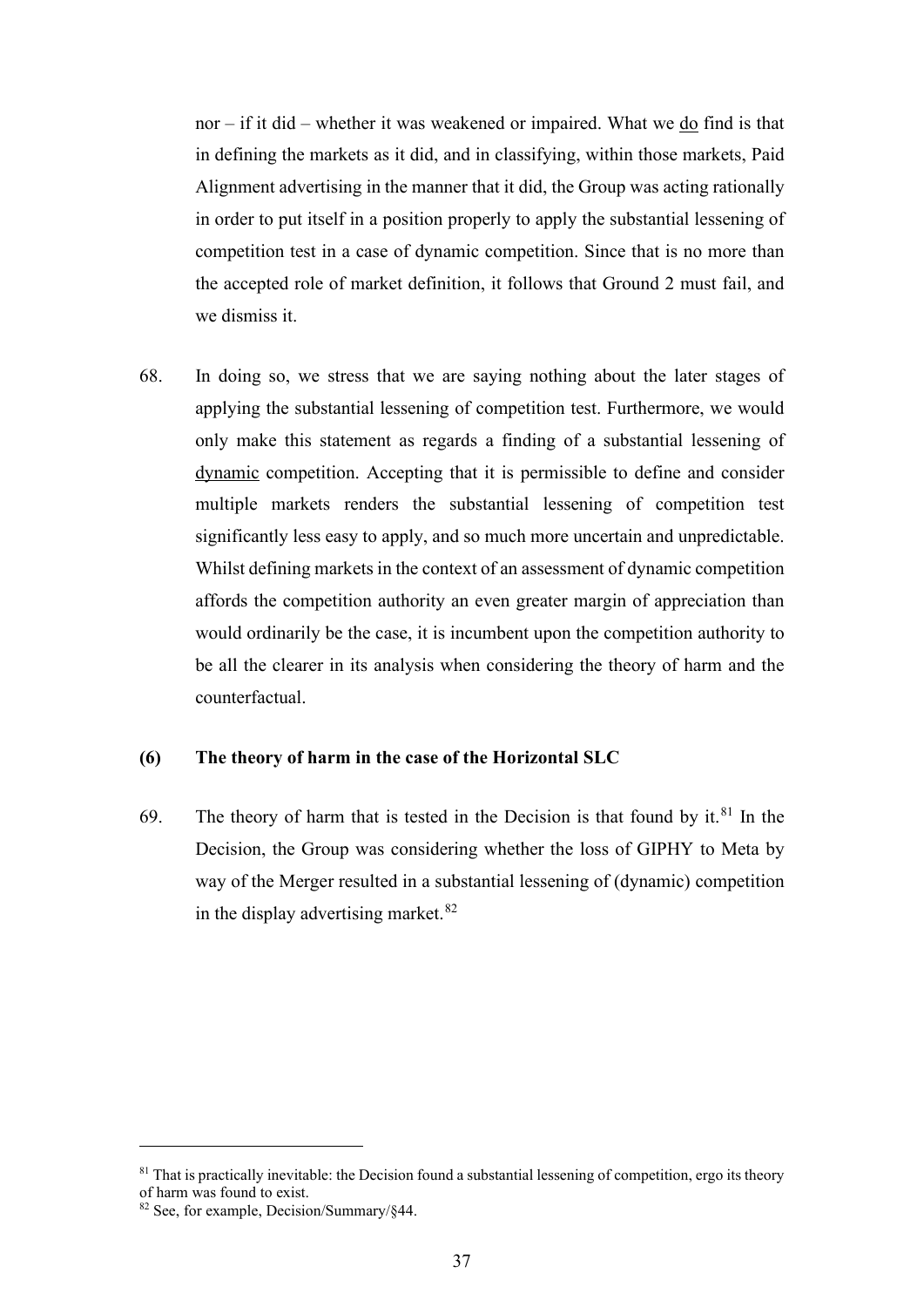nor – if it did – whether it was weakened or impaired. What we <u>do</u> find is that in defining the markets as it did, and in classifying, within those markets, Paid Alignment advertising in the manner that it did, the Group was acting rationally in order to put itself in a position properly to apply the substantial lessening of competition test in a case of dynamic competition. Since that is no more than the accepted role of market definition, it follows that Ground 2 must fail, and we dismiss it.

68. In doing so, we stress that we are saying nothing about the later stages of applying the substantial lessening of competition test. Furthermore, we would only make this statement as regards a finding of a substantial lessening of <u>dynamic</u> competition. Accepting that it is permissible to define and consider multiple markets renders the substantial lessening of competition test significantly less easy to apply, and so much more uncertain and unpredictable. Whilst defining markets in the context of an assessment of dynamic competition affords the competition authority an even greater margin of appreciation than would ordinarily be the case, it is incumbent upon the competition authority to be all the clearer in its analysis when considering the theory of harm and the counterfactual.

**(6) The theory of harm in the case of the Horizontal SLC**

69. The theory of harm that is tested in the Decision is that found by it.[81] In the Decision, the Group was considering whether the loss of GIPHY to Meta by way of the Merger resulted in a substantial lessening of (dynamic) competition in the display advertising market.[82]

---

[81] That is practically inevitable: the Decision found a substantial lessening of competition, ergo its theory of harm was found to exist.

[82] See, for example, Decision/Summary/§44.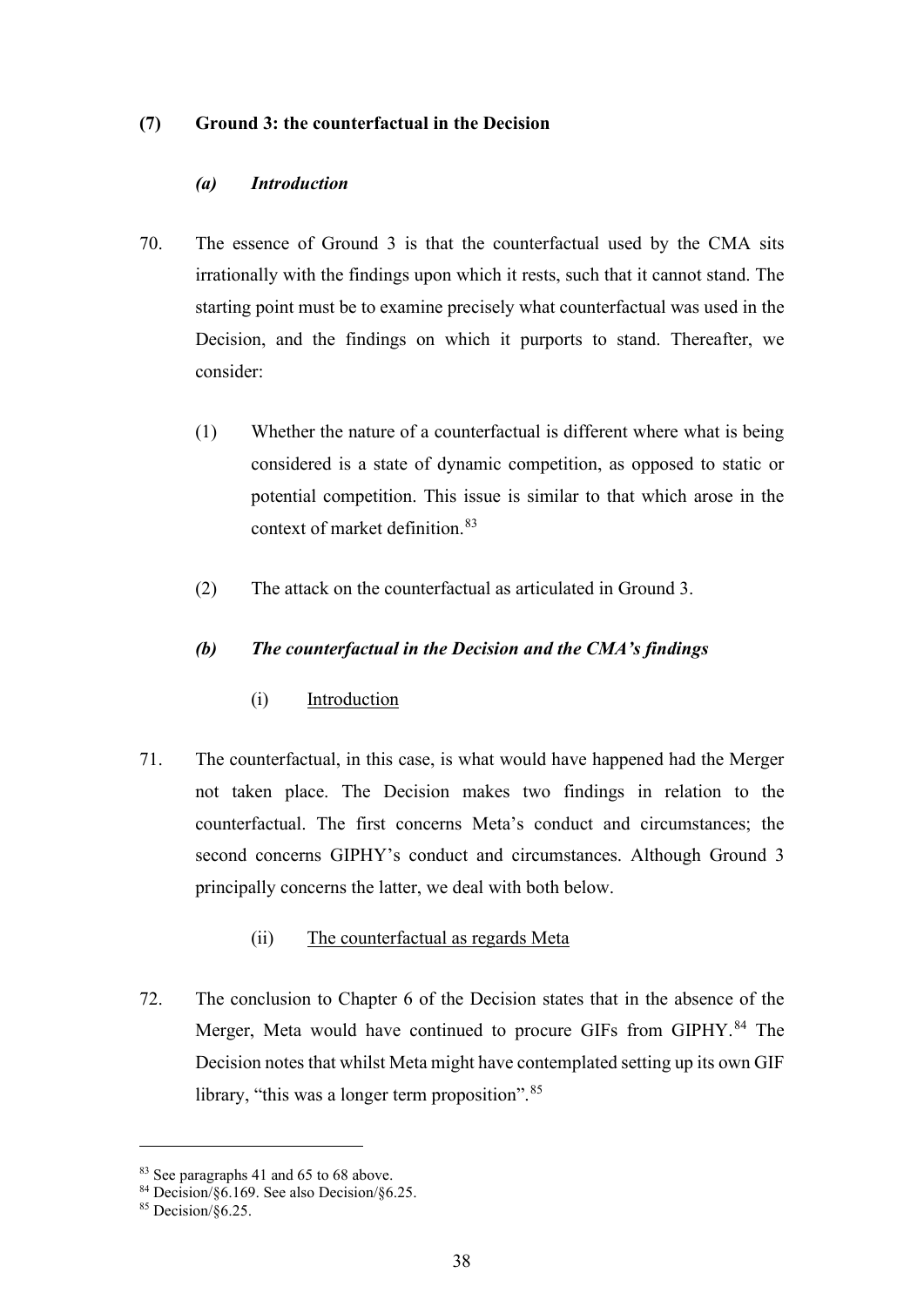## (7) Ground 3: the counterfactual in the Decision

### *(a) Introduction*

70. The essence of Ground 3 is that the counterfactual used by the CMA sits irrationally with the findings upon which it rests, such that it cannot stand. The starting point must be to examine precisely what counterfactual was used in the Decision, and the findings on which it purports to stand. Thereafter, we consider:

    (1) Whether the nature of a counterfactual is different where what is being considered is a state of dynamic competition, as opposed to static or potential competition. This issue is similar to that which arose in the context of market definition.[83]

    (2) The attack on the counterfactual as articulated in Ground 3.

### *(b) The counterfactual in the Decision and the CMA's findings*

(i) Introduction

71. The counterfactual, in this case, is what would have happened had the Merger not taken place. The Decision makes two findings in relation to the counterfactual. The first concerns Meta's conduct and circumstances; the second concerns GIPHY's conduct and circumstances. Although Ground 3 principally concerns the latter, we deal with both below.

(ii) The counterfactual as regards Meta

72. The conclusion to Chapter 6 of the Decision states that in the absence of the Merger, Meta would have continued to procure GIFs from GIPHY.[84] The Decision notes that whilst Meta might have contemplated setting up its own GIF library, "this was a longer term proposition".[85]

---

[83] See paragraphs 41 and 65 to 68 above.

[84] Decision/§6.169. See also Decision/§6.25.

[85] Decision/§6.25.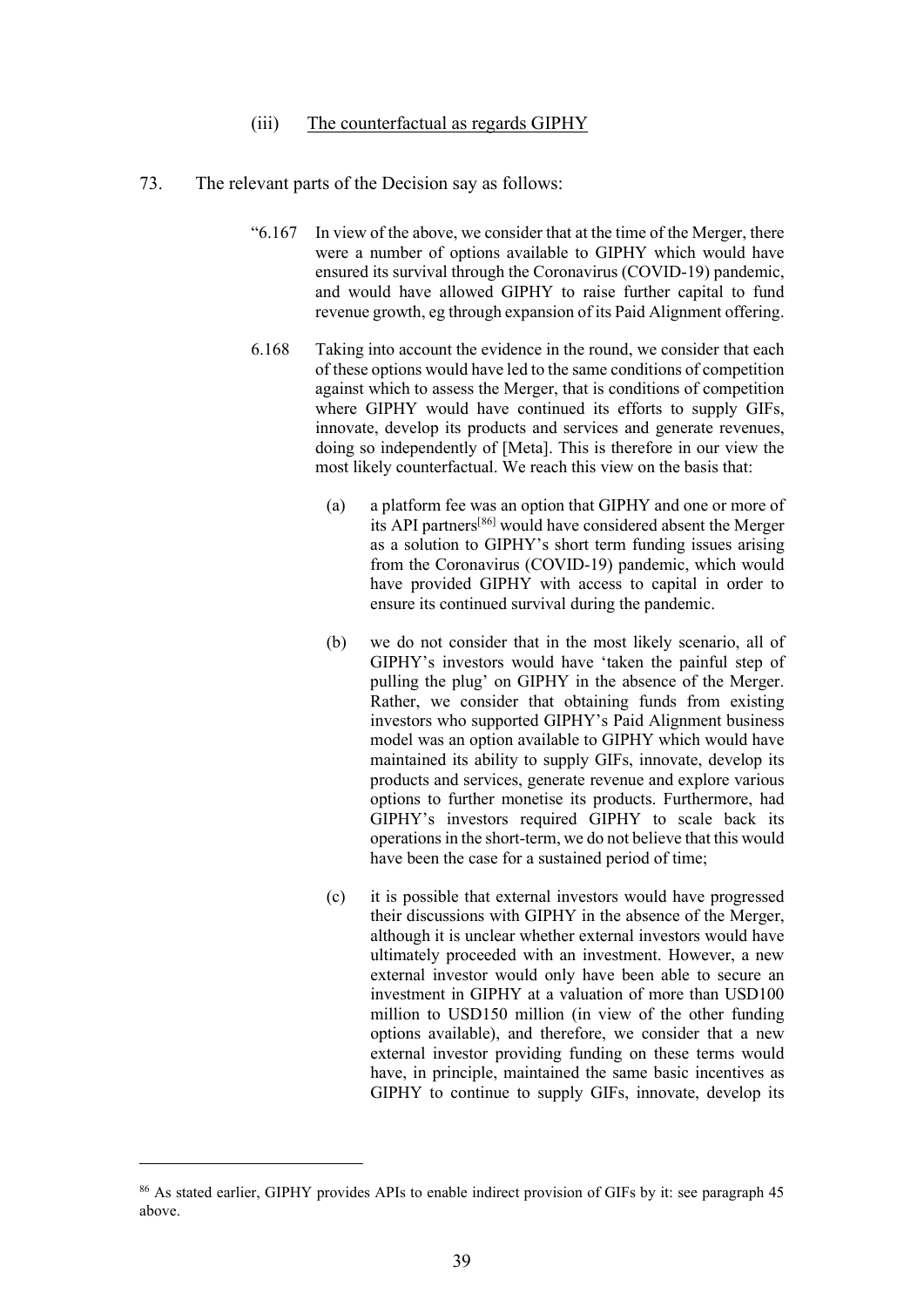### (iii) The counterfactual as regards GIPHY

73. The relevant parts of the Decision say as follows:

> "6.167 In view of the above, we consider that at the time of the Merger, there were a number of options available to GIPHY which would have ensured its survival through the Coronavirus (COVID-19) pandemic, and would have allowed GIPHY to raise further capital to fund revenue growth, eg through expansion of its Paid Alignment offering.
>
> 6.168 Taking into account the evidence in the round, we consider that each of these options would have led to the same conditions of competition against which to assess the Merger, that is conditions of competition where GIPHY would have continued its efforts to supply GIFs, innovate, develop its products and services and generate revenues, doing so independently of [Meta]. This is therefore in our view the most likely counterfactual. We reach this view on the basis that:
>
> (a) a platform fee was an option that GIPHY and one or more of its API partners[86] would have considered absent the Merger as a solution to GIPHY's short term funding issues arising from the Coronavirus (COVID-19) pandemic, which would have provided GIPHY with access to capital in order to ensure its continued survival during the pandemic.
>
> (b) we do not consider that in the most likely scenario, all of GIPHY's investors would have 'taken the painful step of pulling the plug' on GIPHY in the absence of the Merger. Rather, we consider that obtaining funds from existing investors who supported GIPHY's Paid Alignment business model was an option available to GIPHY which would have maintained its ability to supply GIFs, innovate, develop its products and services, generate revenue and explore various options to further monetise its products. Furthermore, had GIPHY's investors required GIPHY to scale back its operations in the short-term, we do not believe that this would have been the case for a sustained period of time;
>
> (c) it is possible that external investors would have progressed their discussions with GIPHY in the absence of the Merger, although it is unclear whether external investors would have ultimately proceeded with an investment. However, a new external investor would only have been able to secure an investment in GIPHY at a valuation of more than USD100 million to USD150 million (in view of the other funding options available), and therefore, we consider that a new external investor providing funding on these terms would have, in principle, maintained the same basic incentives as GIPHY to continue to supply GIFs, innovate, develop its

[86] As stated earlier, GIPHY provides APIs to enable indirect provision of GIFs by it: see paragraph 45 above.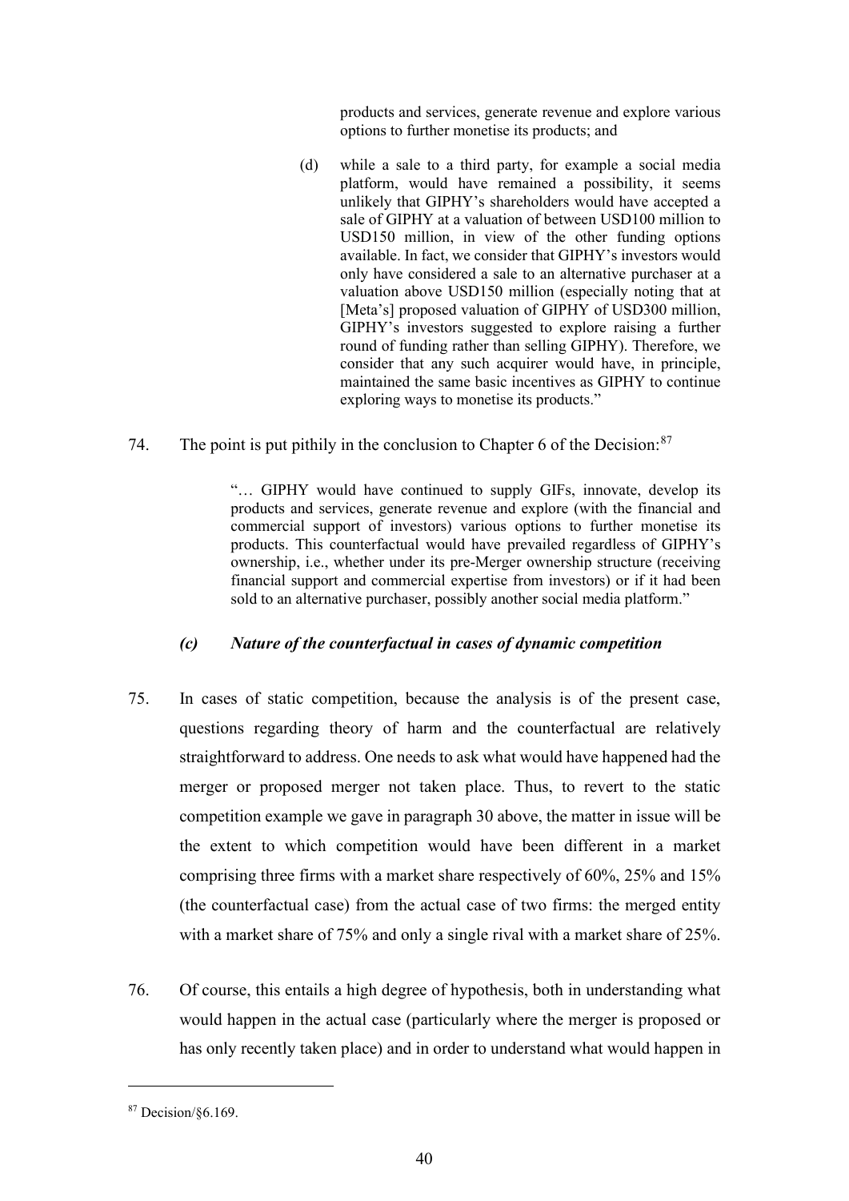products and services, generate revenue and explore various options to further monetise its products; and

(d) while a sale to a third party, for example a social media platform, would have remained a possibility, it seems unlikely that GIPHY's shareholders would have accepted a sale of GIPHY at a valuation of between USD100 million to USD150 million, in view of the other funding options available. In fact, we consider that GIPHY's investors would only have considered a sale to an alternative purchaser at a valuation above USD150 million (especially noting that at [Meta's] proposed valuation of GIPHY of USD300 million, GIPHY's investors suggested to explore raising a further round of funding rather than selling GIPHY). Therefore, we consider that any such acquirer would have, in principle, maintained the same basic incentives as GIPHY to continue exploring ways to monetise its products."

74. The point is put pithily in the conclusion to Chapter 6 of the Decision:[87]

> "… GIPHY would have continued to supply GIFs, innovate, develop its products and services, generate revenue and explore (with the financial and commercial support of investors) various options to further monetise its products. This counterfactual would have prevailed regardless of GIPHY's ownership, i.e., whether under its pre-Merger ownership structure (receiving financial support and commercial expertise from investors) or if it had been sold to an alternative purchaser, possibly another social media platform."

### *(c) Nature of the counterfactual in cases of dynamic competition*

75. In cases of static competition, because the analysis is of the present case, questions regarding theory of harm and the counterfactual are relatively straightforward to address. One needs to ask what would have happened had the merger or proposed merger not taken place. Thus, to revert to the static competition example we gave in paragraph 30 above, the matter in issue will be the extent to which competition would have been different in a market comprising three firms with a market share respectively of 60%, 25% and 15% (the counterfactual case) from the actual case of two firms: the merged entity with a market share of 75% and only a single rival with a market share of 25%.

76. Of course, this entails a high degree of hypothesis, both in understanding what would happen in the actual case (particularly where the merger is proposed or has only recently taken place) and in order to understand what would happen in

[87] Decision/§6.169.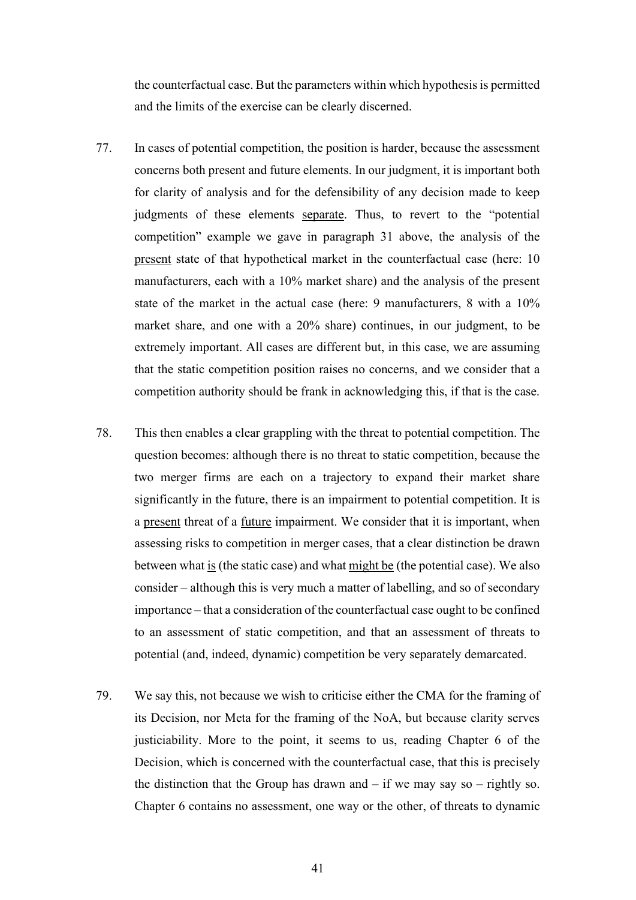the counterfactual case. But the parameters within which hypothesis is permitted and the limits of the exercise can be clearly discerned.

77. In cases of potential competition, the position is harder, because the assessment concerns both present and future elements. In our judgment, it is important both for clarity of analysis and for the defensibility of any decision made to keep judgments of these elements <u>separate</u>. Thus, to revert to the "potential competition" example we gave in paragraph 31 above, the analysis of the <u>present</u> state of that hypothetical market in the counterfactual case (here: 10 manufacturers, each with a 10% market share) and the analysis of the present state of the market in the actual case (here: 9 manufacturers, 8 with a 10% market share, and one with a 20% share) continues, in our judgment, to be extremely important. All cases are different but, in this case, we are assuming that the static competition position raises no concerns, and we consider that a competition authority should be frank in acknowledging this, if that is the case.

78. This then enables a clear grappling with the threat to potential competition. The question becomes: although there is no threat to static competition, because the two merger firms are each on a trajectory to expand their market share significantly in the future, there is an impairment to potential competition. It is a <u>present</u> threat of a <u>future</u> impairment. We consider that it is important, when assessing risks to competition in merger cases, that a clear distinction be drawn between what <u>is</u> (the static case) and what <u>might be</u> (the potential case). We also consider – although this is very much a matter of labelling, and so of secondary importance – that a consideration of the counterfactual case ought to be confined to an assessment of static competition, and that an assessment of threats to potential (and, indeed, dynamic) competition be very separately demarcated.

79. We say this, not because we wish to criticise either the CMA for the framing of its Decision, nor Meta for the framing of the NoA, but because clarity serves justiciability. More to the point, it seems to us, reading Chapter 6 of the Decision, which is concerned with the counterfactual case, that this is precisely the distinction that the Group has drawn and – if we may say so – rightly so. Chapter 6 contains no assessment, one way or the other, of threats to dynamic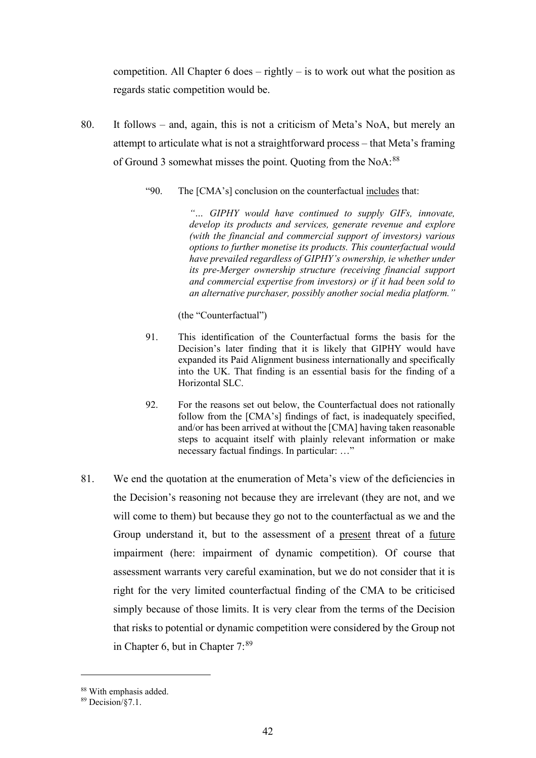competition. All Chapter 6 does – rightly – is to work out what the position as regards static competition would be.

80. It follows – and, again, this is not a criticism of Meta's NoA, but merely an attempt to articulate what is not a straightforward process – that Meta's framing of Ground 3 somewhat misses the point. Quoting from the NoA:[88]

> "90. The [CMA's] conclusion on the counterfactual <u>includes</u> that:
>
> > *"… GIPHY would have continued to supply GIFs, innovate, develop its products and services, generate revenue and explore (with the financial and commercial support of investors) various options to further monetise its products. This counterfactual would have prevailed regardless of GIPHY's ownership, ie whether under its pre-Merger ownership structure (receiving financial support and commercial expertise from investors) or if it had been sold to an alternative purchaser, possibly another social media platform."*
>
> (the "Counterfactual")
>
> 91. This identification of the Counterfactual forms the basis for the Decision's later finding that it is likely that GIPHY would have expanded its Paid Alignment business internationally and specifically into the UK. That finding is an essential basis for the finding of a Horizontal SLC.
>
> 92. For the reasons set out below, the Counterfactual does not rationally follow from the [CMA's] findings of fact, is inadequately specified, and/or has been arrived at without the [CMA] having taken reasonable steps to acquaint itself with plainly relevant information or make necessary factual findings. In particular: …"

81. We end the quotation at the enumeration of Meta's view of the deficiencies in the Decision's reasoning not because they are irrelevant (they are not, and we will come to them) but because they go not to the counterfactual as we and the Group understand it, but to the assessment of a <u>present</u> threat of a <u>future</u> impairment (here: impairment of dynamic competition). Of course that assessment warrants very careful examination, but we do not consider that it is right for the very limited counterfactual finding of the CMA to be criticised simply because of those limits. It is very clear from the terms of the Decision that risks to potential or dynamic competition were considered by the Group not in Chapter 6, but in Chapter 7:[89]

---

[88] With emphasis added.

[89] Decision/§7.1.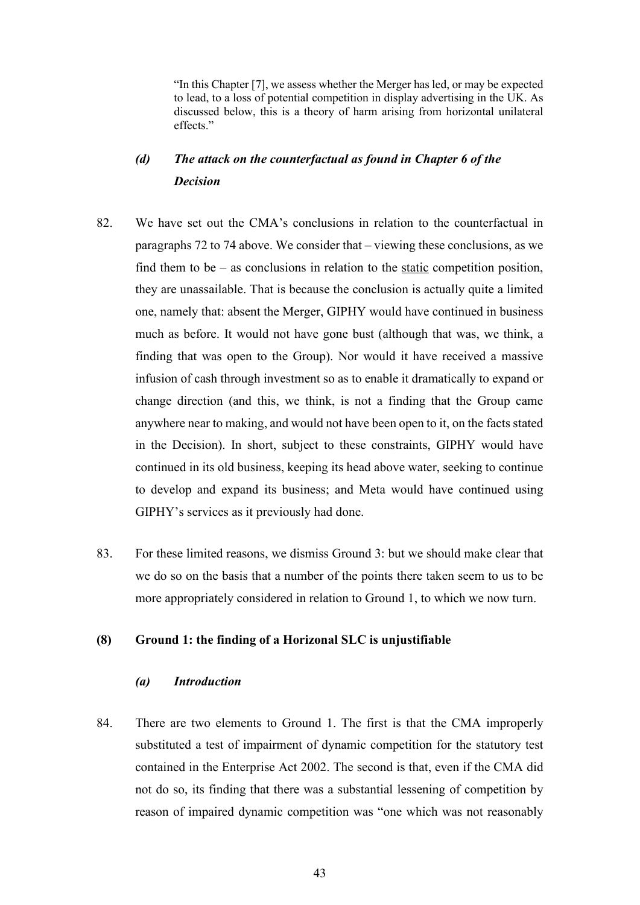> "In this Chapter [7], we assess whether the Merger has led, or may be expected to lead, to a loss of potential competition in display advertising in the UK. As discussed below, this is a theory of harm arising from horizontal unilateral effects."

#### *(d) The attack on the counterfactual as found in Chapter 6 of the Decision*

82. We have set out the CMA's conclusions in relation to the counterfactual in paragraphs 72 to 74 above. We consider that – viewing these conclusions, as we find them to be – as conclusions in relation to the <u>static</u> competition position, they are unassailable. That is because the conclusion is actually quite a limited one, namely that: absent the Merger, GIPHY would have continued in business much as before. It would not have gone bust (although that was, we think, a finding that was open to the Group). Nor would it have received a massive infusion of cash through investment so as to enable it dramatically to expand or change direction (and this, we think, is not a finding that the Group came anywhere near to making, and would not have been open to it, on the facts stated in the Decision). In short, subject to these constraints, GIPHY would have continued in its old business, keeping its head above water, seeking to continue to develop and expand its business; and Meta would have continued using GIPHY's services as it previously had done.

83. For these limited reasons, we dismiss Ground 3: but we should make clear that we do so on the basis that a number of the points there taken seem to us to be more appropriately considered in relation to Ground 1, to which we now turn.

### (8) Ground 1: the finding of a Horizonal SLC is unjustifiable

#### *(a) Introduction*

84. There are two elements to Ground 1. The first is that the CMA improperly substituted a test of impairment of dynamic competition for the statutory test contained in the Enterprise Act 2002. The second is that, even if the CMA did not do so, its finding that there was a substantial lessening of competition by reason of impaired dynamic competition was "one which was not reasonably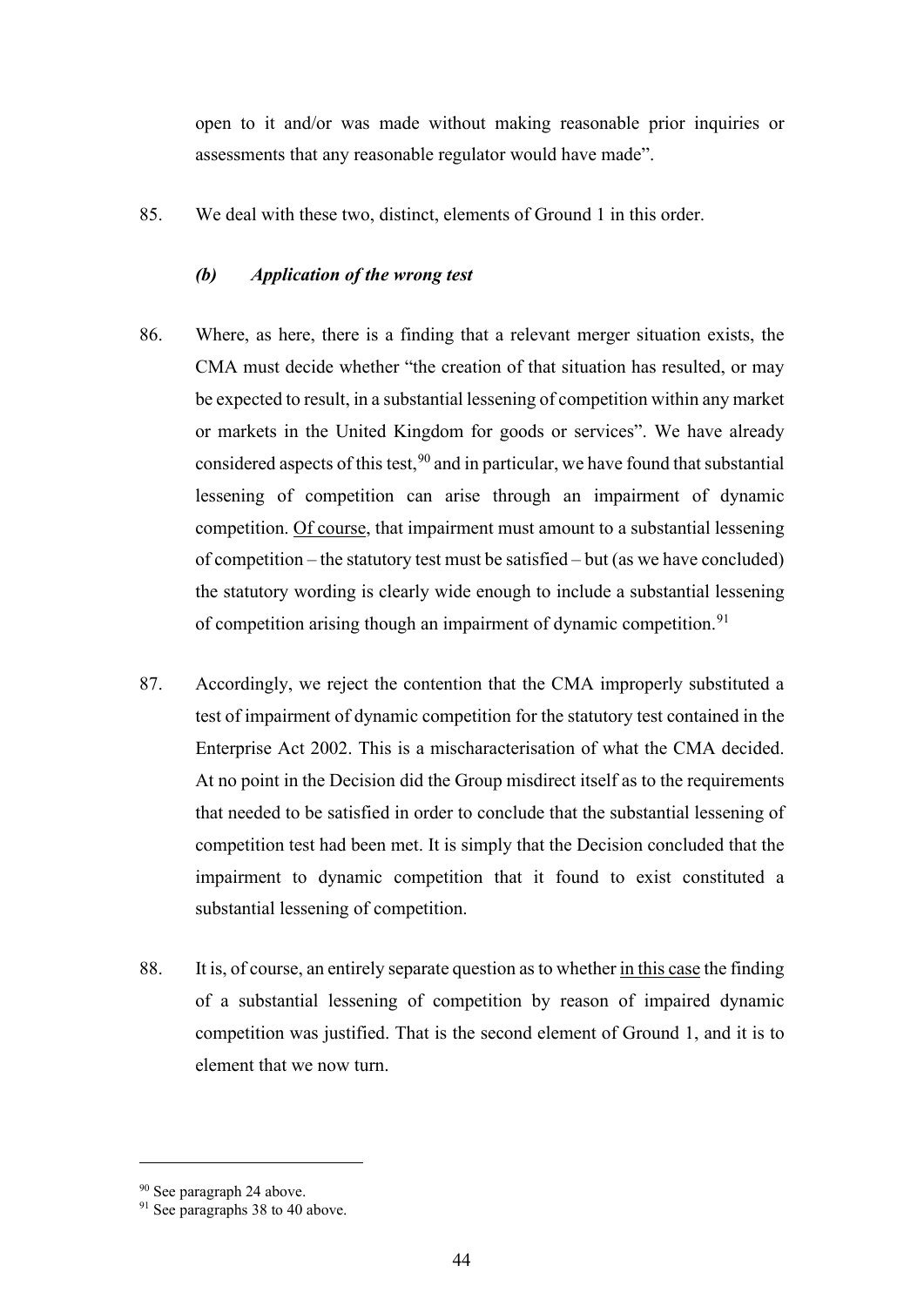open to it and/or was made without making reasonable prior inquiries or assessments that any reasonable regulator would have made".

85. We deal with these two, distinct, elements of Ground 1 in this order.

### *(b) Application of the wrong test*

86. Where, as here, there is a finding that a relevant merger situation exists, the CMA must decide whether "the creation of that situation has resulted, or may be expected to result, in a substantial lessening of competition within any market or markets in the United Kingdom for goods or services". We have already considered aspects of this test,[90] and in particular, we have found that substantial lessening of competition can arise through an impairment of dynamic competition. <u>Of course</u>, that impairment must amount to a substantial lessening of competition – the statutory test must be satisfied – but (as we have concluded) the statutory wording is clearly wide enough to include a substantial lessening of competition arising though an impairment of dynamic competition.[91]

87. Accordingly, we reject the contention that the CMA improperly substituted a test of impairment of dynamic competition for the statutory test contained in the Enterprise Act 2002. This is a mischaracterisation of what the CMA decided. At no point in the Decision did the Group misdirect itself as to the requirements that needed to be satisfied in order to conclude that the substantial lessening of competition test had been met. It is simply that the Decision concluded that the impairment to dynamic competition that it found to exist constituted a substantial lessening of competition.

88. It is, of course, an entirely separate question as to whether <u>in this case</u> the finding of a substantial lessening of competition by reason of impaired dynamic competition was justified. That is the second element of Ground 1, and it is to element that we now turn.

---

[90] See paragraph 24 above.

[91] See paragraphs 38 to 40 above.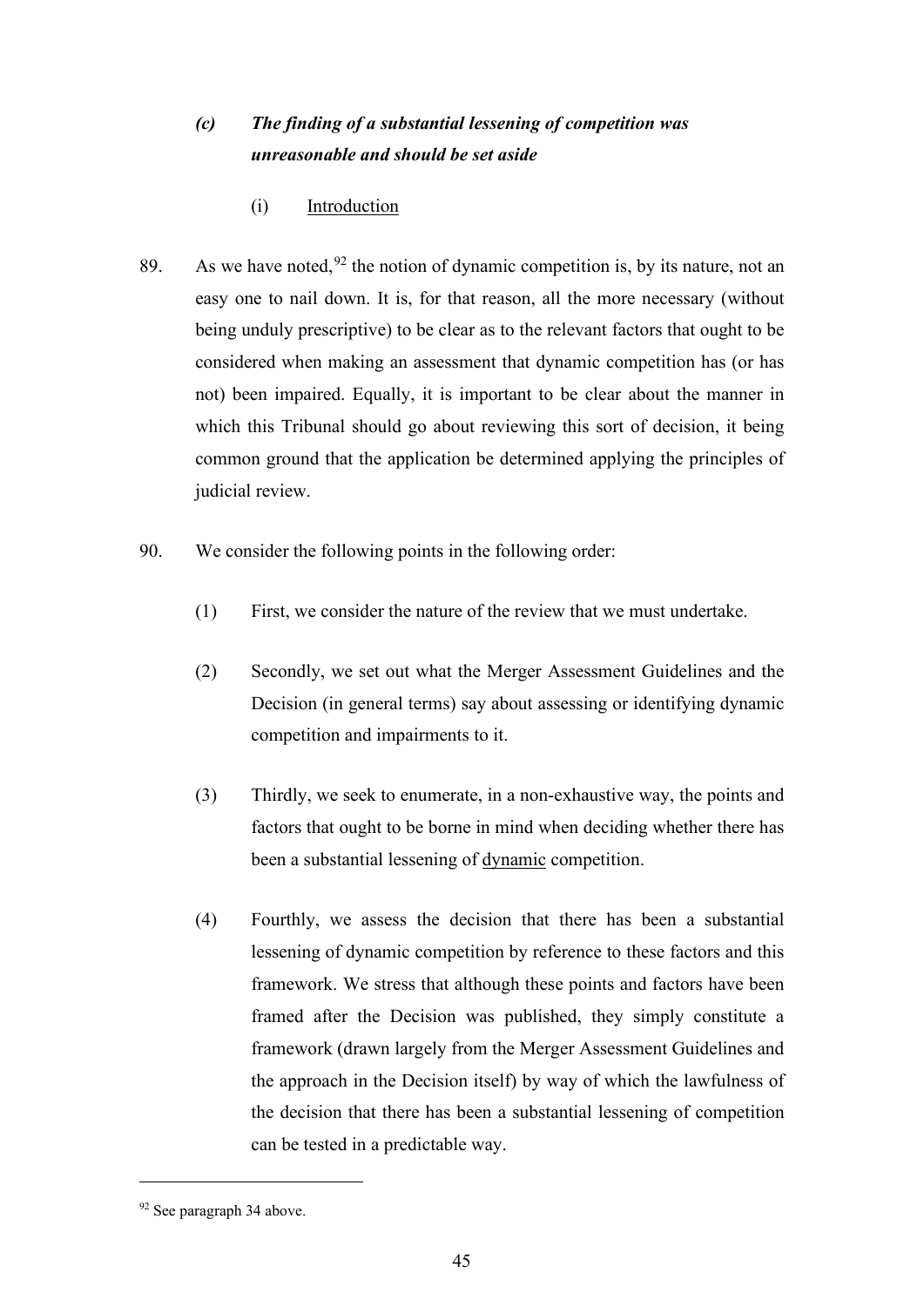### *(c) The finding of a substantial lessening of competition was unreasonable and should be set aside*

(i) Introduction

89. As we have noted,[92] the notion of dynamic competition is, by its nature, not an easy one to nail down. It is, for that reason, all the more necessary (without being unduly prescriptive) to be clear as to the relevant factors that ought to be considered when making an assessment that dynamic competition has (or has not) been impaired. Equally, it is important to be clear about the manner in which this Tribunal should go about reviewing this sort of decision, it being common ground that the application be determined applying the principles of judicial review.

90. We consider the following points in the following order:

   (1) First, we consider the nature of the review that we must undertake.

   (2) Secondly, we set out what the Merger Assessment Guidelines and the Decision (in general terms) say about assessing or identifying dynamic competition and impairments to it.

   (3) Thirdly, we seek to enumerate, in a non-exhaustive way, the points and factors that ought to be borne in mind when deciding whether there has been a substantial lessening of dynamic competition.

   (4) Fourthly, we assess the decision that there has been a substantial lessening of dynamic competition by reference to these factors and this framework. We stress that although these points and factors have been framed after the Decision was published, they simply constitute a framework (drawn largely from the Merger Assessment Guidelines and the approach in the Decision itself) by way of which the lawfulness of the decision that there has been a substantial lessening of competition can be tested in a predictable way.

---

[92] See paragraph 34 above.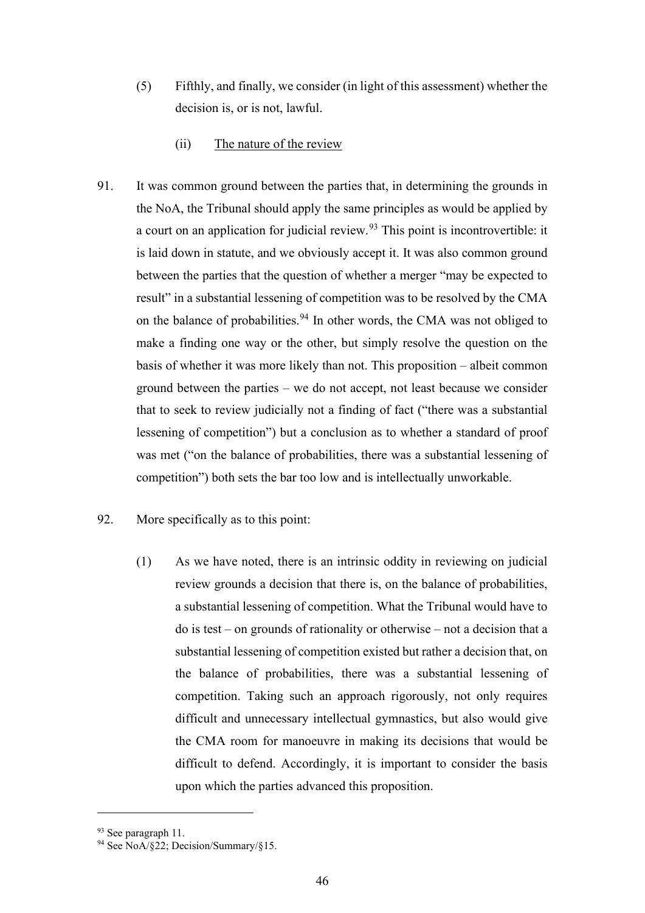(5) Fifthly, and finally, we consider (in light of this assessment) whether the decision is, or is not, lawful.

(ii) <u>The nature of the review</u>

91. It was common ground between the parties that, in determining the grounds in the NoA, the Tribunal should apply the same principles as would be applied by a court on an application for judicial review.[93] This point is incontrovertible: it is laid down in statute, and we obviously accept it. It was also common ground between the parties that the question of whether a merger "may be expected to result" in a substantial lessening of competition was to be resolved by the CMA on the balance of probabilities.[94] In other words, the CMA was not obliged to make a finding one way or the other, but simply resolve the question on the basis of whether it was more likely than not. This proposition – albeit common ground between the parties – we do not accept, not least because we consider that to seek to review judicially not a finding of fact ("there was a substantial lessening of competition") but a conclusion as to whether a standard of proof was met ("on the balance of probabilities, there was a substantial lessening of competition") both sets the bar too low and is intellectually unworkable.

92. More specifically as to this point:

(1) As we have noted, there is an intrinsic oddity in reviewing on judicial review grounds a decision that there is, on the balance of probabilities, a substantial lessening of competition. What the Tribunal would have to do is test – on grounds of rationality or otherwise – not a decision that a substantial lessening of competition existed but rather a decision that, on the balance of probabilities, there was a substantial lessening of competition. Taking such an approach rigorously, not only requires difficult and unnecessary intellectual gymnastics, but also would give the CMA room for manoeuvre in making its decisions that would be difficult to defend. Accordingly, it is important to consider the basis upon which the parties advanced this proposition.

---

[93] See paragraph 11.

[94] See NoA/§22; Decision/Summary/§15.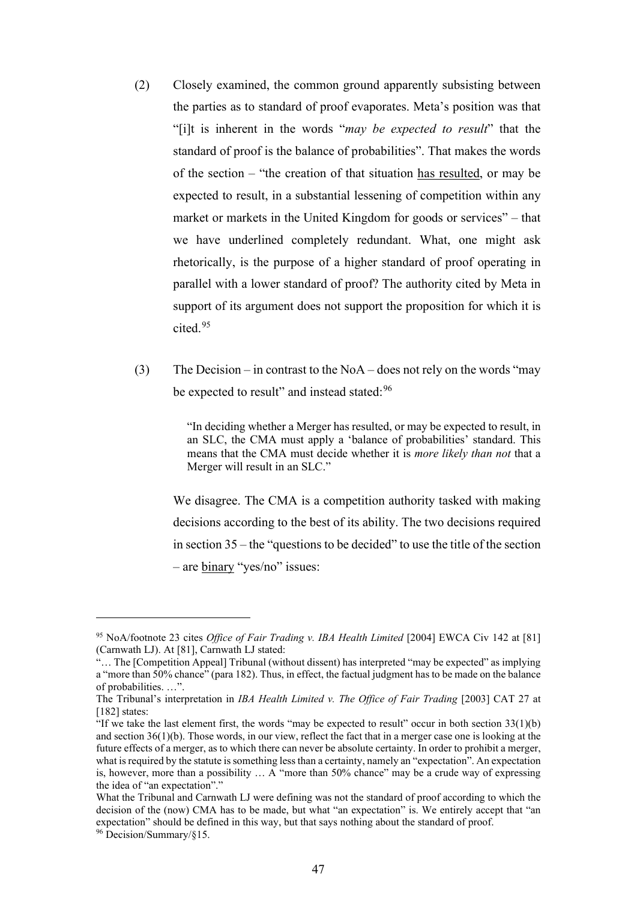(2) Closely examined, the common ground apparently subsisting between the parties as to standard of proof evaporates. Meta's position was that "[i]t is inherent in the words "*may be expected to result*" that the standard of proof is the balance of probabilities". That makes the words of the section – "the creation of that situation <u>has resulted</u>, or may be expected to result, in a substantial lessening of competition within any market or markets in the United Kingdom for goods or services" – that we have underlined completely redundant. What, one might ask rhetorically, is the purpose of a higher standard of proof operating in parallel with a lower standard of proof? The authority cited by Meta in support of its argument does not support the proposition for which it is cited.[95]

(3) The Decision – in contrast to the NoA – does not rely on the words "may be expected to result" and instead stated:[96]

> "In deciding whether a Merger has resulted, or may be expected to result, in an SLC, the CMA must apply a 'balance of probabilities' standard. This means that the CMA must decide whether it is *more likely than not* that a Merger will result in an SLC."

We disagree. The CMA is a competition authority tasked with making decisions according to the best of its ability. The two decisions required in section 35 – the "questions to be decided" to use the title of the section – are <u>binary</u> "yes/no" issues:

---

[95] NoA/footnote 23 cites *Office of Fair Trading v. IBA Health Limited* [2004] EWCA Civ 142 at [81] (Carnwath LJ). At [81], Carnwath LJ stated:

"… The [Competition Appeal] Tribunal (without dissent) has interpreted "may be expected" as implying a "more than 50% chance" (para 182). Thus, in effect, the factual judgment has to be made on the balance of probabilities. …".

The Tribunal's interpretation in *IBA Health Limited v. The Office of Fair Trading* [2003] CAT 27 at [182] states:

"If we take the last element first, the words "may be expected to result" occur in both section 33(1)(b) and section 36(1)(b). Those words, in our view, reflect the fact that in a merger case one is looking at the future effects of a merger, as to which there can never be absolute certainty. In order to prohibit a merger, what is required by the statute is something less than a certainty, namely an "expectation". An expectation is, however, more than a possibility … A "more than 50% chance" may be a crude way of expressing the idea of "an expectation"."

What the Tribunal and Carnwath LJ were defining was not the standard of proof according to which the decision of the (now) CMA has to be made, but what "an expectation" is. We entirely accept that "an expectation" should be defined in this way, but that says nothing about the standard of proof.

[96] Decision/Summary/§15.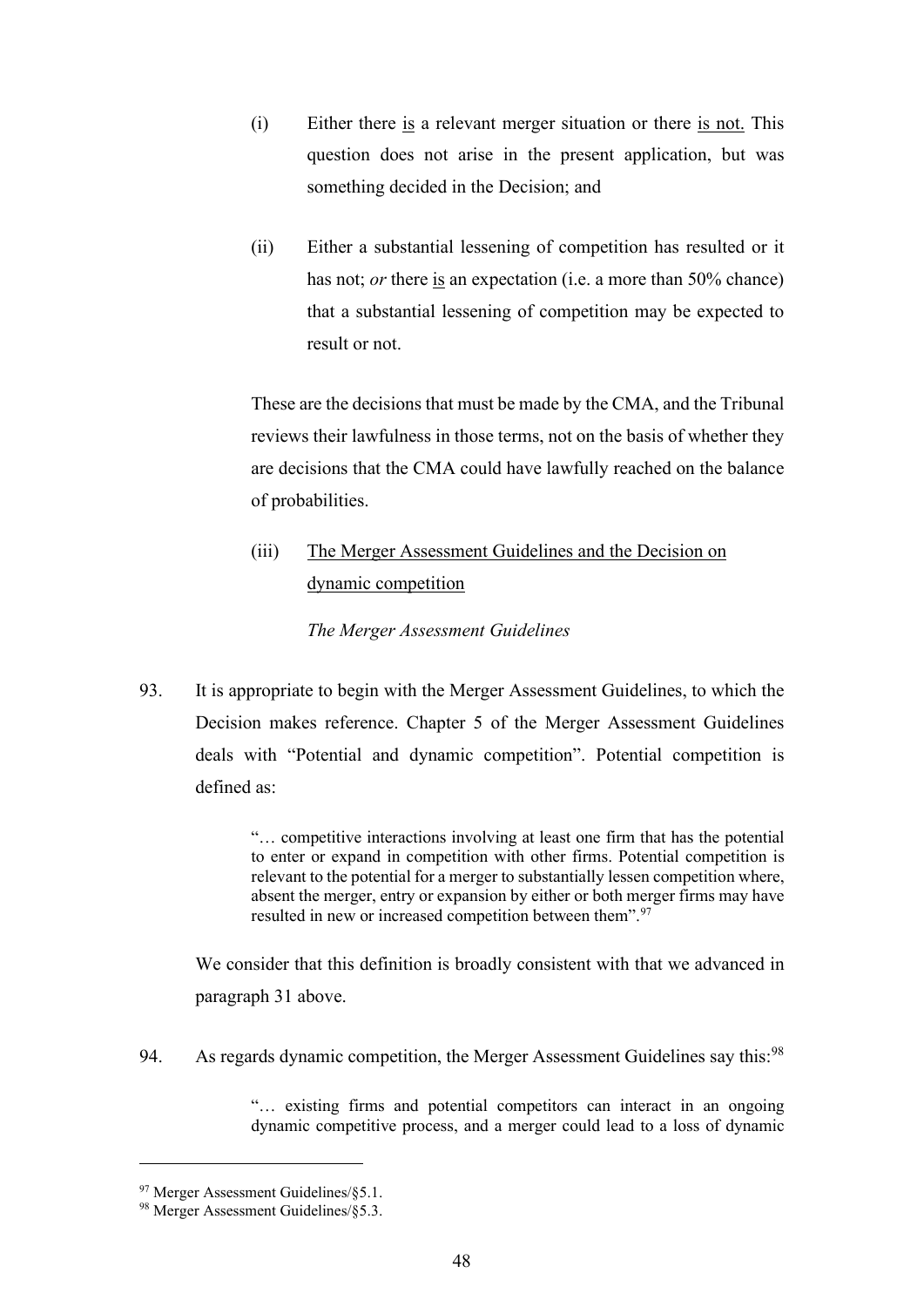(i) Either there <u>is</u> a relevant merger situation or there <u>is not.</u> This question does not arise in the present application, but was something decided in the Decision; and

(ii) Either a substantial lessening of competition has resulted or it has not; *or* there <u>is</u> an expectation (i.e. a more than 50% chance) that a substantial lessening of competition may be expected to result or not.

These are the decisions that must be made by the CMA, and the Tribunal reviews their lawfulness in those terms, not on the basis of whether they are decisions that the CMA could have lawfully reached on the balance of probabilities.

(iii) <u>The Merger Assessment Guidelines and the Decision on dynamic competition</u>

*The Merger Assessment Guidelines*

93. It is appropriate to begin with the Merger Assessment Guidelines, to which the Decision makes reference. Chapter 5 of the Merger Assessment Guidelines deals with "Potential and dynamic competition". Potential competition is defined as:

> "… competitive interactions involving at least one firm that has the potential to enter or expand in competition with other firms. Potential competition is relevant to the potential for a merger to substantially lessen competition where, absent the merger, entry or expansion by either or both merger firms may have resulted in new or increased competition between them".[97]

We consider that this definition is broadly consistent with that we advanced in paragraph 31 above.

94. As regards dynamic competition, the Merger Assessment Guidelines say this:[98]

> "… existing firms and potential competitors can interact in an ongoing dynamic competitive process, and a merger could lead to a loss of dynamic

---

[97] Merger Assessment Guidelines/§5.1.

[98] Merger Assessment Guidelines/§5.3.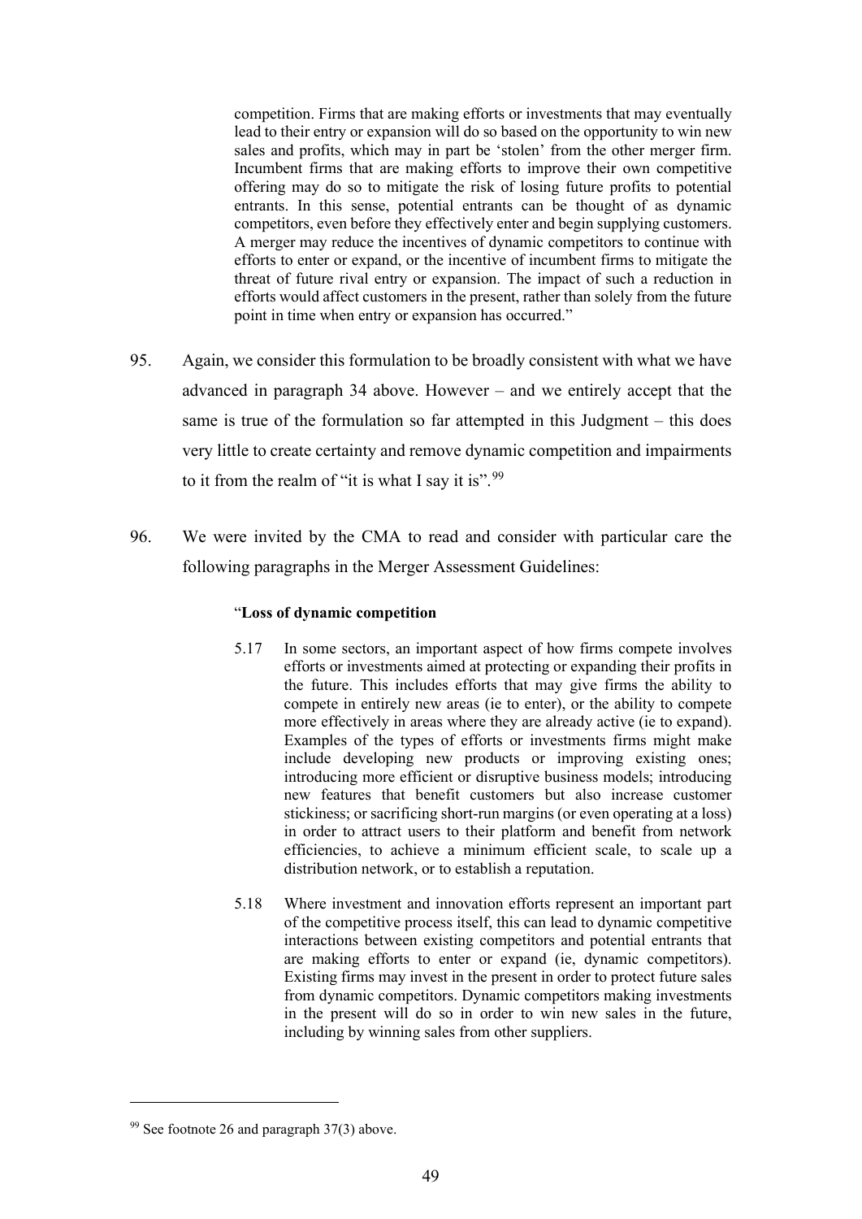> competition. Firms that are making efforts or investments that may eventually lead to their entry or expansion will do so based on the opportunity to win new sales and profits, which may in part be 'stolen' from the other merger firm. Incumbent firms that are making efforts to improve their own competitive offering may do so to mitigate the risk of losing future profits to potential entrants. In this sense, potential entrants can be thought of as dynamic competitors, even before they effectively enter and begin supplying customers. A merger may reduce the incentives of dynamic competitors to continue with efforts to enter or expand, or the incentive of incumbent firms to mitigate the threat of future rival entry or expansion. The impact of such a reduction in efforts would affect customers in the present, rather than solely from the future point in time when entry or expansion has occurred."

95. Again, we consider this formulation to be broadly consistent with what we have advanced in paragraph 34 above. However – and we entirely accept that the same is true of the formulation so far attempted in this Judgment – this does very little to create certainty and remove dynamic competition and impairments to it from the realm of "it is what I say it is".[99]

96. We were invited by the CMA to read and consider with particular care the following paragraphs in the Merger Assessment Guidelines:

> "**Loss of dynamic competition**
>
> 5.17 In some sectors, an important aspect of how firms compete involves efforts or investments aimed at protecting or expanding their profits in the future. This includes efforts that may give firms the ability to compete in entirely new areas (ie to enter), or the ability to compete more effectively in areas where they are already active (ie to expand). Examples of the types of efforts or investments firms might make include developing new products or improving existing ones; introducing more efficient or disruptive business models; introducing new features that benefit customers but also increase customer stickiness; or sacrificing short-run margins (or even operating at a loss) in order to attract users to their platform and benefit from network efficiencies, to achieve a minimum efficient scale, to scale up a distribution network, or to establish a reputation.
>
> 5.18 Where investment and innovation efforts represent an important part of the competitive process itself, this can lead to dynamic competitive interactions between existing competitors and potential entrants that are making efforts to enter or expand (ie, dynamic competitors). Existing firms may invest in the present in order to protect future sales from dynamic competitors. Dynamic competitors making investments in the present will do so in order to win new sales in the future, including by winning sales from other suppliers.

[99] See footnote 26 and paragraph 37(3) above.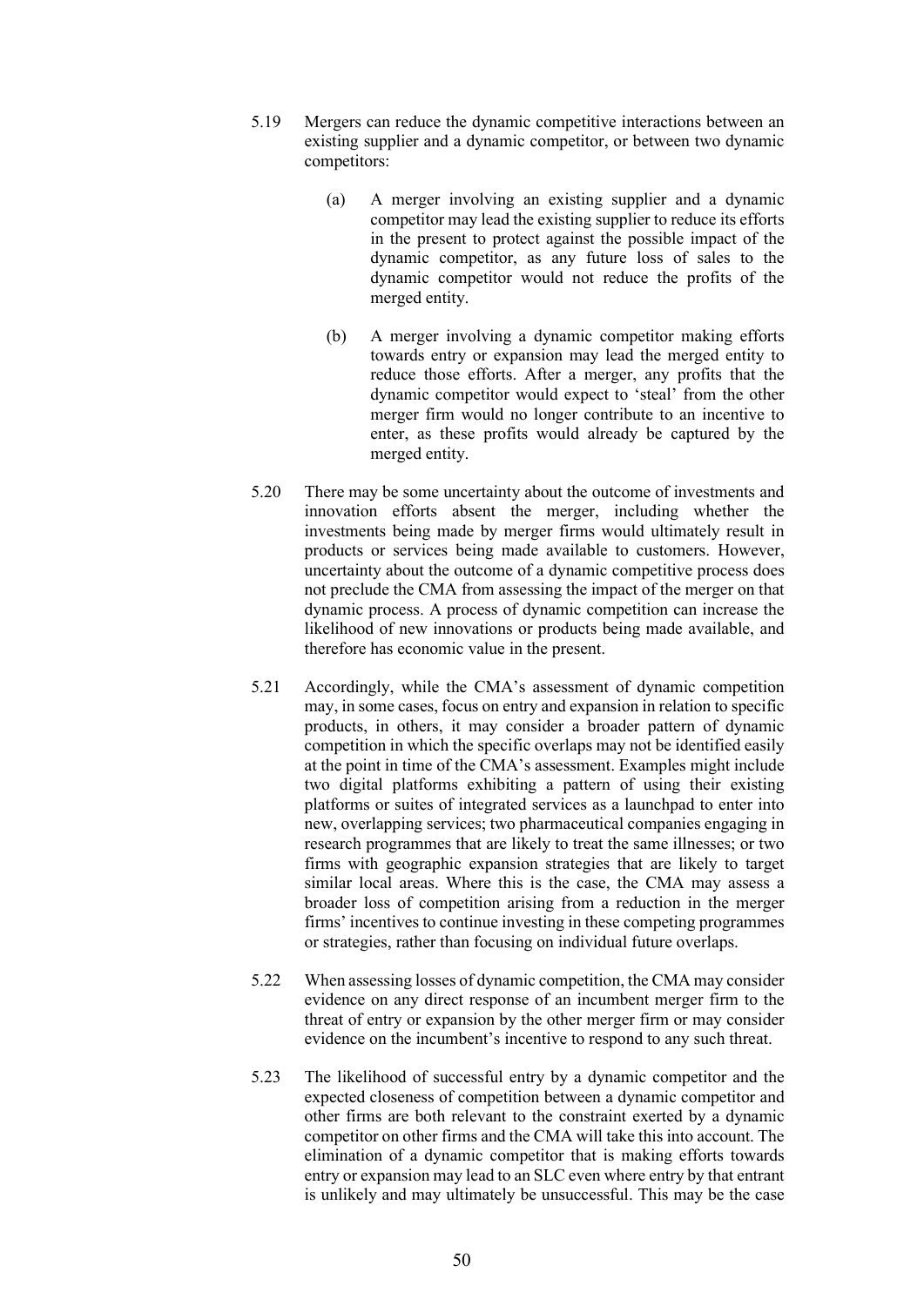5.19 Mergers can reduce the dynamic competitive interactions between an existing supplier and a dynamic competitor, or between two dynamic competitors:

(a) A merger involving an existing supplier and a dynamic competitor may lead the existing supplier to reduce its efforts in the present to protect against the possible impact of the dynamic competitor, as any future loss of sales to the dynamic competitor would not reduce the profits of the merged entity.

(b) A merger involving a dynamic competitor making efforts towards entry or expansion may lead the merged entity to reduce those efforts. After a merger, any profits that the dynamic competitor would expect to 'steal' from the other merger firm would no longer contribute to an incentive to enter, as these profits would already be captured by the merged entity.

5.20 There may be some uncertainty about the outcome of investments and innovation efforts absent the merger, including whether the investments being made by merger firms would ultimately result in products or services being made available to customers. However, uncertainty about the outcome of a dynamic competitive process does not preclude the CMA from assessing the impact of the merger on that dynamic process. A process of dynamic competition can increase the likelihood of new innovations or products being made available, and therefore has economic value in the present.

5.21 Accordingly, while the CMA's assessment of dynamic competition may, in some cases, focus on entry and expansion in relation to specific products, in others, it may consider a broader pattern of dynamic competition in which the specific overlaps may not be identified easily at the point in time of the CMA's assessment. Examples might include two digital platforms exhibiting a pattern of using their existing platforms or suites of integrated services as a launchpad to enter into new, overlapping services; two pharmaceutical companies engaging in research programmes that are likely to treat the same illnesses; or two firms with geographic expansion strategies that are likely to target similar local areas. Where this is the case, the CMA may assess a broader loss of competition arising from a reduction in the merger firms' incentives to continue investing in these competing programmes or strategies, rather than focusing on individual future overlaps.

5.22 When assessing losses of dynamic competition, the CMA may consider evidence on any direct response of an incumbent merger firm to the threat of entry or expansion by the other merger firm or may consider evidence on the incumbent's incentive to respond to any such threat.

5.23 The likelihood of successful entry by a dynamic competitor and the expected closeness of competition between a dynamic competitor and other firms are both relevant to the constraint exerted by a dynamic competitor on other firms and the CMA will take this into account. The elimination of a dynamic competitor that is making efforts towards entry or expansion may lead to an SLC even where entry by that entrant is unlikely and may ultimately be unsuccessful. This may be the case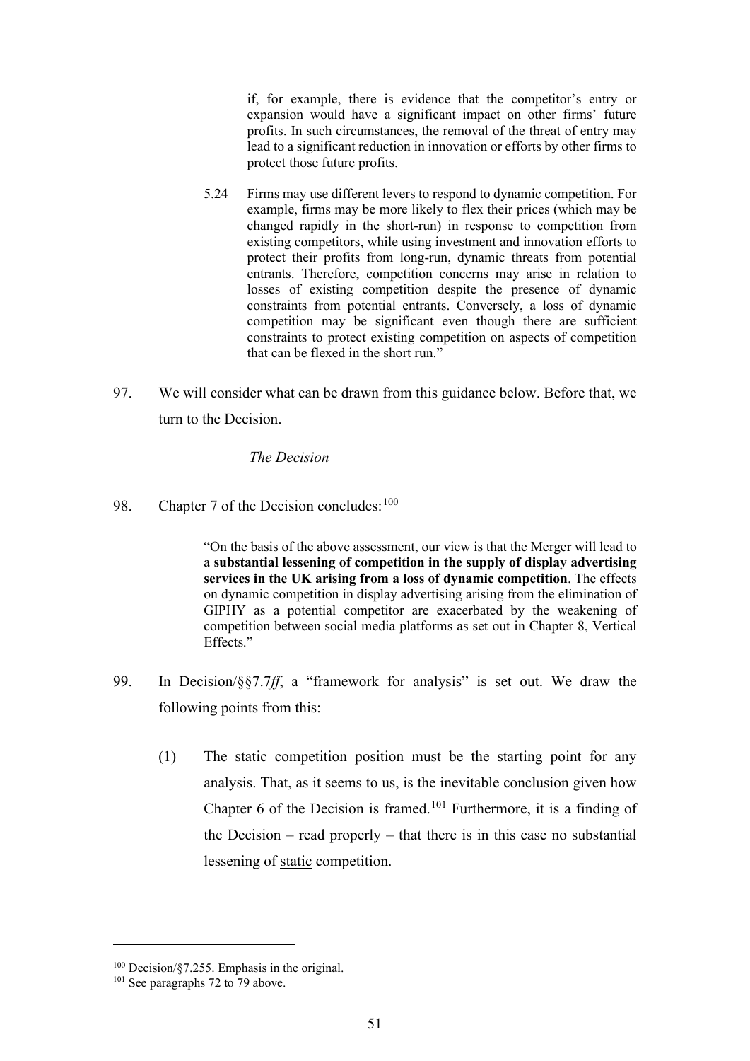> if, for example, there is evidence that the competitor's entry or expansion would have a significant impact on other firms' future profits. In such circumstances, the removal of the threat of entry may lead to a significant reduction in innovation or efforts by other firms to protect those future profits.
>
> 5.24 Firms may use different levers to respond to dynamic competition. For example, firms may be more likely to flex their prices (which may be changed rapidly in the short-run) in response to competition from existing competitors, while using investment and innovation efforts to protect their profits from long-run, dynamic threats from potential entrants. Therefore, competition concerns may arise in relation to losses of existing competition despite the presence of dynamic constraints from potential entrants. Conversely, a loss of dynamic competition may be significant even though there are sufficient constraints to protect existing competition on aspects of competition that can be flexed in the short run."

97. We will consider what can be drawn from this guidance below. Before that, we turn to the Decision.

*The Decision*

98. Chapter 7 of the Decision concludes:[100]

> "On the basis of the above assessment, our view is that the Merger will lead to a **substantial lessening of competition in the supply of display advertising services in the UK arising from a loss of dynamic competition**. The effects on dynamic competition in display advertising arising from the elimination of GIPHY as a potential competitor are exacerbated by the weakening of competition between social media platforms as set out in Chapter 8, Vertical Effects."

99. In Decision/§§7.7*ff*, a "framework for analysis" is set out. We draw the following points from this:

    (1) The static competition position must be the starting point for any analysis. That, as it seems to us, is the inevitable conclusion given how Chapter 6 of the Decision is framed.[101] Furthermore, it is a finding of the Decision – read properly – that there is in this case no substantial lessening of <u>static</u> competition.

---

[100] Decision/§7.255. Emphasis in the original.

[101] See paragraphs 72 to 79 above.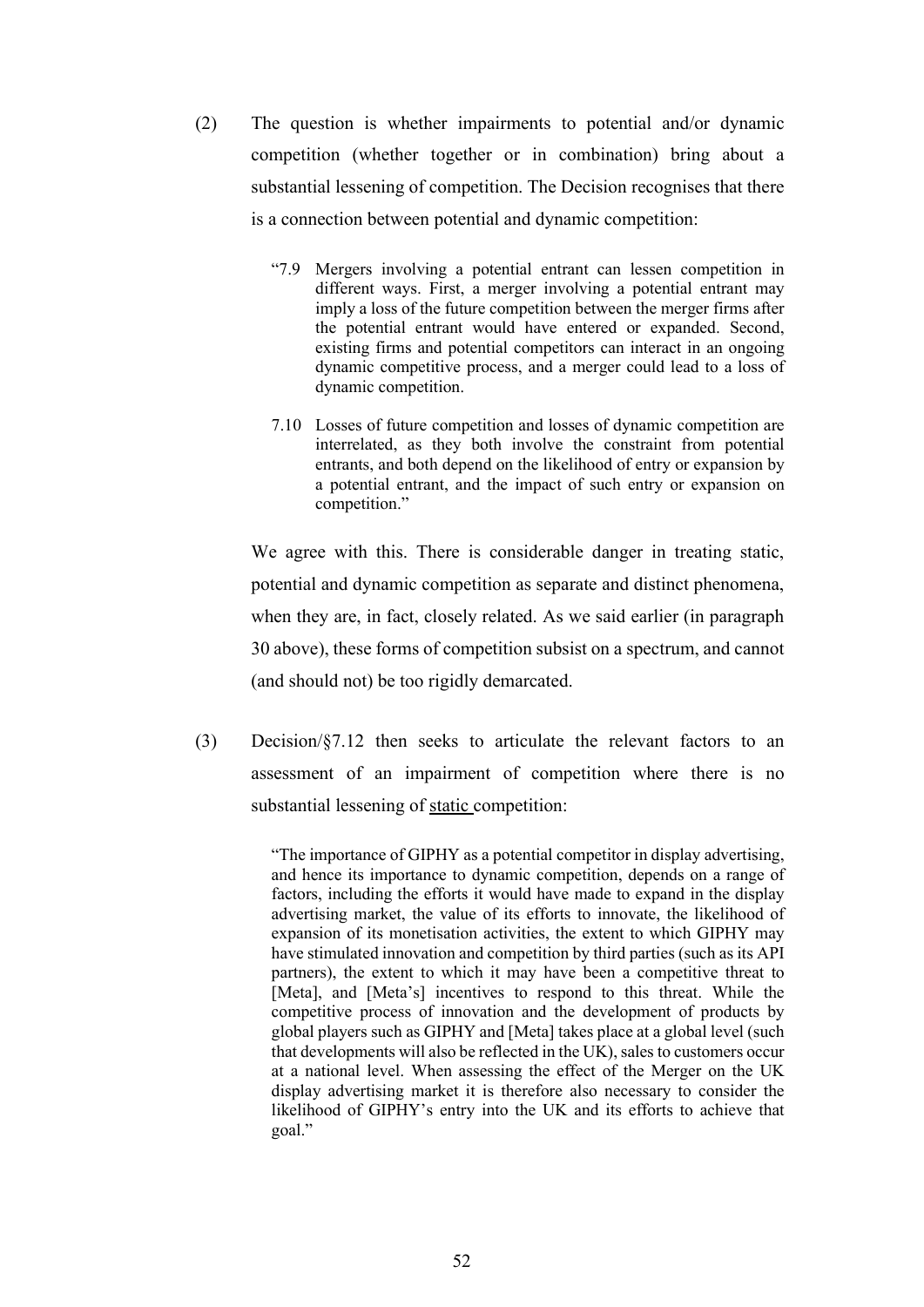(2) The question is whether impairments to potential and/or dynamic competition (whether together or in combination) bring about a substantial lessening of competition. The Decision recognises that there is a connection between potential and dynamic competition:

> "7.9 Mergers involving a potential entrant can lessen competition in different ways. First, a merger involving a potential entrant may imply a loss of the future competition between the merger firms after the potential entrant would have entered or expanded. Second, existing firms and potential competitors can interact in an ongoing dynamic competitive process, and a merger could lead to a loss of dynamic competition.
>
> 7.10 Losses of future competition and losses of dynamic competition are interrelated, as they both involve the constraint from potential entrants, and both depend on the likelihood of entry or expansion by a potential entrant, and the impact of such entry or expansion on competition."

We agree with this. There is considerable danger in treating static, potential and dynamic competition as separate and distinct phenomena, when they are, in fact, closely related. As we said earlier (in paragraph 30 above), these forms of competition subsist on a spectrum, and cannot (and should not) be too rigidly demarcated.

(3) Decision/§7.12 then seeks to articulate the relevant factors to an assessment of an impairment of competition where there is no substantial lessening of <u>static</u> competition:

> "The importance of GIPHY as a potential competitor in display advertising, and hence its importance to dynamic competition, depends on a range of factors, including the efforts it would have made to expand in the display advertising market, the value of its efforts to innovate, the likelihood of expansion of its monetisation activities, the extent to which GIPHY may have stimulated innovation and competition by third parties (such as its API partners), the extent to which it may have been a competitive threat to [Meta], and [Meta's] incentives to respond to this threat. While the competitive process of innovation and the development of products by global players such as GIPHY and [Meta] takes place at a global level (such that developments will also be reflected in the UK), sales to customers occur at a national level. When assessing the effect of the Merger on the UK display advertising market it is therefore also necessary to consider the likelihood of GIPHY's entry into the UK and its efforts to achieve that goal."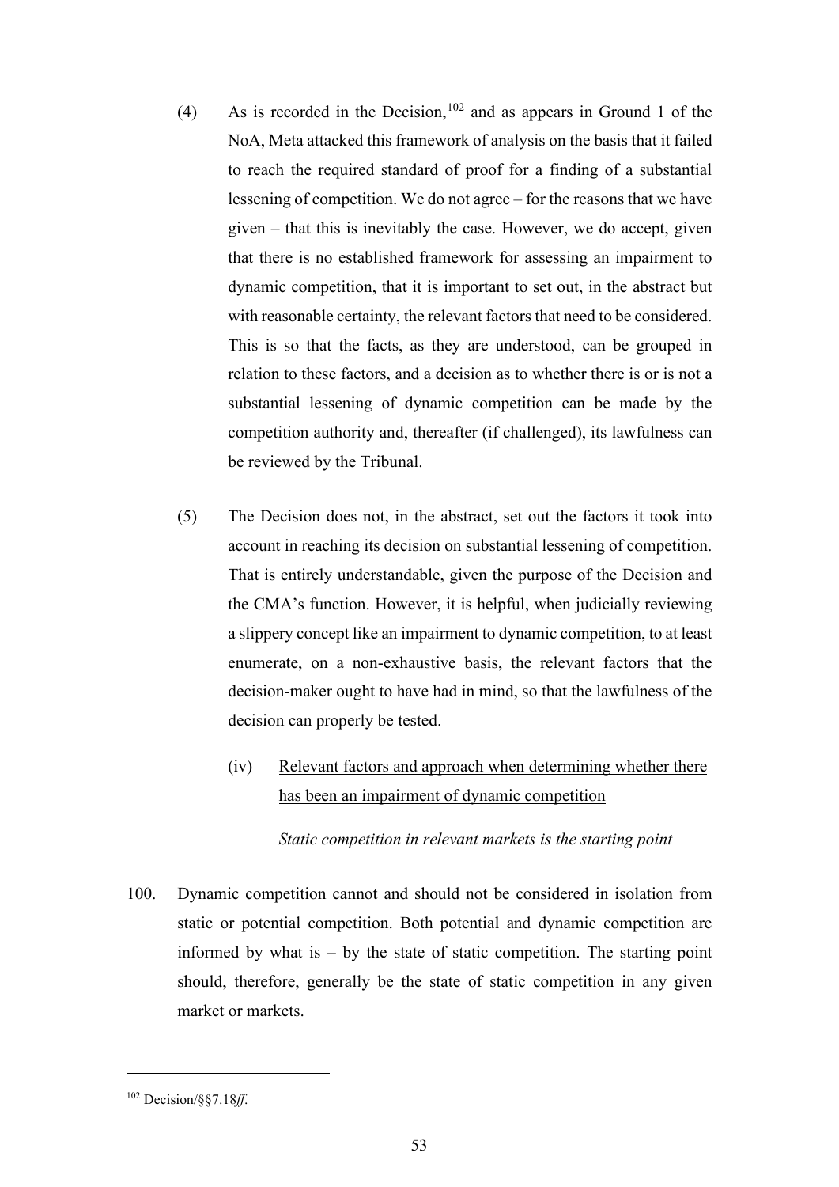(4) As is recorded in the Decision,[102] and as appears in Ground 1 of the NoA, Meta attacked this framework of analysis on the basis that it failed to reach the required standard of proof for a finding of a substantial lessening of competition. We do not agree – for the reasons that we have given – that this is inevitably the case. However, we do accept, given that there is no established framework for assessing an impairment to dynamic competition, that it is important to set out, in the abstract but with reasonable certainty, the relevant factors that need to be considered. This is so that the facts, as they are understood, can be grouped in relation to these factors, and a decision as to whether there is or is not a substantial lessening of dynamic competition can be made by the competition authority and, thereafter (if challenged), its lawfulness can be reviewed by the Tribunal.

(5) The Decision does not, in the abstract, set out the factors it took into account in reaching its decision on substantial lessening of competition. That is entirely understandable, given the purpose of the Decision and the CMA's function. However, it is helpful, when judicially reviewing a slippery concept like an impairment to dynamic competition, to at least enumerate, on a non-exhaustive basis, the relevant factors that the decision-maker ought to have had in mind, so that the lawfulness of the decision can properly be tested.

(iv) <u>Relevant factors and approach when determining whether there has been an impairment of dynamic competition</u>

*Static competition in relevant markets is the starting point*

100. Dynamic competition cannot and should not be considered in isolation from static or potential competition. Both potential and dynamic competition are informed by what is – by the state of static competition. The starting point should, therefore, generally be the state of static competition in any given market or markets.

---

[102] Decision/§§7.18*ff*.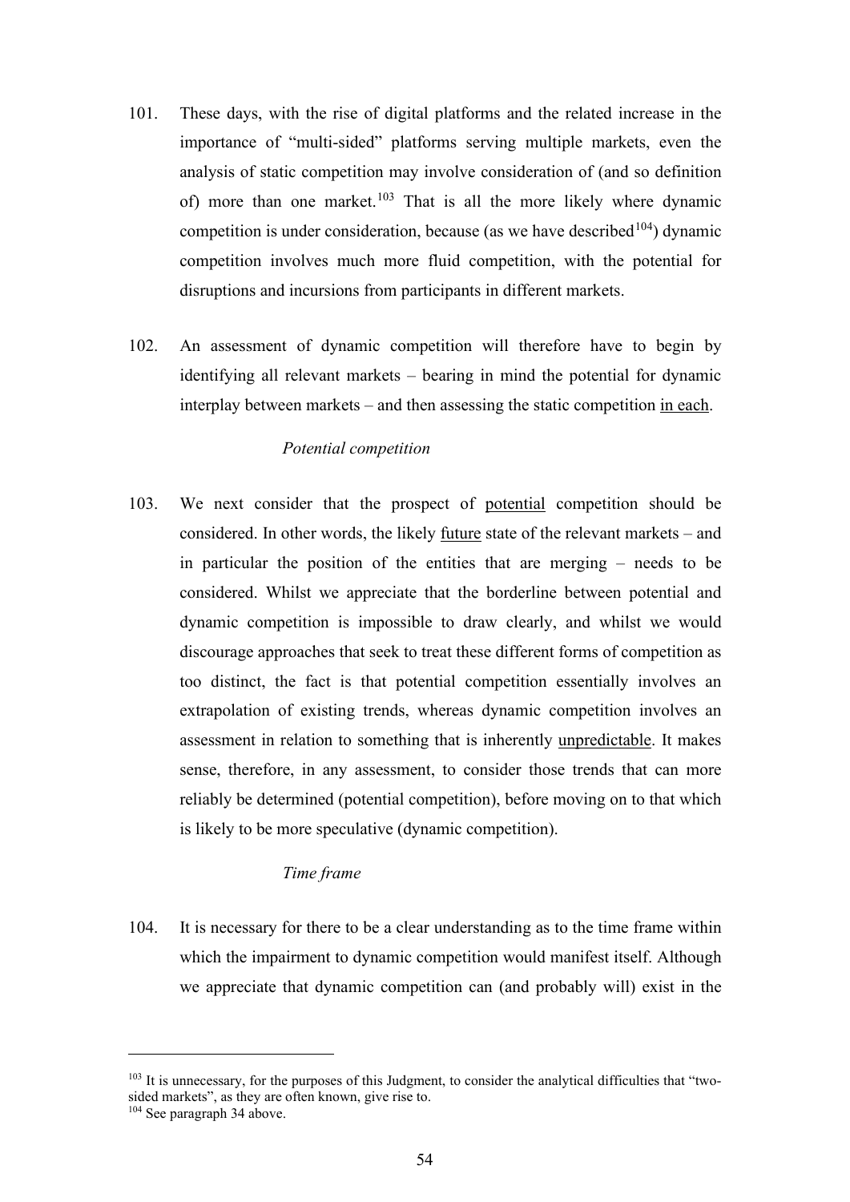101. These days, with the rise of digital platforms and the related increase in the importance of "multi-sided" platforms serving multiple markets, even the analysis of static competition may involve consideration of (and so definition of) more than one market.[103] That is all the more likely where dynamic competition is under consideration, because (as we have described[104]) dynamic competition involves much more fluid competition, with the potential for disruptions and incursions from participants in different markets.

102. An assessment of dynamic competition will therefore have to begin by identifying all relevant markets – bearing in mind the potential for dynamic interplay between markets – and then assessing the static competition <u>in each</u>.

*Potential competition*

103. We next consider that the prospect of <u>potential</u> competition should be considered. In other words, the likely <u>future</u> state of the relevant markets – and in particular the position of the entities that are merging – needs to be considered. Whilst we appreciate that the borderline between potential and dynamic competition is impossible to draw clearly, and whilst we would discourage approaches that seek to treat these different forms of competition as too distinct, the fact is that potential competition essentially involves an extrapolation of existing trends, whereas dynamic competition involves an assessment in relation to something that is inherently <u>unpredictable</u>. It makes sense, therefore, in any assessment, to consider those trends that can more reliably be determined (potential competition), before moving on to that which is likely to be more speculative (dynamic competition).

*Time frame*

104. It is necessary for there to be a clear understanding as to the time frame within which the impairment to dynamic competition would manifest itself. Although we appreciate that dynamic competition can (and probably will) exist in the

---

[103] It is unnecessary, for the purposes of this Judgment, to consider the analytical difficulties that "two-sided markets", as they are often known, give rise to.

[104] See paragraph 34 above.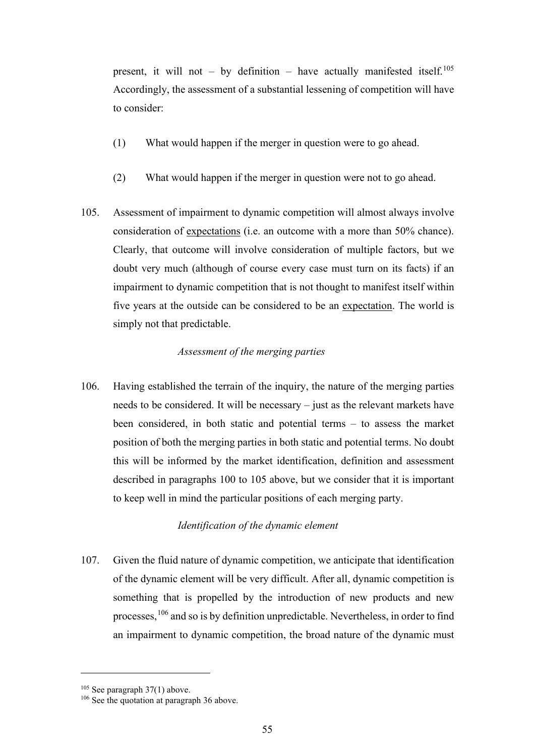present, it will not – by definition – have actually manifested itself.[105] Accordingly, the assessment of a substantial lessening of competition will have to consider:

(1) What would happen if the merger in question were to go ahead.

(2) What would happen if the merger in question were not to go ahead.

105. Assessment of impairment to dynamic competition will almost always involve consideration of expectations (i.e. an outcome with a more than 50% chance). Clearly, that outcome will involve consideration of multiple factors, but we doubt very much (although of course every case must turn on its facts) if an impairment to dynamic competition that is not thought to manifest itself within five years at the outside can be considered to be an expectation. The world is simply not that predictable.

*Assessment of the merging parties*

106. Having established the terrain of the inquiry, the nature of the merging parties needs to be considered. It will be necessary – just as the relevant markets have been considered, in both static and potential terms – to assess the market position of both the merging parties in both static and potential terms. No doubt this will be informed by the market identification, definition and assessment described in paragraphs 100 to 105 above, but we consider that it is important to keep well in mind the particular positions of each merging party.

*Identification of the dynamic element*

107. Given the fluid nature of dynamic competition, we anticipate that identification of the dynamic element will be very difficult. After all, dynamic competition is something that is propelled by the introduction of new products and new processes,[106] and so is by definition unpredictable. Nevertheless, in order to find an impairment to dynamic competition, the broad nature of the dynamic must

---

[105] See paragraph 37(1) above.

[106] See the quotation at paragraph 36 above.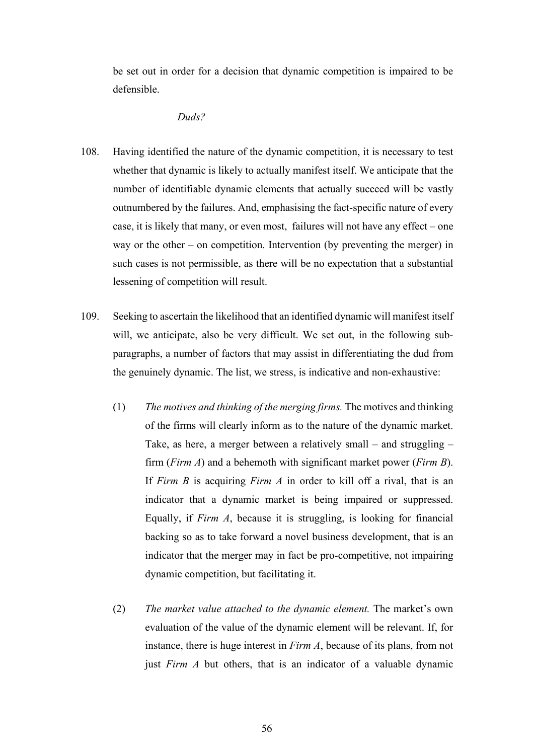be set out in order for a decision that dynamic competition is impaired to be defensible.

*Duds?*

108. Having identified the nature of the dynamic competition, it is necessary to test whether that dynamic is likely to actually manifest itself. We anticipate that the number of identifiable dynamic elements that actually succeed will be vastly outnumbered by the failures. And, emphasising the fact-specific nature of every case, it is likely that many, or even most, failures will not have any effect – one way or the other – on competition. Intervention (by preventing the merger) in such cases is not permissible, as there will be no expectation that a substantial lessening of competition will result.

109. Seeking to ascertain the likelihood that an identified dynamic will manifest itself will, we anticipate, also be very difficult. We set out, in the following sub-paragraphs, a number of factors that may assist in differentiating the dud from the genuinely dynamic. The list, we stress, is indicative and non-exhaustive:

(1) *The motives and thinking of the merging firms.* The motives and thinking of the firms will clearly inform as to the nature of the dynamic market. Take, as here, a merger between a relatively small – and struggling – firm (*Firm A*) and a behemoth with significant market power (*Firm B*). If *Firm B* is acquiring *Firm A* in order to kill off a rival, that is an indicator that a dynamic market is being impaired or suppressed. Equally, if *Firm A*, because it is struggling, is looking for financial backing so as to take forward a novel business development, that is an indicator that the merger may in fact be pro-competitive, not impairing dynamic competition, but facilitating it.

(2) *The market value attached to the dynamic element.* The market's own evaluation of the value of the dynamic element will be relevant. If, for instance, there is huge interest in *Firm A*, because of its plans, from not just *Firm A* but others, that is an indicator of a valuable dynamic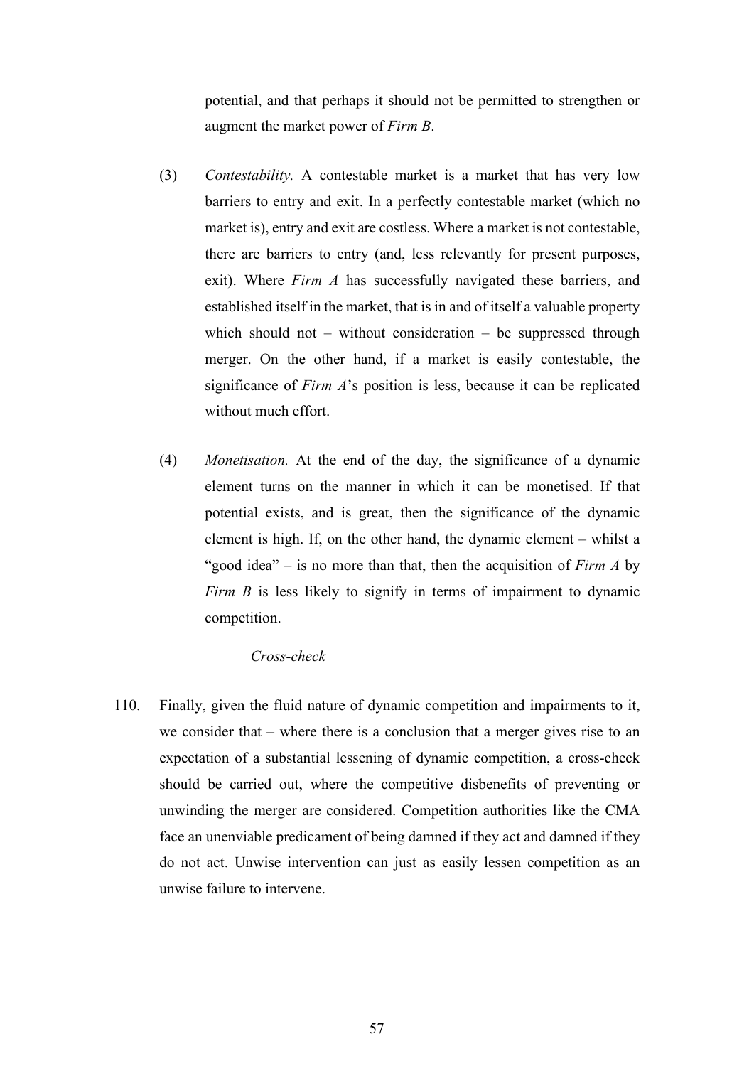potential, and that perhaps it should not be permitted to strengthen or augment the market power of *Firm B*.

(3) *Contestability.* A contestable market is a market that has very low barriers to entry and exit. In a perfectly contestable market (which no market is), entry and exit are costless. Where a market is <u>not</u> contestable, there are barriers to entry (and, less relevantly for present purposes, exit). Where *Firm A* has successfully navigated these barriers, and established itself in the market, that is in and of itself a valuable property which should not – without consideration – be suppressed through merger. On the other hand, if a market is easily contestable, the significance of *Firm A*'s position is less, because it can be replicated without much effort.

(4) *Monetisation.* At the end of the day, the significance of a dynamic element turns on the manner in which it can be monetised. If that potential exists, and is great, then the significance of the dynamic element is high. If, on the other hand, the dynamic element – whilst a "good idea" – is no more than that, then the acquisition of *Firm A* by *Firm B* is less likely to signify in terms of impairment to dynamic competition.

*Cross-check*

110. Finally, given the fluid nature of dynamic competition and impairments to it, we consider that – where there is a conclusion that a merger gives rise to an expectation of a substantial lessening of dynamic competition, a cross-check should be carried out, where the competitive disbenefits of preventing or unwinding the merger are considered. Competition authorities like the CMA face an unenviable predicament of being damned if they act and damned if they do not act. Unwise intervention can just as easily lessen competition as an unwise failure to intervene.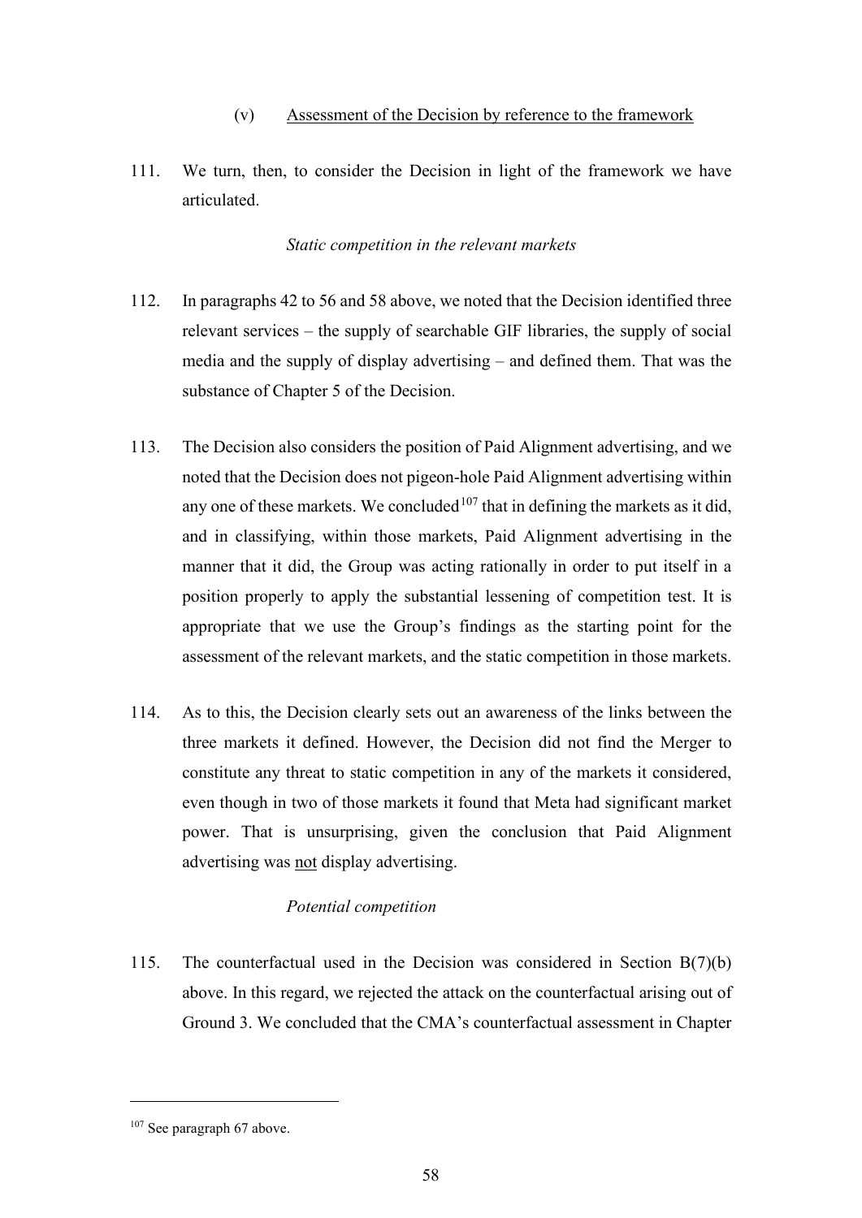### (v) Assessment of the Decision by reference to the framework

111. We turn, then, to consider the Decision in light of the framework we have articulated.

*Static competition in the relevant markets*

112. In paragraphs 42 to 56 and 58 above, we noted that the Decision identified three relevant services – the supply of searchable GIF libraries, the supply of social media and the supply of display advertising – and defined them. That was the substance of Chapter 5 of the Decision.

113. The Decision also considers the position of Paid Alignment advertising, and we noted that the Decision does not pigeon-hole Paid Alignment advertising within any one of these markets. We concluded[107] that in defining the markets as it did, and in classifying, within those markets, Paid Alignment advertising in the manner that it did, the Group was acting rationally in order to put itself in a position properly to apply the substantial lessening of competition test. It is appropriate that we use the Group's findings as the starting point for the assessment of the relevant markets, and the static competition in those markets.

114. As to this, the Decision clearly sets out an awareness of the links between the three markets it defined. However, the Decision did not find the Merger to constitute any threat to static competition in any of the markets it considered, even though in two of those markets it found that Meta had significant market power. That is unsurprising, given the conclusion that Paid Alignment advertising was <u>not</u> display advertising.

*Potential competition*

115. The counterfactual used in the Decision was considered in Section B(7)(b) above. In this regard, we rejected the attack on the counterfactual arising out of Ground 3. We concluded that the CMA's counterfactual assessment in Chapter

---

[107] See paragraph 67 above.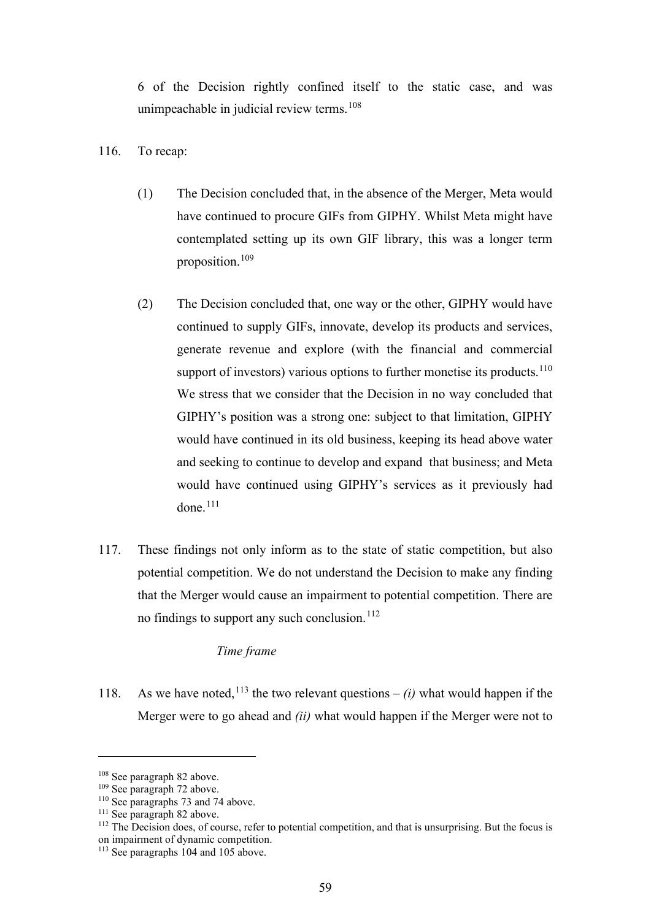6 of the Decision rightly confined itself to the static case, and was unimpeachable in judicial review terms.[108]

116. To recap:

(1) The Decision concluded that, in the absence of the Merger, Meta would have continued to procure GIFs from GIPHY. Whilst Meta might have contemplated setting up its own GIF library, this was a longer term proposition.[109]

(2) The Decision concluded that, one way or the other, GIPHY would have continued to supply GIFs, innovate, develop its products and services, generate revenue and explore (with the financial and commercial support of investors) various options to further monetise its products.[110] We stress that we consider that the Decision in no way concluded that GIPHY's position was a strong one: subject to that limitation, GIPHY would have continued in its old business, keeping its head above water and seeking to continue to develop and expand that business; and Meta would have continued using GIPHY's services as it previously had done.[111]

117. These findings not only inform as to the state of static competition, but also potential competition. We do not understand the Decision to make any finding that the Merger would cause an impairment to potential competition. There are no findings to support any such conclusion.[112]

*Time frame*

118. As we have noted,[113] the two relevant questions – *(i)* what would happen if the Merger were to go ahead and *(ii)* what would happen if the Merger were not to

---

[108] See paragraph 82 above.
[109] See paragraph 72 above.
[110] See paragraphs 73 and 74 above.
[111] See paragraph 82 above.
[112] The Decision does, of course, refer to potential competition, and that is unsurprising. But the focus is on impairment of dynamic competition.
[113] See paragraphs 104 and 105 above.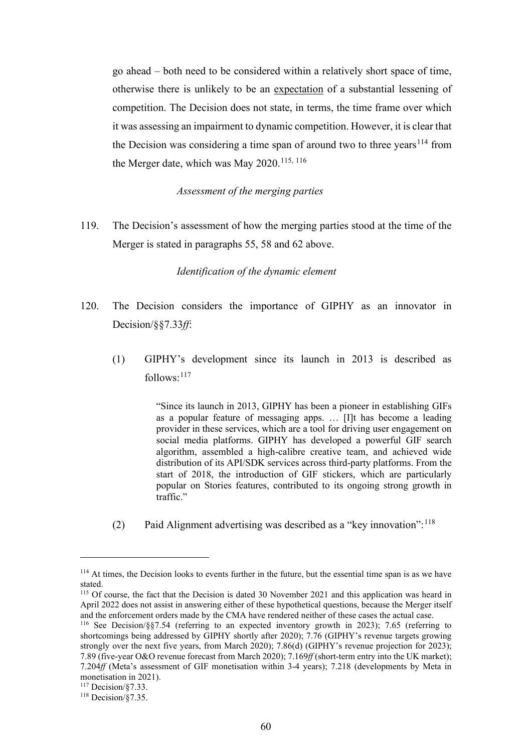go ahead – both need to be considered within a relatively short space of time, otherwise there is unlikely to be an <u>expectation</u> of a substantial lessening of competition. The Decision does not state, in terms, the time frame over which it was assessing an impairment to dynamic competition. However, it is clear that the Decision was considering a time span of around two to three years[114] from the Merger date, which was May 2020.[115, 116]

*Assessment of the merging parties*

119. The Decision's assessment of how the merging parties stood at the time of the Merger is stated in paragraphs 55, 58 and 62 above.

*Identification of the dynamic element*

120. The Decision considers the importance of GIPHY as an innovator in Decision/§§7.33*ff*:

(1) GIPHY's development since its launch in 2013 is described as follows:[117]

> "Since its launch in 2013, GIPHY has been a pioneer in establishing GIFs as a popular feature of messaging apps. … [I]t has become a leading provider in these services, which are a tool for driving user engagement on social media platforms. GIPHY has developed a powerful GIF search algorithm, assembled a high-calibre creative team, and achieved wide distribution of its API/SDK services across third-party platforms. From the start of 2018, the introduction of GIF stickers, which are particularly popular on Stories features, contributed to its ongoing strong growth in traffic."

(2) Paid Alignment advertising was described as a "key innovation":[118]

---

[114] At times, the Decision looks to events further in the future, but the essential time span is as we have stated.

[115] Of course, the fact that the Decision is dated 30 November 2021 and this application was heard in April 2022 does not assist in answering either of these hypothetical questions, because the Merger itself and the enforcement orders made by the CMA have rendered neither of these cases the actual case.

[116] See Decision/§§7.54 (referring to an expected inventory growth in 2023); 7.65 (referring to shortcomings being addressed by GIPHY shortly after 2020); 7.76 (GIPHY's revenue targets growing strongly over the next five years, from March 2020); 7.86(d) (GIPHY's revenue projection for 2023); 7.89 (five-year O&O revenue forecast from March 2020); 7.169*ff* (short-term entry into the UK market); 7.204*ff* (Meta's assessment of GIF monetisation within 3-4 years); 7.218 (developments by Meta in monetisation in 2021).

[117] Decision/§7.33.

[118] Decision/§7.35.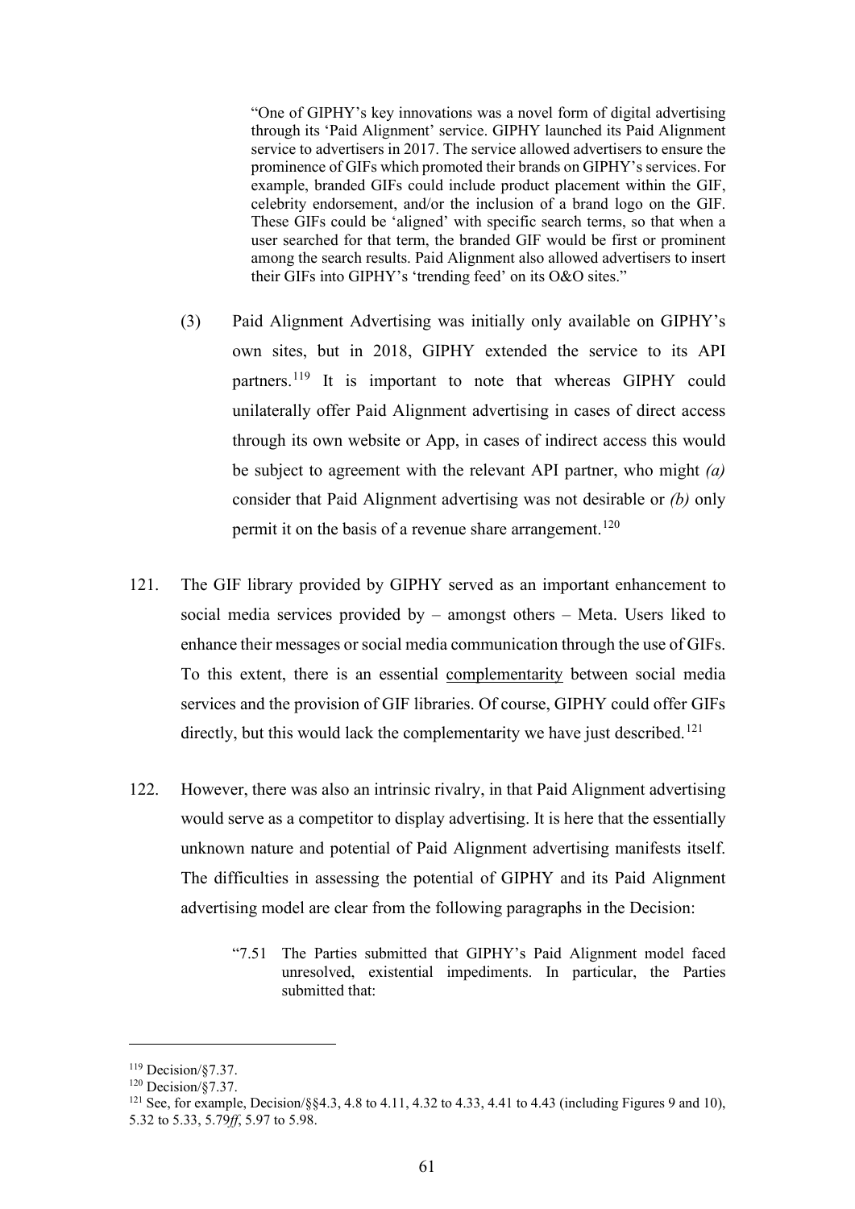> "One of GIPHY's key innovations was a novel form of digital advertising through its 'Paid Alignment' service. GIPHY launched its Paid Alignment service to advertisers in 2017. The service allowed advertisers to ensure the prominence of GIFs which promoted their brands on GIPHY's services. For example, branded GIFs could include product placement within the GIF, celebrity endorsement, and/or the inclusion of a brand logo on the GIF. These GIFs could be 'aligned' with specific search terms, so that when a user searched for that term, the branded GIF would be first or prominent among the search results. Paid Alignment also allowed advertisers to insert their GIFs into GIPHY's 'trending feed' on its O&O sites."

(3) Paid Alignment Advertising was initially only available on GIPHY's own sites, but in 2018, GIPHY extended the service to its API partners.[119] It is important to note that whereas GIPHY could unilaterally offer Paid Alignment advertising in cases of direct access through its own website or App, in cases of indirect access this would be subject to agreement with the relevant API partner, who might *(a)* consider that Paid Alignment advertising was not desirable or *(b)* only permit it on the basis of a revenue share arrangement.[120]

121. The GIF library provided by GIPHY served as an important enhancement to social media services provided by – amongst others – Meta. Users liked to enhance their messages or social media communication through the use of GIFs. To this extent, there is an essential <u>complementarity</u> between social media services and the provision of GIF libraries. Of course, GIPHY could offer GIFs directly, but this would lack the complementarity we have just described.[121]

122. However, there was also an intrinsic rivalry, in that Paid Alignment advertising would serve as a competitor to display advertising. It is here that the essentially unknown nature and potential of Paid Alignment advertising manifests itself. The difficulties in assessing the potential of GIPHY and its Paid Alignment advertising model are clear from the following paragraphs in the Decision:

> "7.51 The Parties submitted that GIPHY's Paid Alignment model faced unresolved, existential impediments. In particular, the Parties submitted that:

---

[119] Decision/§7.37.

[120] Decision/§7.37.

[121] See, for example, Decision/§§4.3, 4.8 to 4.11, 4.32 to 4.33, 4.41 to 4.43 (including Figures 9 and 10), 5.32 to 5.33, 5.79*ff*, 5.97 to 5.98.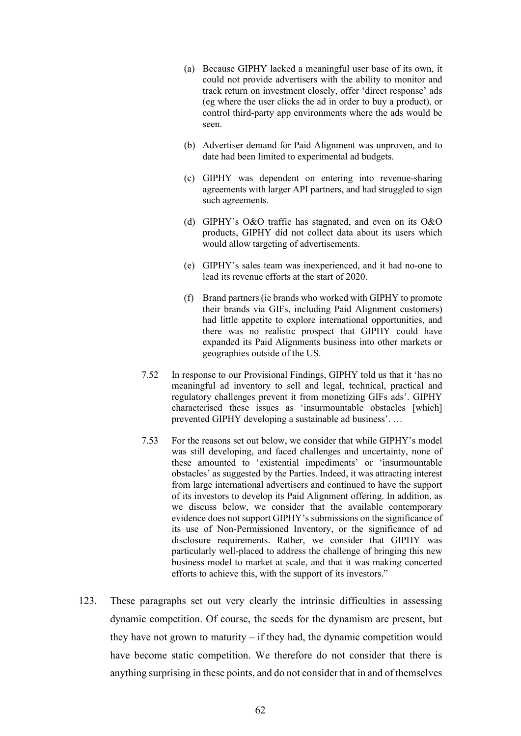(a) Because GIPHY lacked a meaningful user base of its own, it could not provide advertisers with the ability to monitor and track return on investment closely, offer 'direct response' ads (eg where the user clicks the ad in order to buy a product), or control third-party app environments where the ads would be seen.

(b) Advertiser demand for Paid Alignment was unproven, and to date had been limited to experimental ad budgets.

(c) GIPHY was dependent on entering into revenue-sharing agreements with larger API partners, and had struggled to sign such agreements.

(d) GIPHY's O&O traffic has stagnated, and even on its O&O products, GIPHY did not collect data about its users which would allow targeting of advertisements.

(e) GIPHY's sales team was inexperienced, and it had no-one to lead its revenue efforts at the start of 2020.

(f) Brand partners (ie brands who worked with GIPHY to promote their brands via GIFs, including Paid Alignment customers) had little appetite to explore international opportunities, and there was no realistic prospect that GIPHY could have expanded its Paid Alignments business into other markets or geographies outside of the US.

7.52 In response to our Provisional Findings, GIPHY told us that it 'has no meaningful ad inventory to sell and legal, technical, practical and regulatory challenges prevent it from monetizing GIFs ads'. GIPHY characterised these issues as 'insurmountable obstacles [which] prevented GIPHY developing a sustainable ad business'. …

7.53 For the reasons set out below, we consider that while GIPHY's model was still developing, and faced challenges and uncertainty, none of these amounted to 'existential impediments' or 'insurmountable obstacles' as suggested by the Parties. Indeed, it was attracting interest from large international advertisers and continued to have the support of its investors to develop its Paid Alignment offering. In addition, as we discuss below, we consider that the available contemporary evidence does not support GIPHY's submissions on the significance of its use of Non-Permissioned Inventory, or the significance of ad disclosure requirements. Rather, we consider that GIPHY was particularly well-placed to address the challenge of bringing this new business model to market at scale, and that it was making concerted efforts to achieve this, with the support of its investors."

123. These paragraphs set out very clearly the intrinsic difficulties in assessing dynamic competition. Of course, the seeds for the dynamism are present, but they have not grown to maturity – if they had, the dynamic competition would have become static competition. We therefore do not consider that there is anything surprising in these points, and do not consider that in and of themselves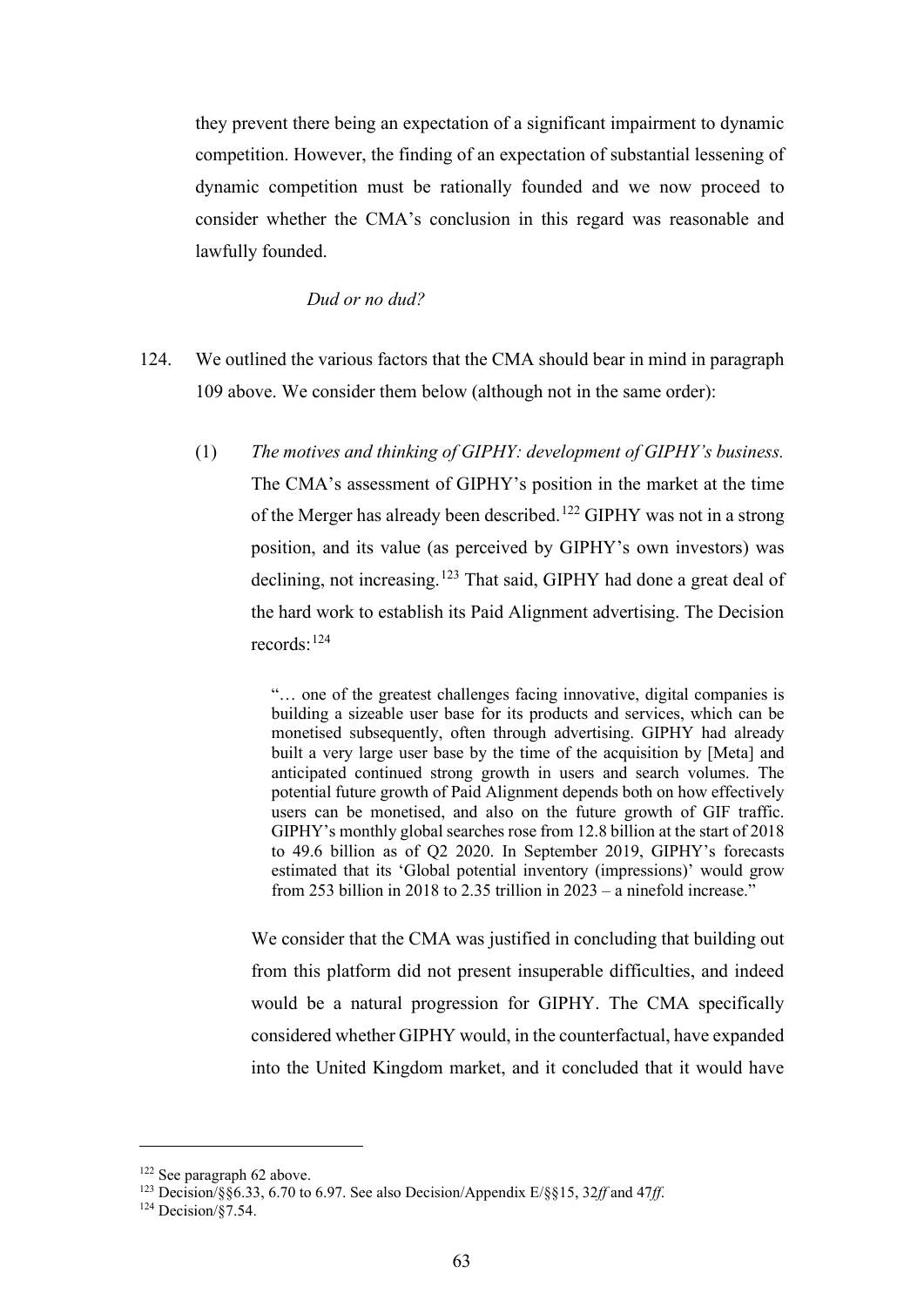they prevent there being an expectation of a significant impairment to dynamic competition. However, the finding of an expectation of substantial lessening of dynamic competition must be rationally founded and we now proceed to consider whether the CMA's conclusion in this regard was reasonable and lawfully founded.

*Dud or no dud?*

124. We outlined the various factors that the CMA should bear in mind in paragraph 109 above. We consider them below (although not in the same order):

(1) *The motives and thinking of GIPHY: development of GIPHY's business.* The CMA's assessment of GIPHY's position in the market at the time of the Merger has already been described.[122] GIPHY was not in a strong position, and its value (as perceived by GIPHY's own investors) was declining, not increasing.[123] That said, GIPHY had done a great deal of the hard work to establish its Paid Alignment advertising. The Decision records:[124]

> "… one of the greatest challenges facing innovative, digital companies is building a sizeable user base for its products and services, which can be monetised subsequently, often through advertising. GIPHY had already built a very large user base by the time of the acquisition by [Meta] and anticipated continued strong growth in users and search volumes. The potential future growth of Paid Alignment depends both on how effectively users can be monetised, and also on the future growth of GIF traffic. GIPHY's monthly global searches rose from 12.8 billion at the start of 2018 to 49.6 billion as of Q2 2020. In September 2019, GIPHY's forecasts estimated that its 'Global potential inventory (impressions)' would grow from 253 billion in 2018 to 2.35 trillion in 2023 – a ninefold increase."

We consider that the CMA was justified in concluding that building out from this platform did not present insuperable difficulties, and indeed would be a natural progression for GIPHY. The CMA specifically considered whether GIPHY would, in the counterfactual, have expanded into the United Kingdom market, and it concluded that it would have

---

[122] See paragraph 62 above.

[123] Decision/§§6.33, 6.70 to 6.97. See also Decision/Appendix E/§§15, 32*ff* and 47*ff*.

[124] Decision/§7.54.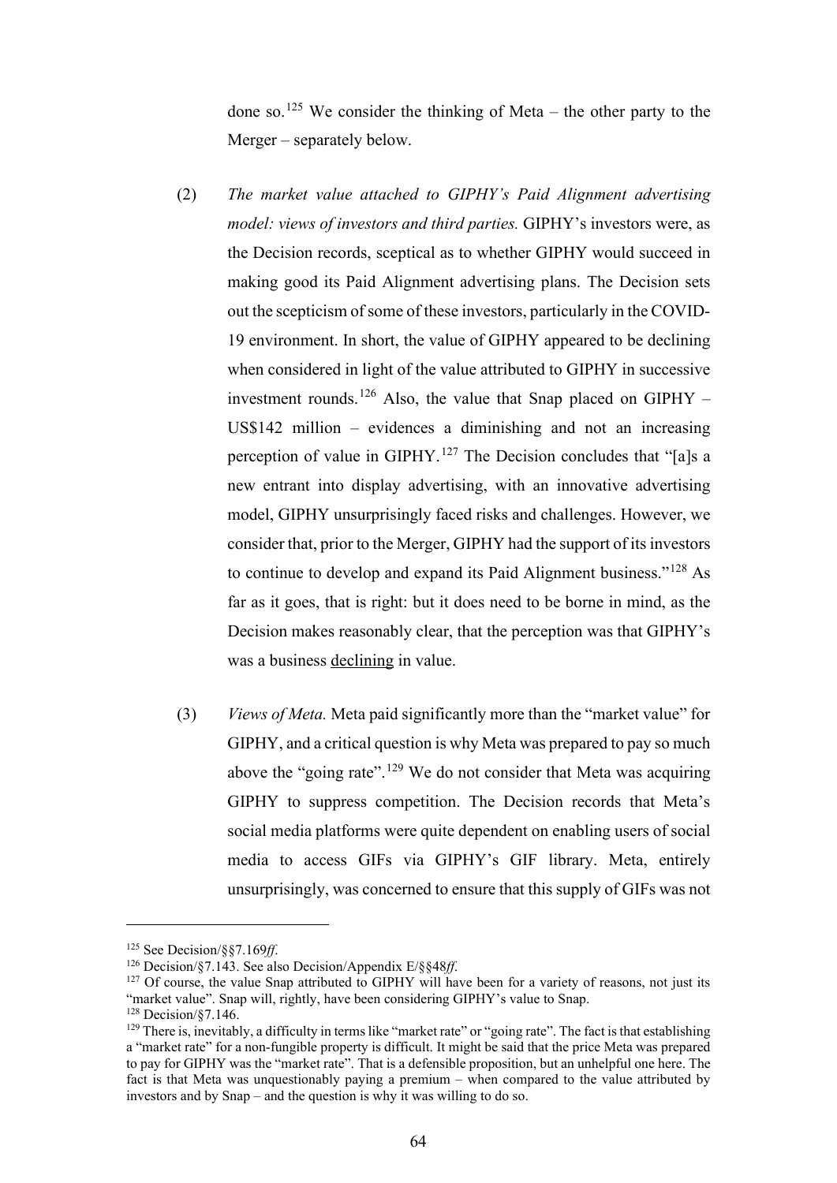done so.[125] We consider the thinking of Meta – the other party to the Merger – separately below.

(2) *The market value attached to GIPHY's Paid Alignment advertising model: views of investors and third parties.* GIPHY's investors were, as the Decision records, sceptical as to whether GIPHY would succeed in making good its Paid Alignment advertising plans. The Decision sets out the scepticism of some of these investors, particularly in the COVID-19 environment. In short, the value of GIPHY appeared to be declining when considered in light of the value attributed to GIPHY in successive investment rounds.[126] Also, the value that Snap placed on GIPHY – US$142 million – evidences a diminishing and not an increasing perception of value in GIPHY.[127] The Decision concludes that "[a]s a new entrant into display advertising, with an innovative advertising model, GIPHY unsurprisingly faced risks and challenges. However, we consider that, prior to the Merger, GIPHY had the support of its investors to continue to develop and expand its Paid Alignment business."[128] As far as it goes, that is right: but it does need to be borne in mind, as the Decision makes reasonably clear, that the perception was that GIPHY's was a business <u>declining</u> in value.

(3) *Views of Meta.* Meta paid significantly more than the "market value" for GIPHY, and a critical question is why Meta was prepared to pay so much above the "going rate".[129] We do not consider that Meta was acquiring GIPHY to suppress competition. The Decision records that Meta's social media platforms were quite dependent on enabling users of social media to access GIFs via GIPHY's GIF library. Meta, entirely unsurprisingly, was concerned to ensure that this supply of GIFs was not

---

[125] See Decision/§§7.169*ff*.

[126] Decision/§7.143. See also Decision/Appendix E/§§48*ff*.

[127] Of course, the value Snap attributed to GIPHY will have been for a variety of reasons, not just its "market value". Snap will, rightly, have been considering GIPHY's value to Snap.

[128] Decision/§7.146.

[129] There is, inevitably, a difficulty in terms like "market rate" or "going rate". The fact is that establishing a "market rate" for a non-fungible property is difficult. It might be said that the price Meta was prepared to pay for GIPHY was the "market rate". That is a defensible proposition, but an unhelpful one here. The fact is that Meta was unquestionably paying a premium – when compared to the value attributed by investors and by Snap – and the question is why it was willing to do so.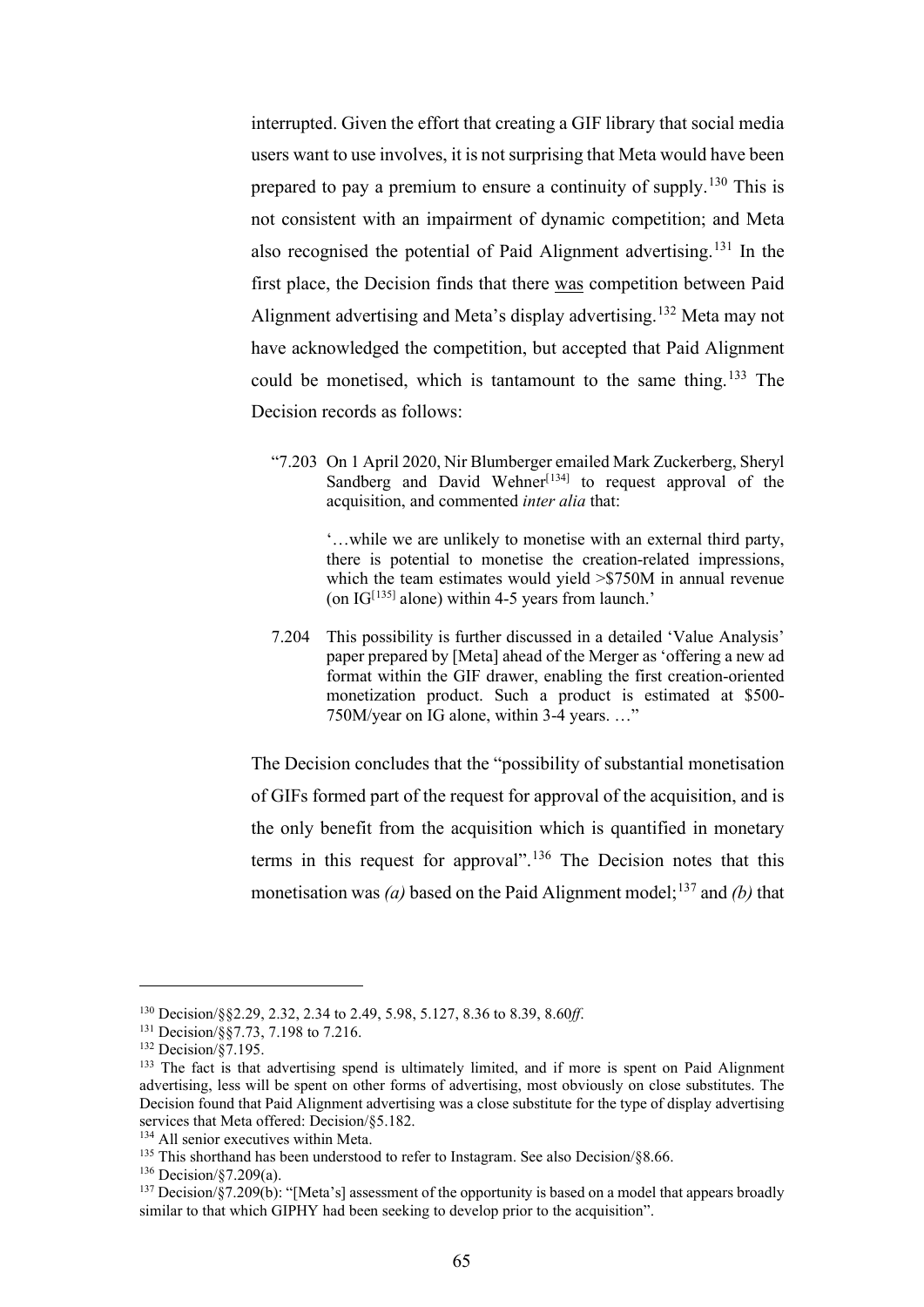interrupted. Given the effort that creating a GIF library that social media users want to use involves, it is not surprising that Meta would have been prepared to pay a premium to ensure a continuity of supply.[130] This is not consistent with an impairment of dynamic competition; and Meta also recognised the potential of Paid Alignment advertising.[131] In the first place, the Decision finds that there was competition between Paid Alignment advertising and Meta's display advertising.[132] Meta may not have acknowledged the competition, but accepted that Paid Alignment could be monetised, which is tantamount to the same thing.[133] The Decision records as follows:

> "7.203 On 1 April 2020, Nir Blumberger emailed Mark Zuckerberg, Sheryl Sandberg and David Wehner[134] to request approval of the acquisition, and commented *inter alia* that:
>
> > '…while we are unlikely to monetise with an external third party, there is potential to monetise the creation-related impressions, which the team estimates would yield >$750M in annual revenue (on IG[135] alone) within 4-5 years from launch.'
>
> 7.204 This possibility is further discussed in a detailed 'Value Analysis' paper prepared by [Meta] ahead of the Merger as 'offering a new ad format within the GIF drawer, enabling the first creation-oriented monetization product. Such a product is estimated at $500-750M/year on IG alone, within 3-4 years. …"

The Decision concludes that the "possibility of substantial monetisation of GIFs formed part of the request for approval of the acquisition, and is the only benefit from the acquisition which is quantified in monetary terms in this request for approval".[136] The Decision notes that this monetisation was *(a)* based on the Paid Alignment model;[137] and *(b)* that

---

[130] Decision/§§2.29, 2.32, 2.34 to 2.49, 5.98, 5.127, 8.36 to 8.39, 8.60*ff*.

[131] Decision/§§7.73, 7.198 to 7.216.

[132] Decision/§7.195.

[133] The fact is that advertising spend is ultimately limited, and if more is spent on Paid Alignment advertising, less will be spent on other forms of advertising, most obviously on close substitutes. The Decision found that Paid Alignment advertising was a close substitute for the type of display advertising services that Meta offered: Decision/§5.182.

[134] All senior executives within Meta.

[135] This shorthand has been understood to refer to Instagram. See also Decision/§8.66.

[136] Decision/§7.209(a).

[137] Decision/§7.209(b): "[Meta's] assessment of the opportunity is based on a model that appears broadly similar to that which GIPHY had been seeking to develop prior to the acquisition".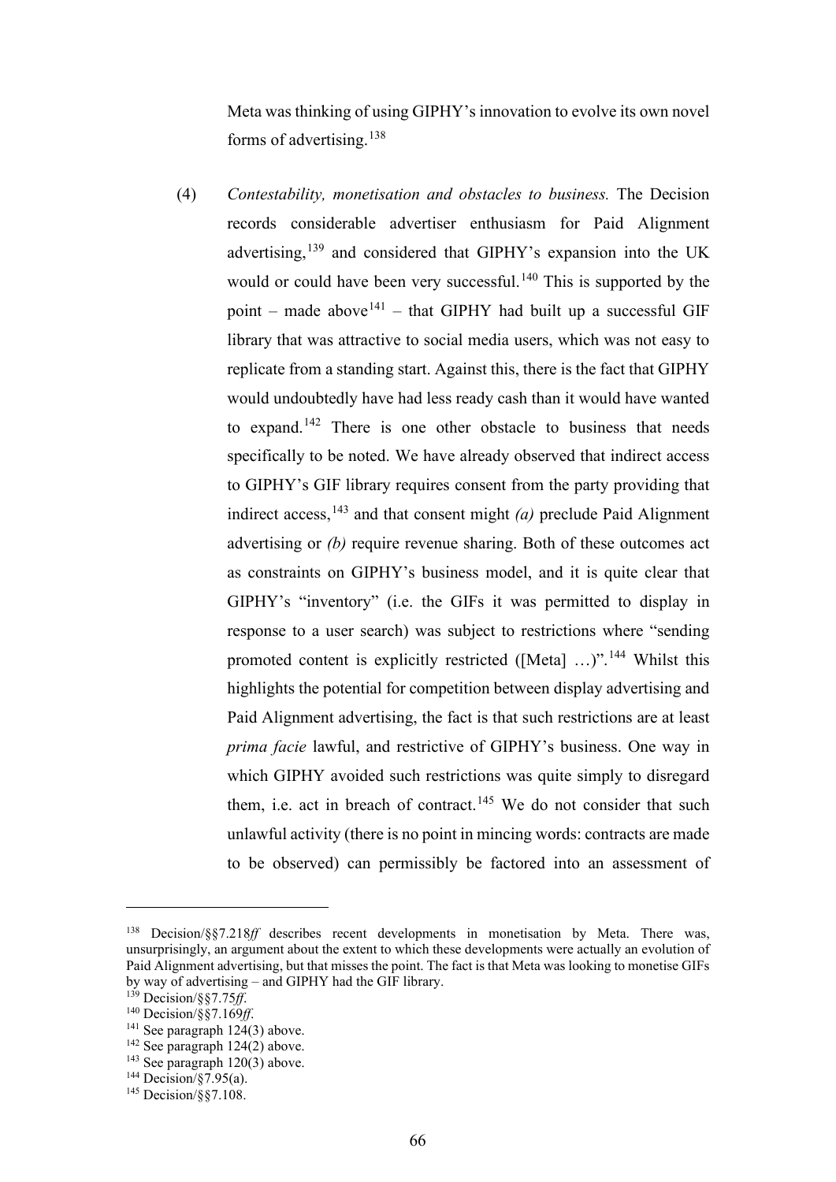Meta was thinking of using GIPHY's innovation to evolve its own novel forms of advertising.[138]

(4) *Contestability, monetisation and obstacles to business.* The Decision records considerable advertiser enthusiasm for Paid Alignment advertising,[139] and considered that GIPHY's expansion into the UK would or could have been very successful.[140] This is supported by the point – made above[141] – that GIPHY had built up a successful GIF library that was attractive to social media users, which was not easy to replicate from a standing start. Against this, there is the fact that GIPHY would undoubtedly have had less ready cash than it would have wanted to expand.[142] There is one other obstacle to business that needs specifically to be noted. We have already observed that indirect access to GIPHY's GIF library requires consent from the party providing that indirect access,[143] and that consent might *(a)* preclude Paid Alignment advertising or *(b)* require revenue sharing. Both of these outcomes act as constraints on GIPHY's business model, and it is quite clear that GIPHY's "inventory" (i.e. the GIFs it was permitted to display in response to a user search) was subject to restrictions where "sending promoted content is explicitly restricted ([Meta] …)".[144] Whilst this highlights the potential for competition between display advertising and Paid Alignment advertising, the fact is that such restrictions are at least *prima facie* lawful, and restrictive of GIPHY's business. One way in which GIPHY avoided such restrictions was quite simply to disregard them, i.e. act in breach of contract.[145] We do not consider that such unlawful activity (there is no point in mincing words: contracts are made to be observed) can permissibly be factored into an assessment of

---

[138] Decision/§§7.218*ff* describes recent developments in monetisation by Meta. There was, unsurprisingly, an argument about the extent to which these developments were actually an evolution of Paid Alignment advertising, but that misses the point. The fact is that Meta was looking to monetise GIFs by way of advertising – and GIPHY had the GIF library.

[139] Decision/§§7.75*ff*.

[140] Decision/§§7.169*ff*.

[141] See paragraph 124(3) above.

[142] See paragraph 124(2) above.

[143] See paragraph 120(3) above.

[144] Decision/§7.95(a).

[145] Decision/§§7.108.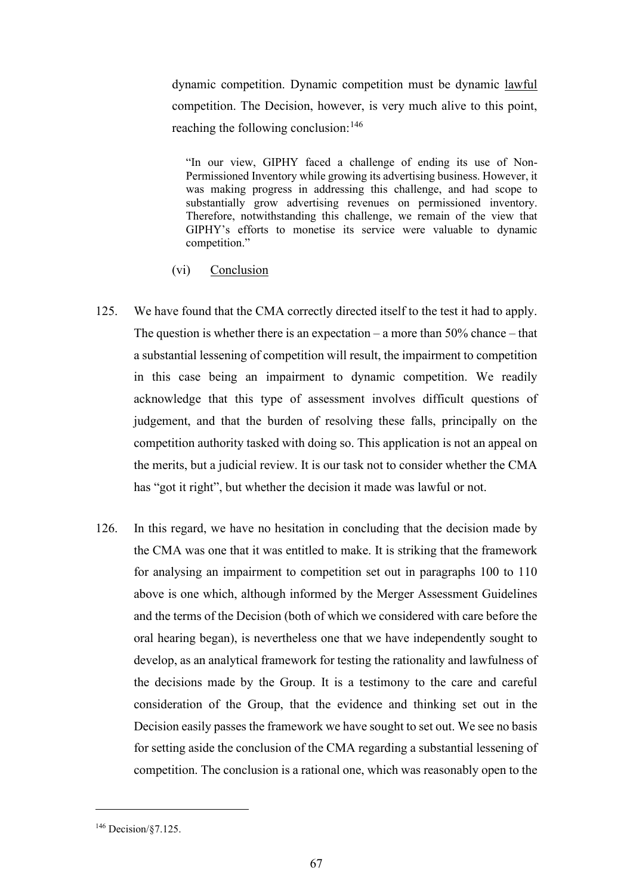dynamic competition. Dynamic competition must be dynamic <u>lawful</u> competition. The Decision, however, is very much alive to this point, reaching the following conclusion:[146]

> "In our view, GIPHY faced a challenge of ending its use of Non-Permissioned Inventory while growing its advertising business. However, it was making progress in addressing this challenge, and had scope to substantially grow advertising revenues on permissioned inventory. Therefore, notwithstanding this challenge, we remain of the view that GIPHY's efforts to monetise its service were valuable to dynamic competition."

(vi) <u>Conclusion</u>

125. We have found that the CMA correctly directed itself to the test it had to apply. The question is whether there is an expectation – a more than 50% chance – that a substantial lessening of competition will result, the impairment to competition in this case being an impairment to dynamic competition. We readily acknowledge that this type of assessment involves difficult questions of judgement, and that the burden of resolving these falls, principally on the competition authority tasked with doing so. This application is not an appeal on the merits, but a judicial review. It is our task not to consider whether the CMA has "got it right", but whether the decision it made was lawful or not.

126. In this regard, we have no hesitation in concluding that the decision made by the CMA was one that it was entitled to make. It is striking that the framework for analysing an impairment to competition set out in paragraphs 100 to 110 above is one which, although informed by the Merger Assessment Guidelines and the terms of the Decision (both of which we considered with care before the oral hearing began), is nevertheless one that we have independently sought to develop, as an analytical framework for testing the rationality and lawfulness of the decisions made by the Group. It is a testimony to the care and careful consideration of the Group, that the evidence and thinking set out in the Decision easily passes the framework we have sought to set out. We see no basis for setting aside the conclusion of the CMA regarding a substantial lessening of competition. The conclusion is a rational one, which was reasonably open to the

---

[146] Decision/§7.125.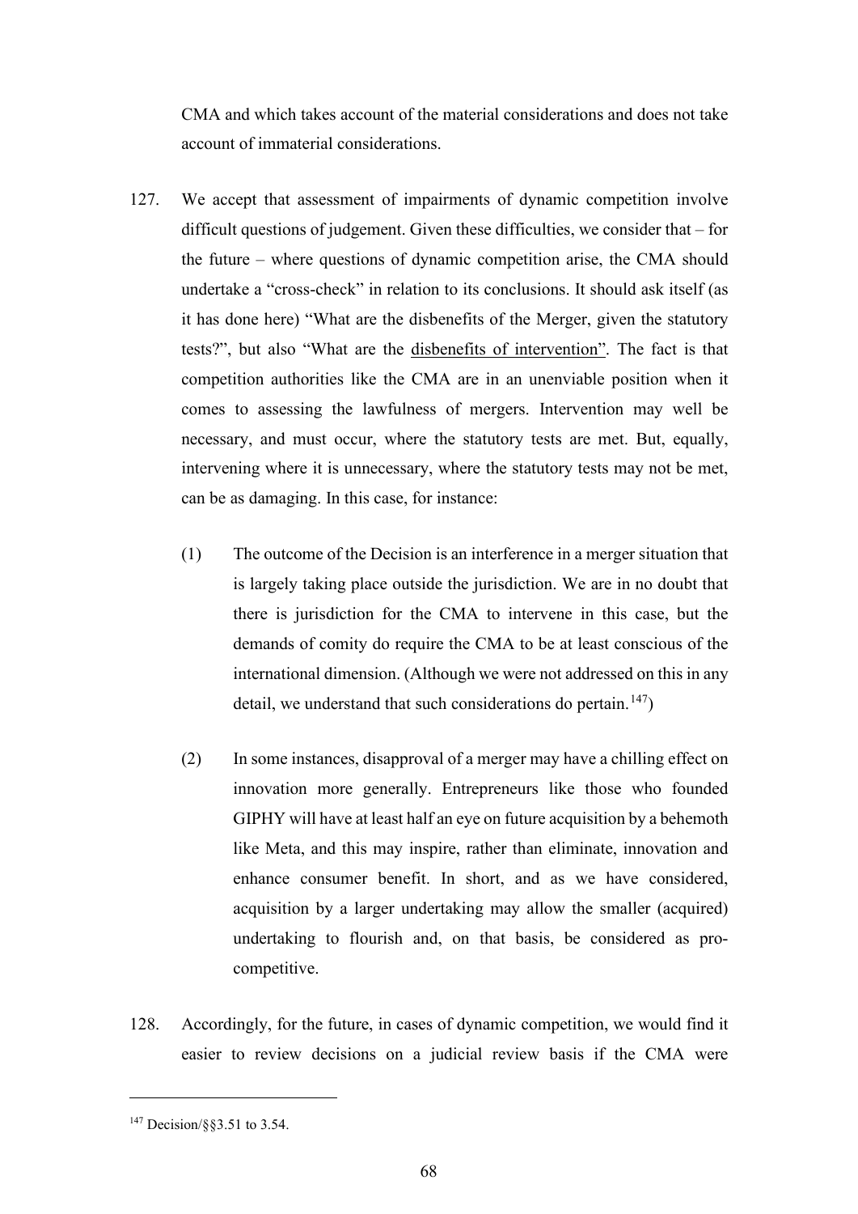CMA and which takes account of the material considerations and does not take account of immaterial considerations.

127. We accept that assessment of impairments of dynamic competition involve difficult questions of judgement. Given these difficulties, we consider that – for the future – where questions of dynamic competition arise, the CMA should undertake a "cross-check" in relation to its conclusions. It should ask itself (as it has done here) "What are the disbenefits of the Merger, given the statutory tests?", but also "What are the <u>disbenefits of intervention</u>". The fact is that competition authorities like the CMA are in an unenviable position when it comes to assessing the lawfulness of mergers. Intervention may well be necessary, and must occur, where the statutory tests are met. But, equally, intervening where it is unnecessary, where the statutory tests may not be met, can be as damaging. In this case, for instance:

    (1) The outcome of the Decision is an interference in a merger situation that is largely taking place outside the jurisdiction. We are in no doubt that there is jurisdiction for the CMA to intervene in this case, but the demands of comity do require the CMA to be at least conscious of the international dimension. (Although we were not addressed on this in any detail, we understand that such considerations do pertain.[147])

    (2) In some instances, disapproval of a merger may have a chilling effect on innovation more generally. Entrepreneurs like those who founded GIPHY will have at least half an eye on future acquisition by a behemoth like Meta, and this may inspire, rather than eliminate, innovation and enhance consumer benefit. In short, and as we have considered, acquisition by a larger undertaking may allow the smaller (acquired) undertaking to flourish and, on that basis, be considered as pro-competitive.

128. Accordingly, for the future, in cases of dynamic competition, we would find it easier to review decisions on a judicial review basis if the CMA were

---

[147] Decision/§§3.51 to 3.54.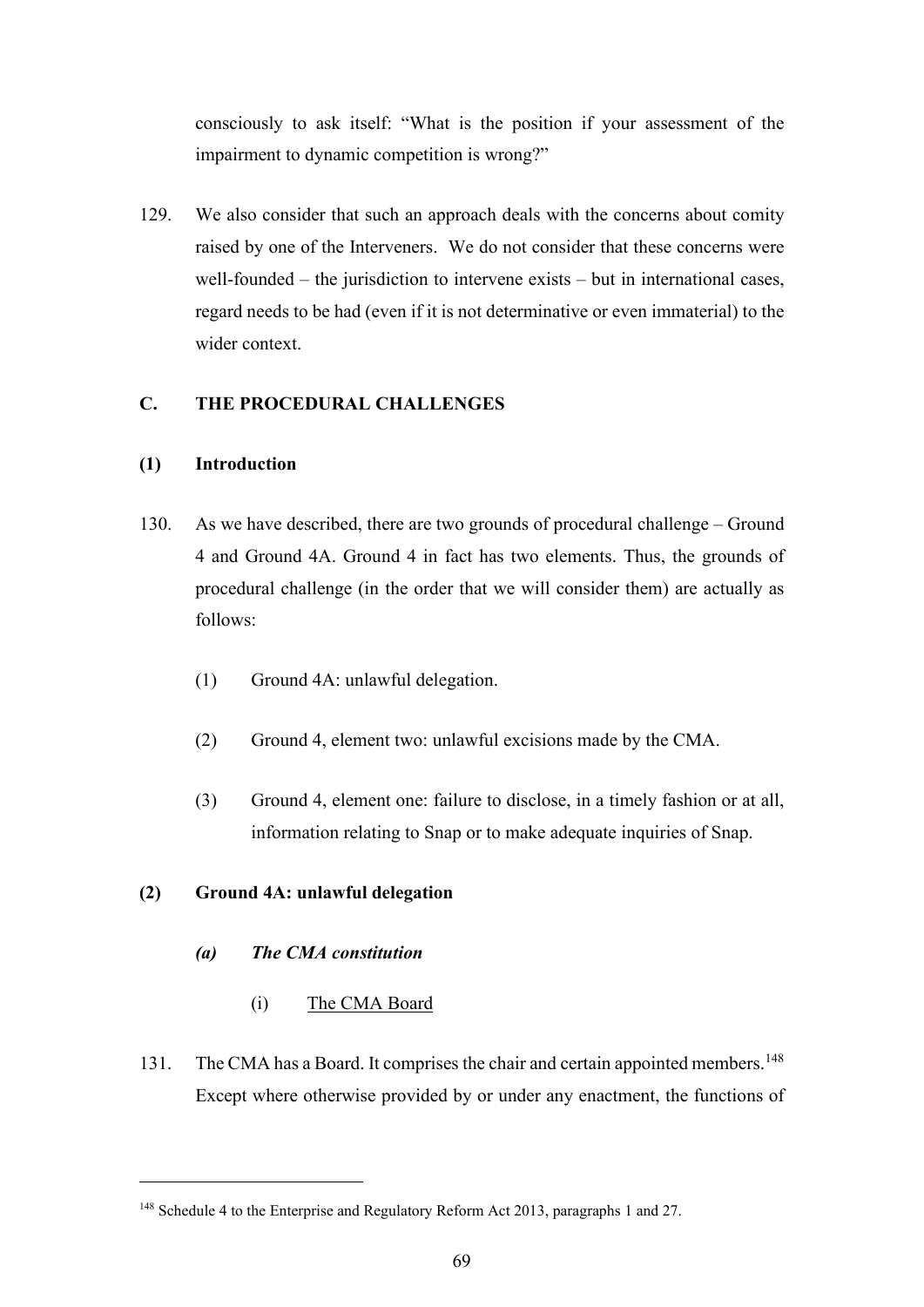consciously to ask itself: "What is the position if your assessment of the impairment to dynamic competition is wrong?"

129. We also consider that such an approach deals with the concerns about comity raised by one of the Interveners. We do not consider that these concerns were well-founded – the jurisdiction to intervene exists – but in international cases, regard needs to be had (even if it is not determinative or even immaterial) to the wider context.

## C. THE PROCEDURAL CHALLENGES

### (1) Introduction

130. As we have described, there are two grounds of procedural challenge – Ground 4 and Ground 4A. Ground 4 in fact has two elements. Thus, the grounds of procedural challenge (in the order that we will consider them) are actually as follows:

    (1) Ground 4A: unlawful delegation.

    (2) Ground 4, element two: unlawful excisions made by the CMA.

    (3) Ground 4, element one: failure to disclose, in a timely fashion or at all, information relating to Snap or to make adequate inquiries of Snap.

### (2) Ground 4A: unlawful delegation

#### *(a) The CMA constitution*

##### (i) The CMA Board

131. The CMA has a Board. It comprises the chair and certain appointed members.[148] Except where otherwise provided by or under any enactment, the functions of

[148] Schedule 4 to the Enterprise and Regulatory Reform Act 2013, paragraphs 1 and 27.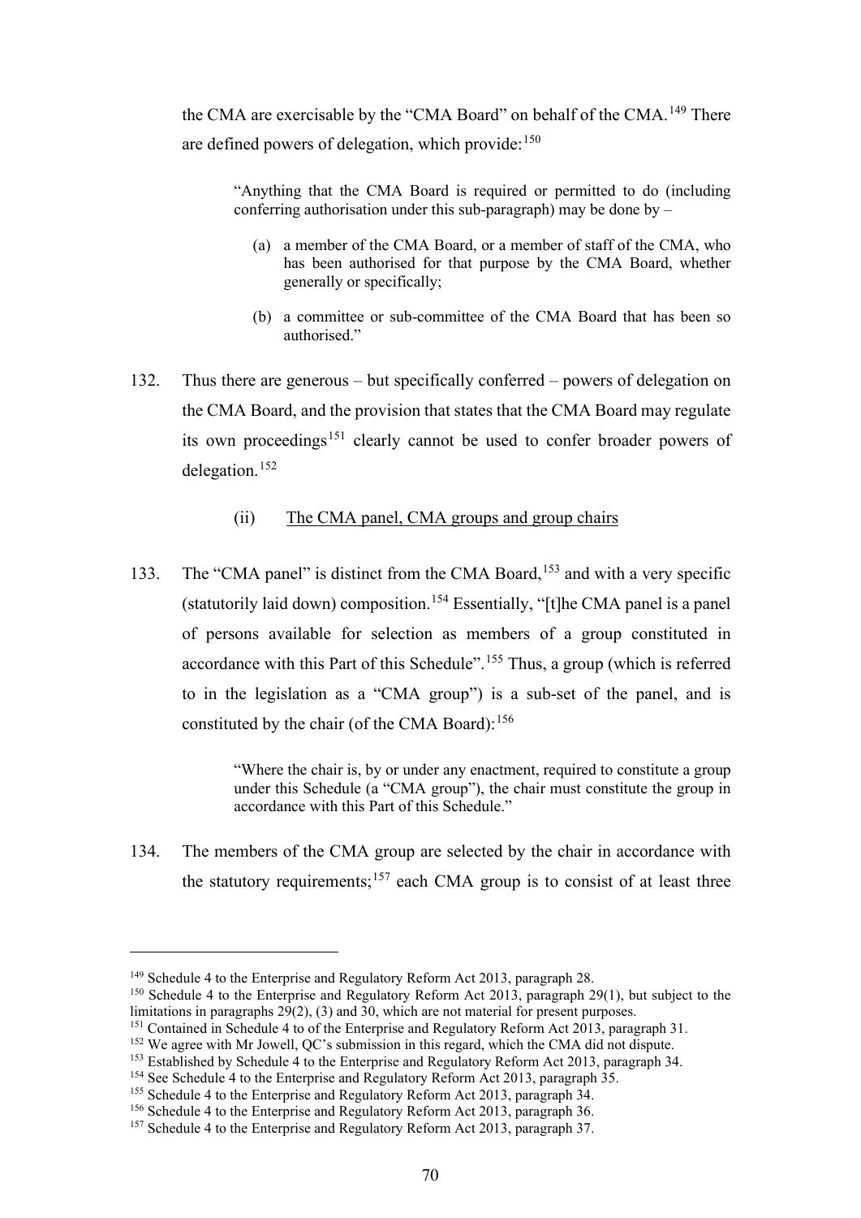the CMA are exercisable by the "CMA Board" on behalf of the CMA.[149] There are defined powers of delegation, which provide:[150]

> "Anything that the CMA Board is required or permitted to do (including conferring authorisation under this sub-paragraph) may be done by –
>
> (a) a member of the CMA Board, or a member of staff of the CMA, who has been authorised for that purpose by the CMA Board, whether generally or specifically;
>
> (b) a committee or sub-committee of the CMA Board that has been so authorised."

132. Thus there are generous – but specifically conferred – powers of delegation on the CMA Board, and the provision that states that the CMA Board may regulate its own proceedings[151] clearly cannot be used to confer broader powers of delegation.[152]

(ii) <u>The CMA panel, CMA groups and group chairs</u>

133. The "CMA panel" is distinct from the CMA Board,[153] and with a very specific (statutorily laid down) composition.[154] Essentially, "[t]he CMA panel is a panel of persons available for selection as members of a group constituted in accordance with this Part of this Schedule".[155] Thus, a group (which is referred to in the legislation as a "CMA group") is a sub-set of the panel, and is constituted by the chair (of the CMA Board):[156]

> "Where the chair is, by or under any enactment, required to constitute a group under this Schedule (a "CMA group"), the chair must constitute the group in accordance with this Part of this Schedule."

134. The members of the CMA group are selected by the chair in accordance with the statutory requirements;[157] each CMA group is to consist of at least three

---

[149] Schedule 4 to the Enterprise and Regulatory Reform Act 2013, paragraph 28.

[150] Schedule 4 to the Enterprise and Regulatory Reform Act 2013, paragraph 29(1), but subject to the limitations in paragraphs 29(2), (3) and 30, which are not material for present purposes.

[151] Contained in Schedule 4 to of the Enterprise and Regulatory Reform Act 2013, paragraph 31.

[152] We agree with Mr Jowell, QC's submission in this regard, which the CMA did not dispute.

[153] Established by Schedule 4 to the Enterprise and Regulatory Reform Act 2013, paragraph 34.

[154] See Schedule 4 to the Enterprise and Regulatory Reform Act 2013, paragraph 35.

[155] Schedule 4 to the Enterprise and Regulatory Reform Act 2013, paragraph 34.

[156] Schedule 4 to the Enterprise and Regulatory Reform Act 2013, paragraph 36.

[157] Schedule 4 to the Enterprise and Regulatory Reform Act 2013, paragraph 37.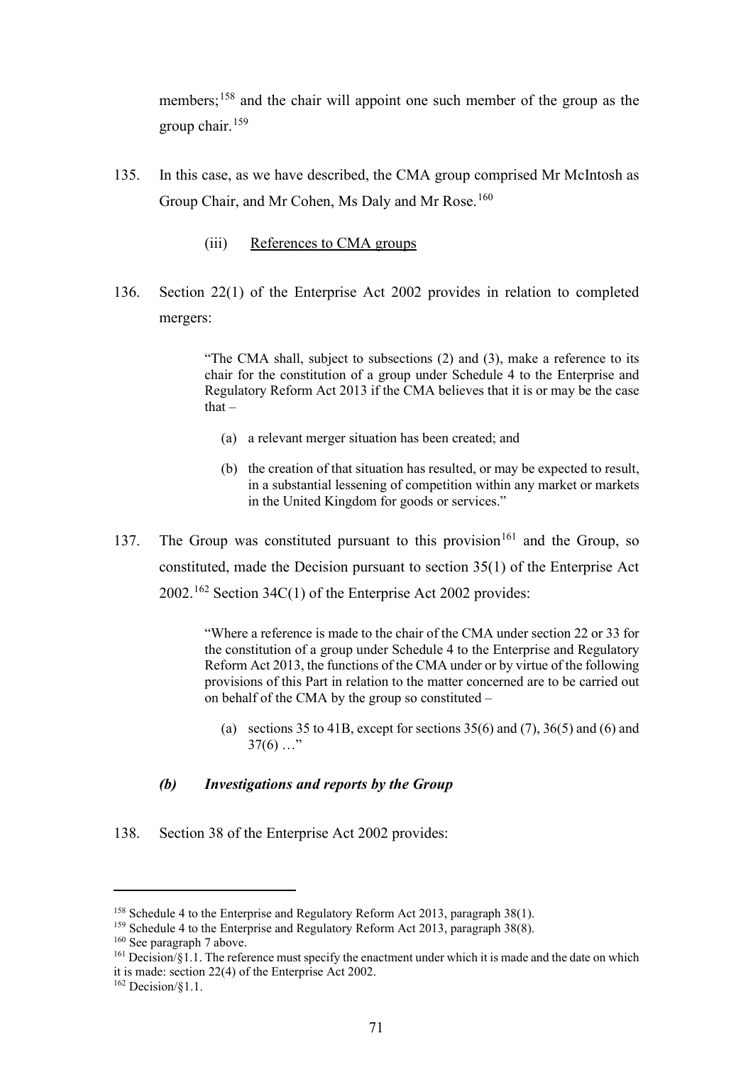members;[158] and the chair will appoint one such member of the group as the group chair.[159]

135. In this case, as we have described, the CMA group comprised Mr McIntosh as Group Chair, and Mr Cohen, Ms Daly and Mr Rose.[160]

(iii) References to CMA groups

136. Section 22(1) of the Enterprise Act 2002 provides in relation to completed mergers:

> "The CMA shall, subject to subsections (2) and (3), make a reference to its chair for the constitution of a group under Schedule 4 to the Enterprise and Regulatory Reform Act 2013 if the CMA believes that it is or may be the case that –
>
> (a) a relevant merger situation has been created; and
>
> (b) the creation of that situation has resulted, or may be expected to result, in a substantial lessening of competition within any market or markets in the United Kingdom for goods or services."

137. The Group was constituted pursuant to this provision[161] and the Group, so constituted, made the Decision pursuant to section 35(1) of the Enterprise Act 2002.[162] Section 34C(1) of the Enterprise Act 2002 provides:

> "Where a reference is made to the chair of the CMA under section 22 or 33 for the constitution of a group under Schedule 4 to the Enterprise and Regulatory Reform Act 2013, the functions of the CMA under or by virtue of the following provisions of this Part in relation to the matter concerned are to be carried out on behalf of the CMA by the group so constituted –
>
> (a) sections 35 to 41B, except for sections 35(6) and (7), 36(5) and (6) and 37(6) …"

### *(b) Investigations and reports by the Group*

138. Section 38 of the Enterprise Act 2002 provides:

---

[158] Schedule 4 to the Enterprise and Regulatory Reform Act 2013, paragraph 38(1).

[159] Schedule 4 to the Enterprise and Regulatory Reform Act 2013, paragraph 38(8).

[160] See paragraph 7 above.

[161] Decision/§1.1. The reference must specify the enactment under which it is made and the date on which it is made: section 22(4) of the Enterprise Act 2002.

[162] Decision/§1.1.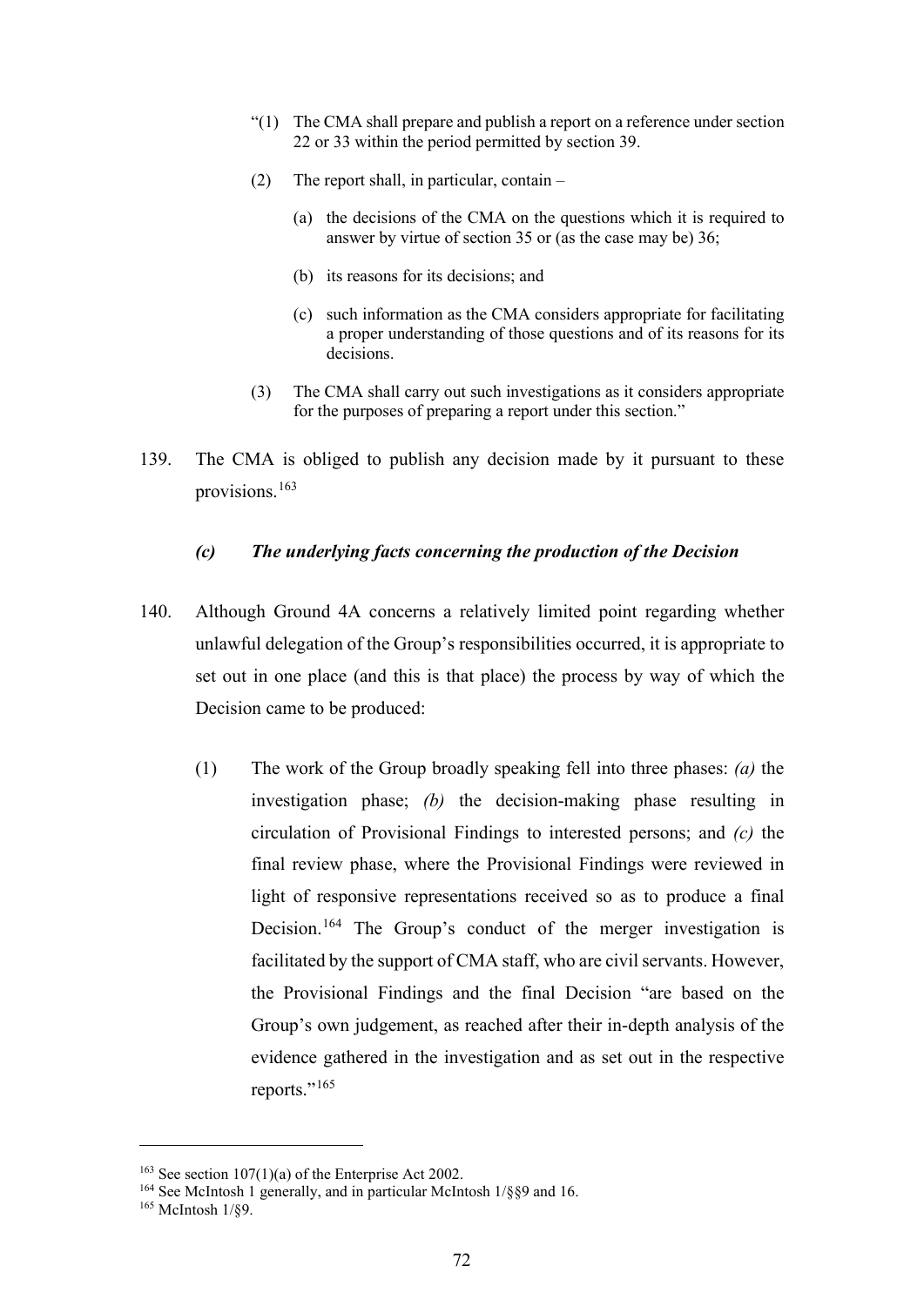> "(1) The CMA shall prepare and publish a report on a reference under section 22 or 33 within the period permitted by section 39.
>
> (2) The report shall, in particular, contain –
>
> (a) the decisions of the CMA on the questions which it is required to answer by virtue of section 35 or (as the case may be) 36;
>
> (b) its reasons for its decisions; and
>
> (c) such information as the CMA considers appropriate for facilitating a proper understanding of those questions and of its reasons for its decisions.
>
> (3) The CMA shall carry out such investigations as it considers appropriate for the purposes of preparing a report under this section."

139. The CMA is obliged to publish any decision made by it pursuant to these provisions.[163]

### *(c) The underlying facts concerning the production of the Decision*

140. Although Ground 4A concerns a relatively limited point regarding whether unlawful delegation of the Group's responsibilities occurred, it is appropriate to set out in one place (and this is that place) the process by way of which the Decision came to be produced:

(1) The work of the Group broadly speaking fell into three phases: *(a)* the investigation phase; *(b)* the decision-making phase resulting in circulation of Provisional Findings to interested persons; and *(c)* the final review phase, where the Provisional Findings were reviewed in light of responsive representations received so as to produce a final Decision.[164] The Group's conduct of the merger investigation is facilitated by the support of CMA staff, who are civil servants. However, the Provisional Findings and the final Decision "are based on the Group's own judgement, as reached after their in-depth analysis of the evidence gathered in the investigation and as set out in the respective reports."[165]

---

[163] See section 107(1)(a) of the Enterprise Act 2002.

[164] See McIntosh 1 generally, and in particular McIntosh 1/§§9 and 16.

[165] McIntosh 1/§9.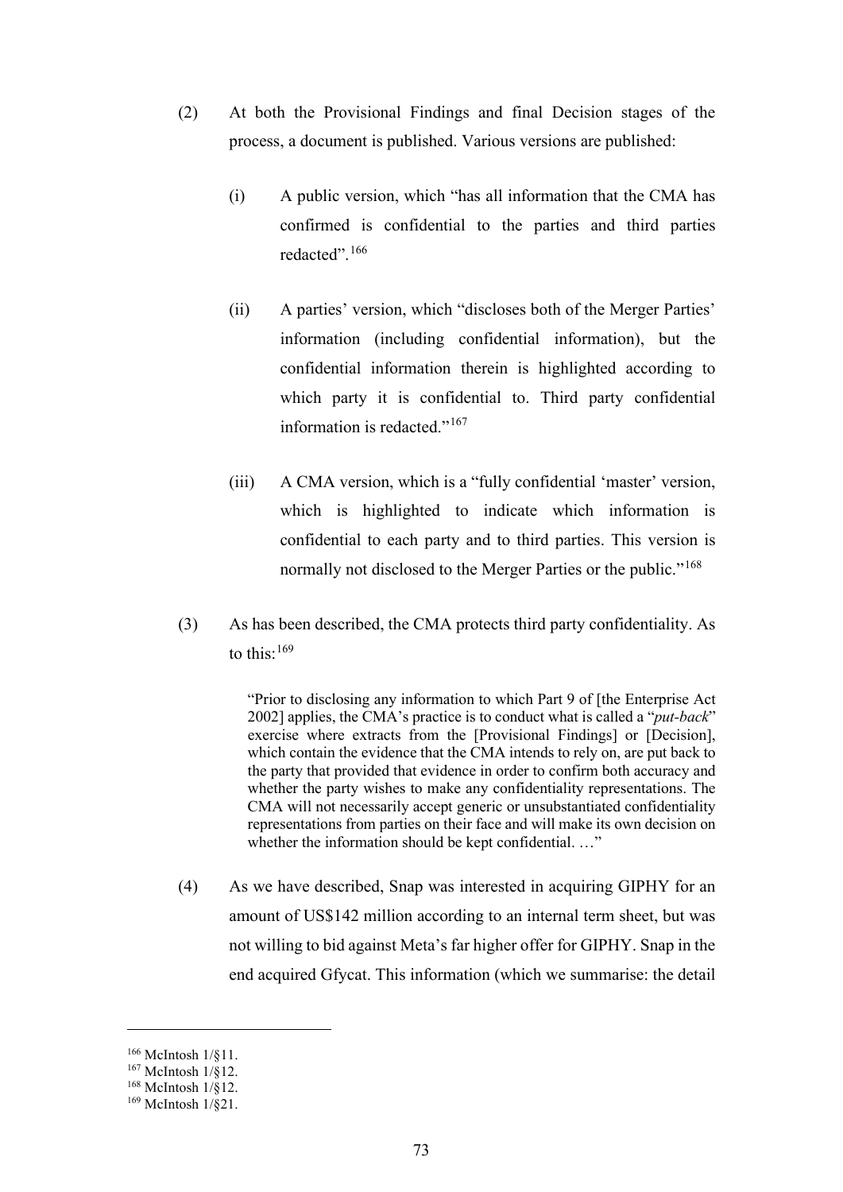(2) At both the Provisional Findings and final Decision stages of the process, a document is published. Various versions are published:

(i) A public version, which "has all information that the CMA has confirmed is confidential to the parties and third parties redacted".[166]

(ii) A parties' version, which "discloses both of the Merger Parties' information (including confidential information), but the confidential information therein is highlighted according to which party it is confidential to. Third party confidential information is redacted."[167]

(iii) A CMA version, which is a "fully confidential 'master' version, which is highlighted to indicate which information is confidential to each party and to third parties. This version is normally not disclosed to the Merger Parties or the public."[168]

(3) As has been described, the CMA protects third party confidentiality. As to this:[169]

> "Prior to disclosing any information to which Part 9 of [the Enterprise Act 2002] applies, the CMA's practice is to conduct what is called a "*put-back*" exercise where extracts from the [Provisional Findings] or [Decision], which contain the evidence that the CMA intends to rely on, are put back to the party that provided that evidence in order to confirm both accuracy and whether the party wishes to make any confidentiality representations. The CMA will not necessarily accept generic or unsubstantiated confidentiality representations from parties on their face and will make its own decision on whether the information should be kept confidential. …"

(4) As we have described, Snap was interested in acquiring GIPHY for an amount of US$142 million according to an internal term sheet, but was not willing to bid against Meta's far higher offer for GIPHY. Snap in the end acquired Gfycat. This information (which we summarise: the detail

---

[166] McIntosh 1/§11.

[167] McIntosh 1/§12.

[168] McIntosh 1/§12.

[169] McIntosh 1/§21.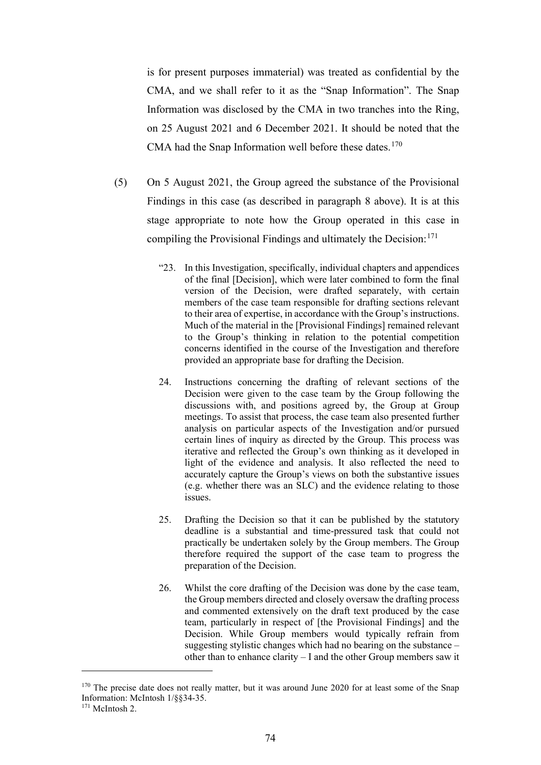is for present purposes immaterial) was treated as confidential by the CMA, and we shall refer to it as the "Snap Information". The Snap Information was disclosed by the CMA in two tranches into the Ring, on 25 August 2021 and 6 December 2021. It should be noted that the CMA had the Snap Information well before these dates.[170]

(5) On 5 August 2021, the Group agreed the substance of the Provisional Findings in this case (as described in paragraph 8 above). It is at this stage appropriate to note how the Group operated in this case in compiling the Provisional Findings and ultimately the Decision:[171]

> "23. In this Investigation, specifically, individual chapters and appendices of the final [Decision], which were later combined to form the final version of the Decision, were drafted separately, with certain members of the case team responsible for drafting sections relevant to their area of expertise, in accordance with the Group's instructions. Much of the material in the [Provisional Findings] remained relevant to the Group's thinking in relation to the potential competition concerns identified in the course of the Investigation and therefore provided an appropriate base for drafting the Decision.
>
> 24. Instructions concerning the drafting of relevant sections of the Decision were given to the case team by the Group following the discussions with, and positions agreed by, the Group at Group meetings. To assist that process, the case team also presented further analysis on particular aspects of the Investigation and/or pursued certain lines of inquiry as directed by the Group. This process was iterative and reflected the Group's own thinking as it developed in light of the evidence and analysis. It also reflected the need to accurately capture the Group's views on both the substantive issues (e.g. whether there was an SLC) and the evidence relating to those issues.
>
> 25. Drafting the Decision so that it can be published by the statutory deadline is a substantial and time-pressured task that could not practically be undertaken solely by the Group members. The Group therefore required the support of the case team to progress the preparation of the Decision.
>
> 26. Whilst the core drafting of the Decision was done by the case team, the Group members directed and closely oversaw the drafting process and commented extensively on the draft text produced by the case team, particularly in respect of [the Provisional Findings] and the Decision. While Group members would typically refrain from suggesting stylistic changes which had no bearing on the substance – other than to enhance clarity – I and the other Group members saw it

---

[170] The precise date does not really matter, but it was around June 2020 for at least some of the Snap Information: McIntosh 1/§§34-35.

[171] McIntosh 2.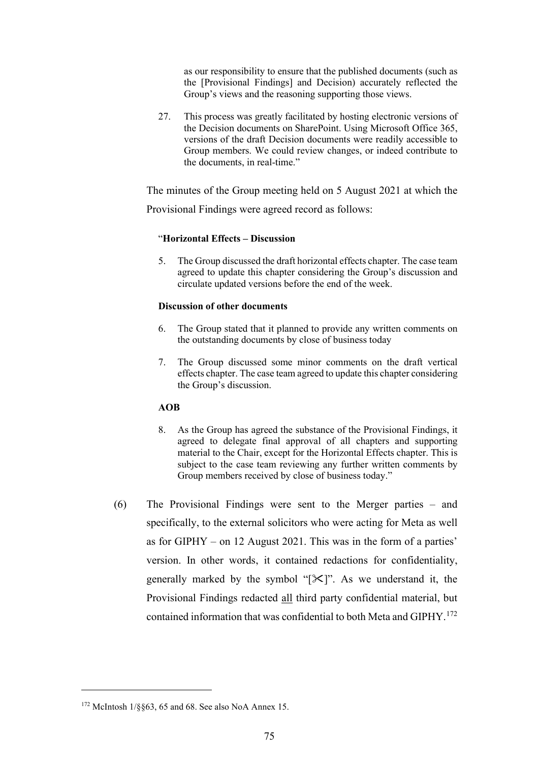> as our responsibility to ensure that the published documents (such as the [Provisional Findings] and Decision) accurately reflected the Group's views and the reasoning supporting those views.
>
> 27. This process was greatly facilitated by hosting electronic versions of the Decision documents on SharePoint. Using Microsoft Office 365, versions of the draft Decision documents were readily accessible to Group members. We could review changes, or indeed contribute to the documents, in real-time."

The minutes of the Group meeting held on 5 August 2021 at which the Provisional Findings were agreed record as follows:

> "**Horizontal Effects – Discussion**
>
> 5. The Group discussed the draft horizontal effects chapter. The case team agreed to update this chapter considering the Group's discussion and circulate updated versions before the end of the week.
>
> **Discussion of other documents**
>
> 6. The Group stated that it planned to provide any written comments on the outstanding documents by close of business today
>
> 7. The Group discussed some minor comments on the draft vertical effects chapter. The case team agreed to update this chapter considering the Group's discussion.
>
> **AOB**
>
> 8. As the Group has agreed the substance of the Provisional Findings, it agreed to delegate final approval of all chapters and supporting material to the Chair, except for the Horizontal Effects chapter. This is subject to the case team reviewing any further written comments by Group members received by close of business today."

(6) The Provisional Findings were sent to the Merger parties – and specifically, to the external solicitors who were acting for Meta as well as for GIPHY – on 12 August 2021. This was in the form of a parties' version. In other words, it contained redactions for confidentiality, generally marked by the symbol "[✂]". As we understand it, the Provisional Findings redacted <u>all</u> third party confidential material, but contained information that was confidential to both Meta and GIPHY.[172]

[172] McIntosh 1/§§63, 65 and 68. See also NoA Annex 15.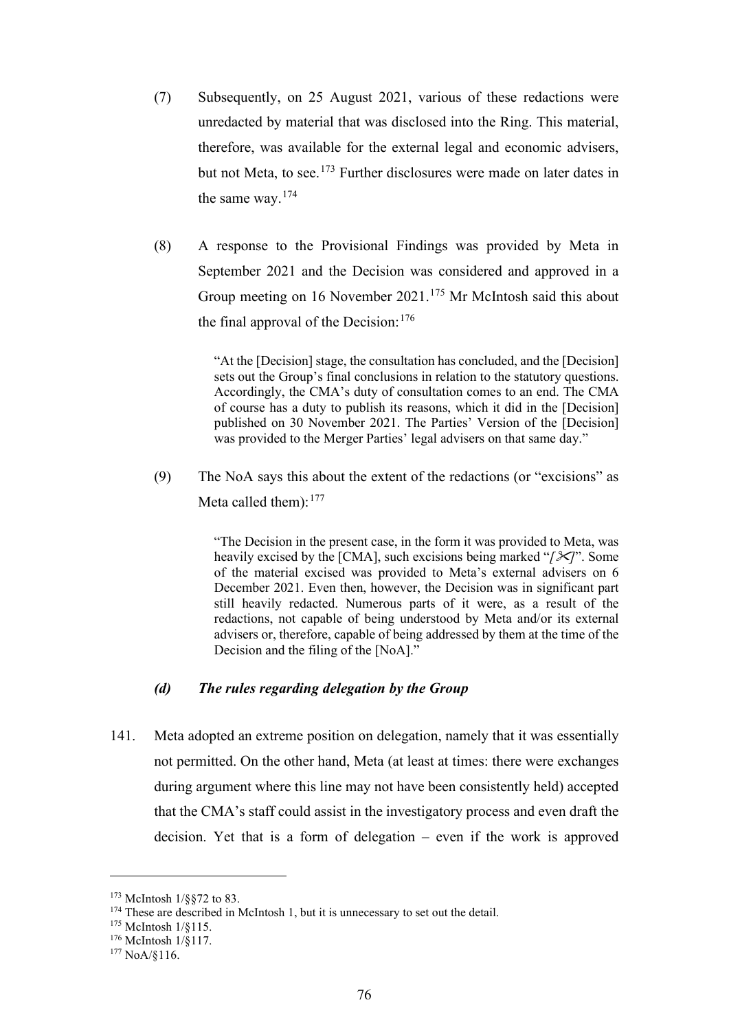(7) Subsequently, on 25 August 2021, various of these redactions were unredacted by material that was disclosed into the Ring. This material, therefore, was available for the external legal and economic advisers, but not Meta, to see.[173] Further disclosures were made on later dates in the same way.[174]

(8) A response to the Provisional Findings was provided by Meta in September 2021 and the Decision was considered and approved in a Group meeting on 16 November 2021.[175] Mr McIntosh said this about the final approval of the Decision:[176]

> "At the [Decision] stage, the consultation has concluded, and the [Decision] sets out the Group's final conclusions in relation to the statutory questions. Accordingly, the CMA's duty of consultation comes to an end. The CMA of course has a duty to publish its reasons, which it did in the [Decision] published on 30 November 2021. The Parties' Version of the [Decision] was provided to the Merger Parties' legal advisers on that same day."

(9) The NoA says this about the extent of the redactions (or "excisions" as Meta called them):[177]

> "The Decision in the present case, in the form it was provided to Meta, was heavily excised by the [CMA], such excisions being marked "*[✂]*". Some of the material excised was provided to Meta's external advisers on 6 December 2021. Even then, however, the Decision was in significant part still heavily redacted. Numerous parts of it were, as a result of the redactions, not capable of being understood by Meta and/or its external advisers or, therefore, capable of being addressed by them at the time of the Decision and the filing of the [NoA]."

#### *(d) The rules regarding delegation by the Group*

141. Meta adopted an extreme position on delegation, namely that it was essentially not permitted. On the other hand, Meta (at least at times: there were exchanges during argument where this line may not have been consistently held) accepted that the CMA's staff could assist in the investigatory process and even draft the decision. Yet that is a form of delegation – even if the work is approved

---

[173] McIntosh 1/§§72 to 83.

[174] These are described in McIntosh 1, but it is unnecessary to set out the detail.

[175] McIntosh 1/§115.

[176] McIntosh 1/§117.

[177] NoA/§116.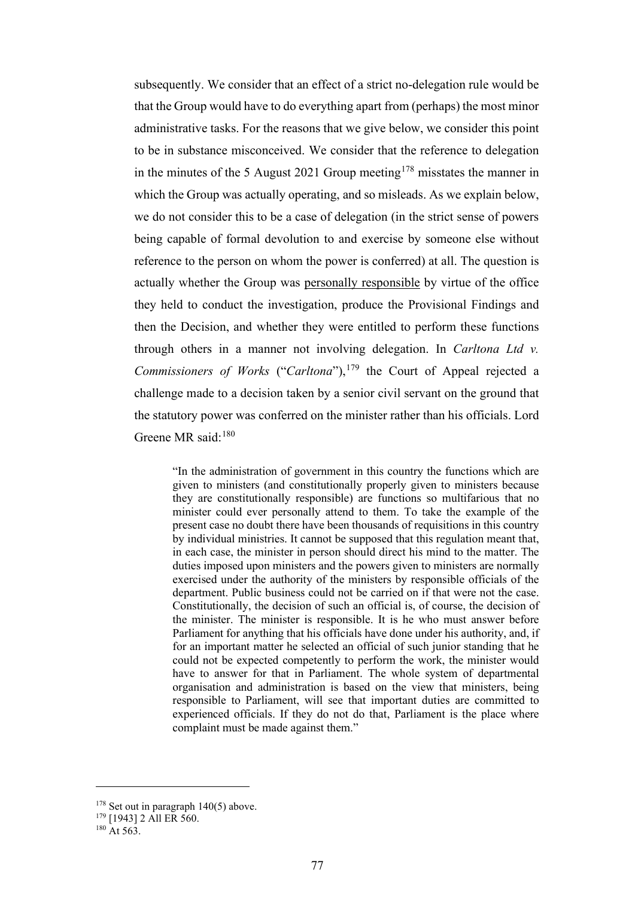subsequently. We consider that an effect of a strict no-delegation rule would be that the Group would have to do everything apart from (perhaps) the most minor administrative tasks. For the reasons that we give below, we consider this point to be in substance misconceived. We consider that the reference to delegation in the minutes of the 5 August 2021 Group meeting[178] misstates the manner in which the Group was actually operating, and so misleads. As we explain below, we do not consider this to be a case of delegation (in the strict sense of powers being capable of formal devolution to and exercise by someone else without reference to the person on whom the power is conferred) at all. The question is actually whether the Group was <u>personally responsible</u> by virtue of the office they held to conduct the investigation, produce the Provisional Findings and then the Decision, and whether they were entitled to perform these functions through others in a manner not involving delegation. In *Carltona Ltd v. Commissioners of Works* ("*Carltona*"),[179] the Court of Appeal rejected a challenge made to a decision taken by a senior civil servant on the ground that the statutory power was conferred on the minister rather than his officials. Lord Greene MR said:[180]

> "In the administration of government in this country the functions which are given to ministers (and constitutionally properly given to ministers because they are constitutionally responsible) are functions so multifarious that no minister could ever personally attend to them. To take the example of the present case no doubt there have been thousands of requisitions in this country by individual ministries. It cannot be supposed that this regulation meant that, in each case, the minister in person should direct his mind to the matter. The duties imposed upon ministers and the powers given to ministers are normally exercised under the authority of the ministers by responsible officials of the department. Public business could not be carried on if that were not the case. Constitutionally, the decision of such an official is, of course, the decision of the minister. The minister is responsible. It is he who must answer before Parliament for anything that his officials have done under his authority, and, if for an important matter he selected an official of such junior standing that he could not be expected competently to perform the work, the minister would have to answer for that in Parliament. The whole system of departmental organisation and administration is based on the view that ministers, being responsible to Parliament, will see that important duties are committed to experienced officials. If they do not do that, Parliament is the place where complaint must be made against them."

---

[178] Set out in paragraph 140(5) above.

[179] [1943] 2 All ER 560.

[180] At 563.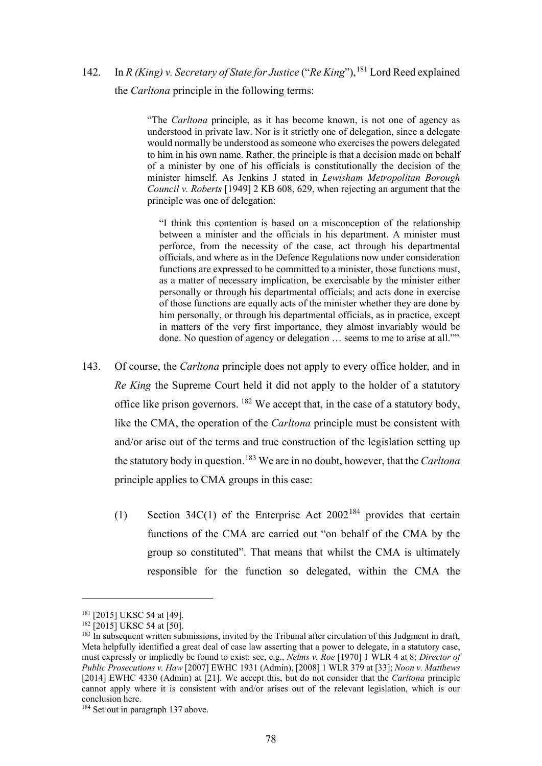142. In *R (King) v. Secretary of State for Justice* ("*Re King*"),[181] Lord Reed explained the *Carltona* principle in the following terms:

> "The *Carltona* principle, as it has become known, is not one of agency as understood in private law. Nor is it strictly one of delegation, since a delegate would normally be understood as someone who exercises the powers delegated to him in his own name. Rather, the principle is that a decision made on behalf of a minister by one of his officials is constitutionally the decision of the minister himself. As Jenkins J stated in *Lewisham Metropolitan Borough Council v. Roberts* [1949] 2 KB 608, 629, when rejecting an argument that the principle was one of delegation:
>
> > "I think this contention is based on a misconception of the relationship between a minister and the officials in his department. A minister must perforce, from the necessity of the case, act through his departmental officials, and where as in the Defence Regulations now under consideration functions are expressed to be committed to a minister, those functions must, as a matter of necessary implication, be exercisable by the minister either personally or through his departmental officials; and acts done in exercise of those functions are equally acts of the minister whether they are done by him personally, or through his departmental officials, as in practice, except in matters of the very first importance, they almost invariably would be done. No question of agency or delegation … seems to me to arise at all.""

143. Of course, the *Carltona* principle does not apply to every office holder, and in *Re King* the Supreme Court held it did not apply to the holder of a statutory office like prison governors.[182] We accept that, in the case of a statutory body, like the CMA, the operation of the *Carltona* principle must be consistent with and/or arise out of the terms and true construction of the legislation setting up the statutory body in question.[183] We are in no doubt, however, that the *Carltona* principle applies to CMA groups in this case:

(1) Section 34C(1) of the Enterprise Act 2002[184] provides that certain functions of the CMA are carried out "on behalf of the CMA by the group so constituted". That means that whilst the CMA is ultimately responsible for the function so delegated, within the CMA the

---

[181] [2015] UKSC 54 at [49].

[182] [2015] UKSC 54 at [50].

[183] In subsequent written submissions, invited by the Tribunal after circulation of this Judgment in draft, Meta helpfully identified a great deal of case law asserting that a power to delegate, in a statutory case, must expressly or impliedly be found to exist: see, e.g., *Nelms v. Roe* [1970] 1 WLR 4 at 8; *Director of Public Prosecutions v. Haw* [2007] EWHC 1931 (Admin), [2008] 1 WLR 379 at [33]; *Noon v. Matthews* [2014] EWHC 4330 (Admin) at [21]. We accept this, but do not consider that the *Carltona* principle cannot apply where it is consistent with and/or arises out of the relevant legislation, which is our conclusion here.

[184] Set out in paragraph 137 above.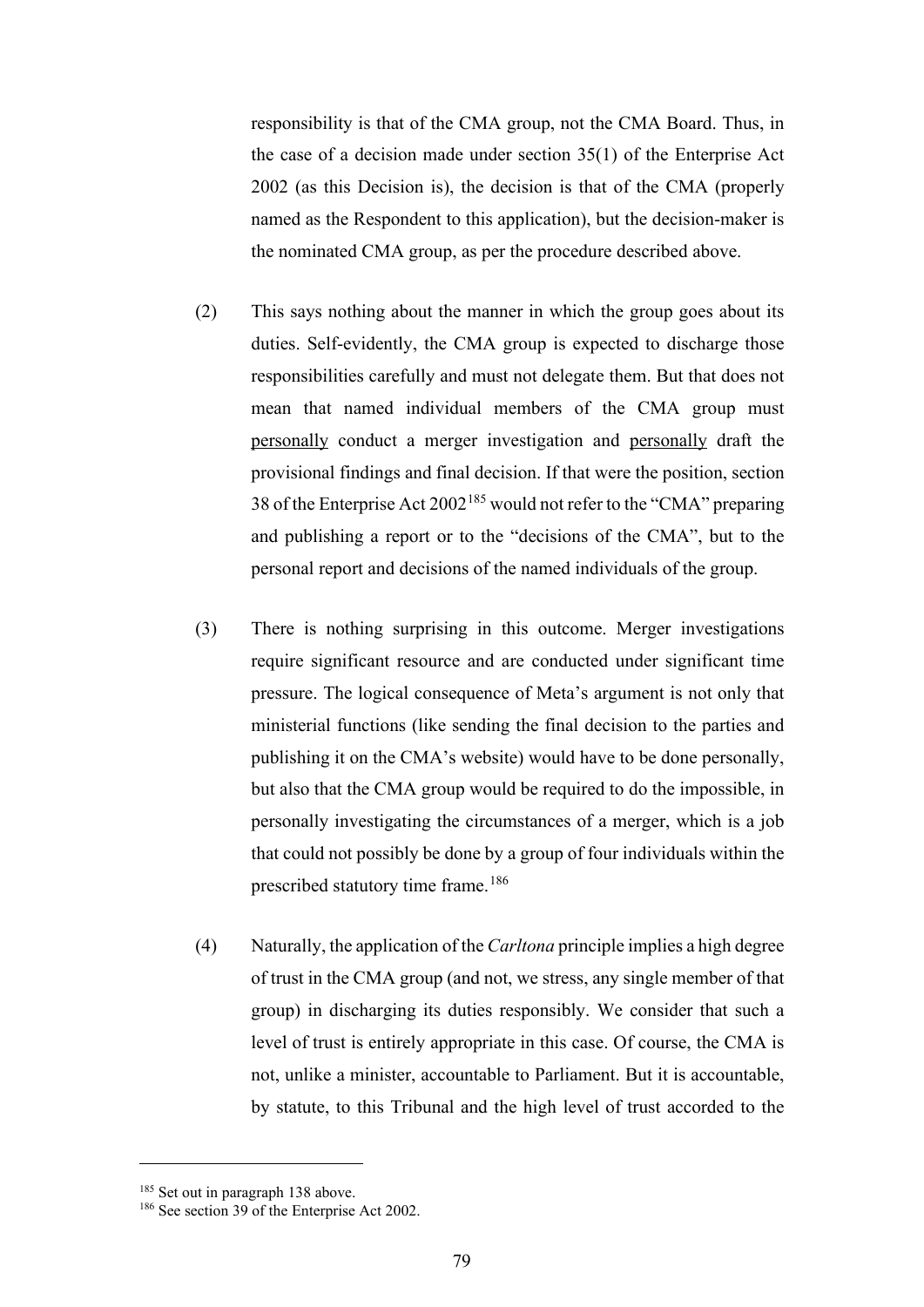responsibility is that of the CMA group, not the CMA Board. Thus, in the case of a decision made under section 35(1) of the Enterprise Act 2002 (as this Decision is), the decision is that of the CMA (properly named as the Respondent to this application), but the decision-maker is the nominated CMA group, as per the procedure described above.

(2) This says nothing about the manner in which the group goes about its duties. Self-evidently, the CMA group is expected to discharge those responsibilities carefully and must not delegate them. But that does not mean that named individual members of the CMA group must personally conduct a merger investigation and personally draft the provisional findings and final decision. If that were the position, section 38 of the Enterprise Act 2002[185] would not refer to the "CMA" preparing and publishing a report or to the "decisions of the CMA", but to the personal report and decisions of the named individuals of the group.

(3) There is nothing surprising in this outcome. Merger investigations require significant resource and are conducted under significant time pressure. The logical consequence of Meta's argument is not only that ministerial functions (like sending the final decision to the parties and publishing it on the CMA's website) would have to be done personally, but also that the CMA group would be required to do the impossible, in personally investigating the circumstances of a merger, which is a job that could not possibly be done by a group of four individuals within the prescribed statutory time frame.[186]

(4) Naturally, the application of the *Carltona* principle implies a high degree of trust in the CMA group (and not, we stress, any single member of that group) in discharging its duties responsibly. We consider that such a level of trust is entirely appropriate in this case. Of course, the CMA is not, unlike a minister, accountable to Parliament. But it is accountable, by statute, to this Tribunal and the high level of trust accorded to the

[185] Set out in paragraph 138 above.

[186] See section 39 of the Enterprise Act 2002.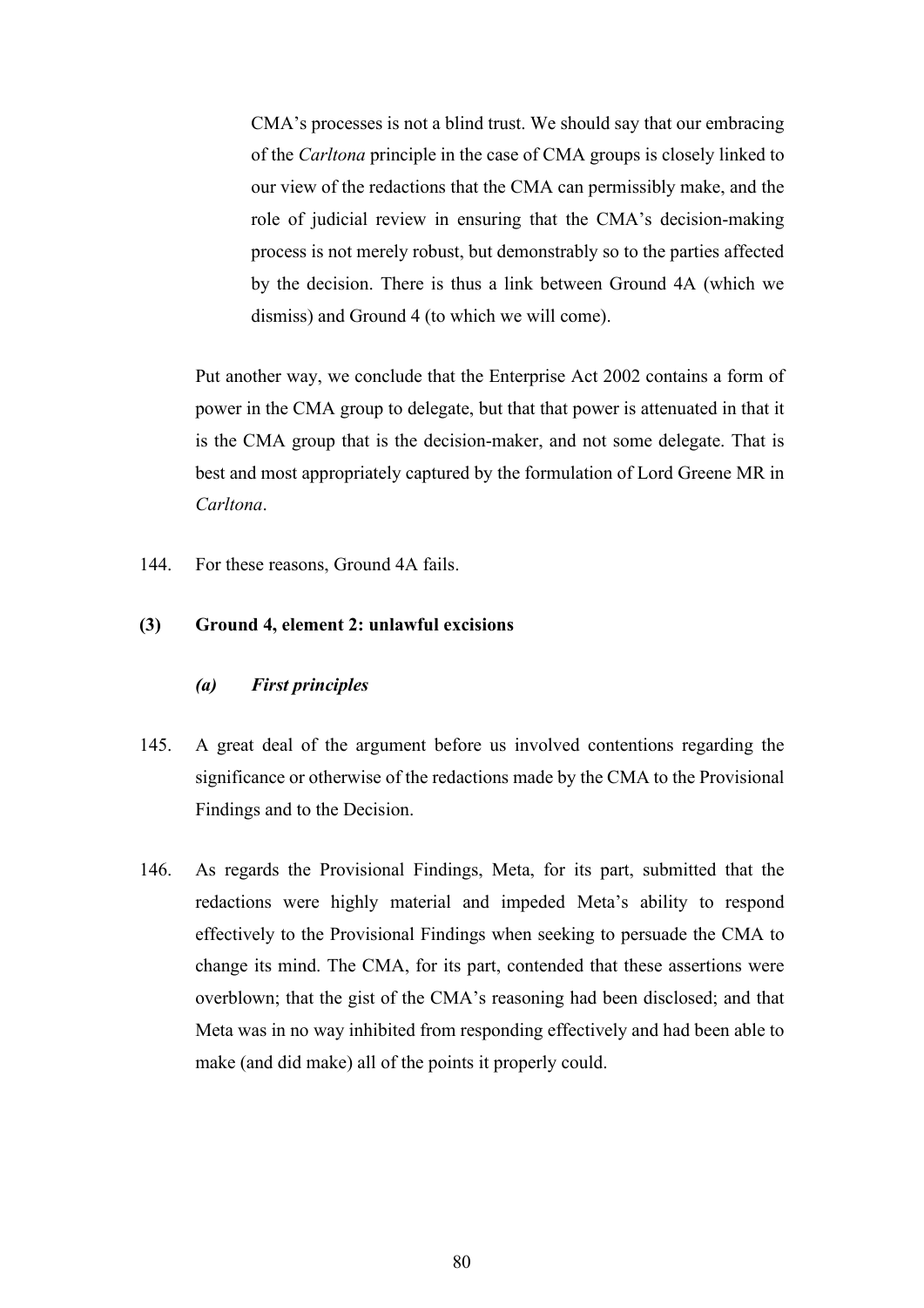> CMA's processes is not a blind trust. We should say that our embracing of the *Carltona* principle in the case of CMA groups is closely linked to our view of the redactions that the CMA can permissibly make, and the role of judicial review in ensuring that the CMA's decision-making process is not merely robust, but demonstrably so to the parties affected by the decision. There is thus a link between Ground 4A (which we dismiss) and Ground 4 (to which we will come).

Put another way, we conclude that the Enterprise Act 2002 contains a form of power in the CMA group to delegate, but that that power is attenuated in that it is the CMA group that is the decision-maker, and not some delegate. That is best and most appropriately captured by the formulation of Lord Greene MR in *Carltona*.

144. For these reasons, Ground 4A fails.

### (3) Ground 4, element 2: unlawful excisions

#### *(a) First principles*

145. A great deal of the argument before us involved contentions regarding the significance or otherwise of the redactions made by the CMA to the Provisional Findings and to the Decision.

146. As regards the Provisional Findings, Meta, for its part, submitted that the redactions were highly material and impeded Meta's ability to respond effectively to the Provisional Findings when seeking to persuade the CMA to change its mind. The CMA, for its part, contended that these assertions were overblown; that the gist of the CMA's reasoning had been disclosed; and that Meta was in no way inhibited from responding effectively and had been able to make (and did make) all of the points it properly could.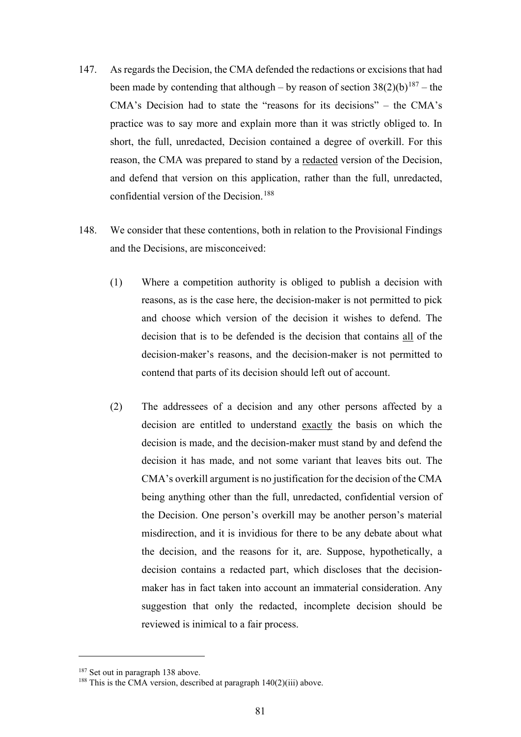147. As regards the Decision, the CMA defended the redactions or excisions that had been made by contending that although – by reason of section 38(2)(b)[187] – the CMA's Decision had to state the "reasons for its decisions" – the CMA's practice was to say more and explain more than it was strictly obliged to. In short, the full, unredacted, Decision contained a degree of overkill. For this reason, the CMA was prepared to stand by a <u>redacted</u> version of the Decision, and defend that version on this application, rather than the full, unredacted, confidential version of the Decision.[188]

148. We consider that these contentions, both in relation to the Provisional Findings and the Decisions, are misconceived:

   (1) Where a competition authority is obliged to publish a decision with reasons, as is the case here, the decision-maker is not permitted to pick and choose which version of the decision it wishes to defend. The decision that is to be defended is the decision that contains <u>all</u> of the decision-maker's reasons, and the decision-maker is not permitted to contend that parts of its decision should left out of account.

   (2) The addressees of a decision and any other persons affected by a decision are entitled to understand <u>exactly</u> the basis on which the decision is made, and the decision-maker must stand by and defend the decision it has made, and not some variant that leaves bits out. The CMA's overkill argument is no justification for the decision of the CMA being anything other than the full, unredacted, confidential version of the Decision. One person's overkill may be another person's material misdirection, and it is invidious for there to be any debate about what the decision, and the reasons for it, are. Suppose, hypothetically, a decision contains a redacted part, which discloses that the decision-maker has in fact taken into account an immaterial consideration. Any suggestion that only the redacted, incomplete decision should be reviewed is inimical to a fair process.

---

[187] Set out in paragraph 138 above.

[188] This is the CMA version, described at paragraph 140(2)(iii) above.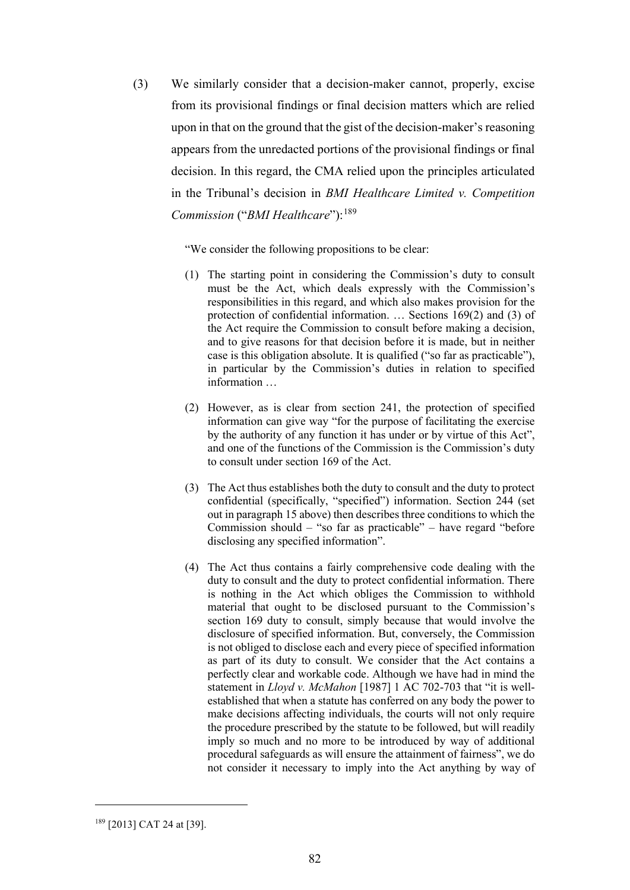(3) We similarly consider that a decision-maker cannot, properly, excise from its provisional findings or final decision matters which are relied upon in that on the ground that the gist of the decision-maker's reasoning appears from the unredacted portions of the provisional findings or final decision. In this regard, the CMA relied upon the principles articulated in the Tribunal's decision in *BMI Healthcare Limited v. Competition Commission* ("*BMI Healthcare*"):[189]

> "We consider the following propositions to be clear:
>
> (1) The starting point in considering the Commission's duty to consult must be the Act, which deals expressly with the Commission's responsibilities in this regard, and which also makes provision for the protection of confidential information. … Sections 169(2) and (3) of the Act require the Commission to consult before making a decision, and to give reasons for that decision before it is made, but in neither case is this obligation absolute. It is qualified ("so far as practicable"), in particular by the Commission's duties in relation to specified information …
>
> (2) However, as is clear from section 241, the protection of specified information can give way "for the purpose of facilitating the exercise by the authority of any function it has under or by virtue of this Act", and one of the functions of the Commission is the Commission's duty to consult under section 169 of the Act.
>
> (3) The Act thus establishes both the duty to consult and the duty to protect confidential (specifically, "specified") information. Section 244 (set out in paragraph 15 above) then describes three conditions to which the Commission should – "so far as practicable" – have regard "before disclosing any specified information".
>
> (4) The Act thus contains a fairly comprehensive code dealing with the duty to consult and the duty to protect confidential information. There is nothing in the Act which obliges the Commission to withhold material that ought to be disclosed pursuant to the Commission's section 169 duty to consult, simply because that would involve the disclosure of specified information. But, conversely, the Commission is not obliged to disclose each and every piece of specified information as part of its duty to consult. We consider that the Act contains a perfectly clear and workable code. Although we have had in mind the statement in *Lloyd v. McMahon* [1987] 1 AC 702-703 that "it is well-established that when a statute has conferred on any body the power to make decisions affecting individuals, the courts will not only require the procedure prescribed by the statute to be followed, but will readily imply so much and no more to be introduced by way of additional procedural safeguards as will ensure the attainment of fairness", we do not consider it necessary to imply into the Act anything by way of

---

[189] [2013] CAT 24 at [39].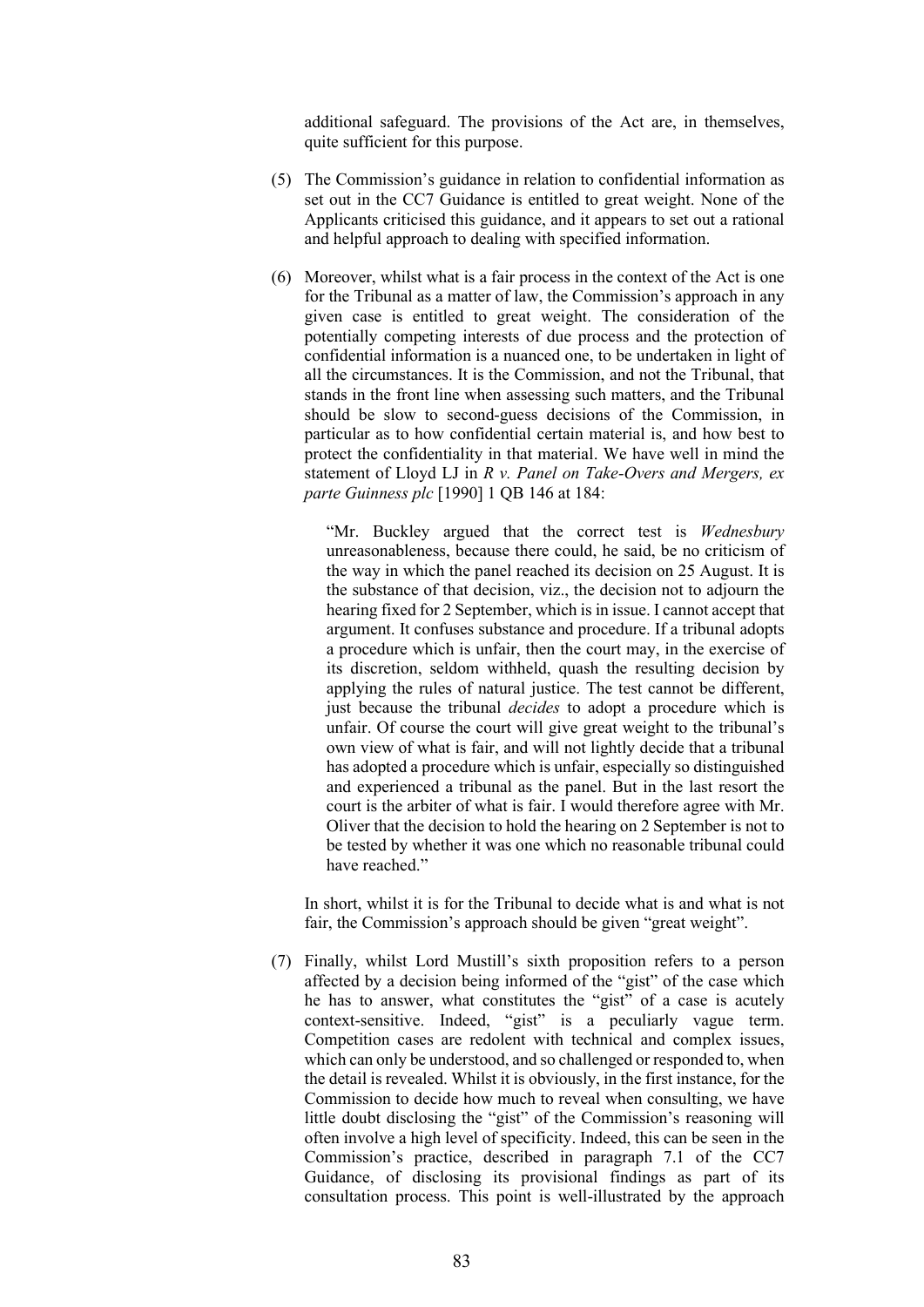additional safeguard. The provisions of the Act are, in themselves, quite sufficient for this purpose.

(5) The Commission's guidance in relation to confidential information as set out in the CC7 Guidance is entitled to great weight. None of the Applicants criticised this guidance, and it appears to set out a rational and helpful approach to dealing with specified information.

(6) Moreover, whilst what is a fair process in the context of the Act is one for the Tribunal as a matter of law, the Commission's approach in any given case is entitled to great weight. The consideration of the potentially competing interests of due process and the protection of confidential information is a nuanced one, to be undertaken in light of all the circumstances. It is the Commission, and not the Tribunal, that stands in the front line when assessing such matters, and the Tribunal should be slow to second-guess decisions of the Commission, in particular as to how confidential certain material is, and how best to protect the confidentiality in that material. We have well in mind the statement of Lloyd LJ in *R v. Panel on Take-Overs and Mergers, ex parte Guinness plc* [1990] 1 QB 146 at 184:

> "Mr. Buckley argued that the correct test is *Wednesbury* unreasonableness, because there could, he said, be no criticism of the way in which the panel reached its decision on 25 August. It is the substance of that decision, viz., the decision not to adjourn the hearing fixed for 2 September, which is in issue. I cannot accept that argument. It confuses substance and procedure. If a tribunal adopts a procedure which is unfair, then the court may, in the exercise of its discretion, seldom withheld, quash the resulting decision by applying the rules of natural justice. The test cannot be different, just because the tribunal *decides* to adopt a procedure which is unfair. Of course the court will give great weight to the tribunal's own view of what is fair, and will not lightly decide that a tribunal has adopted a procedure which is unfair, especially so distinguished and experienced a tribunal as the panel. But in the last resort the court is the arbiter of what is fair. I would therefore agree with Mr. Oliver that the decision to hold the hearing on 2 September is not to be tested by whether it was one which no reasonable tribunal could have reached."

In short, whilst it is for the Tribunal to decide what is and what is not fair, the Commission's approach should be given "great weight".

(7) Finally, whilst Lord Mustill's sixth proposition refers to a person affected by a decision being informed of the "gist" of the case which he has to answer, what constitutes the "gist" of a case is acutely context-sensitive. Indeed, "gist" is a peculiarly vague term. Competition cases are redolent with technical and complex issues, which can only be understood, and so challenged or responded to, when the detail is revealed. Whilst it is obviously, in the first instance, for the Commission to decide how much to reveal when consulting, we have little doubt disclosing the "gist" of the Commission's reasoning will often involve a high level of specificity. Indeed, this can be seen in the Commission's practice, described in paragraph 7.1 of the CC7 Guidance, of disclosing its provisional findings as part of its consultation process. This point is well-illustrated by the approach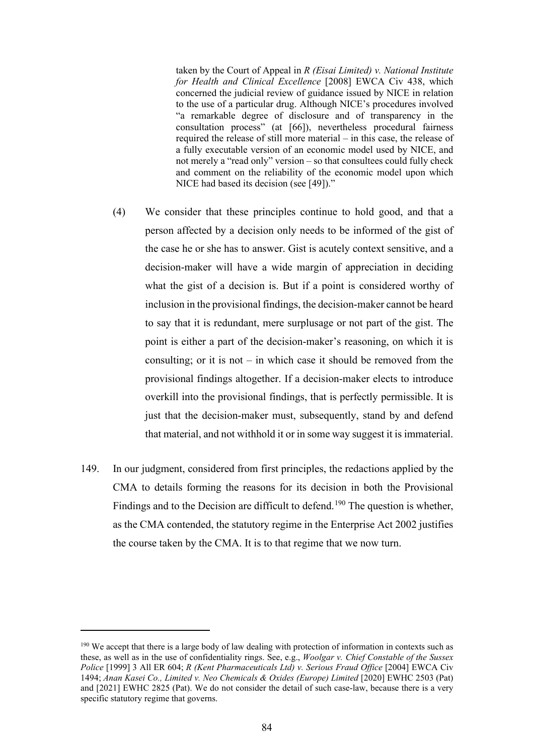> taken by the Court of Appeal in *R (Eisai Limited) v. National Institute for Health and Clinical Excellence* [2008] EWCA Civ 438, which concerned the judicial review of guidance issued by NICE in relation to the use of a particular drug. Although NICE's procedures involved "a remarkable degree of disclosure and of transparency in the consultation process" (at [66]), nevertheless procedural fairness required the release of still more material – in this case, the release of a fully executable version of an economic model used by NICE, and not merely a "read only" version – so that consultees could fully check and comment on the reliability of the economic model upon which NICE had based its decision (see [49])."

(4) We consider that these principles continue to hold good, and that a person affected by a decision only needs to be informed of the gist of the case he or she has to answer. Gist is acutely context sensitive, and a decision-maker will have a wide margin of appreciation in deciding what the gist of a decision is. But if a point is considered worthy of inclusion in the provisional findings, the decision-maker cannot be heard to say that it is redundant, mere surplusage or not part of the gist. The point is either a part of the decision-maker's reasoning, on which it is consulting; or it is not – in which case it should be removed from the provisional findings altogether. If a decision-maker elects to introduce overkill into the provisional findings, that is perfectly permissible. It is just that the decision-maker must, subsequently, stand by and defend that material, and not withhold it or in some way suggest it is immaterial.

149. In our judgment, considered from first principles, the redactions applied by the CMA to details forming the reasons for its decision in both the Provisional Findings and to the Decision are difficult to defend.[190] The question is whether, as the CMA contended, the statutory regime in the Enterprise Act 2002 justifies the course taken by the CMA. It is to that regime that we now turn.

---

[190] We accept that there is a large body of law dealing with protection of information in contexts such as these, as well as in the use of confidentiality rings. See, e.g., *Woolgar v. Chief Constable of the Sussex Police* [1999] 3 All ER 604; *R (Kent Pharmaceuticals Ltd) v. Serious Fraud Office* [2004] EWCA Civ 1494; *Anan Kasei Co., Limited v. Neo Chemicals & Oxides (Europe) Limited* [2020] EWHC 2503 (Pat) and [2021] EWHC 2825 (Pat). We do not consider the detail of such case-law, because there is a very specific statutory regime that governs.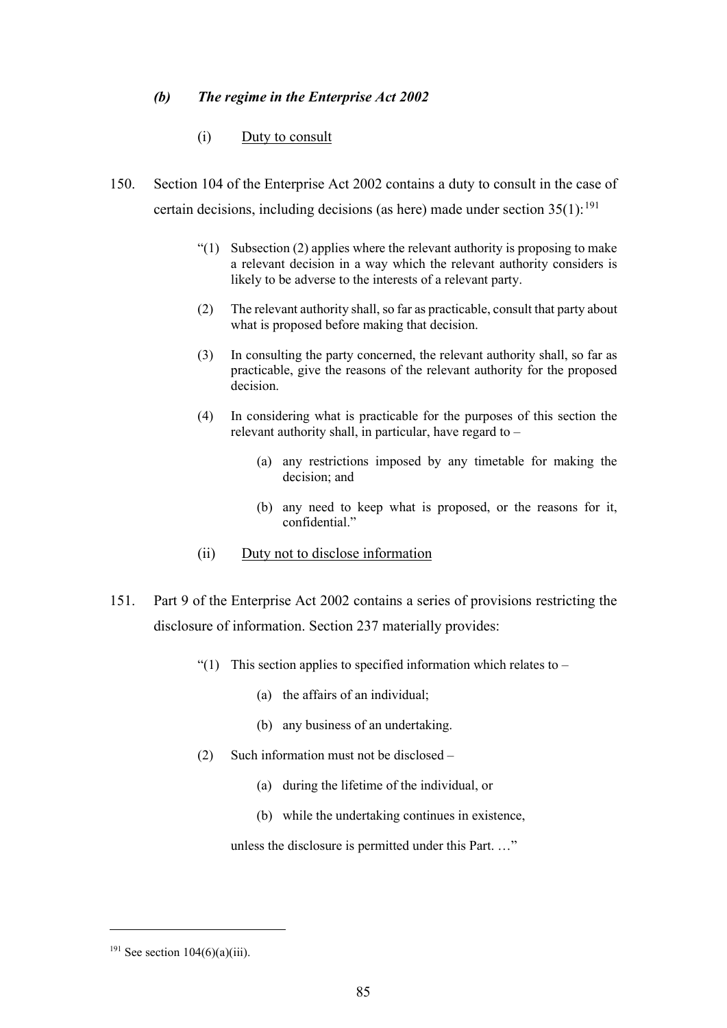### *(b) The regime in the Enterprise Act 2002*

#### (i) Duty to consult

150. Section 104 of the Enterprise Act 2002 contains a duty to consult in the case of certain decisions, including decisions (as here) made under section 35(1):[191]

> "(1) Subsection (2) applies where the relevant authority is proposing to make a relevant decision in a way which the relevant authority considers is likely to be adverse to the interests of a relevant party.
>
> (2) The relevant authority shall, so far as practicable, consult that party about what is proposed before making that decision.
>
> (3) In consulting the party concerned, the relevant authority shall, so far as practicable, give the reasons of the relevant authority for the proposed decision.
>
> (4) In considering what is practicable for the purposes of this section the relevant authority shall, in particular, have regard to –
>
> (a) any restrictions imposed by any timetable for making the decision; and
>
> (b) any need to keep what is proposed, or the reasons for it, confidential."

#### (ii) Duty not to disclose information

151. Part 9 of the Enterprise Act 2002 contains a series of provisions restricting the disclosure of information. Section 237 materially provides:

> "(1) This section applies to specified information which relates to –
>
> (a) the affairs of an individual;
>
> (b) any business of an undertaking.
>
> (2) Such information must not be disclosed –
>
> (a) during the lifetime of the individual, or
>
> (b) while the undertaking continues in existence,
>
> unless the disclosure is permitted under this Part. …"

---

[191] See section 104(6)(a)(iii).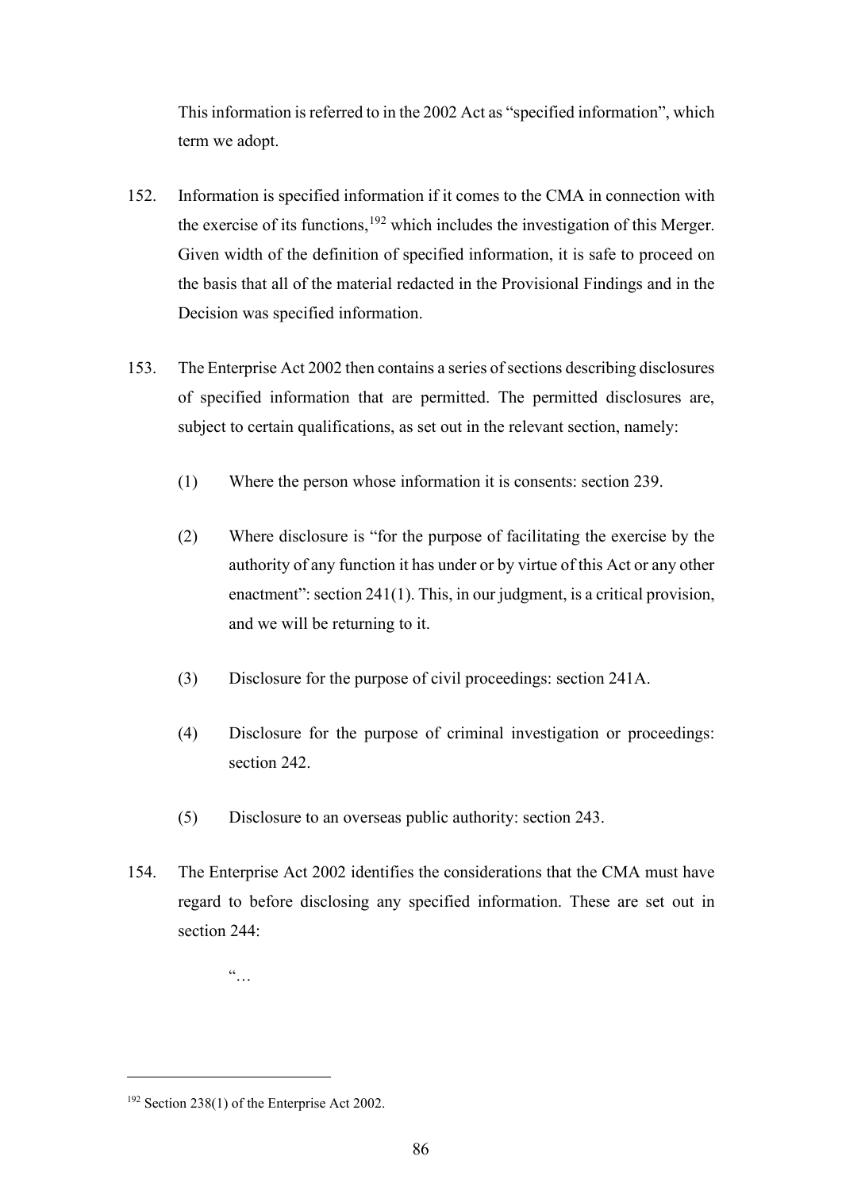This information is referred to in the 2002 Act as "specified information", which term we adopt.

152. Information is specified information if it comes to the CMA in connection with the exercise of its functions,[192] which includes the investigation of this Merger. Given width of the definition of specified information, it is safe to proceed on the basis that all of the material redacted in the Provisional Findings and in the Decision was specified information.

153. The Enterprise Act 2002 then contains a series of sections describing disclosures of specified information that are permitted. The permitted disclosures are, subject to certain qualifications, as set out in the relevant section, namely:

   (1) Where the person whose information it is consents: section 239.

   (2) Where disclosure is "for the purpose of facilitating the exercise by the authority of any function it has under or by virtue of this Act or any other enactment": section 241(1). This, in our judgment, is a critical provision, and we will be returning to it.

   (3) Disclosure for the purpose of civil proceedings: section 241A.

   (4) Disclosure for the purpose of criminal investigation or proceedings: section 242.

   (5) Disclosure to an overseas public authority: section 243.

154. The Enterprise Act 2002 identifies the considerations that the CMA must have regard to before disclosing any specified information. These are set out in section 244:

   "…

[192] Section 238(1) of the Enterprise Act 2002.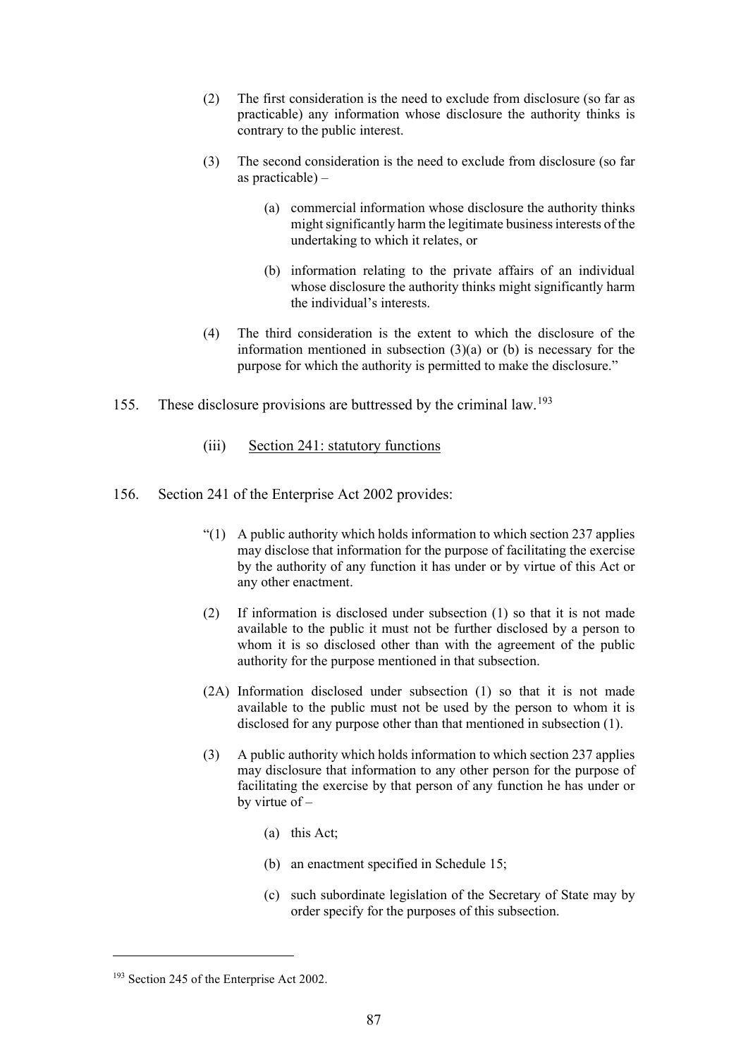> (2) The first consideration is the need to exclude from disclosure (so far as practicable) any information whose disclosure the authority thinks is contrary to the public interest.
>
> (3) The second consideration is the need to exclude from disclosure (so far as practicable) –
>
> > (a) commercial information whose disclosure the authority thinks might significantly harm the legitimate business interests of the undertaking to which it relates, or
> >
> > (b) information relating to the private affairs of an individual whose disclosure the authority thinks might significantly harm the individual's interests.
>
> (4) The third consideration is the extent to which the disclosure of the information mentioned in subsection (3)(a) or (b) is necessary for the purpose for which the authority is permitted to make the disclosure."

155. These disclosure provisions are buttressed by the criminal law.[193]

(iii) Section 241: statutory functions

156. Section 241 of the Enterprise Act 2002 provides:

> "(1) A public authority which holds information to which section 237 applies may disclose that information for the purpose of facilitating the exercise by the authority of any function it has under or by virtue of this Act or any other enactment.
>
> (2) If information is disclosed under subsection (1) so that it is not made available to the public it must not be further disclosed by a person to whom it is so disclosed other than with the agreement of the public authority for the purpose mentioned in that subsection.
>
> (2A) Information disclosed under subsection (1) so that it is not made available to the public must not be used by the person to whom it is disclosed for any purpose other than that mentioned in subsection (1).
>
> (3) A public authority which holds information to which section 237 applies may disclosure that information to any other person for the purpose of facilitating the exercise by that person of any function he has under or by virtue of –
>
> > (a) this Act;
> >
> > (b) an enactment specified in Schedule 15;
> >
> > (c) such subordinate legislation of the Secretary of State may by order specify for the purposes of this subsection.

[193] Section 245 of the Enterprise Act 2002.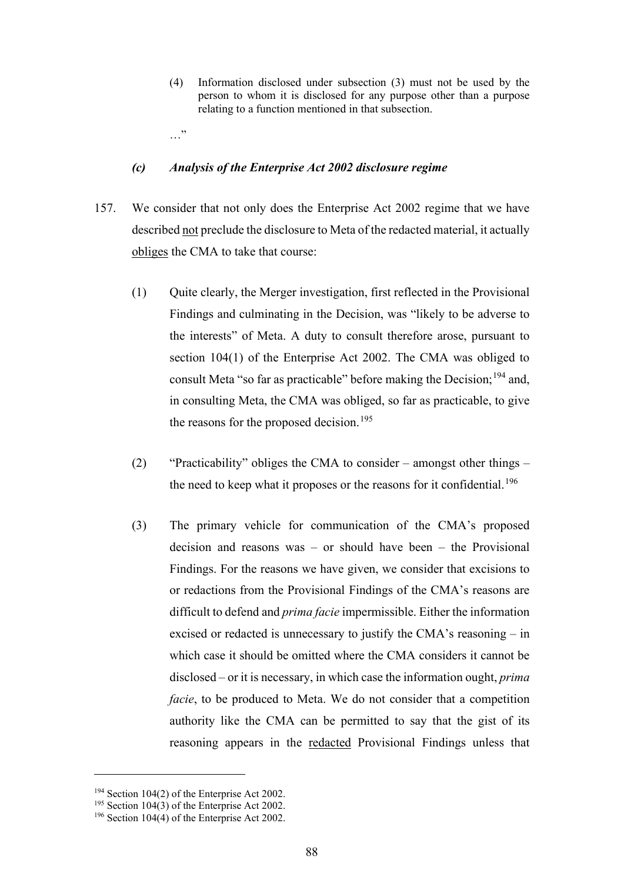(4) Information disclosed under subsection (3) must not be used by the person to whom it is disclosed for any purpose other than a purpose relating to a function mentioned in that subsection.

…"

### *(c) Analysis of the Enterprise Act 2002 disclosure regime*

157. We consider that not only does the Enterprise Act 2002 regime that we have described not preclude the disclosure to Meta of the redacted material, it actually obliges the CMA to take that course:

(1) Quite clearly, the Merger investigation, first reflected in the Provisional Findings and culminating in the Decision, was "likely to be adverse to the interests" of Meta. A duty to consult therefore arose, pursuant to section 104(1) of the Enterprise Act 2002. The CMA was obliged to consult Meta "so far as practicable" before making the Decision;[194] and, in consulting Meta, the CMA was obliged, so far as practicable, to give the reasons for the proposed decision.[195]

(2) "Practicability" obliges the CMA to consider – amongst other things – the need to keep what it proposes or the reasons for it confidential.[196]

(3) The primary vehicle for communication of the CMA's proposed decision and reasons was – or should have been – the Provisional Findings. For the reasons we have given, we consider that excisions to or redactions from the Provisional Findings of the CMA's reasons are difficult to defend and *prima facie* impermissible. Either the information excised or redacted is unnecessary to justify the CMA's reasoning – in which case it should be omitted where the CMA considers it cannot be disclosed – or it is necessary, in which case the information ought, *prima facie*, to be produced to Meta. We do not consider that a competition authority like the CMA can be permitted to say that the gist of its reasoning appears in the redacted Provisional Findings unless that

---

[194] Section 104(2) of the Enterprise Act 2002.

[195] Section 104(3) of the Enterprise Act 2002.

[196] Section 104(4) of the Enterprise Act 2002.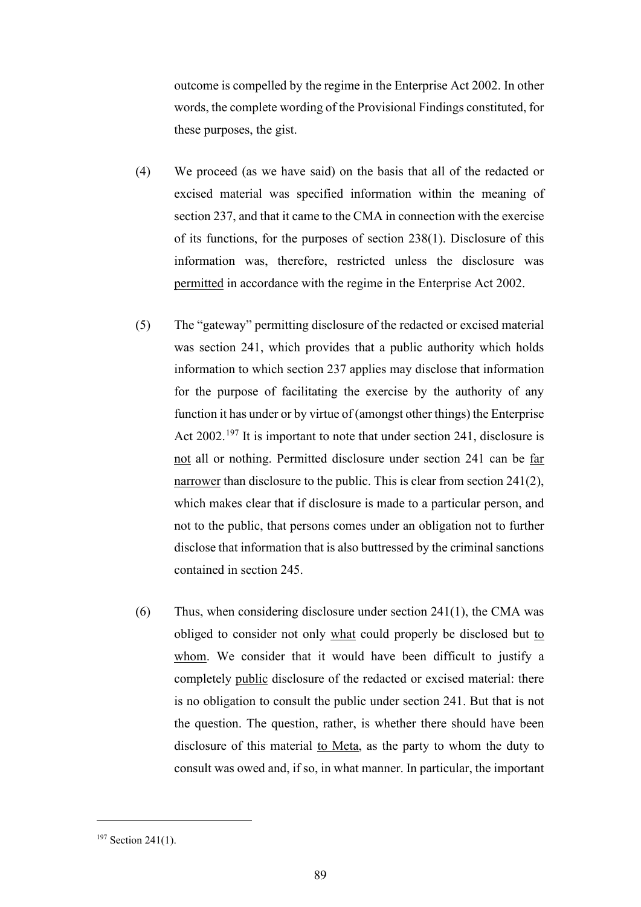outcome is compelled by the regime in the Enterprise Act 2002. In other words, the complete wording of the Provisional Findings constituted, for these purposes, the gist.

(4) We proceed (as we have said) on the basis that all of the redacted or excised material was specified information within the meaning of section 237, and that it came to the CMA in connection with the exercise of its functions, for the purposes of section 238(1). Disclosure of this information was, therefore, restricted unless the disclosure was <u>permitted</u> in accordance with the regime in the Enterprise Act 2002.

(5) The "gateway" permitting disclosure of the redacted or excised material was section 241, which provides that a public authority which holds information to which section 237 applies may disclose that information for the purpose of facilitating the exercise by the authority of any function it has under or by virtue of (amongst other things) the Enterprise Act 2002.[197] It is important to note that under section 241, disclosure is <u>not</u> all or nothing. Permitted disclosure under section 241 can be <u>far narrower</u> than disclosure to the public. This is clear from section 241(2), which makes clear that if disclosure is made to a particular person, and not to the public, that persons comes under an obligation not to further disclose that information that is also buttressed by the criminal sanctions contained in section 245.

(6) Thus, when considering disclosure under section 241(1), the CMA was obliged to consider not only <u>what</u> could properly be disclosed but <u>to whom</u>. We consider that it would have been difficult to justify a completely <u>public</u> disclosure of the redacted or excised material: there is no obligation to consult the public under section 241. But that is not the question. The question, rather, is whether there should have been disclosure of this material <u>to Meta</u>, as the party to whom the duty to consult was owed and, if so, in what manner. In particular, the important

---

[197] Section 241(1).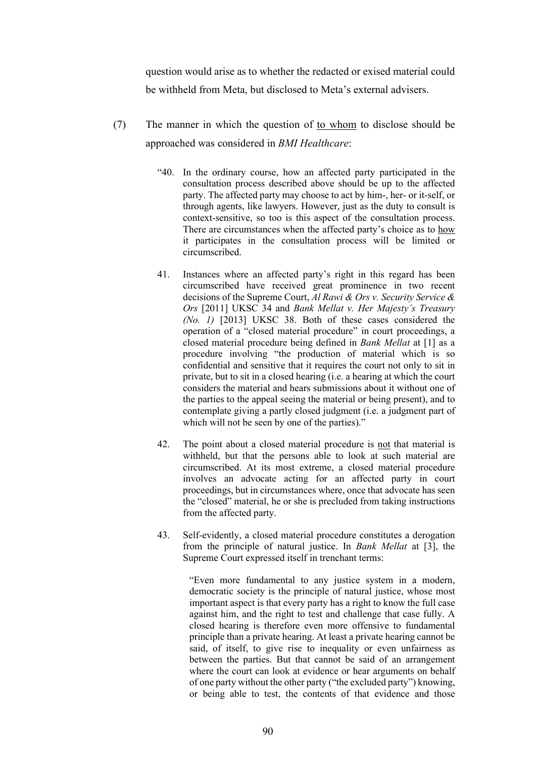question would arise as to whether the redacted or exised material could be withheld from Meta, but disclosed to Meta's external advisers.

(7) The manner in which the question of <u>to whom</u> to disclose should be approached was considered in *BMI Healthcare*:

> "40. In the ordinary course, how an affected party participated in the consultation process described above should be up to the affected party. The affected party may choose to act by him-, her- or it-self, or through agents, like lawyers. However, just as the duty to consult is context-sensitive, so too is this aspect of the consultation process. There are circumstances when the affected party's choice as to <u>how</u> it participates in the consultation process will be limited or circumscribed.
>
> 41. Instances where an affected party's right in this regard has been circumscribed have received great prominence in two recent decisions of the Supreme Court, *Al Rawi & Ors v. Security Service & Ors* [2011] UKSC 34 and *Bank Mellat v. Her Majesty's Treasury (No. 1)* [2013] UKSC 38. Both of these cases considered the operation of a "closed material procedure" in court proceedings, a closed material procedure being defined in *Bank Mellat* at [1] as a procedure involving "the production of material which is so confidential and sensitive that it requires the court not only to sit in private, but to sit in a closed hearing (i.e. a hearing at which the court considers the material and hears submissions about it without one of the parties to the appeal seeing the material or being present), and to contemplate giving a partly closed judgment (i.e. a judgment part of which will not be seen by one of the parties)."
>
> 42. The point about a closed material procedure is <u>not</u> that material is withheld, but that the persons able to look at such material are circumscribed. At its most extreme, a closed material procedure involves an advocate acting for an affected party in court proceedings, but in circumstances where, once that advocate has seen the "closed" material, he or she is precluded from taking instructions from the affected party.
>
> 43. Self-evidently, a closed material procedure constitutes a derogation from the principle of natural justice. In *Bank Mellat* at [3], the Supreme Court expressed itself in trenchant terms:
>
> > "Even more fundamental to any justice system in a modern, democratic society is the principle of natural justice, whose most important aspect is that every party has a right to know the full case against him, and the right to test and challenge that case fully. A closed hearing is therefore even more offensive to fundamental principle than a private hearing. At least a private hearing cannot be said, of itself, to give rise to inequality or even unfairness as between the parties. But that cannot be said of an arrangement where the court can look at evidence or hear arguments on behalf of one party without the other party ("the excluded party") knowing, or being able to test, the contents of that evidence and those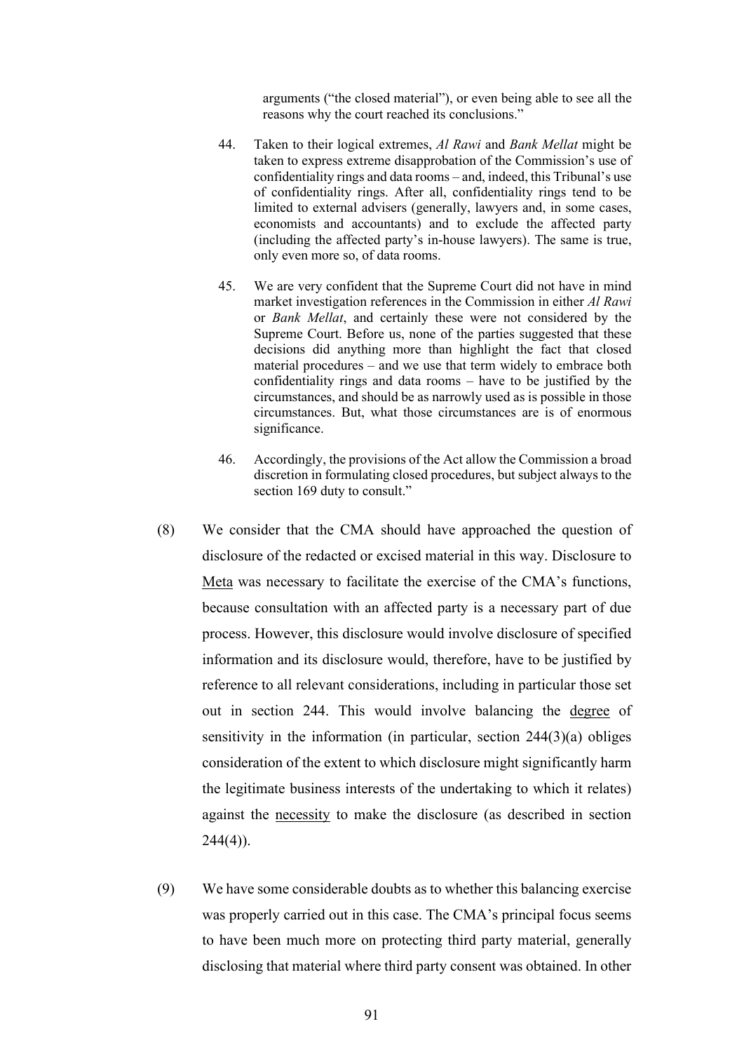> arguments ("the closed material"), or even being able to see all the reasons why the court reached its conclusions."
>
> 44. Taken to their logical extremes, *Al Rawi* and *Bank Mellat* might be taken to express extreme disapprobation of the Commission's use of confidentiality rings and data rooms – and, indeed, this Tribunal's use of confidentiality rings. After all, confidentiality rings tend to be limited to external advisers (generally, lawyers and, in some cases, economists and accountants) and to exclude the affected party (including the affected party's in-house lawyers). The same is true, only even more so, of data rooms.
>
> 45. We are very confident that the Supreme Court did not have in mind market investigation references in the Commission in either *Al Rawi* or *Bank Mellat*, and certainly these were not considered by the Supreme Court. Before us, none of the parties suggested that these decisions did anything more than highlight the fact that closed material procedures – and we use that term widely to embrace both confidentiality rings and data rooms – have to be justified by the circumstances, and should be as narrowly used as is possible in those circumstances. But, what those circumstances are is of enormous significance.
>
> 46. Accordingly, the provisions of the Act allow the Commission a broad discretion in formulating closed procedures, but subject always to the section 169 duty to consult."

(8) We consider that the CMA should have approached the question of disclosure of the redacted or excised material in this way. Disclosure to <u>Meta</u> was necessary to facilitate the exercise of the CMA's functions, because consultation with an affected party is a necessary part of due process. However, this disclosure would involve disclosure of specified information and its disclosure would, therefore, have to be justified by reference to all relevant considerations, including in particular those set out in section 244. This would involve balancing the <u>degree</u> of sensitivity in the information (in particular, section 244(3)(a) obliges consideration of the extent to which disclosure might significantly harm the legitimate business interests of the undertaking to which it relates) against the <u>necessity</u> to make the disclosure (as described in section 244(4)).

(9) We have some considerable doubts as to whether this balancing exercise was properly carried out in this case. The CMA's principal focus seems to have been much more on protecting third party material, generally disclosing that material where third party consent was obtained. In other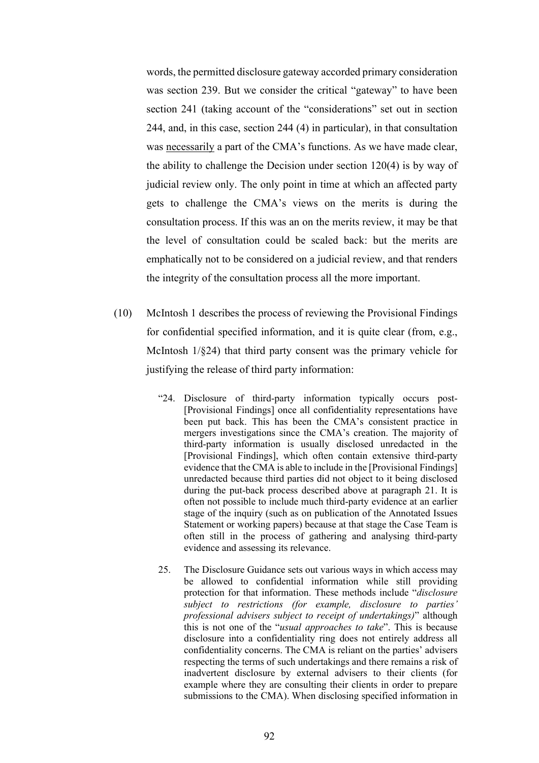words, the permitted disclosure gateway accorded primary consideration was section 239. But we consider the critical "gateway" to have been section 241 (taking account of the "considerations" set out in section 244, and, in this case, section 244 (4) in particular), in that consultation was <u>necessarily</u> a part of the CMA's functions. As we have made clear, the ability to challenge the Decision under section 120(4) is by way of judicial review only. The only point in time at which an affected party gets to challenge the CMA's views on the merits is during the consultation process. If this was an on the merits review, it may be that the level of consultation could be scaled back: but the merits are emphatically not to be considered on a judicial review, and that renders the integrity of the consultation process all the more important.

(10) McIntosh 1 describes the process of reviewing the Provisional Findings for confidential specified information, and it is quite clear (from, e.g., McIntosh 1/§24) that third party consent was the primary vehicle for justifying the release of third party information:

> "24. Disclosure of third-party information typically occurs post-[Provisional Findings] once all confidentiality representations have been put back. This has been the CMA's consistent practice in mergers investigations since the CMA's creation. The majority of third-party information is usually disclosed unredacted in the [Provisional Findings], which often contain extensive third-party evidence that the CMA is able to include in the [Provisional Findings] unredacted because third parties did not object to it being disclosed during the put-back process described above at paragraph 21. It is often not possible to include much third-party evidence at an earlier stage of the inquiry (such as on publication of the Annotated Issues Statement or working papers) because at that stage the Case Team is often still in the process of gathering and analysing third-party evidence and assessing its relevance.
>
> 25. The Disclosure Guidance sets out various ways in which access may be allowed to confidential information while still providing protection for that information. These methods include "*disclosure subject to restrictions (for example, disclosure to parties' professional advisers subject to receipt of undertakings)*" although this is not one of the "*usual approaches to take*". This is because disclosure into a confidentiality ring does not entirely address all confidentiality concerns. The CMA is reliant on the parties' advisers respecting the terms of such undertakings and there remains a risk of inadvertent disclosure by external advisers to their clients (for example where they are consulting their clients in order to prepare submissions to the CMA). When disclosing specified information in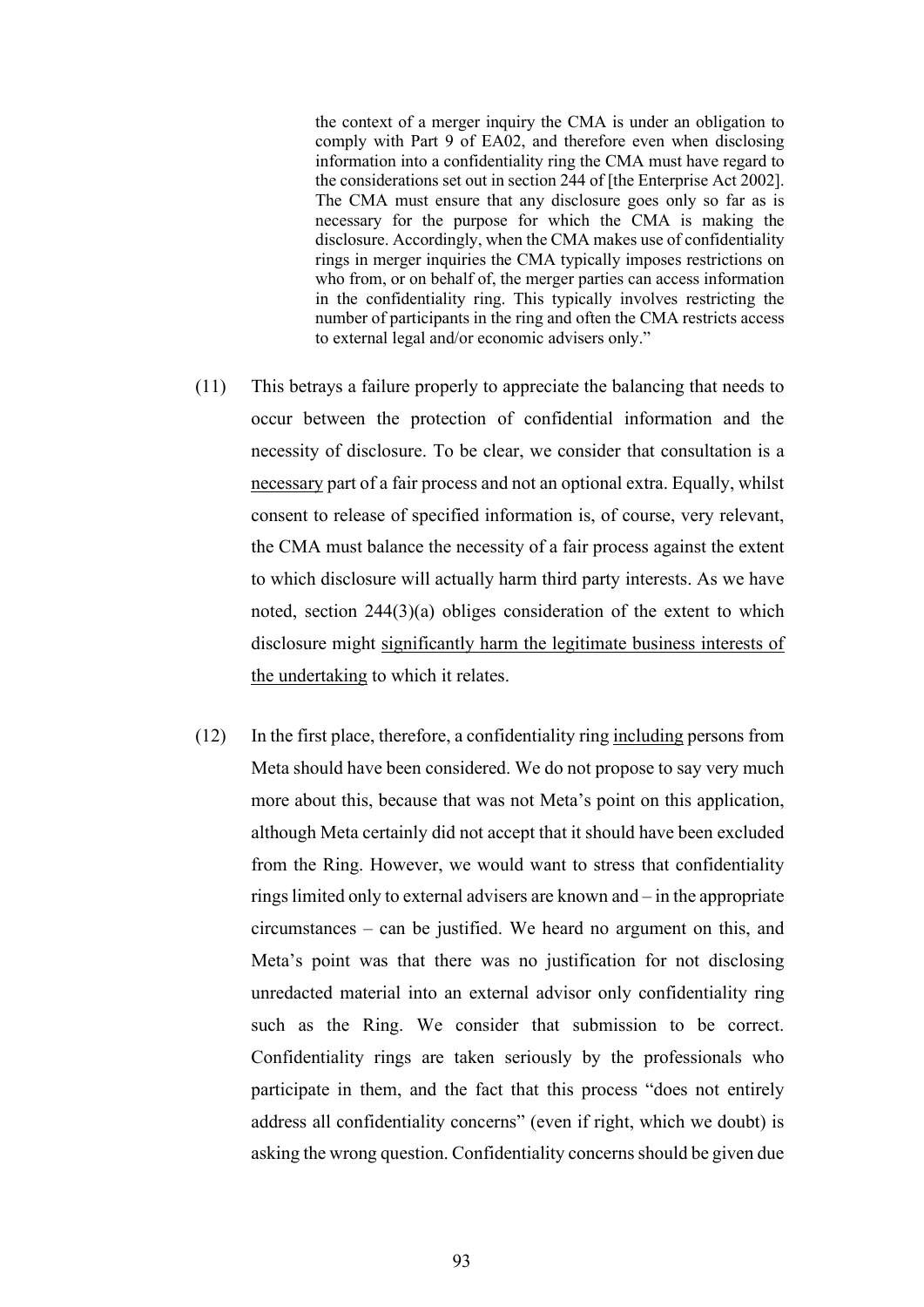> the context of a merger inquiry the CMA is under an obligation to comply with Part 9 of EA02, and therefore even when disclosing information into a confidentiality ring the CMA must have regard to the considerations set out in section 244 of [the Enterprise Act 2002]. The CMA must ensure that any disclosure goes only so far as is necessary for the purpose for which the CMA is making the disclosure. Accordingly, when the CMA makes use of confidentiality rings in merger inquiries the CMA typically imposes restrictions on who from, or on behalf of, the merger parties can access information in the confidentiality ring. This typically involves restricting the number of participants in the ring and often the CMA restricts access to external legal and/or economic advisers only."

(11) This betrays a failure properly to appreciate the balancing that needs to occur between the protection of confidential information and the necessity of disclosure. To be clear, we consider that consultation is a <u>necessary</u> part of a fair process and not an optional extra. Equally, whilst consent to release of specified information is, of course, very relevant, the CMA must balance the necessity of a fair process against the extent to which disclosure will actually harm third party interests. As we have noted, section 244(3)(a) obliges consideration of the extent to which disclosure might <u>significantly harm the legitimate business interests of the undertaking</u> to which it relates.

(12) In the first place, therefore, a confidentiality ring <u>including</u> persons from Meta should have been considered. We do not propose to say very much more about this, because that was not Meta's point on this application, although Meta certainly did not accept that it should have been excluded from the Ring. However, we would want to stress that confidentiality rings limited only to external advisers are known and – in the appropriate circumstances – can be justified. We heard no argument on this, and Meta's point was that there was no justification for not disclosing unredacted material into an external advisor only confidentiality ring such as the Ring. We consider that submission to be correct. Confidentiality rings are taken seriously by the professionals who participate in them, and the fact that this process "does not entirely address all confidentiality concerns" (even if right, which we doubt) is asking the wrong question. Confidentiality concerns should be given due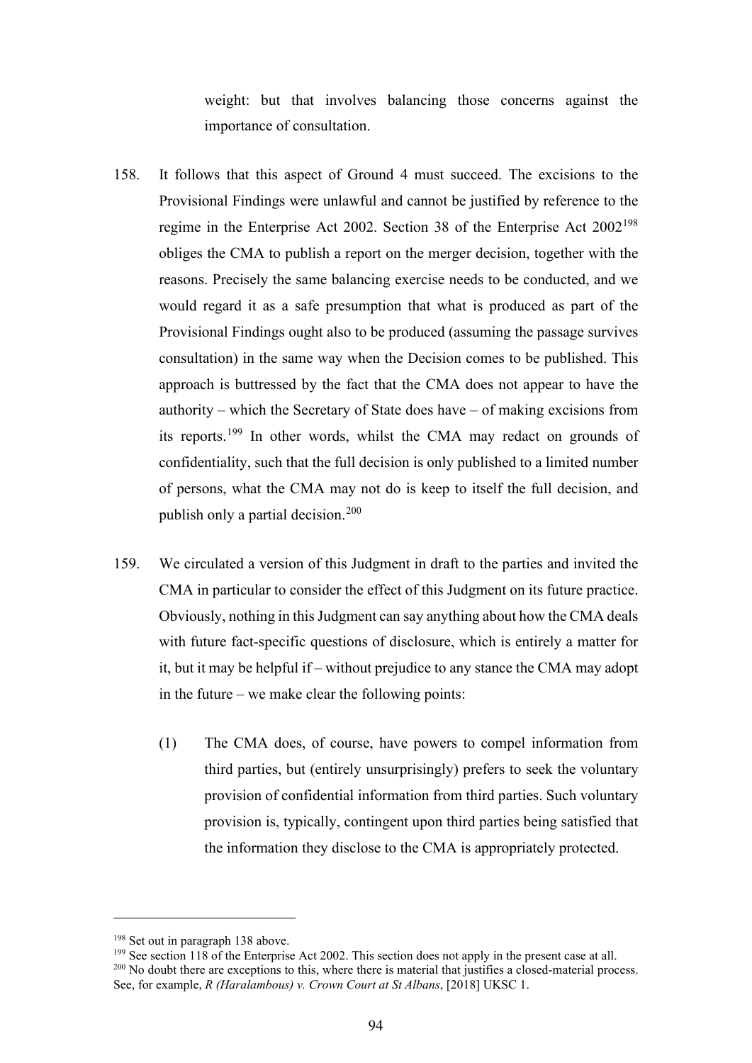weight: but that involves balancing those concerns against the importance of consultation.

158. It follows that this aspect of Ground 4 must succeed. The excisions to the Provisional Findings were unlawful and cannot be justified by reference to the regime in the Enterprise Act 2002. Section 38 of the Enterprise Act 2002[198] obliges the CMA to publish a report on the merger decision, together with the reasons. Precisely the same balancing exercise needs to be conducted, and we would regard it as a safe presumption that what is produced as part of the Provisional Findings ought also to be produced (assuming the passage survives consultation) in the same way when the Decision comes to be published. This approach is buttressed by the fact that the CMA does not appear to have the authority – which the Secretary of State does have – of making excisions from its reports.[199] In other words, whilst the CMA may redact on grounds of confidentiality, such that the full decision is only published to a limited number of persons, what the CMA may not do is keep to itself the full decision, and publish only a partial decision.[200]

159. We circulated a version of this Judgment in draft to the parties and invited the CMA in particular to consider the effect of this Judgment on its future practice. Obviously, nothing in this Judgment can say anything about how the CMA deals with future fact-specific questions of disclosure, which is entirely a matter for it, but it may be helpful if – without prejudice to any stance the CMA may adopt in the future – we make clear the following points:

    (1) The CMA does, of course, have powers to compel information from third parties, but (entirely unsurprisingly) prefers to seek the voluntary provision of confidential information from third parties. Such voluntary provision is, typically, contingent upon third parties being satisfied that the information they disclose to the CMA is appropriately protected.

---

[198] Set out in paragraph 138 above.

[199] See section 118 of the Enterprise Act 2002. This section does not apply in the present case at all.

[200] No doubt there are exceptions to this, where there is material that justifies a closed-material process. See, for example, *R (Haralambous) v. Crown Court at St Albans*, [2018] UKSC 1.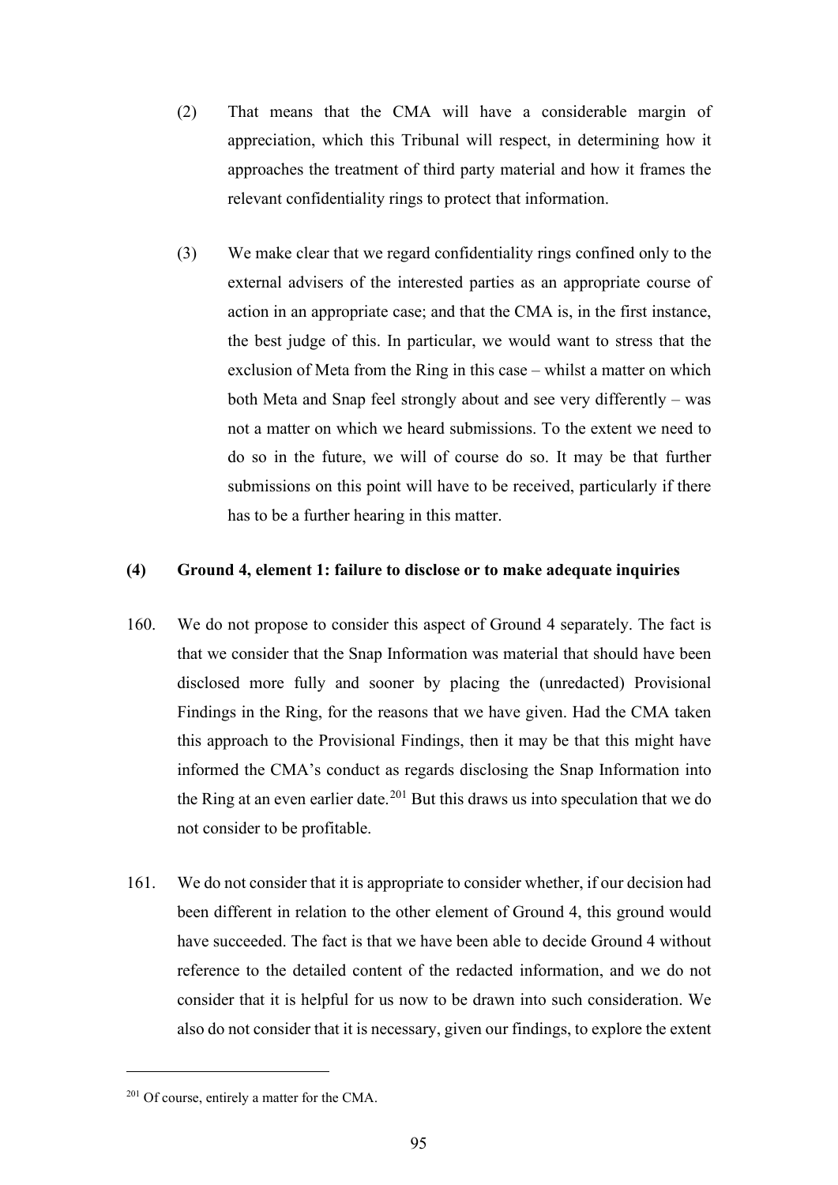(2) That means that the CMA will have a considerable margin of appreciation, which this Tribunal will respect, in determining how it approaches the treatment of third party material and how it frames the relevant confidentiality rings to protect that information.

(3) We make clear that we regard confidentiality rings confined only to the external advisers of the interested parties as an appropriate course of action in an appropriate case; and that the CMA is, in the first instance, the best judge of this. In particular, we would want to stress that the exclusion of Meta from the Ring in this case – whilst a matter on which both Meta and Snap feel strongly about and see very differently – was not a matter on which we heard submissions. To the extent we need to do so in the future, we will of course do so. It may be that further submissions on this point will have to be received, particularly if there has to be a further hearing in this matter.

**(4) Ground 4, element 1: failure to disclose or to make adequate inquiries**

160. We do not propose to consider this aspect of Ground 4 separately. The fact is that we consider that the Snap Information was material that should have been disclosed more fully and sooner by placing the (unredacted) Provisional Findings in the Ring, for the reasons that we have given. Had the CMA taken this approach to the Provisional Findings, then it may be that this might have informed the CMA's conduct as regards disclosing the Snap Information into the Ring at an even earlier date.[201] But this draws us into speculation that we do not consider to be profitable.

161. We do not consider that it is appropriate to consider whether, if our decision had been different in relation to the other element of Ground 4, this ground would have succeeded. The fact is that we have been able to decide Ground 4 without reference to the detailed content of the redacted information, and we do not consider that it is helpful for us now to be drawn into such consideration. We also do not consider that it is necessary, given our findings, to explore the extent

[201] Of course, entirely a matter for the CMA.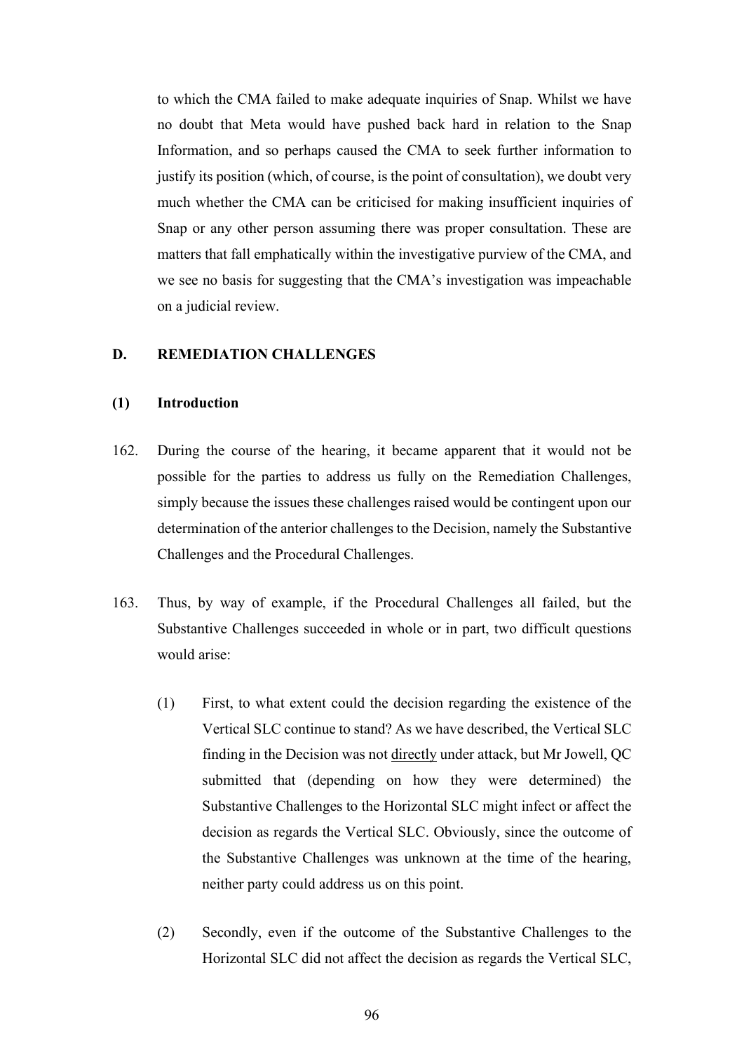to which the CMA failed to make adequate inquiries of Snap. Whilst we have no doubt that Meta would have pushed back hard in relation to the Snap Information, and so perhaps caused the CMA to seek further information to justify its position (which, of course, is the point of consultation), we doubt very much whether the CMA can be criticised for making insufficient inquiries of Snap or any other person assuming there was proper consultation. These are matters that fall emphatically within the investigative purview of the CMA, and we see no basis for suggesting that the CMA's investigation was impeachable on a judicial review.

## D. REMEDIATION CHALLENGES

### (1) Introduction

162. During the course of the hearing, it became apparent that it would not be possible for the parties to address us fully on the Remediation Challenges, simply because the issues these challenges raised would be contingent upon our determination of the anterior challenges to the Decision, namely the Substantive Challenges and the Procedural Challenges.

163. Thus, by way of example, if the Procedural Challenges all failed, but the Substantive Challenges succeeded in whole or in part, two difficult questions would arise:

    (1) First, to what extent could the decision regarding the existence of the Vertical SLC continue to stand? As we have described, the Vertical SLC finding in the Decision was not <u>directly</u> under attack, but Mr Jowell, QC submitted that (depending on how they were determined) the Substantive Challenges to the Horizontal SLC might infect or affect the decision as regards the Vertical SLC. Obviously, since the outcome of the Substantive Challenges was unknown at the time of the hearing, neither party could address us on this point.

    (2) Secondly, even if the outcome of the Substantive Challenges to the Horizontal SLC did not affect the decision as regards the Vertical SLC,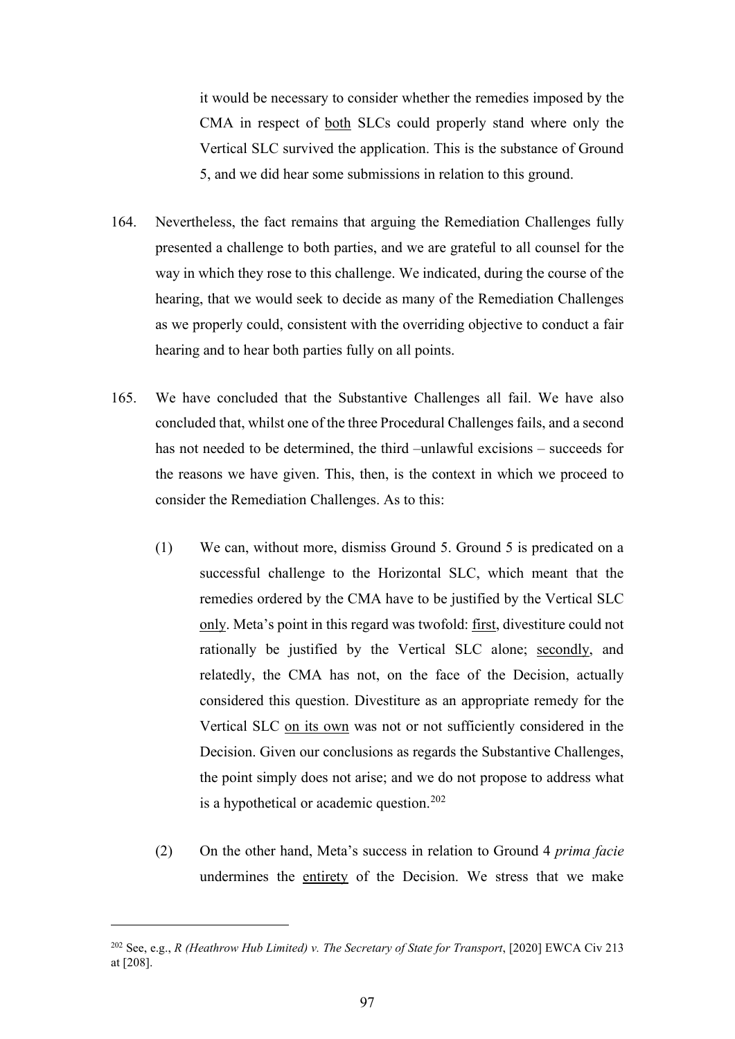it would be necessary to consider whether the remedies imposed by the CMA in respect of both SLCs could properly stand where only the Vertical SLC survived the application. This is the substance of Ground 5, and we did hear some submissions in relation to this ground.

164. Nevertheless, the fact remains that arguing the Remediation Challenges fully presented a challenge to both parties, and we are grateful to all counsel for the way in which they rose to this challenge. We indicated, during the course of the hearing, that we would seek to decide as many of the Remediation Challenges as we properly could, consistent with the overriding objective to conduct a fair hearing and to hear both parties fully on all points.

165. We have concluded that the Substantive Challenges all fail. We have also concluded that, whilst one of the three Procedural Challenges fails, and a second has not needed to be determined, the third –unlawful excisions – succeeds for the reasons we have given. This, then, is the context in which we proceed to consider the Remediation Challenges. As to this:

   (1) We can, without more, dismiss Ground 5. Ground 5 is predicated on a successful challenge to the Horizontal SLC, which meant that the remedies ordered by the CMA have to be justified by the Vertical SLC only. Meta's point in this regard was twofold: first, divestiture could not rationally be justified by the Vertical SLC alone; secondly, and relatedly, the CMA has not, on the face of the Decision, actually considered this question. Divestiture as an appropriate remedy for the Vertical SLC on its own was not or not sufficiently considered in the Decision. Given our conclusions as regards the Substantive Challenges, the point simply does not arise; and we do not propose to address what is a hypothetical or academic question.[202]

   (2) On the other hand, Meta's success in relation to Ground 4 *prima facie* undermines the entirety of the Decision. We stress that we make

---

[202] See, e.g., *R (Heathrow Hub Limited) v. The Secretary of State for Transport*, [2020] EWCA Civ 213 at [208].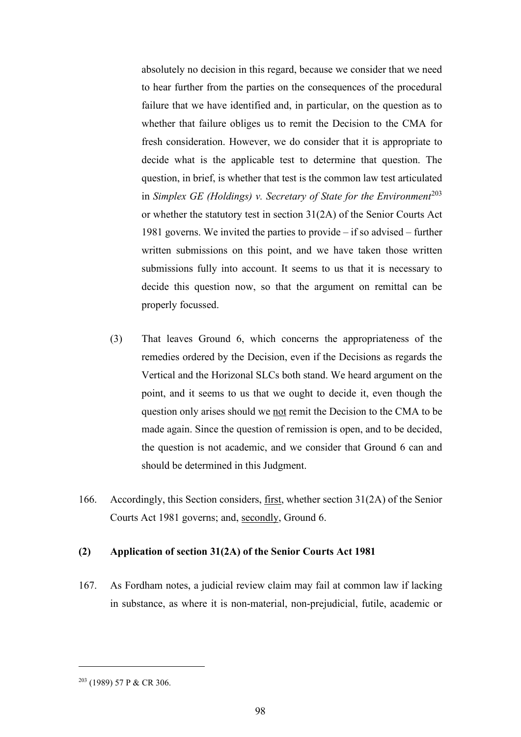absolutely no decision in this regard, because we consider that we need to hear further from the parties on the consequences of the procedural failure that we have identified and, in particular, on the question as to whether that failure obliges us to remit the Decision to the CMA for fresh consideration. However, we do consider that it is appropriate to decide what is the applicable test to determine that question. The question, in brief, is whether that test is the common law test articulated in *Simplex GE (Holdings) v. Secretary of State for the Environment*[203] or whether the statutory test in section 31(2A) of the Senior Courts Act 1981 governs. We invited the parties to provide – if so advised – further written submissions on this point, and we have taken those written submissions fully into account. It seems to us that it is necessary to decide this question now, so that the argument on remittal can be properly focussed.

(3) That leaves Ground 6, which concerns the appropriateness of the remedies ordered by the Decision, even if the Decisions as regards the Vertical and the Horizonal SLCs both stand. We heard argument on the point, and it seems to us that we ought to decide it, even though the question only arises should we <u>not</u> remit the Decision to the CMA to be made again. Since the question of remission is open, and to be decided, the question is not academic, and we consider that Ground 6 can and should be determined in this Judgment.

166. Accordingly, this Section considers, <u>first</u>, whether section 31(2A) of the Senior Courts Act 1981 governs; and, <u>secondly</u>, Ground 6.

### (2) Application of section 31(2A) of the Senior Courts Act 1981

167. As Fordham notes, a judicial review claim may fail at common law if lacking in substance, as where it is non-material, non-prejudicial, futile, academic or

[203] (1989) 57 P & CR 306.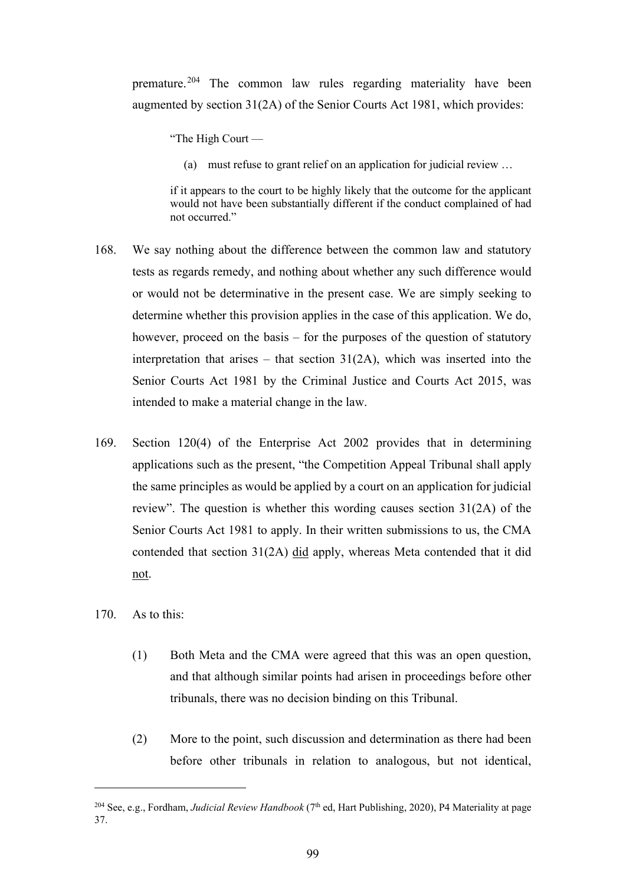premature.[204] The common law rules regarding materiality have been augmented by section 31(2A) of the Senior Courts Act 1981, which provides:

> "The High Court —
>
> (a) must refuse to grant relief on an application for judicial review …
>
> if it appears to the court to be highly likely that the outcome for the applicant would not have been substantially different if the conduct complained of had not occurred."

168. We say nothing about the difference between the common law and statutory tests as regards remedy, and nothing about whether any such difference would or would not be determinative in the present case. We are simply seeking to determine whether this provision applies in the case of this application. We do, however, proceed on the basis – for the purposes of the question of statutory interpretation that arises – that section 31(2A), which was inserted into the Senior Courts Act 1981 by the Criminal Justice and Courts Act 2015, was intended to make a material change in the law.

169. Section 120(4) of the Enterprise Act 2002 provides that in determining applications such as the present, "the Competition Appeal Tribunal shall apply the same principles as would be applied by a court on an application for judicial review". The question is whether this wording causes section 31(2A) of the Senior Courts Act 1981 to apply. In their written submissions to us, the CMA contended that section 31(2A) <u>did</u> apply, whereas Meta contended that it did <u>not</u>.

170. As to this:

    (1) Both Meta and the CMA were agreed that this was an open question, and that although similar points had arisen in proceedings before other tribunals, there was no decision binding on this Tribunal.

    (2) More to the point, such discussion and determination as there had been before other tribunals in relation to analogous, but not identical,

---

[204] See, e.g., Fordham, *Judicial Review Handbook* (7th ed, Hart Publishing, 2020), P4 Materiality at page 37.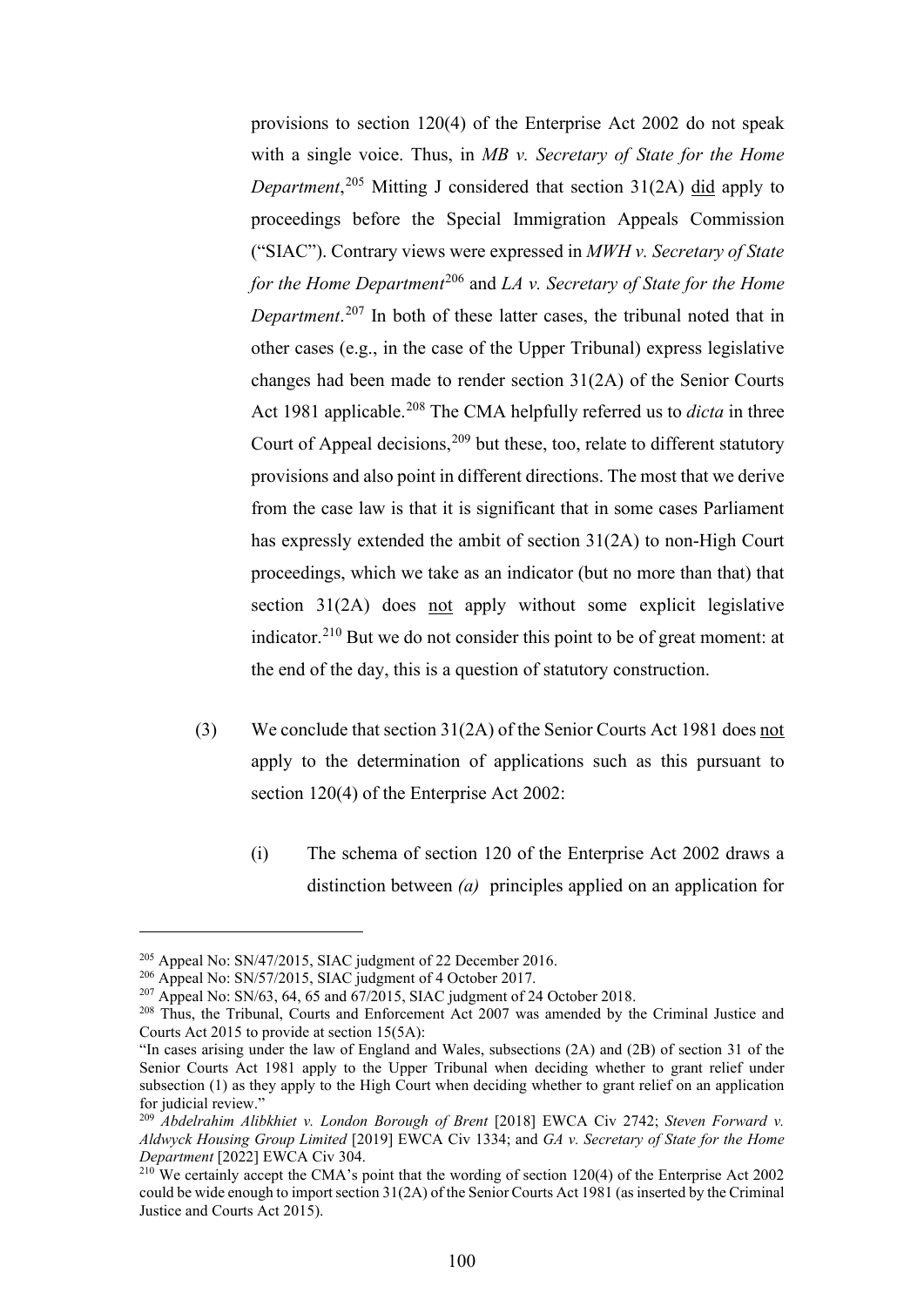provisions to section 120(4) of the Enterprise Act 2002 do not speak with a single voice. Thus, in *MB v. Secretary of State for the Home Department*,[205] Mitting J considered that section 31(2A) did apply to proceedings before the Special Immigration Appeals Commission ("SIAC"). Contrary views were expressed in *MWH v. Secretary of State for the Home Department*[206] and *LA v. Secretary of State for the Home Department*.[207] In both of these latter cases, the tribunal noted that in other cases (e.g., in the case of the Upper Tribunal) express legislative changes had been made to render section 31(2A) of the Senior Courts Act 1981 applicable.[208] The CMA helpfully referred us to *dicta* in three Court of Appeal decisions,[209] but these, too, relate to different statutory provisions and also point in different directions. The most that we derive from the case law is that it is significant that in some cases Parliament has expressly extended the ambit of section 31(2A) to non-High Court proceedings, which we take as an indicator (but no more than that) that section 31(2A) does not apply without some explicit legislative indicator.[210] But we do not consider this point to be of great moment: at the end of the day, this is a question of statutory construction.

(3) We conclude that section 31(2A) of the Senior Courts Act 1981 does not apply to the determination of applications such as this pursuant to section 120(4) of the Enterprise Act 2002:

(i) The schema of section 120 of the Enterprise Act 2002 draws a distinction between *(a)* principles applied on an application for

---

[205] Appeal No: SN/47/2015, SIAC judgment of 22 December 2016.

[206] Appeal No: SN/57/2015, SIAC judgment of 4 October 2017.

[207] Appeal No: SN/63, 64, 65 and 67/2015, SIAC judgment of 24 October 2018.

[208] Thus, the Tribunal, Courts and Enforcement Act 2007 was amended by the Criminal Justice and Courts Act 2015 to provide at section 15(5A):

"In cases arising under the law of England and Wales, subsections (2A) and (2B) of section 31 of the Senior Courts Act 1981 apply to the Upper Tribunal when deciding whether to grant relief under subsection (1) as they apply to the High Court when deciding whether to grant relief on an application for judicial review."

[209] *Abdelrahim Alibkhiet v. London Borough of Brent* [2018] EWCA Civ 2742; *Steven Forward v. Aldwyck Housing Group Limited* [2019] EWCA Civ 1334; and *GA v. Secretary of State for the Home Department* [2022] EWCA Civ 304.

[210] We certainly accept the CMA's point that the wording of section 120(4) of the Enterprise Act 2002 could be wide enough to import section 31(2A) of the Senior Courts Act 1981 (as inserted by the Criminal Justice and Courts Act 2015).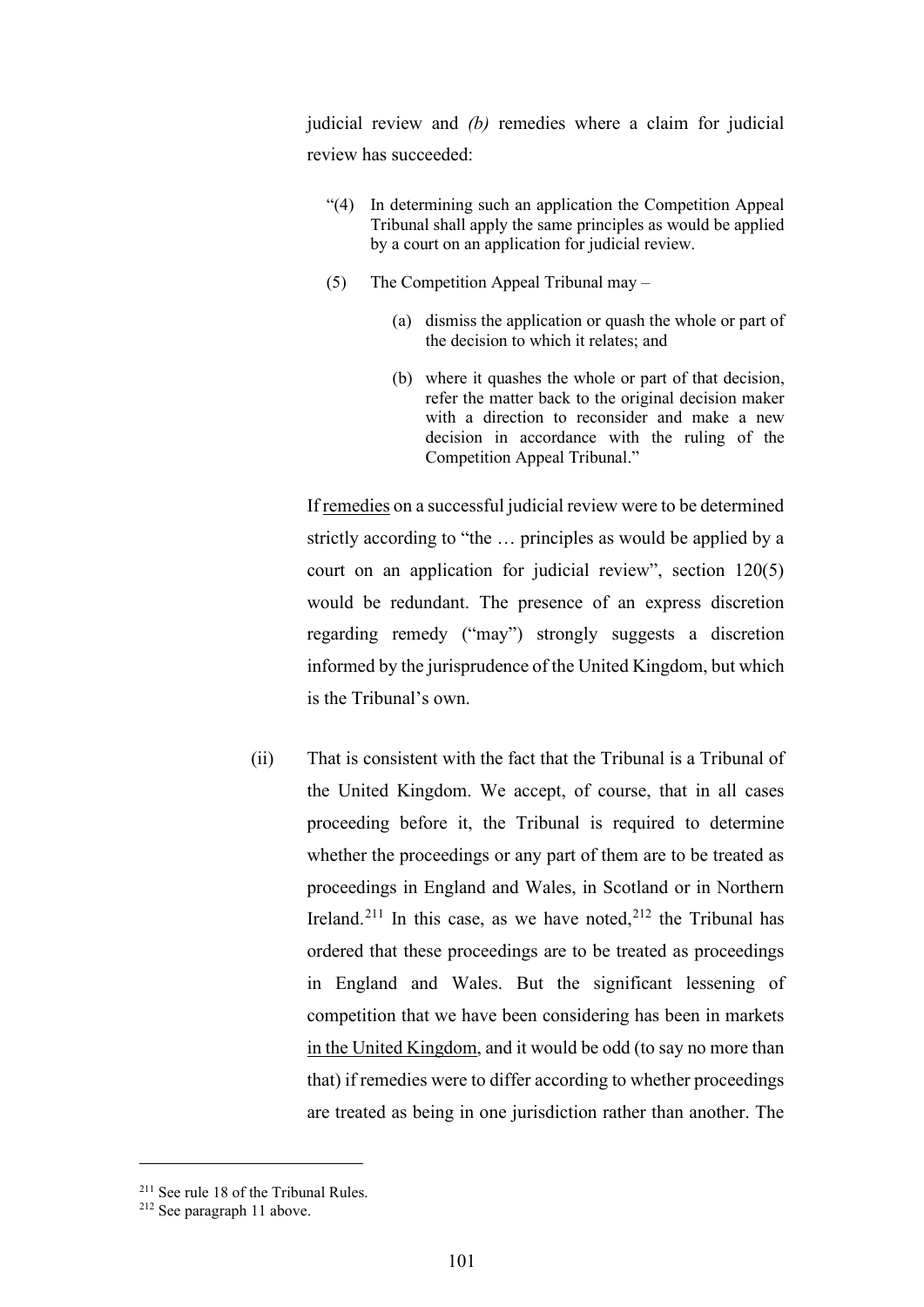judicial review and *(b)* remedies where a claim for judicial review has succeeded:

> "(4) In determining such an application the Competition Appeal Tribunal shall apply the same principles as would be applied by a court on an application for judicial review.
>
> (5) The Competition Appeal Tribunal may –
>
> (a) dismiss the application or quash the whole or part of the decision to which it relates; and
>
> (b) where it quashes the whole or part of that decision, refer the matter back to the original decision maker with a direction to reconsider and make a new decision in accordance with the ruling of the Competition Appeal Tribunal."

If <u>remedies</u> on a successful judicial review were to be determined strictly according to "the … principles as would be applied by a court on an application for judicial review", section 120(5) would be redundant. The presence of an express discretion regarding remedy ("may") strongly suggests a discretion informed by the jurisprudence of the United Kingdom, but which is the Tribunal's own.

(ii) That is consistent with the fact that the Tribunal is a Tribunal of the United Kingdom. We accept, of course, that in all cases proceeding before it, the Tribunal is required to determine whether the proceedings or any part of them are to be treated as proceedings in England and Wales, in Scotland or in Northern Ireland.[211] In this case, as we have noted,[212] the Tribunal has ordered that these proceedings are to be treated as proceedings in England and Wales. But the significant lessening of competition that we have been considering has been in markets <u>in the United Kingdom</u>, and it would be odd (to say no more than that) if remedies were to differ according to whether proceedings are treated as being in one jurisdiction rather than another. The

---

[211] See rule 18 of the Tribunal Rules.

[212] See paragraph 11 above.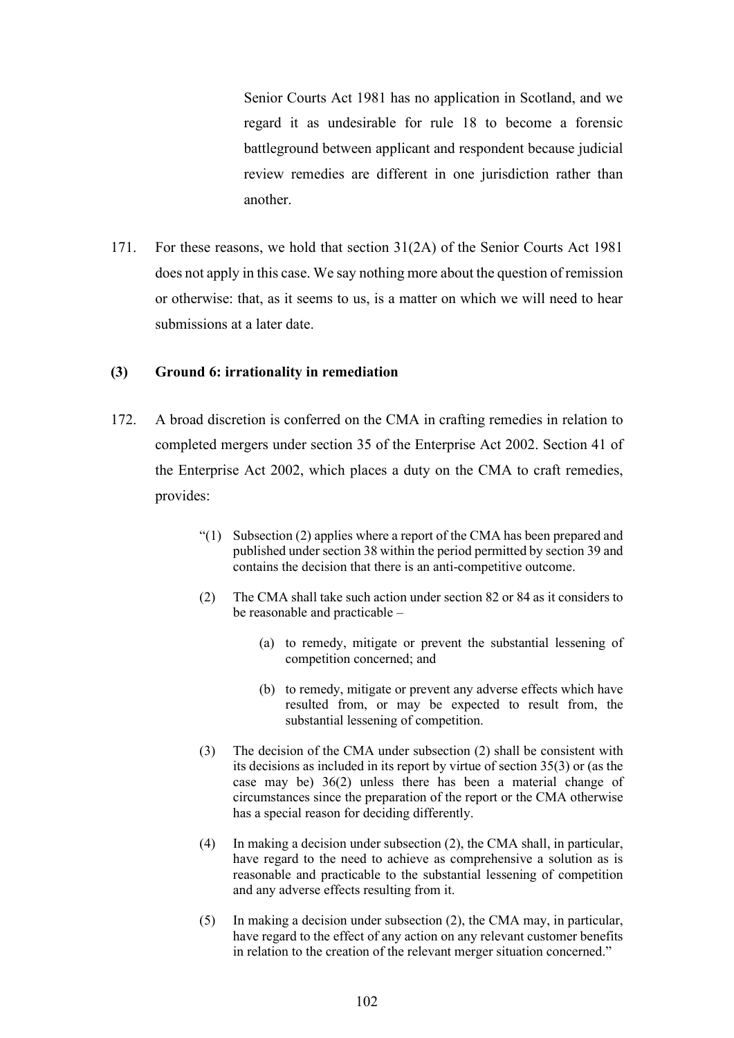> Senior Courts Act 1981 has no application in Scotland, and we regard it as undesirable for rule 18 to become a forensic battleground between applicant and respondent because judicial review remedies are different in one jurisdiction rather than another.

171. For these reasons, we hold that section 31(2A) of the Senior Courts Act 1981 does not apply in this case. We say nothing more about the question of remission or otherwise: that, as it seems to us, is a matter on which we will need to hear submissions at a later date.

### (3) Ground 6: irrationality in remediation

172. A broad discretion is conferred on the CMA in crafting remedies in relation to completed mergers under section 35 of the Enterprise Act 2002. Section 41 of the Enterprise Act 2002, which places a duty on the CMA to craft remedies, provides:

> "(1) Subsection (2) applies where a report of the CMA has been prepared and published under section 38 within the period permitted by section 39 and contains the decision that there is an anti-competitive outcome.
>
> (2) The CMA shall take such action under section 82 or 84 as it considers to be reasonable and practicable –
>
> (a) to remedy, mitigate or prevent the substantial lessening of competition concerned; and
>
> (b) to remedy, mitigate or prevent any adverse effects which have resulted from, or may be expected to result from, the substantial lessening of competition.
>
> (3) The decision of the CMA under subsection (2) shall be consistent with its decisions as included in its report by virtue of section 35(3) or (as the case may be) 36(2) unless there has been a material change of circumstances since the preparation of the report or the CMA otherwise has a special reason for deciding differently.
>
> (4) In making a decision under subsection (2), the CMA shall, in particular, have regard to the need to achieve as comprehensive a solution as is reasonable and practicable to the substantial lessening of competition and any adverse effects resulting from it.
>
> (5) In making a decision under subsection (2), the CMA may, in particular, have regard to the effect of any action on any relevant customer benefits in relation to the creation of the relevant merger situation concerned."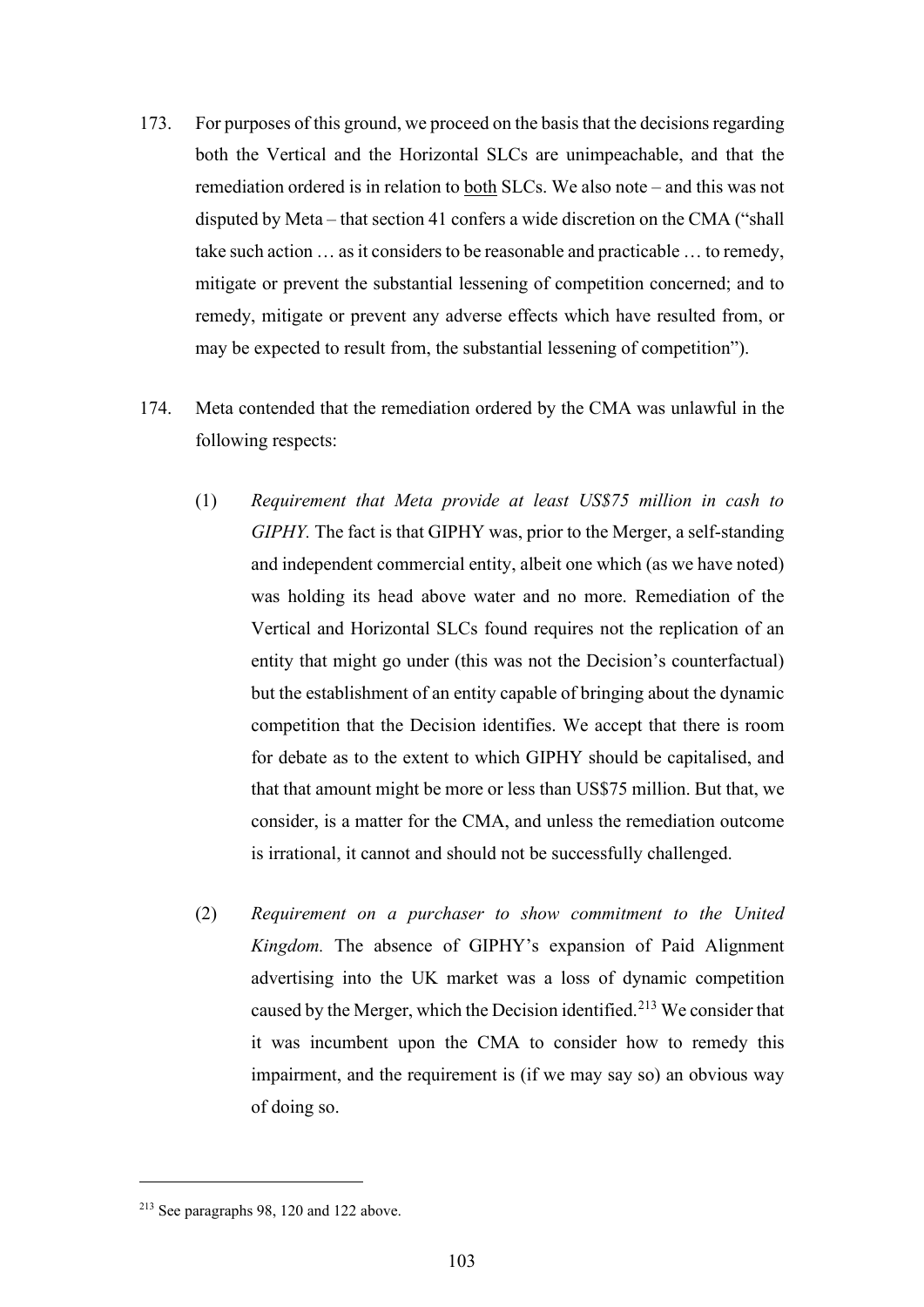173. For purposes of this ground, we proceed on the basis that the decisions regarding both the Vertical and the Horizontal SLCs are unimpeachable, and that the remediation ordered is in relation to <u>both</u> SLCs. We also note – and this was not disputed by Meta – that section 41 confers a wide discretion on the CMA ("shall take such action … as it considers to be reasonable and practicable … to remedy, mitigate or prevent the substantial lessening of competition concerned; and to remedy, mitigate or prevent any adverse effects which have resulted from, or may be expected to result from, the substantial lessening of competition").

174. Meta contended that the remediation ordered by the CMA was unlawful in the following respects:

    (1) *Requirement that Meta provide at least US$75 million in cash to GIPHY.* The fact is that GIPHY was, prior to the Merger, a self-standing and independent commercial entity, albeit one which (as we have noted) was holding its head above water and no more. Remediation of the Vertical and Horizontal SLCs found requires not the replication of an entity that might go under (this was not the Decision's counterfactual) but the establishment of an entity capable of bringing about the dynamic competition that the Decision identifies. We accept that there is room for debate as to the extent to which GIPHY should be capitalised, and that that amount might be more or less than US$75 million. But that, we consider, is a matter for the CMA, and unless the remediation outcome is irrational, it cannot and should not be successfully challenged.

    (2) *Requirement on a purchaser to show commitment to the United Kingdom.* The absence of GIPHY's expansion of Paid Alignment advertising into the UK market was a loss of dynamic competition caused by the Merger, which the Decision identified.[213] We consider that it was incumbent upon the CMA to consider how to remedy this impairment, and the requirement is (if we may say so) an obvious way of doing so.

[213] See paragraphs 98, 120 and 122 above.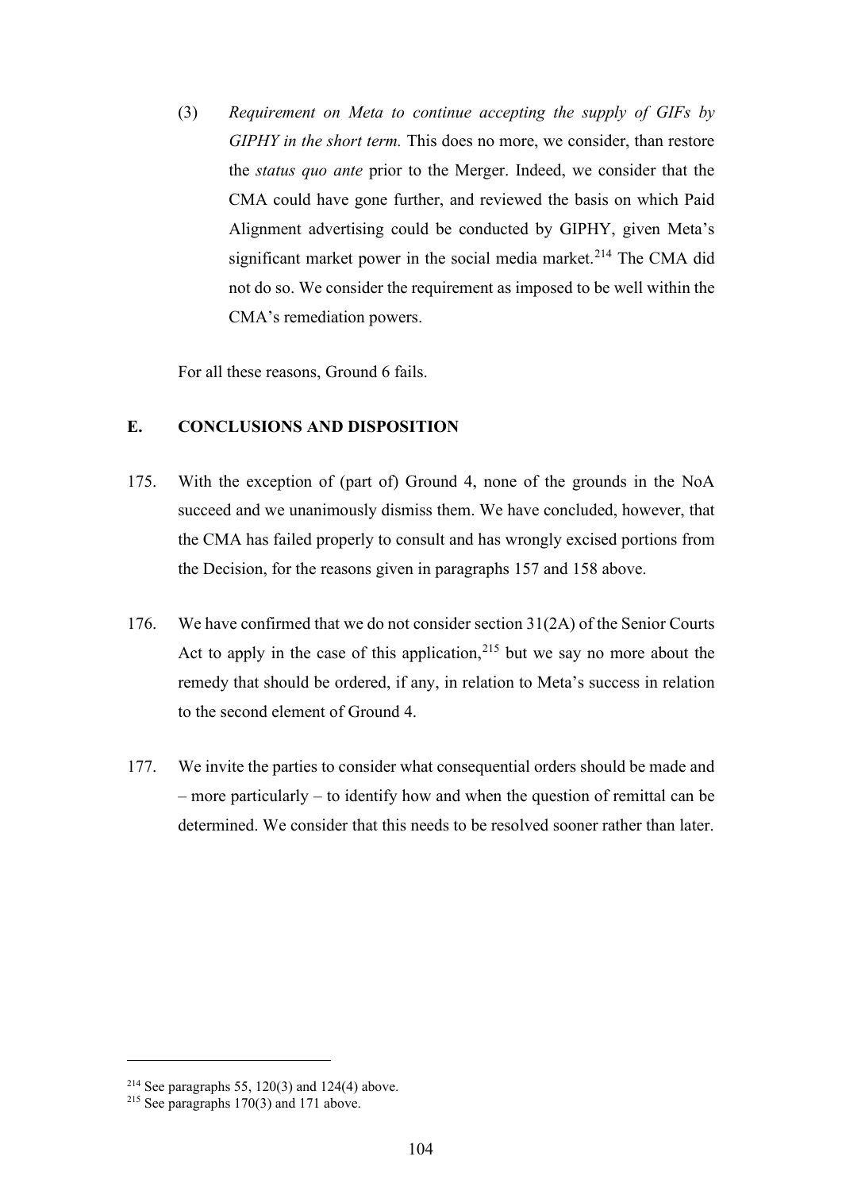(3) *Requirement on Meta to continue accepting the supply of GIFs by GIPHY in the short term.* This does no more, we consider, than restore the *status quo ante* prior to the Merger. Indeed, we consider that the CMA could have gone further, and reviewed the basis on which Paid Alignment advertising could be conducted by GIPHY, given Meta's significant market power in the social media market.[214] The CMA did not do so. We consider the requirement as imposed to be well within the CMA's remediation powers.

For all these reasons, Ground 6 fails.

## E. CONCLUSIONS AND DISPOSITION

175. With the exception of (part of) Ground 4, none of the grounds in the NoA succeed and we unanimously dismiss them. We have concluded, however, that the CMA has failed properly to consult and has wrongly excised portions from the Decision, for the reasons given in paragraphs 157 and 158 above.

176. We have confirmed that we do not consider section 31(2A) of the Senior Courts Act to apply in the case of this application,[215] but we say no more about the remedy that should be ordered, if any, in relation to Meta's success in relation to the second element of Ground 4.

177. We invite the parties to consider what consequential orders should be made and – more particularly – to identify how and when the question of remittal can be determined. We consider that this needs to be resolved sooner rather than later.

---

[214] See paragraphs 55, 120(3) and 124(4) above.

[215] See paragraphs 170(3) and 171 above.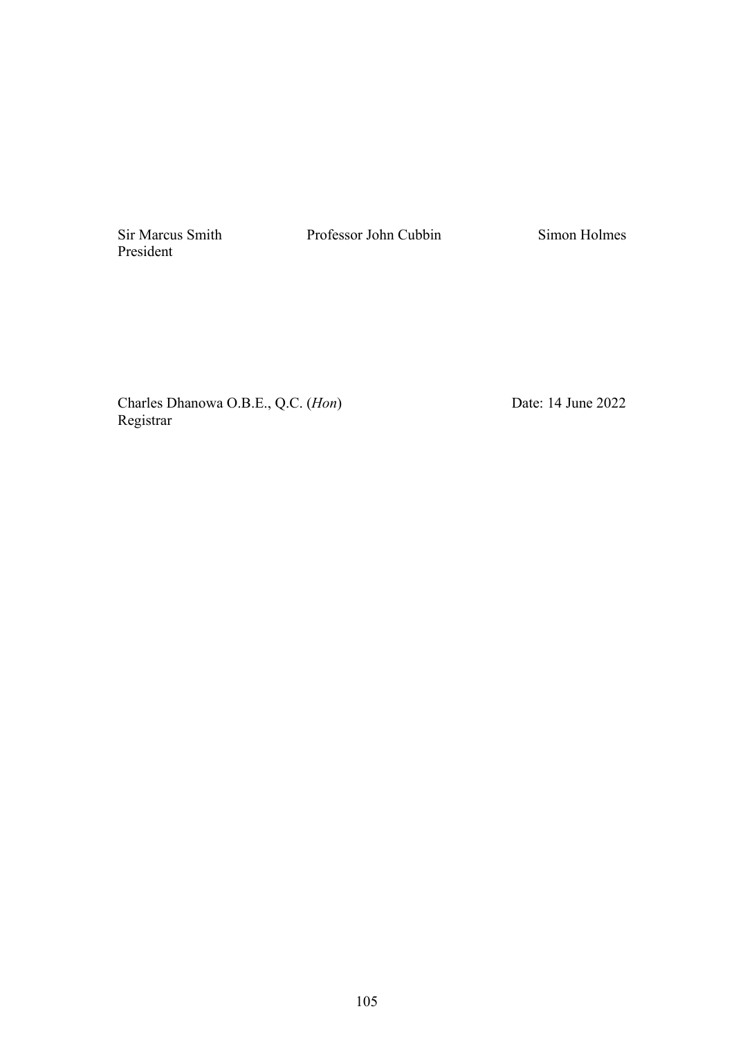| Sir Marcus Smith<br>President | Professor John Cubbin | Simon Holmes |
| --- | --- | --- |

Charles Dhanowa O.B.E., Q.C. (*Hon*)
Registrar

Date: 14 June 2022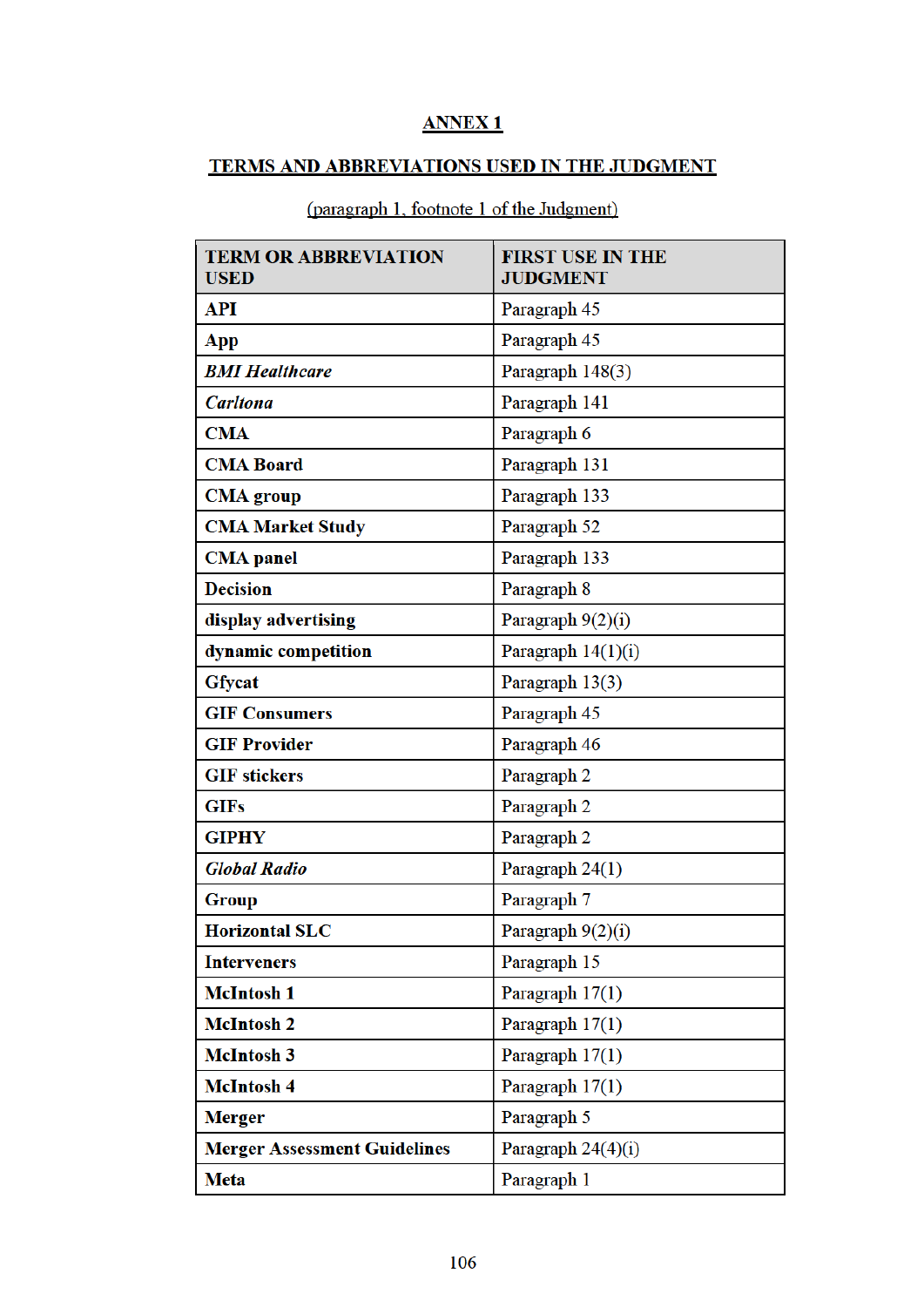# ANNEX 1

## TERMS AND ABBREVIATIONS USED IN THE JUDGMENT

(paragraph 1, footnote 1 of the Judgment)

| TERM OR ABBREVIATION USED | FIRST USE IN THE JUDGMENT |
|---|---|
| **API** | Paragraph 45 |
| **App** | Paragraph 45 |
| ***BMI Healthcare*** | Paragraph 148(3) |
| ***Carltona*** | Paragraph 141 |
| **CMA** | Paragraph 6 |
| **CMA Board** | Paragraph 131 |
| **CMA group** | Paragraph 133 |
| **CMA Market Study** | Paragraph 52 |
| **CMA panel** | Paragraph 133 |
| **Decision** | Paragraph 8 |
| **display advertising** | Paragraph 9(2)(i) |
| **dynamic competition** | Paragraph 14(1)(i) |
| **Gfycat** | Paragraph 13(3) |
| **GIF Consumers** | Paragraph 45 |
| **GIF Provider** | Paragraph 46 |
| **GIF stickers** | Paragraph 2 |
| **GIFs** | Paragraph 2 |
| **GIPHY** | Paragraph 2 |
| ***Global Radio*** | Paragraph 24(1) |
| **Group** | Paragraph 7 |
| **Horizontal SLC** | Paragraph 9(2)(i) |
| **Interveners** | Paragraph 15 |
| **McIntosh 1** | Paragraph 17(1) |
| **McIntosh 2** | Paragraph 17(1) |
| **McIntosh 3** | Paragraph 17(1) |
| **McIntosh 4** | Paragraph 17(1) |
| **Merger** | Paragraph 5 |
| **Merger Assessment Guidelines** | Paragraph 24(4)(i) |
| **Meta** | Paragraph 1 |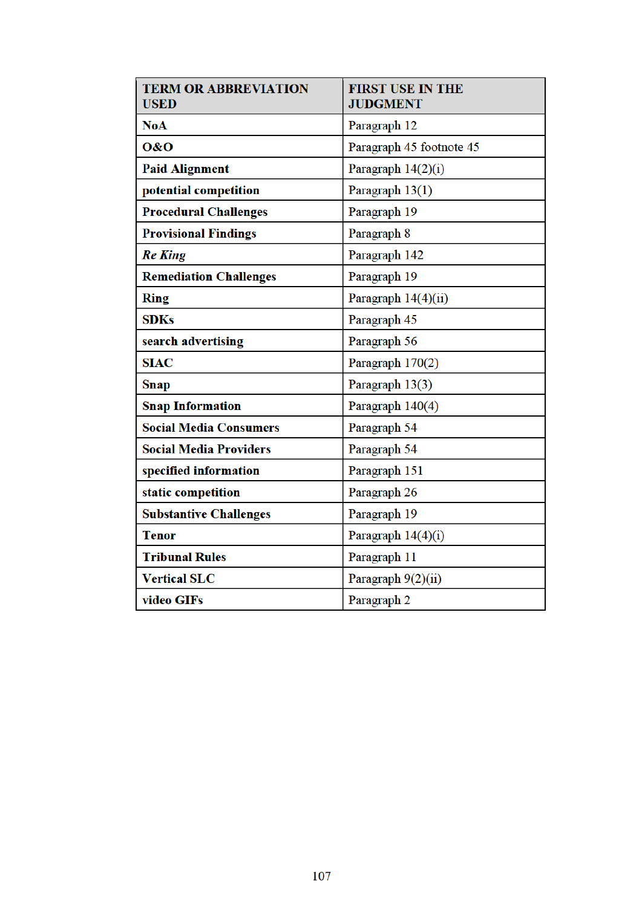| TERM OR ABBREVIATION USED | FIRST USE IN THE JUDGMENT |
| --- | --- |
| **NoA** | Paragraph 12 |
| **O&O** | Paragraph 45 footnote 45 |
| **Paid Alignment** | Paragraph 14(2)(i) |
| **potential competition** | Paragraph 13(1) |
| **Procedural Challenges** | Paragraph 19 |
| **Provisional Findings** | Paragraph 8 |
| ***Re King*** | Paragraph 142 |
| **Remediation Challenges** | Paragraph 19 |
| **Ring** | Paragraph 14(4)(ii) |
| **SDKs** | Paragraph 45 |
| **search advertising** | Paragraph 56 |
| **SIAC** | Paragraph 170(2) |
| **Snap** | Paragraph 13(3) |
| **Snap Information** | Paragraph 140(4) |
| **Social Media Consumers** | Paragraph 54 |
| **Social Media Providers** | Paragraph 54 |
| **specified information** | Paragraph 151 |
| **static competition** | Paragraph 26 |
| **Substantive Challenges** | Paragraph 19 |
| **Tenor** | Paragraph 14(4)(i) |
| **Tribunal Rules** | Paragraph 11 |
| **Vertical SLC** | Paragraph 9(2)(ii) |
| **video GIFs** | Paragraph 2 |